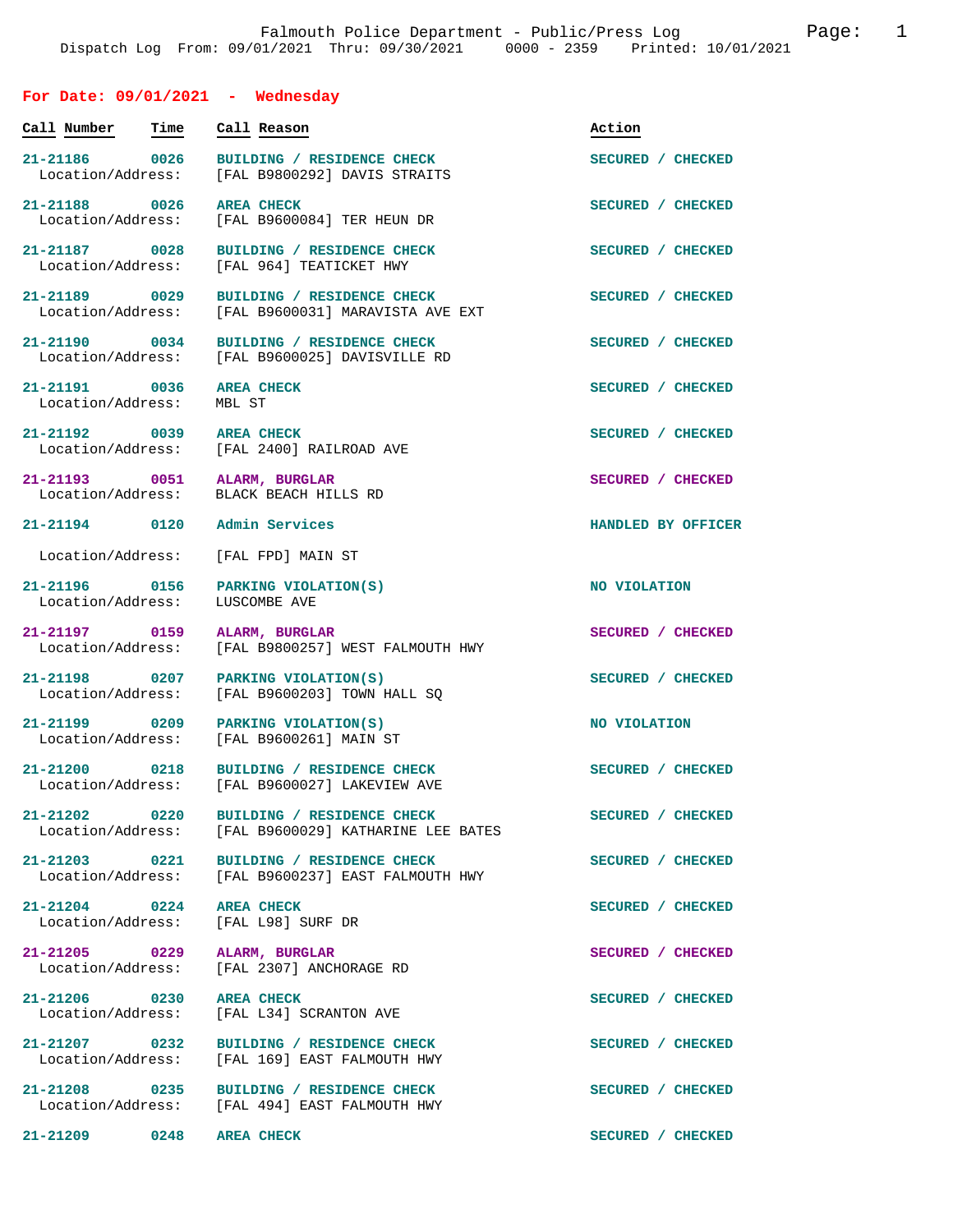Falmouth Police Department - Public/Press Log

Dispatch Log From: 09/01/2021 Thru: 09/30/2021 0000 - 2359 Printed: 10/01/2021

## For Date: 09/01/2021 - Wednesday

| Call Number | Time | Call Reason | Action |
|---|---|---|---|
| 21-21186 | 0026 | BUILDING / RESIDENCE CHECK | SECURED / CHECKED |
| Location/Address: | | [FAL B9800292] DAVIS STRAITS | |
| 21-21188 | 0026 | AREA CHECK | SECURED / CHECKED |
| Location/Address: | | [FAL B9600084] TER HEUN DR | |
| 21-21187 | 0028 | BUILDING / RESIDENCE CHECK | SECURED / CHECKED |
| Location/Address: | | [FAL 964] TEATICKET HWY | |
| 21-21189 | 0029 | BUILDING / RESIDENCE CHECK | SECURED / CHECKED |
| Location/Address: | | [FAL B9600031] MARAVISTA AVE EXT | |
| 21-21190 | 0034 | BUILDING / RESIDENCE CHECK | SECURED / CHECKED |
| Location/Address: | | [FAL B9600025] DAVISVILLE RD | |
| 21-21191 | 0036 | AREA CHECK | SECURED / CHECKED |
| Location/Address: | | MBL ST | |
| 21-21192 | 0039 | AREA CHECK | SECURED / CHECKED |
| Location/Address: | | [FAL 2400] RAILROAD AVE | |
| 21-21193 | 0051 | ALARM, BURGLAR | SECURED / CHECKED |
| Location/Address: | | BLACK BEACH HILLS RD | |
| 21-21194 | 0120 | Admin Services | HANDLED BY OFFICER |
| Location/Address: | | [FAL FPD] MAIN ST | |
| 21-21196 | 0156 | PARKING VIOLATION(S) | NO VIOLATION |
| Location/Address: | | LUSCOMBE AVE | |
| 21-21197 | 0159 | ALARM, BURGLAR | SECURED / CHECKED |
| Location/Address: | | [FAL B9800257] WEST FALMOUTH HWY | |
| 21-21198 | 0207 | PARKING VIOLATION(S) | SECURED / CHECKED |
| Location/Address: | | [FAL B9600203] TOWN HALL SQ | |
| 21-21199 | 0209 | PARKING VIOLATION(S) | NO VIOLATION |
| Location/Address: | | [FAL B9600261] MAIN ST | |
| 21-21200 | 0218 | BUILDING / RESIDENCE CHECK | SECURED / CHECKED |
| Location/Address: | | [FAL B9600027] LAKEVIEW AVE | |
| 21-21202 | 0220 | BUILDING / RESIDENCE CHECK | SECURED / CHECKED |
| Location/Address: | | [FAL B9600029] KATHARINE LEE BATES | |
| 21-21203 | 0221 | BUILDING / RESIDENCE CHECK | SECURED / CHECKED |
| Location/Address: | | [FAL B9600237] EAST FALMOUTH HWY | |
| 21-21204 | 0224 | AREA CHECK | SECURED / CHECKED |
| Location/Address: | | [FAL L98] SURF DR | |
| 21-21205 | 0229 | ALARM, BURGLAR | SECURED / CHECKED |
| Location/Address: | | [FAL 2307] ANCHORAGE RD | |
| 21-21206 | 0230 | AREA CHECK | SECURED / CHECKED |
| Location/Address: | | [FAL L34] SCRANTON AVE | |
| 21-21207 | 0232 | BUILDING / RESIDENCE CHECK | SECURED / CHECKED |
| Location/Address: | | [FAL 169] EAST FALMOUTH HWY | |
| 21-21208 | 0235 | BUILDING / RESIDENCE CHECK | SECURED / CHECKED |
| Location/Address: | | [FAL 494] EAST FALMOUTH HWY | |
| 21-21209 | 0248 | AREA CHECK | SECURED / CHECKED |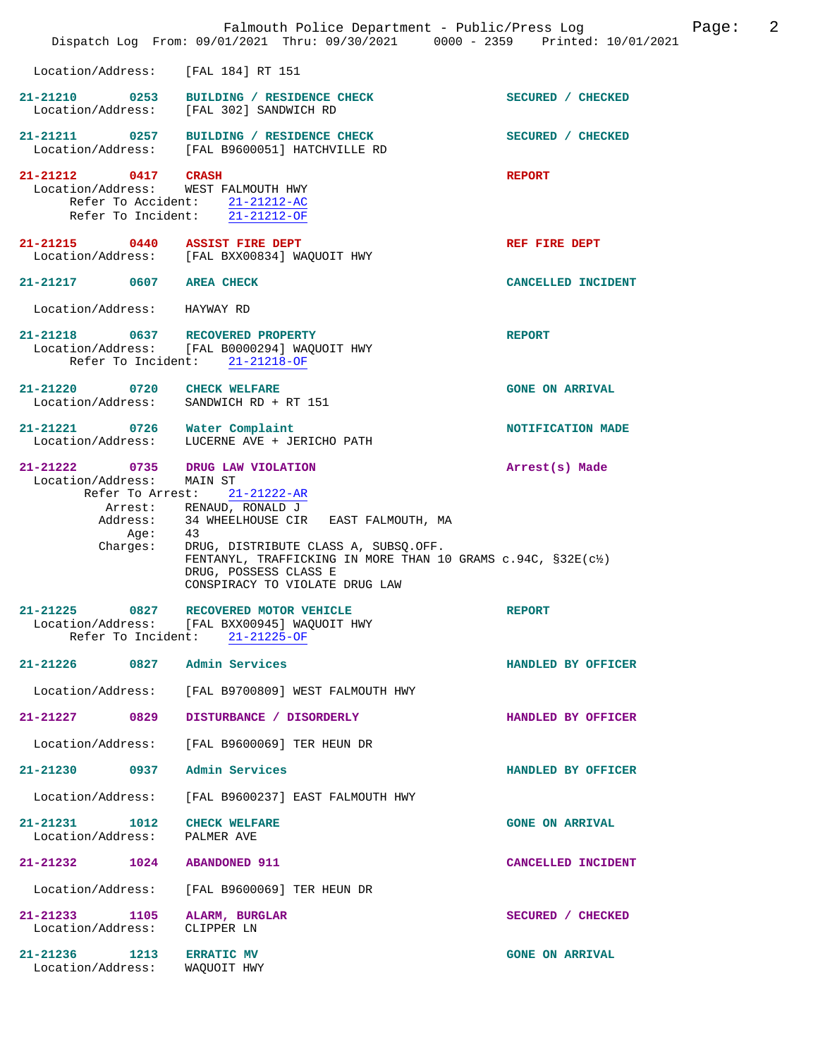Location/Address: [FAL 184] RT 151

**21-21210** 0253 **BUILDING / RESIDENCE CHECK** SECURED / CHECKED
Location/Address: [FAL 302] SANDWICH RD

**21-21211** 0257 **BUILDING / RESIDENCE CHECK** SECURED / CHECKED
Location/Address: [FAL B9600051] HATCHVILLE RD

**21-21212** 0417 **CRASH** REPORT
Location/Address: WEST FALMOUTH HWY
Refer To Accident: 21-21212-AC
Refer To Incident: 21-21212-OF

**21-21215** 0440 **ASSIST FIRE DEPT** REF FIRE DEPT
Location/Address: [FAL BXX00834] WAQUOIT HWY

**21-21217** 0607 **AREA CHECK** CANCELLED INCIDENT
Location/Address: HAYWAY RD

**21-21218** 0637 **RECOVERED PROPERTY** REPORT
Location/Address: [FAL B0000294] WAQUOIT HWY
Refer To Incident: 21-21218-OF

**21-21220** 0720 **CHECK WELFARE** GONE ON ARRIVAL
Location/Address: SANDWICH RD + RT 151

**21-21221** 0726 **Water Complaint** NOTIFICATION MADE
Location/Address: LUCERNE AVE + JERICHO PATH

**21-21222** 0735 **DRUG LAW VIOLATION** Arrest(s) Made
Location/Address: MAIN ST
Refer To Arrest: 21-21222-AR
Arrest: RENAUD, RONALD J
Address: 34 WHEELHOUSE CIR EAST FALMOUTH, MA
Age: 43
Charges: DRUG, DISTRIBUTE CLASS A, SUBSQ.OFF.
FENTANYL, TRAFFICKING IN MORE THAN 10 GRAMS c.94C, §32E(c½)
DRUG, POSSESS CLASS E
CONSPIRACY TO VIOLATE DRUG LAW

**21-21225** 0827 **RECOVERED MOTOR VEHICLE** REPORT
Location/Address: [FAL BXX00945] WAQUOIT HWY
Refer To Incident: 21-21225-OF

**21-21226** 0827 **Admin Services** HANDLED BY OFFICER
Location/Address: [FAL B9700809] WEST FALMOUTH HWY

**21-21227** 0829 **DISTURBANCE / DISORDERLY** HANDLED BY OFFICER
Location/Address: [FAL B9600069] TER HEUN DR

**21-21230** 0937 **Admin Services** HANDLED BY OFFICER
Location/Address: [FAL B9600237] EAST FALMOUTH HWY

**21-21231** 1012 **CHECK WELFARE** GONE ON ARRIVAL
Location/Address: PALMER AVE

**21-21232** 1024 **ABANDONED 911** CANCELLED INCIDENT
Location/Address: [FAL B9600069] TER HEUN DR

**21-21233** 1105 **ALARM, BURGLAR** SECURED / CHECKED
Location/Address: CLIPPER LN

**21-21236** 1213 **ERRATIC MV** GONE ON ARRIVAL
Location/Address: WAQUOIT HWY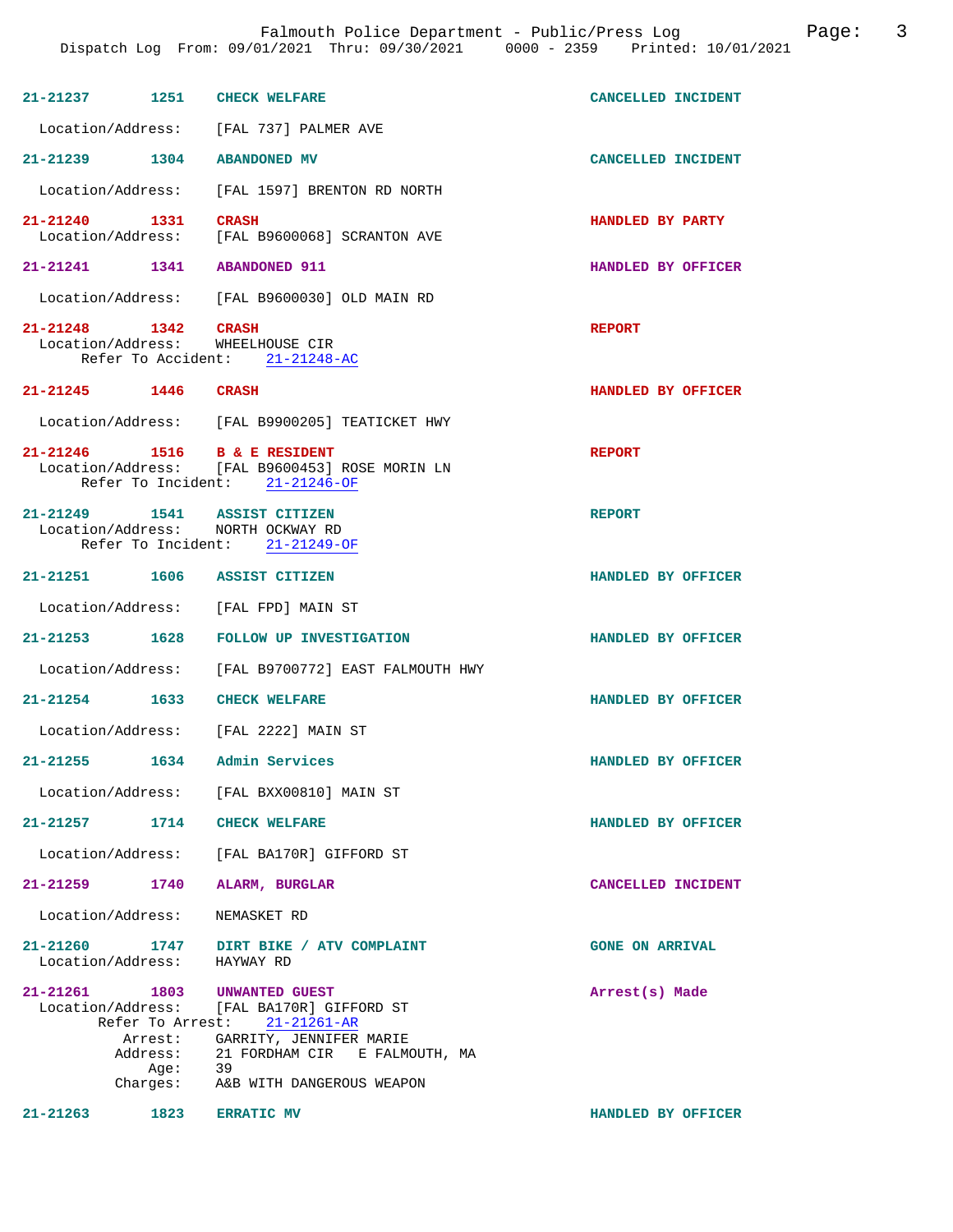21-21237 1251 **CHECK WELFARE** CANCELLED INCIDENT

Location/Address: [FAL 737] PALMER AVE

21-21239 1304 **ABANDONED MV** CANCELLED INCIDENT

Location/Address: [FAL 1597] BRENTON RD NORTH

21-21240 1331 **CRASH** HANDLED BY PARTY
Location/Address: [FAL B9600068] SCRANTON AVE

21-21241 1341 **ABANDONED 911** HANDLED BY OFFICER

Location/Address: [FAL B9600030] OLD MAIN RD

21-21248 1342 **CRASH** REPORT
Location/Address: WHEELHOUSE CIR
Refer To Accident: 21-21248-AC

21-21245 1446 **CRASH** HANDLED BY OFFICER

Location/Address: [FAL B9900205] TEATICKET HWY

21-21246 1516 **B & E RESIDENT** REPORT
Location/Address: [FAL B9600453] ROSE MORIN LN
Refer To Incident: 21-21246-OF

21-21249 1541 **ASSIST CITIZEN** REPORT
Location/Address: NORTH OCKWAY RD
Refer To Incident: 21-21249-OF

21-21251 1606 **ASSIST CITIZEN** HANDLED BY OFFICER

Location/Address: [FAL FPD] MAIN ST

21-21253 1628 **FOLLOW UP INVESTIGATION** HANDLED BY OFFICER

Location/Address: [FAL B9700772] EAST FALMOUTH HWY

21-21254 1633 **CHECK WELFARE** HANDLED BY OFFICER

Location/Address: [FAL 2222] MAIN ST

21-21255 1634 **Admin Services** HANDLED BY OFFICER

Location/Address: [FAL BXX00810] MAIN ST

21-21257 1714 **CHECK WELFARE** HANDLED BY OFFICER

Location/Address: [FAL BA170R] GIFFORD ST

21-21259 1740 **ALARM, BURGLAR** CANCELLED INCIDENT

Location/Address: NEMASKET RD

21-21260 1747 **DIRT BIKE / ATV COMPLAINT** GONE ON ARRIVAL
Location/Address: HAYWAY RD

21-21261 1803 **UNWANTED GUEST** Arrest(s) Made
Location/Address: [FAL BA170R] GIFFORD ST
Refer To Arrest: 21-21261-AR
Arrest: GARRITY, JENNIFER MARIE
Address: 21 FORDHAM CIR E FALMOUTH, MA
Age: 39
Charges: A&B WITH DANGEROUS WEAPON

21-21263 1823 **ERRATIC MV** HANDLED BY OFFICER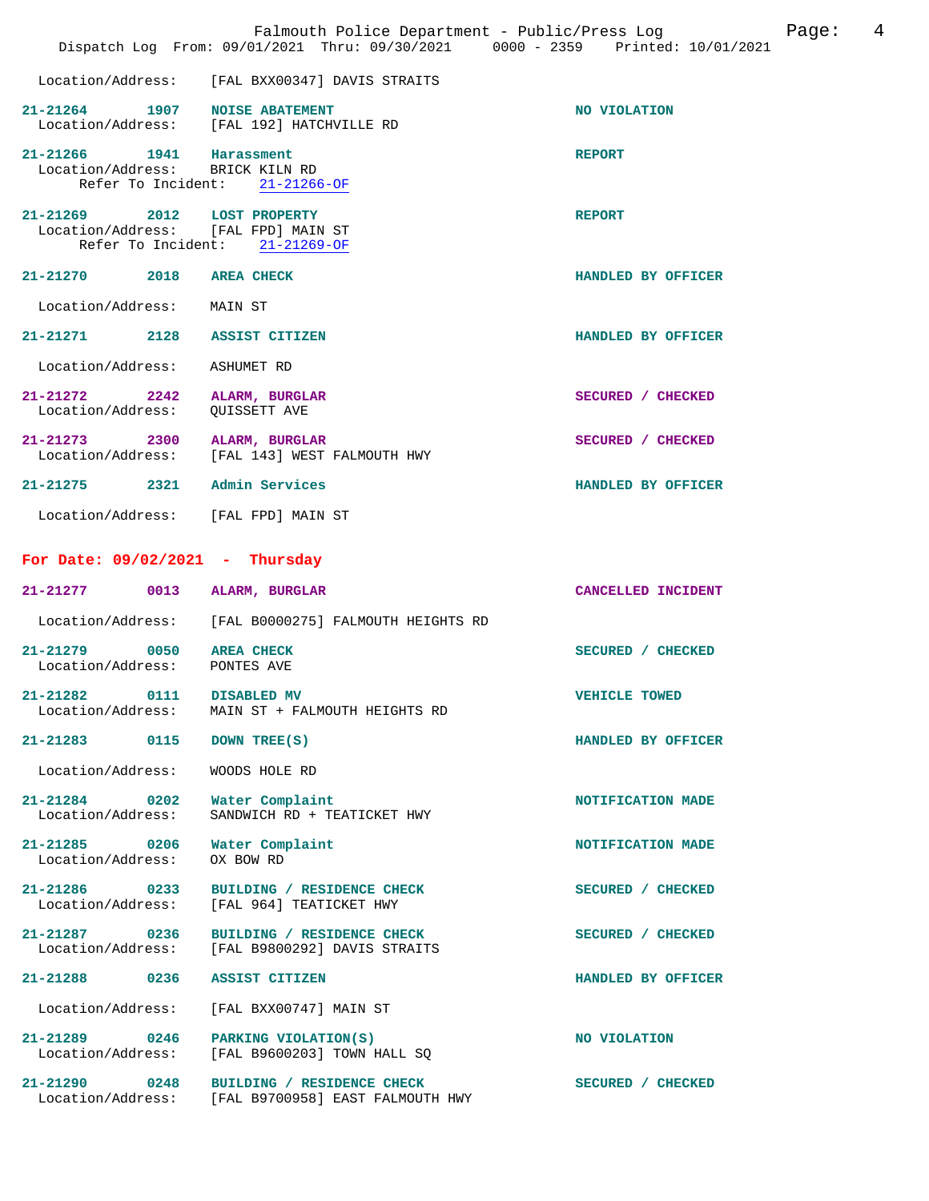Location/Address: [FAL BXX00347] DAVIS STRAITS

**21-21264** 1907 **NOISE ABATEMENT** — NO VIOLATION
Location/Address: [FAL 192] HATCHVILLE RD

**21-21266** 1941 **Harassment** — REPORT
Location/Address: BRICK KILN RD
Refer To Incident: 21-21266-OF

**21-21269** 2012 **LOST PROPERTY** — REPORT
Location/Address: [FAL FPD] MAIN ST
Refer To Incident: 21-21269-OF

**21-21270** 2018 **AREA CHECK** — HANDLED BY OFFICER
Location/Address: MAIN ST

**21-21271** 2128 **ASSIST CITIZEN** — HANDLED BY OFFICER
Location/Address: ASHUMET RD

**21-21272** 2242 **ALARM, BURGLAR** — SECURED / CHECKED
Location/Address: QUISSETT AVE

**21-21273** 2300 **ALARM, BURGLAR** — SECURED / CHECKED
Location/Address: [FAL 143] WEST FALMOUTH HWY

**21-21275** 2321 **Admin Services** — HANDLED BY OFFICER
Location/Address: [FAL FPD] MAIN ST

## For Date: 09/02/2021 - Thursday

**21-21277** 0013 **ALARM, BURGLAR** — CANCELLED INCIDENT
Location/Address: [FAL B0000275] FALMOUTH HEIGHTS RD

**21-21279** 0050 **AREA CHECK** — SECURED / CHECKED
Location/Address: PONTES AVE

**21-21282** 0111 **DISABLED MV** — VEHICLE TOWED
Location/Address: MAIN ST + FALMOUTH HEIGHTS RD

**21-21283** 0115 **DOWN TREE(S)** — HANDLED BY OFFICER
Location/Address: WOODS HOLE RD

**21-21284** 0202 **Water Complaint** — NOTIFICATION MADE
Location/Address: SANDWICH RD + TEATICKET HWY

**21-21285** 0206 **Water Complaint** — NOTIFICATION MADE
Location/Address: OX BOW RD

**21-21286** 0233 **BUILDING / RESIDENCE CHECK** — SECURED / CHECKED
Location/Address: [FAL 964] TEATICKET HWY

**21-21287** 0236 **BUILDING / RESIDENCE CHECK** — SECURED / CHECKED
Location/Address: [FAL B9800292] DAVIS STRAITS

**21-21288** 0236 **ASSIST CITIZEN** — HANDLED BY OFFICER
Location/Address: [FAL BXX00747] MAIN ST

**21-21289** 0246 **PARKING VIOLATION(S)** — NO VIOLATION
Location/Address: [FAL B9600203] TOWN HALL SQ

**21-21290** 0248 **BUILDING / RESIDENCE CHECK** — SECURED / CHECKED
Location/Address: [FAL B9700958] EAST FALMOUTH HWY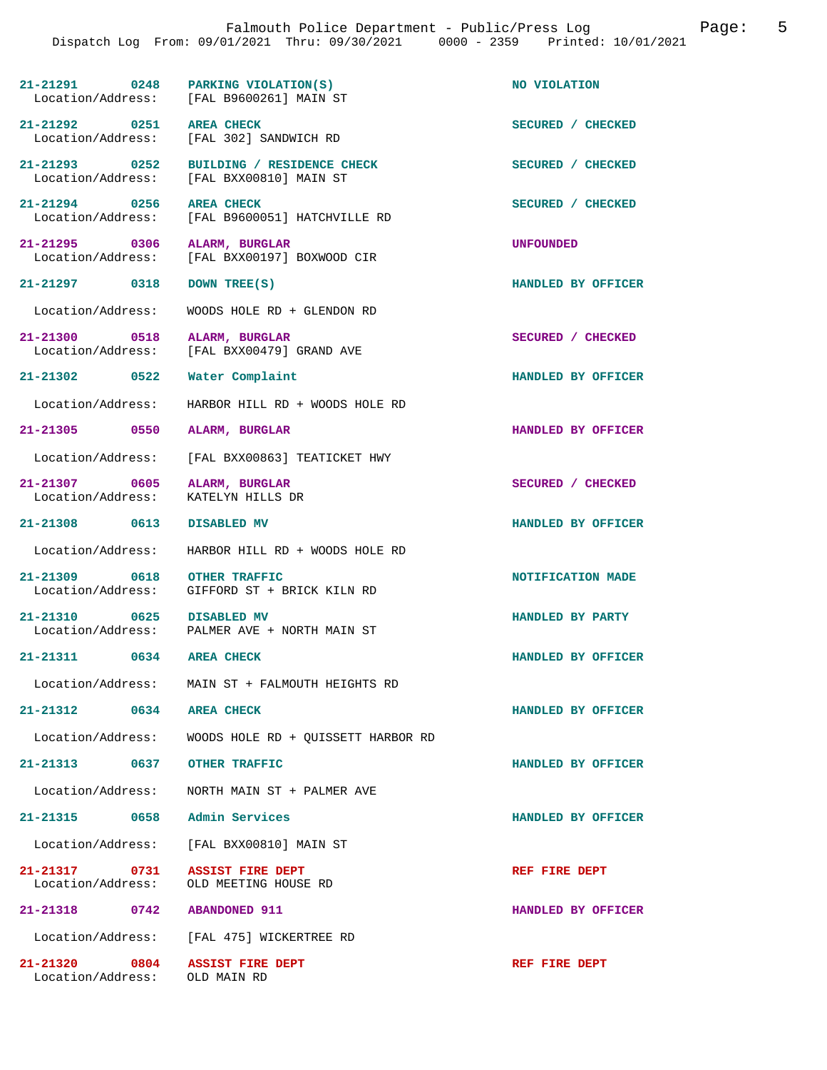Falmouth Police Department - Public/Press Log

Dispatch Log From: 09/01/2021 Thru: 09/30/2021 0000 - 2359 Printed: 10/01/2021

| Call # | Time | Call Type | Location/Address | Disposition |
|---|---|---|---|---|
| 21-21291 | 0248 | PARKING VIOLATION(S) | [FAL B9600261] MAIN ST | NO VIOLATION |
| 21-21292 | 0251 | AREA CHECK | [FAL 302] SANDWICH RD | SECURED / CHECKED |
| 21-21293 | 0252 | BUILDING / RESIDENCE CHECK | [FAL BXX00810] MAIN ST | SECURED / CHECKED |
| 21-21294 | 0256 | AREA CHECK | [FAL B9600051] HATCHVILLE RD | SECURED / CHECKED |
| 21-21295 | 0306 | ALARM, BURGLAR | [FAL BXX00197] BOXWOOD CIR | UNFOUNDED |
| 21-21297 | 0318 | DOWN TREE(S) | WOODS HOLE RD + GLENDON RD | HANDLED BY OFFICER |
| 21-21300 | 0518 | ALARM, BURGLAR | [FAL BXX00479] GRAND AVE | SECURED / CHECKED |
| 21-21302 | 0522 | Water Complaint | HARBOR HILL RD + WOODS HOLE RD | HANDLED BY OFFICER |
| 21-21305 | 0550 | ALARM, BURGLAR | [FAL BXX00863] TEATICKET HWY | HANDLED BY OFFICER |
| 21-21307 | 0605 | ALARM, BURGLAR | KATELYN HILLS DR | SECURED / CHECKED |
| 21-21308 | 0613 | DISABLED MV | HARBOR HILL RD + WOODS HOLE RD | HANDLED BY OFFICER |
| 21-21309 | 0618 | OTHER TRAFFIC | GIFFORD ST + BRICK KILN RD | NOTIFICATION MADE |
| 21-21310 | 0625 | DISABLED MV | PALMER AVE + NORTH MAIN ST | HANDLED BY PARTY |
| 21-21311 | 0634 | AREA CHECK | MAIN ST + FALMOUTH HEIGHTS RD | HANDLED BY OFFICER |
| 21-21312 | 0634 | AREA CHECK | WOODS HOLE RD + QUISSETT HARBOR RD | HANDLED BY OFFICER |
| 21-21313 | 0637 | OTHER TRAFFIC | NORTH MAIN ST + PALMER AVE | HANDLED BY OFFICER |
| 21-21315 | 0658 | Admin Services | [FAL BXX00810] MAIN ST | HANDLED BY OFFICER |
| 21-21317 | 0731 | ASSIST FIRE DEPT | OLD MEETING HOUSE RD | REF FIRE DEPT |
| 21-21318 | 0742 | ABANDONED 911 | [FAL 475] WICKERTREE RD | HANDLED BY OFFICER |
| 21-21320 | 0804 | ASSIST FIRE DEPT | OLD MAIN RD | REF FIRE DEPT |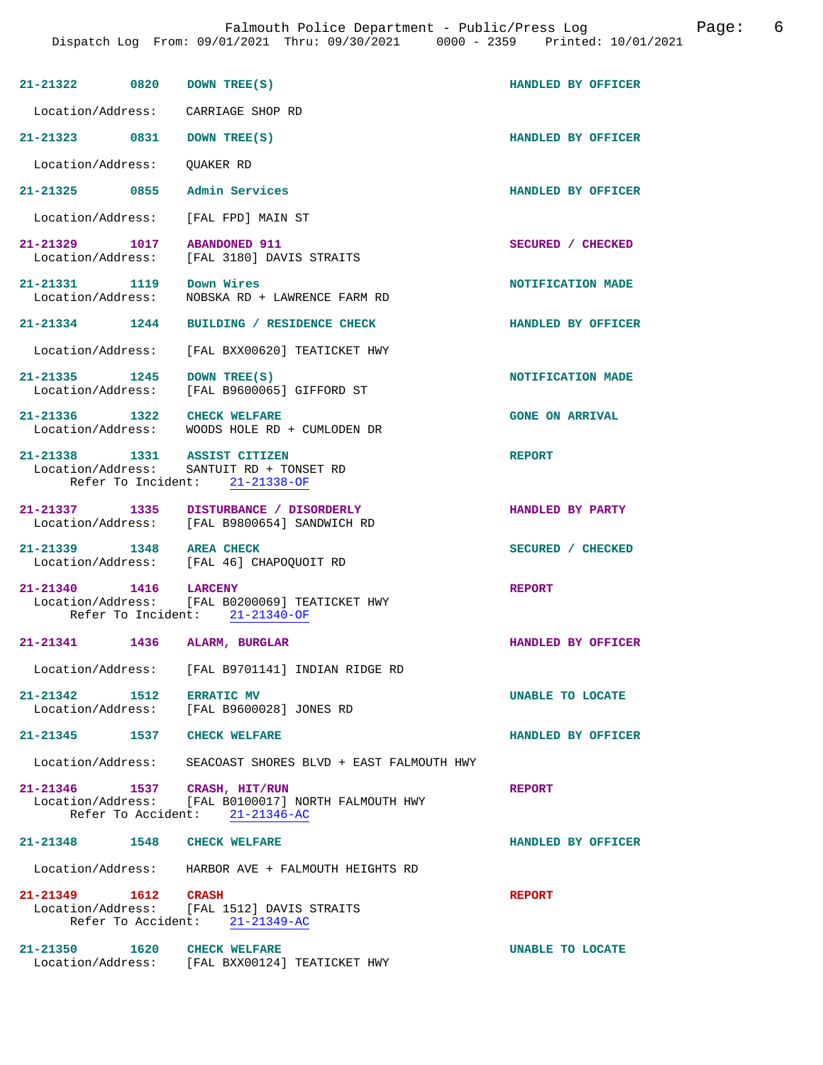21-21322 0820 DOWN TREE(S) HANDLED BY OFFICER

Location/Address: CARRIAGE SHOP RD

21-21323 0831 DOWN TREE(S) HANDLED BY OFFICER

Location/Address: QUAKER RD

21-21325 0855 Admin Services HANDLED BY OFFICER

Location/Address: [FAL FPD] MAIN ST

21-21329 1017 ABANDONED 911 SECURED / CHECKED
Location/Address: [FAL 3180] DAVIS STRAITS

21-21331 1119 Down Wires NOTIFICATION MADE
Location/Address: NOBSKA RD + LAWRENCE FARM RD

21-21334 1244 BUILDING / RESIDENCE CHECK HANDLED BY OFFICER

Location/Address: [FAL BXX00620] TEATICKET HWY

21-21335 1245 DOWN TREE(S) NOTIFICATION MADE
Location/Address: [FAL B9600065] GIFFORD ST

21-21336 1322 CHECK WELFARE GONE ON ARRIVAL
Location/Address: WOODS HOLE RD + CUMLODEN DR

21-21338 1331 ASSIST CITIZEN REPORT
Location/Address: SANTUIT RD + TONSET RD
Refer To Incident: 21-21338-OF

21-21337 1335 DISTURBANCE / DISORDERLY HANDLED BY PARTY
Location/Address: [FAL B9800654] SANDWICH RD

21-21339 1348 AREA CHECK SECURED / CHECKED
Location/Address: [FAL 46] CHAPOQUOIT RD

21-21340 1416 LARCENY REPORT
Location/Address: [FAL B0200069] TEATICKET HWY
Refer To Incident: 21-21340-OF

21-21341 1436 ALARM, BURGLAR HANDLED BY OFFICER

Location/Address: [FAL B9701141] INDIAN RIDGE RD

21-21342 1512 ERRATIC MV UNABLE TO LOCATE
Location/Address: [FAL B9600028] JONES RD

21-21345 1537 CHECK WELFARE HANDLED BY OFFICER

Location/Address: SEACOAST SHORES BLVD + EAST FALMOUTH HWY

21-21346 1537 CRASH, HIT/RUN REPORT
Location/Address: [FAL B0100017] NORTH FALMOUTH HWY
Refer To Accident: 21-21346-AC

21-21348 1548 CHECK WELFARE HANDLED BY OFFICER

Location/Address: HARBOR AVE + FALMOUTH HEIGHTS RD

21-21349 1612 CRASH REPORT
Location/Address: [FAL 1512] DAVIS STRAITS
Refer To Accident: 21-21349-AC

21-21350 1620 CHECK WELFARE UNABLE TO LOCATE
Location/Address: [FAL BXX00124] TEATICKET HWY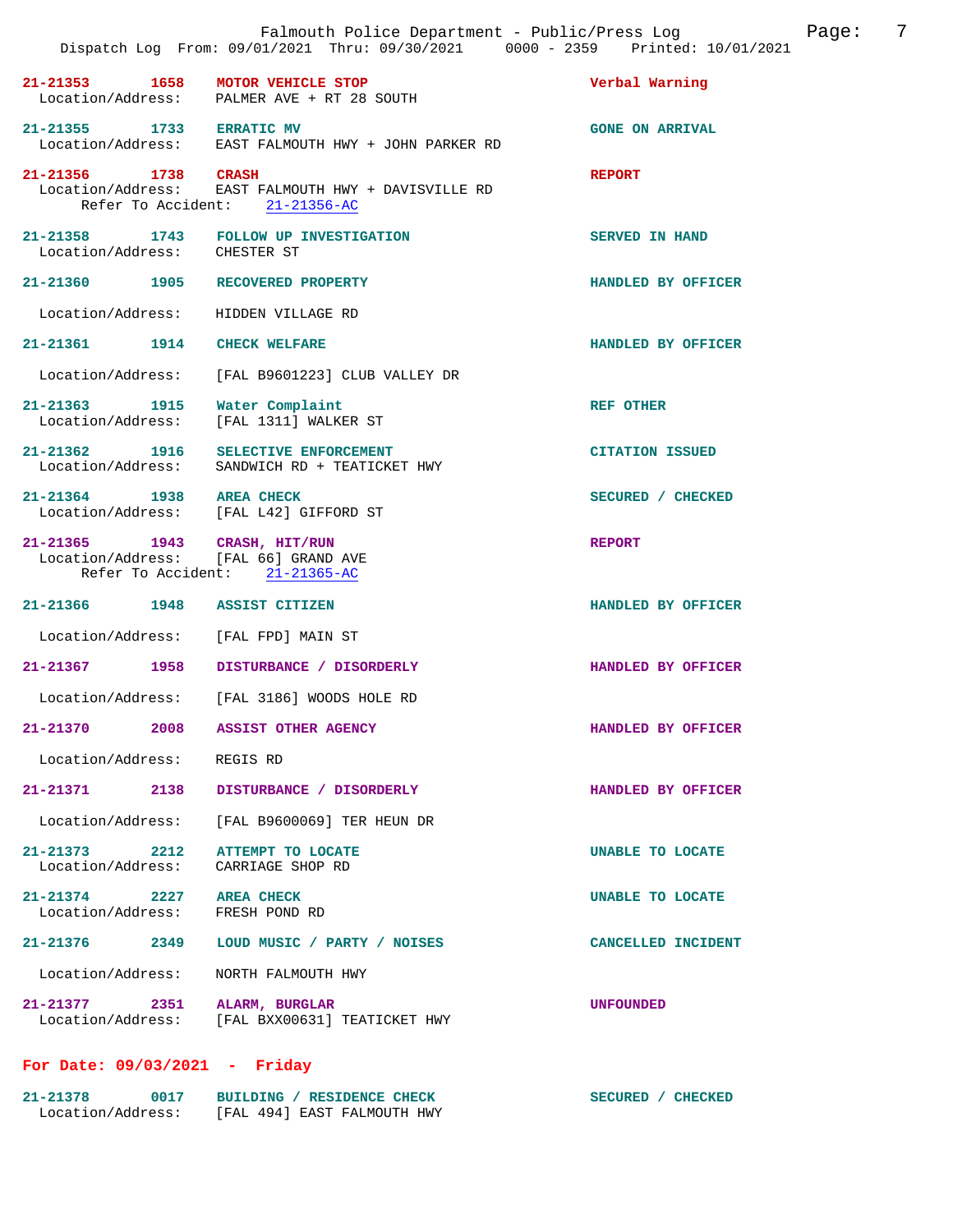**21-21353** **1658** **MOTOR VEHICLE STOP** **Verbal Warning**
Location/Address: PALMER AVE + RT 28 SOUTH

**21-21355** **1733** **ERRATIC MV** **GONE ON ARRIVAL**
Location/Address: EAST FALMOUTH HWY + JOHN PARKER RD

**21-21356** **1738** **CRASH** **REPORT**
Location/Address: EAST FALMOUTH HWY + DAVISVILLE RD
Refer To Accident: 21-21356-AC

**21-21358** **1743** **FOLLOW UP INVESTIGATION** **SERVED IN HAND**
Location/Address: CHESTER ST

**21-21360** **1905** **RECOVERED PROPERTY** **HANDLED BY OFFICER**
Location/Address: HIDDEN VILLAGE RD

**21-21361** **1914** **CHECK WELFARE** **HANDLED BY OFFICER**
Location/Address: [FAL B9601223] CLUB VALLEY DR

**21-21363** **1915** **Water Complaint** **REF OTHER**
Location/Address: [FAL 1311] WALKER ST

**21-21362** **1916** **SELECTIVE ENFORCEMENT** **CITATION ISSUED**
Location/Address: SANDWICH RD + TEATICKET HWY

**21-21364** **1938** **AREA CHECK** **SECURED / CHECKED**
Location/Address: [FAL L42] GIFFORD ST

**21-21365** **1943** **CRASH, HIT/RUN** **REPORT**
Location/Address: [FAL 66] GRAND AVE
Refer To Accident: 21-21365-AC

**21-21366** **1948** **ASSIST CITIZEN** **HANDLED BY OFFICER**
Location/Address: [FAL FPD] MAIN ST

**21-21367** **1958** **DISTURBANCE / DISORDERLY** **HANDLED BY OFFICER**
Location/Address: [FAL 3186] WOODS HOLE RD

**21-21370** **2008** **ASSIST OTHER AGENCY** **HANDLED BY OFFICER**
Location/Address: REGIS RD

**21-21371** **2138** **DISTURBANCE / DISORDERLY** **HANDLED BY OFFICER**
Location/Address: [FAL B9600069] TER HEUN DR

**21-21373** **2212** **ATTEMPT TO LOCATE** **UNABLE TO LOCATE**
Location/Address: CARRIAGE SHOP RD

**21-21374** **2227** **AREA CHECK** **UNABLE TO LOCATE**
Location/Address: FRESH POND RD

**21-21376** **2349** **LOUD MUSIC / PARTY / NOISES** **CANCELLED INCIDENT**
Location/Address: NORTH FALMOUTH HWY

**21-21377** **2351** **ALARM, BURGLAR** **UNFOUNDED**
Location/Address: [FAL BXX00631] TEATICKET HWY

## For Date: 09/03/2021 - Friday

**21-21378** **0017** **BUILDING / RESIDENCE CHECK** **SECURED / CHECKED**
Location/Address: [FAL 494] EAST FALMOUTH HWY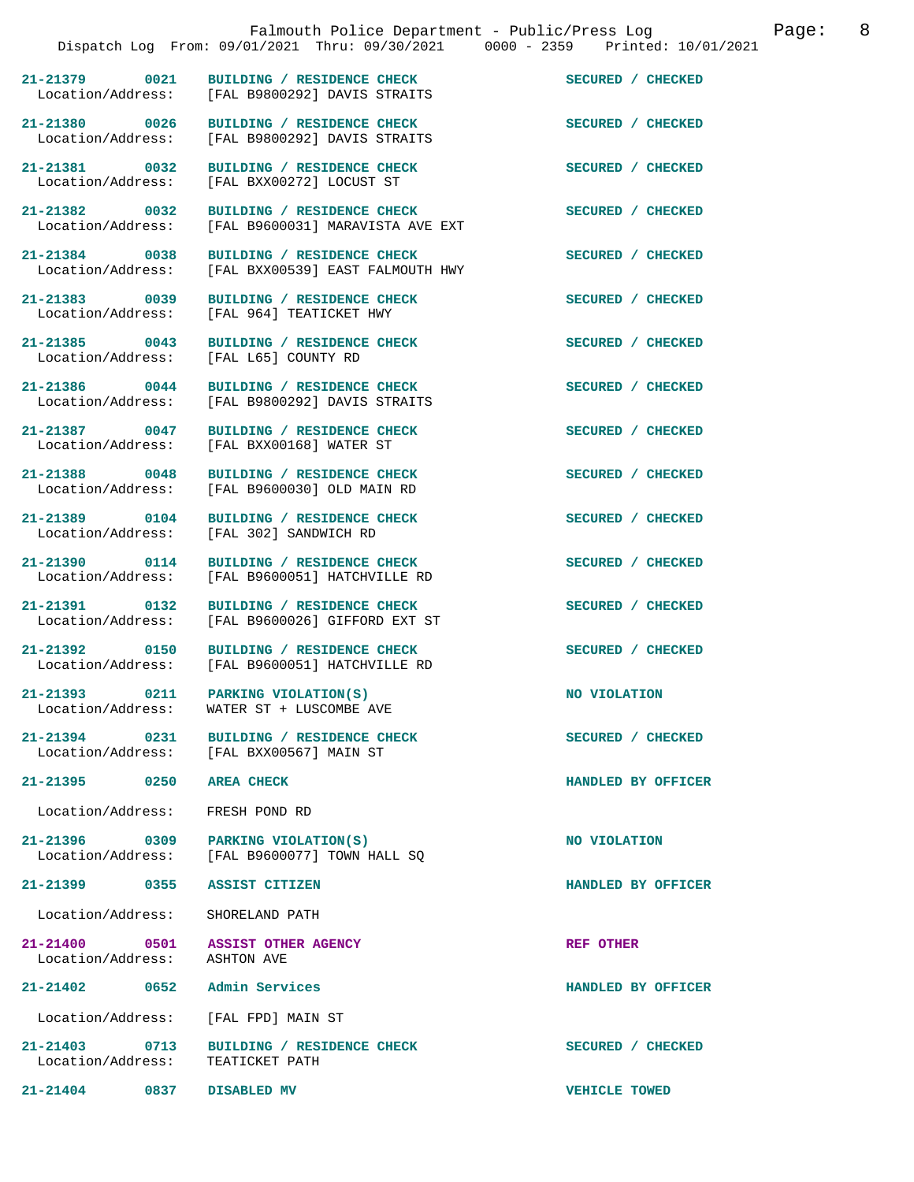Falmouth Police Department - Public/Press Log

Dispatch Log From: 09/01/2021 Thru: 09/30/2021 0000 - 2359 Printed: 10/01/2021

**21-21379 0021 BUILDING / RESIDENCE CHECK** — SECURED / CHECKED
Location/Address: [FAL B9800292] DAVIS STRAITS

**21-21380 0026 BUILDING / RESIDENCE CHECK** — SECURED / CHECKED
Location/Address: [FAL B9800292] DAVIS STRAITS

**21-21381 0032 BUILDING / RESIDENCE CHECK** — SECURED / CHECKED
Location/Address: [FAL BXX00272] LOCUST ST

**21-21382 0032 BUILDING / RESIDENCE CHECK** — SECURED / CHECKED
Location/Address: [FAL B9600031] MARAVISTA AVE EXT

**21-21384 0038 BUILDING / RESIDENCE CHECK** — SECURED / CHECKED
Location/Address: [FAL BXX00539] EAST FALMOUTH HWY

**21-21383 0039 BUILDING / RESIDENCE CHECK** — SECURED / CHECKED
Location/Address: [FAL 964] TEATICKET HWY

**21-21385 0043 BUILDING / RESIDENCE CHECK** — SECURED / CHECKED
Location/Address: [FAL L65] COUNTY RD

**21-21386 0044 BUILDING / RESIDENCE CHECK** — SECURED / CHECKED
Location/Address: [FAL B9800292] DAVIS STRAITS

**21-21387 0047 BUILDING / RESIDENCE CHECK** — SECURED / CHECKED
Location/Address: [FAL BXX00168] WATER ST

**21-21388 0048 BUILDING / RESIDENCE CHECK** — SECURED / CHECKED
Location/Address: [FAL B9600030] OLD MAIN RD

**21-21389 0104 BUILDING / RESIDENCE CHECK** — SECURED / CHECKED
Location/Address: [FAL 302] SANDWICH RD

**21-21390 0114 BUILDING / RESIDENCE CHECK** — SECURED / CHECKED
Location/Address: [FAL B9600051] HATCHVILLE RD

**21-21391 0132 BUILDING / RESIDENCE CHECK** — SECURED / CHECKED
Location/Address: [FAL B9600026] GIFFORD EXT ST

**21-21392 0150 BUILDING / RESIDENCE CHECK** — SECURED / CHECKED
Location/Address: [FAL B9600051] HATCHVILLE RD

**21-21393 0211 PARKING VIOLATION(S)** — NO VIOLATION
Location/Address: WATER ST + LUSCOMBE AVE

**21-21394 0231 BUILDING / RESIDENCE CHECK** — SECURED / CHECKED
Location/Address: [FAL BXX00567] MAIN ST

**21-21395 0250 AREA CHECK** — HANDLED BY OFFICER
Location/Address: FRESH POND RD

**21-21396 0309 PARKING VIOLATION(S)** — NO VIOLATION
Location/Address: [FAL B9600077] TOWN HALL SQ

**21-21399 0355 ASSIST CITIZEN** — HANDLED BY OFFICER
Location/Address: SHORELAND PATH

**21-21400 0501 ASSIST OTHER AGENCY** — REF OTHER
Location/Address: ASHTON AVE

**21-21402 0652 Admin Services** — HANDLED BY OFFICER
Location/Address: [FAL FPD] MAIN ST

**21-21403 0713 BUILDING / RESIDENCE CHECK** — SECURED / CHECKED
Location/Address: TEATICKET PATH

**21-21404 0837 DISABLED MV** — VEHICLE TOWED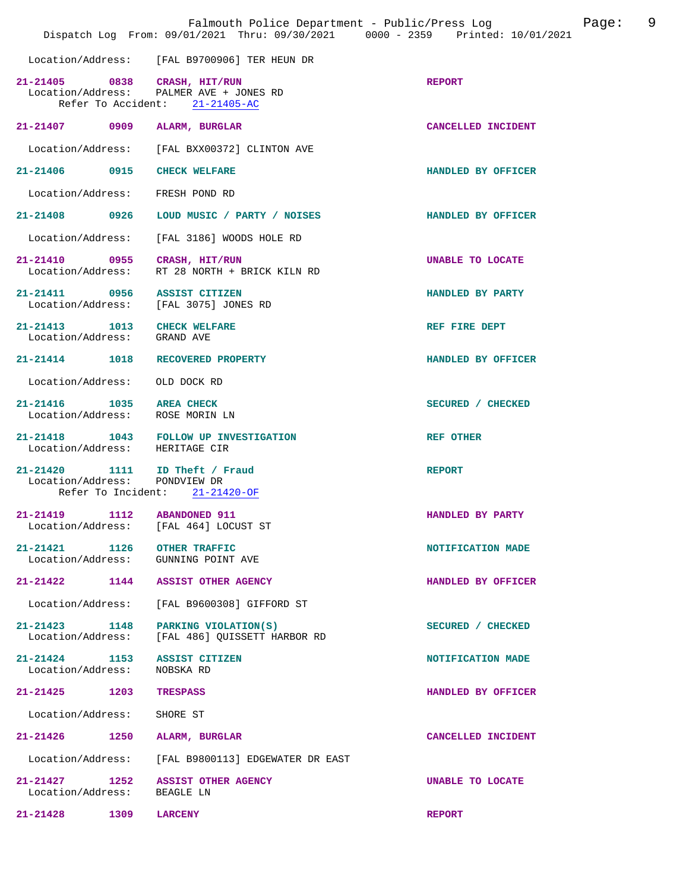Location/Address: [FAL B9700906] TER HEUN DR

**21-21405 0838 CRASH, HIT/RUN** REPORT
Location/Address: PALMER AVE + JONES RD
Refer To Accident: 21-21405-AC

**21-21407 0909 ALARM, BURGLAR** CANCELLED INCIDENT
Location/Address: [FAL BXX00372] CLINTON AVE

**21-21406 0915 CHECK WELFARE** HANDLED BY OFFICER
Location/Address: FRESH POND RD

**21-21408 0926 LOUD MUSIC / PARTY / NOISES** HANDLED BY OFFICER
Location/Address: [FAL 3186] WOODS HOLE RD

**21-21410 0955 CRASH, HIT/RUN** UNABLE TO LOCATE
Location/Address: RT 28 NORTH + BRICK KILN RD

**21-21411 0956 ASSIST CITIZEN** HANDLED BY PARTY
Location/Address: [FAL 3075] JONES RD

**21-21413 1013 CHECK WELFARE** REF FIRE DEPT
Location/Address: GRAND AVE

**21-21414 1018 RECOVERED PROPERTY** HANDLED BY OFFICER
Location/Address: OLD DOCK RD

**21-21416 1035 AREA CHECK** SECURED / CHECKED
Location/Address: ROSE MORIN LN

**21-21418 1043 FOLLOW UP INVESTIGATION** REF OTHER
Location/Address: HERITAGE CIR

**21-21420 1111 ID Theft / Fraud** REPORT
Location/Address: PONDVIEW DR
Refer To Incident: 21-21420-OF

**21-21419 1112 ABANDONED 911** HANDLED BY PARTY
Location/Address: [FAL 464] LOCUST ST

**21-21421 1126 OTHER TRAFFIC** NOTIFICATION MADE
Location/Address: GUNNING POINT AVE

**21-21422 1144 ASSIST OTHER AGENCY** HANDLED BY OFFICER
Location/Address: [FAL B9600308] GIFFORD ST

**21-21423 1148 PARKING VIOLATION(S)** SECURED / CHECKED
Location/Address: [FAL 486] QUISSETT HARBOR RD

**21-21424 1153 ASSIST CITIZEN** NOTIFICATION MADE
Location/Address: NOBSKA RD

**21-21425 1203 TRESPASS** HANDLED BY OFFICER
Location/Address: SHORE ST

**21-21426 1250 ALARM, BURGLAR** CANCELLED INCIDENT
Location/Address: [FAL B9800113] EDGEWATER DR EAST

**21-21427 1252 ASSIST OTHER AGENCY** UNABLE TO LOCATE
Location/Address: BEAGLE LN

**21-21428 1309 LARCENY** REPORT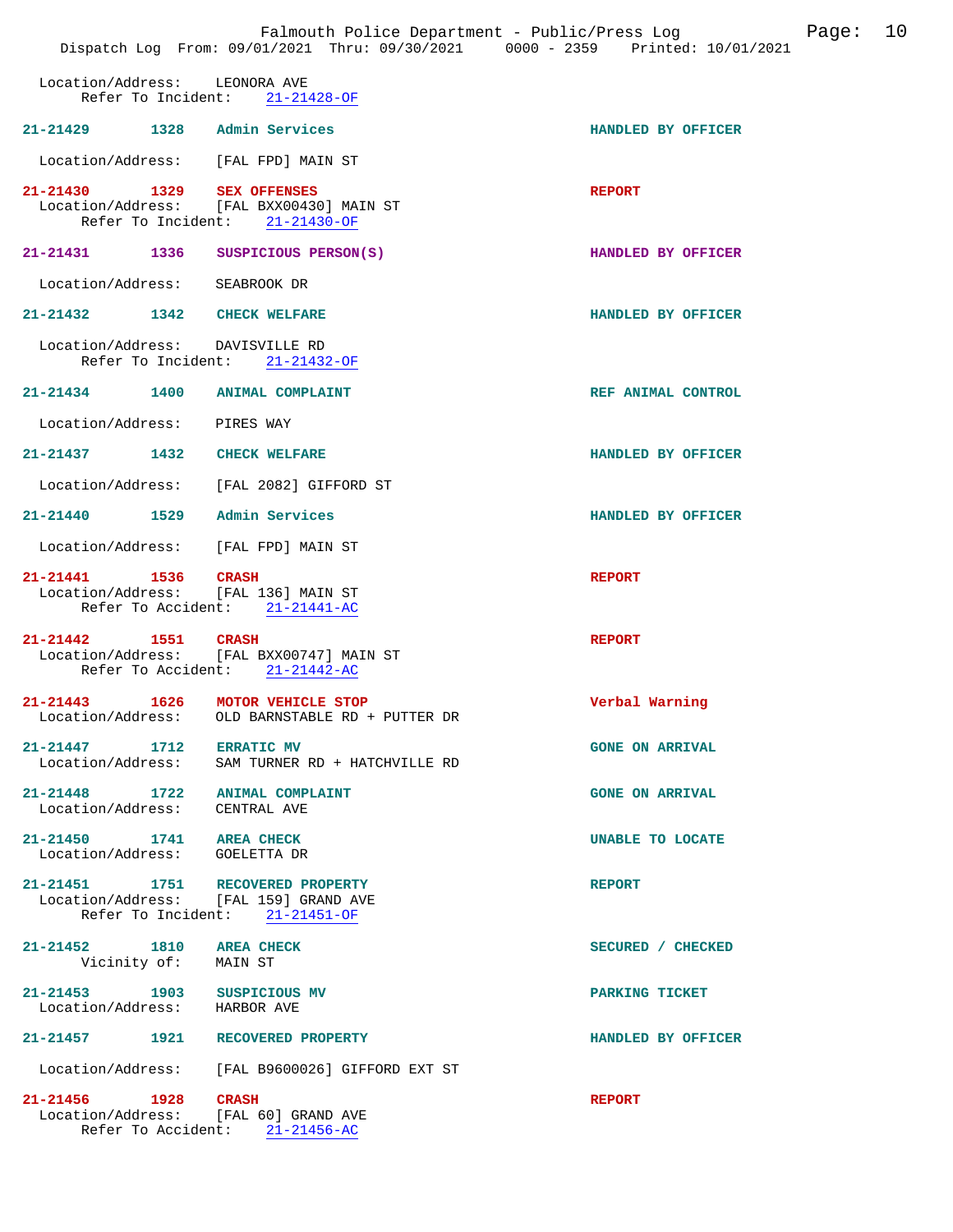Location/Address: LEONORA AVE
Refer To Incident: 21-21428-OF

**21-21429** 1328 **Admin Services** — HANDLED BY OFFICER
Location/Address: [FAL FPD] MAIN ST

**21-21430** 1329 **SEX OFFENSES** — REPORT
Location/Address: [FAL BXX00430] MAIN ST
Refer To Incident: 21-21430-OF

**21-21431** 1336 **SUSPICIOUS PERSON(S)** — HANDLED BY OFFICER
Location/Address: SEABROOK DR

**21-21432** 1342 **CHECK WELFARE** — HANDLED BY OFFICER
Location/Address: DAVISVILLE RD
Refer To Incident: 21-21432-OF

**21-21434** 1400 **ANIMAL COMPLAINT** — REF ANIMAL CONTROL
Location/Address: PIRES WAY

**21-21437** 1432 **CHECK WELFARE** — HANDLED BY OFFICER
Location/Address: [FAL 2082] GIFFORD ST

**21-21440** 1529 **Admin Services** — HANDLED BY OFFICER
Location/Address: [FAL FPD] MAIN ST

**21-21441** 1536 **CRASH** — REPORT
Location/Address: [FAL 136] MAIN ST
Refer To Accident: 21-21441-AC

**21-21442** 1551 **CRASH** — REPORT
Location/Address: [FAL BXX00747] MAIN ST
Refer To Accident: 21-21442-AC

**21-21443** 1626 **MOTOR VEHICLE STOP** — Verbal Warning
Location/Address: OLD BARNSTABLE RD + PUTTER DR

**21-21447** 1712 **ERRATIC MV** — GONE ON ARRIVAL
Location/Address: SAM TURNER RD + HATCHVILLE RD

**21-21448** 1722 **ANIMAL COMPLAINT** — GONE ON ARRIVAL
Location/Address: CENTRAL AVE

**21-21450** 1741 **AREA CHECK** — UNABLE TO LOCATE
Location/Address: GOELETTA DR

**21-21451** 1751 **RECOVERED PROPERTY** — REPORT
Location/Address: [FAL 159] GRAND AVE
Refer To Incident: 21-21451-OF

**21-21452** 1810 **AREA CHECK** — SECURED / CHECKED
Vicinity of: MAIN ST

**21-21453** 1903 **SUSPICIOUS MV** — PARKING TICKET
Location/Address: HARBOR AVE

**21-21457** 1921 **RECOVERED PROPERTY** — HANDLED BY OFFICER
Location/Address: [FAL B9600026] GIFFORD EXT ST

**21-21456** 1928 **CRASH** — REPORT
Location/Address: [FAL 60] GRAND AVE
Refer To Accident: 21-21456-AC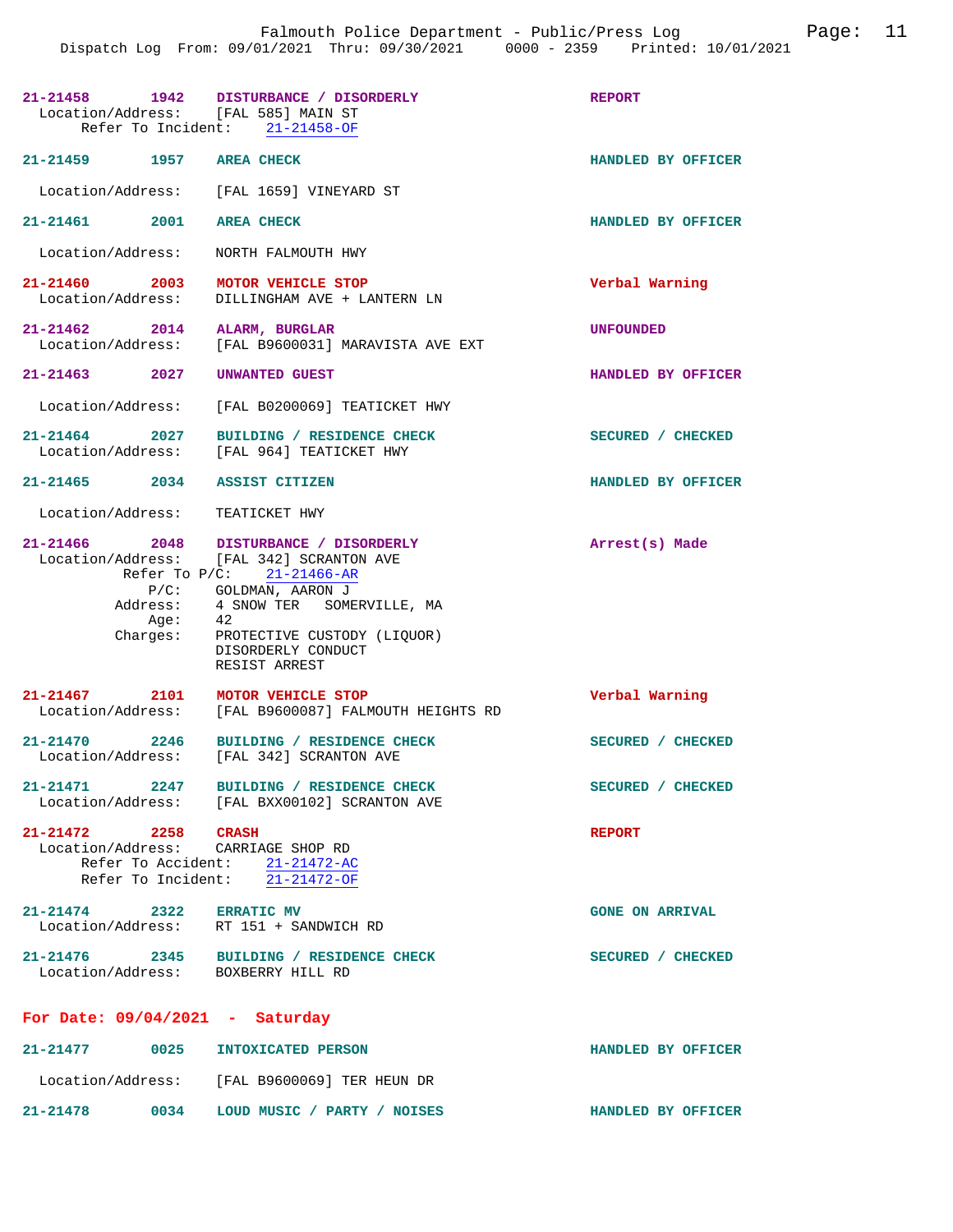**21-21458** 1942 **DISTURBANCE / DISORDERLY** **REPORT**
Location/Address: [FAL 585] MAIN ST
Refer To Incident: 21-21458-OF

**21-21459** 1957 **AREA CHECK** **HANDLED BY OFFICER**
Location/Address: [FAL 1659] VINEYARD ST

**21-21461** 2001 **AREA CHECK** **HANDLED BY OFFICER**
Location/Address: NORTH FALMOUTH HWY

**21-21460** 2003 **MOTOR VEHICLE STOP** **Verbal Warning**
Location/Address: DILLINGHAM AVE + LANTERN LN

**21-21462** 2014 **ALARM, BURGLAR** **UNFOUNDED**
Location/Address: [FAL B9600031] MARAVISTA AVE EXT

**21-21463** 2027 **UNWANTED GUEST** **HANDLED BY OFFICER**
Location/Address: [FAL B0200069] TEATICKET HWY

**21-21464** 2027 **BUILDING / RESIDENCE CHECK** **SECURED / CHECKED**
Location/Address: [FAL 964] TEATICKET HWY

**21-21465** 2034 **ASSIST CITIZEN** **HANDLED BY OFFICER**
Location/Address: TEATICKET HWY

**21-21466** 2048 **DISTURBANCE / DISORDERLY** **Arrest(s) Made**
Location/Address: [FAL 342] SCRANTON AVE
Refer To P/C: 21-21466-AR
P/C: GOLDMAN, AARON J
Address: 4 SNOW TER SOMERVILLE, MA
Age: 42
Charges: PROTECTIVE CUSTODY (LIQUOR)
DISORDERLY CONDUCT
RESIST ARREST

**21-21467** 2101 **MOTOR VEHICLE STOP** **Verbal Warning**
Location/Address: [FAL B9600087] FALMOUTH HEIGHTS RD

**21-21470** 2246 **BUILDING / RESIDENCE CHECK** **SECURED / CHECKED**
Location/Address: [FAL 342] SCRANTON AVE

**21-21471** 2247 **BUILDING / RESIDENCE CHECK** **SECURED / CHECKED**
Location/Address: [FAL BXX00102] SCRANTON AVE

**21-21472** 2258 **CRASH** **REPORT**
Location/Address: CARRIAGE SHOP RD
Refer To Accident: 21-21472-AC
Refer To Incident: 21-21472-OF

**21-21474** 2322 **ERRATIC MV** **GONE ON ARRIVAL**
Location/Address: RT 151 + SANDWICH RD

**21-21476** 2345 **BUILDING / RESIDENCE CHECK** **SECURED / CHECKED**
Location/Address: BOXBERRY HILL RD

## For Date: 09/04/2021 - Saturday

**21-21477** 0025 **INTOXICATED PERSON** **HANDLED BY OFFICER**
Location/Address: [FAL B9600069] TER HEUN DR

**21-21478** 0034 **LOUD MUSIC / PARTY / NOISES** **HANDLED BY OFFICER**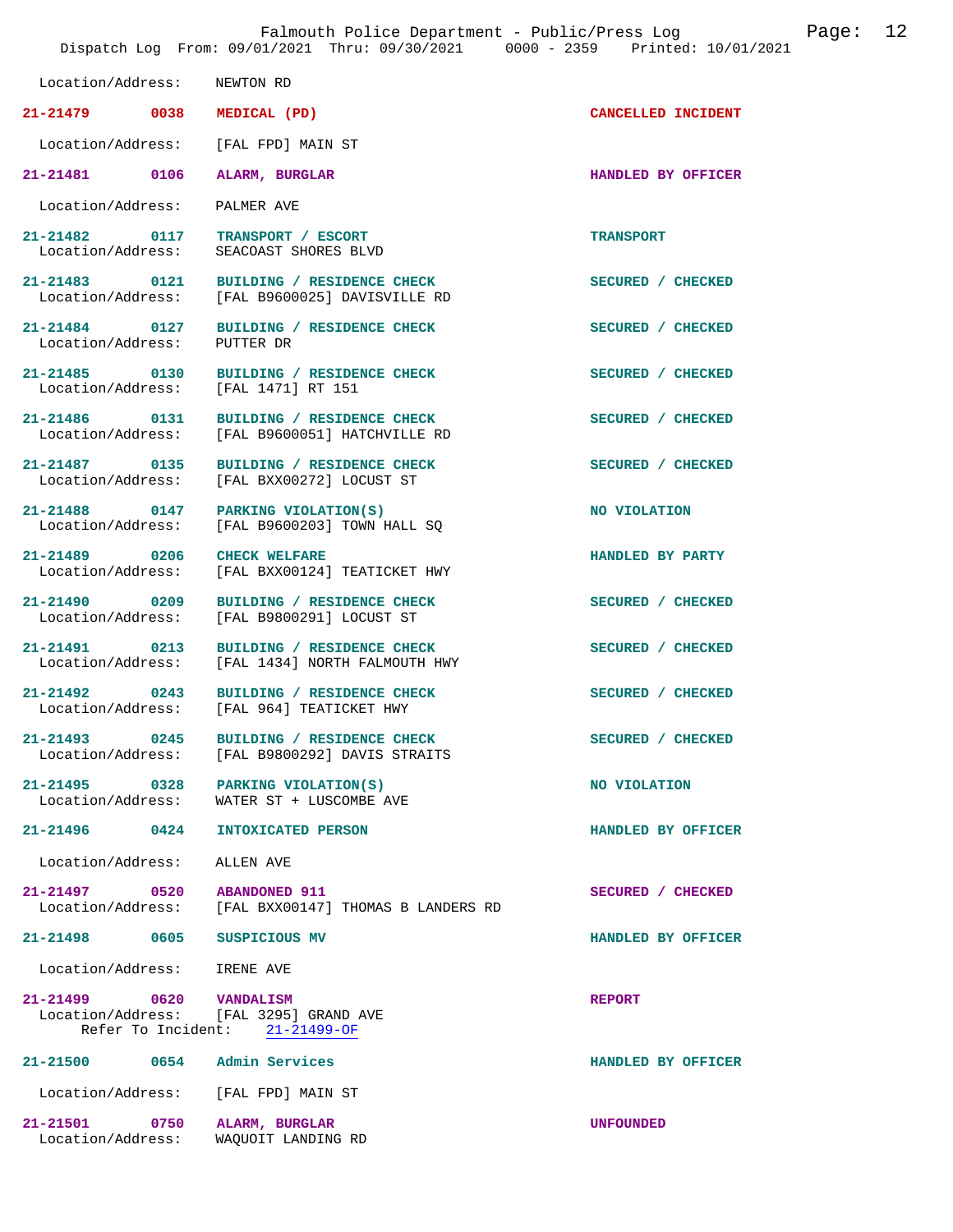Location/Address: NEWTON RD

**21-21479 0038 MEDICAL (PD)** — CANCELLED INCIDENT
Location/Address: [FAL FPD] MAIN ST

**21-21481 0106 ALARM, BURGLAR** — HANDLED BY OFFICER
Location/Address: PALMER AVE

**21-21482 0117 TRANSPORT / ESCORT** — TRANSPORT
Location/Address: SEACOAST SHORES BLVD

**21-21483 0121 BUILDING / RESIDENCE CHECK** — SECURED / CHECKED
Location/Address: [FAL B9600025] DAVISVILLE RD

**21-21484 0127 BUILDING / RESIDENCE CHECK** — SECURED / CHECKED
Location/Address: PUTTER DR

**21-21485 0130 BUILDING / RESIDENCE CHECK** — SECURED / CHECKED
Location/Address: [FAL 1471] RT 151

**21-21486 0131 BUILDING / RESIDENCE CHECK** — SECURED / CHECKED
Location/Address: [FAL B9600051] HATCHVILLE RD

**21-21487 0135 BUILDING / RESIDENCE CHECK** — SECURED / CHECKED
Location/Address: [FAL BXX00272] LOCUST ST

**21-21488 0147 PARKING VIOLATION(S)** — NO VIOLATION
Location/Address: [FAL B9600203] TOWN HALL SQ

**21-21489 0206 CHECK WELFARE** — HANDLED BY PARTY
Location/Address: [FAL BXX00124] TEATICKET HWY

**21-21490 0209 BUILDING / RESIDENCE CHECK** — SECURED / CHECKED
Location/Address: [FAL B9800291] LOCUST ST

**21-21491 0213 BUILDING / RESIDENCE CHECK** — SECURED / CHECKED
Location/Address: [FAL 1434] NORTH FALMOUTH HWY

**21-21492 0243 BUILDING / RESIDENCE CHECK** — SECURED / CHECKED
Location/Address: [FAL 964] TEATICKET HWY

**21-21493 0245 BUILDING / RESIDENCE CHECK** — SECURED / CHECKED
Location/Address: [FAL B9800292] DAVIS STRAITS

**21-21495 0328 PARKING VIOLATION(S)** — NO VIOLATION
Location/Address: WATER ST + LUSCOMBE AVE

**21-21496 0424 INTOXICATED PERSON** — HANDLED BY OFFICER
Location/Address: ALLEN AVE

**21-21497 0520 ABANDONED 911** — SECURED / CHECKED
Location/Address: [FAL BXX00147] THOMAS B LANDERS RD

**21-21498 0605 SUSPICIOUS MV** — HANDLED BY OFFICER
Location/Address: IRENE AVE

**21-21499 0620 VANDALISM** — REPORT
Location/Address: [FAL 3295] GRAND AVE
Refer To Incident: 21-21499-OF

**21-21500 0654 Admin Services** — HANDLED BY OFFICER
Location/Address: [FAL FPD] MAIN ST

**21-21501 0750 ALARM, BURGLAR** — UNFOUNDED
Location/Address: WAQUOIT LANDING RD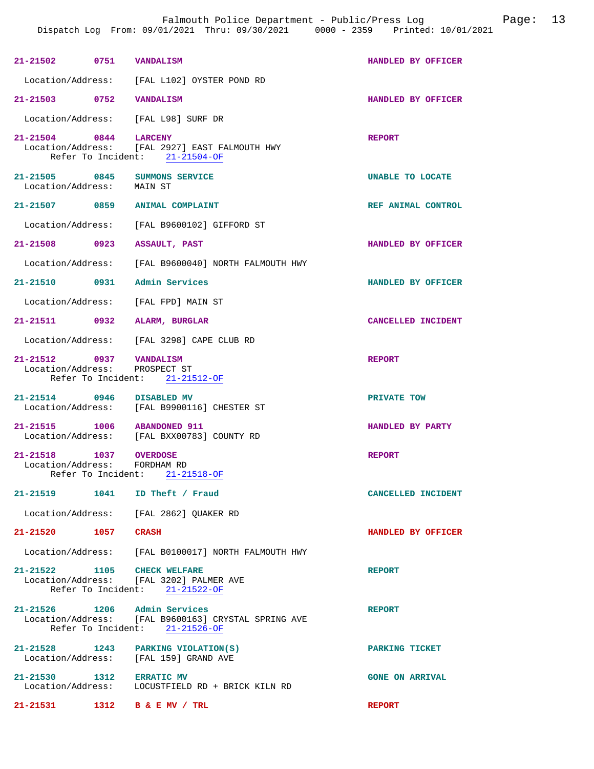| Incident | Time | Call Type | Disposition |
|---|---|---|---|
| 21-21502 | 0751 | VANDALISM | HANDLED BY OFFICER |

Location/Address: [FAL L102] OYSTER POND RD

| Incident | Time | Call Type | Disposition |
|---|---|---|---|
| 21-21503 | 0752 | VANDALISM | HANDLED BY OFFICER |

Location/Address: [FAL L98] SURF DR

**21-21504** 0844 **LARCENY** — REPORT
Location/Address: [FAL 2927] EAST FALMOUTH HWY
Refer To Incident: 21-21504-OF

**21-21505** 0845 **SUMMONS SERVICE** — UNABLE TO LOCATE
Location/Address: MAIN ST

**21-21507** 0859 **ANIMAL COMPLAINT** — REF ANIMAL CONTROL
Location/Address: [FAL B9600102] GIFFORD ST

**21-21508** 0923 **ASSAULT, PAST** — HANDLED BY OFFICER
Location/Address: [FAL B9600040] NORTH FALMOUTH HWY

**21-21510** 0931 **Admin Services** — HANDLED BY OFFICER
Location/Address: [FAL FPD] MAIN ST

**21-21511** 0932 **ALARM, BURGLAR** — CANCELLED INCIDENT
Location/Address: [FAL 3298] CAPE CLUB RD

**21-21512** 0937 **VANDALISM** — REPORT
Location/Address: PROSPECT ST
Refer To Incident: 21-21512-OF

**21-21514** 0946 **DISABLED MV** — PRIVATE TOW
Location/Address: [FAL B9900116] CHESTER ST

**21-21515** 1006 **ABANDONED 911** — HANDLED BY PARTY
Location/Address: [FAL BXX00783] COUNTY RD

**21-21518** 1037 **OVERDOSE** — REPORT
Location/Address: FORDHAM RD
Refer To Incident: 21-21518-OF

**21-21519** 1041 **ID Theft / Fraud** — CANCELLED INCIDENT
Location/Address: [FAL 2862] QUAKER RD

**21-21520** 1057 **CRASH** — HANDLED BY OFFICER
Location/Address: [FAL B0100017] NORTH FALMOUTH HWY

**21-21522** 1105 **CHECK WELFARE** — REPORT
Location/Address: [FAL 3202] PALMER AVE
Refer To Incident: 21-21522-OF

**21-21526** 1206 **Admin Services** — REPORT
Location/Address: [FAL B9600163] CRYSTAL SPRING AVE
Refer To Incident: 21-21526-OF

**21-21528** 1243 **PARKING VIOLATION(S)** — PARKING TICKET
Location/Address: [FAL 159] GRAND AVE

**21-21530** 1312 **ERRATIC MV** — GONE ON ARRIVAL
Location/Address: LOCUSTFIELD RD + BRICK KILN RD

**21-21531** 1312 **B & E MV / TRL** — REPORT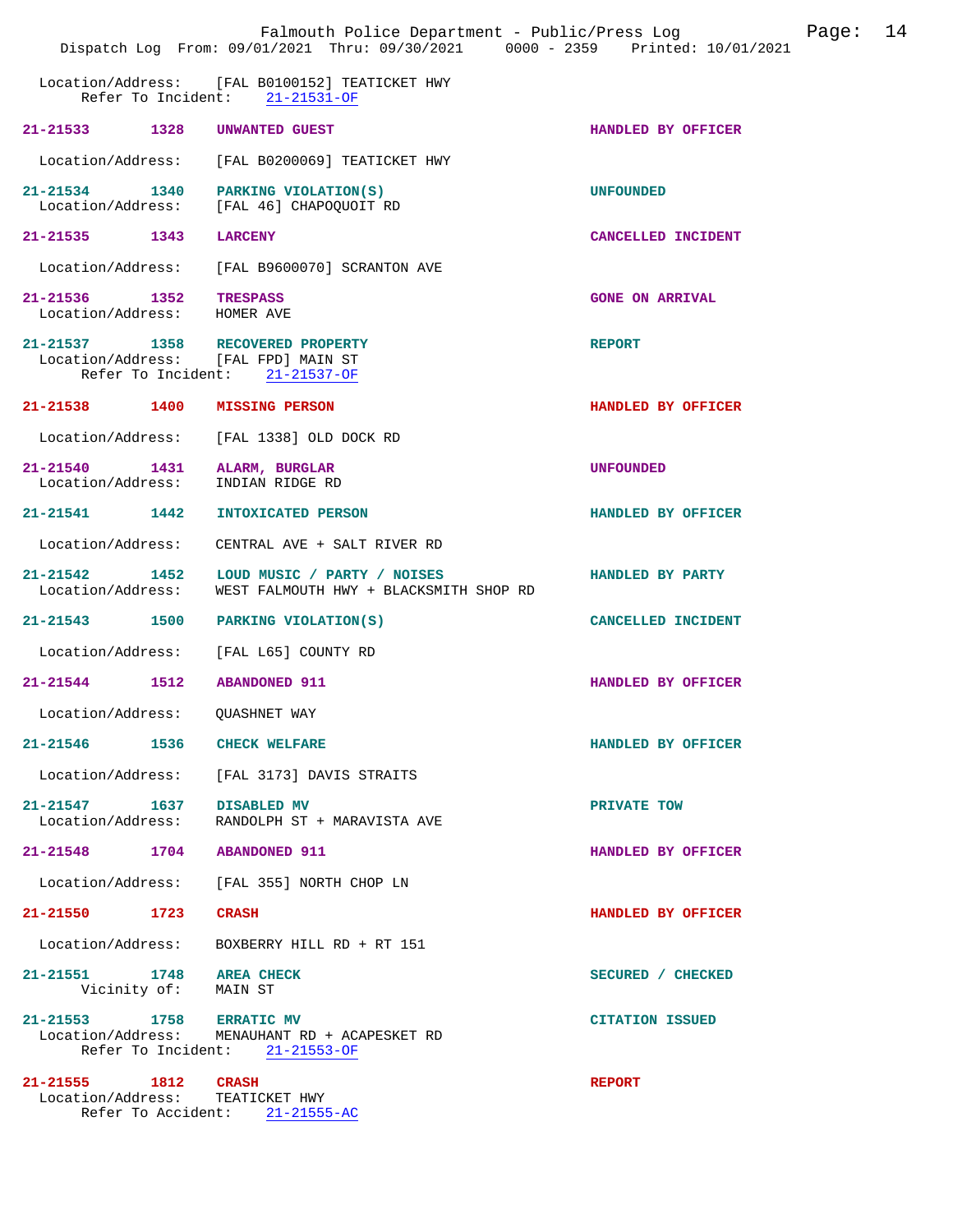Location/Address: [FAL B0100152] TEATICKET HWY
Refer To Incident: 21-21531-OF

**21-21533 1328 UNWANTED GUEST** — HANDLED BY OFFICER
Location/Address: [FAL B0200069] TEATICKET HWY

**21-21534 1340 PARKING VIOLATION(S)** — UNFOUNDED
Location/Address: [FAL 46] CHAPOQUOIT RD

**21-21535 1343 LARCENY** — CANCELLED INCIDENT
Location/Address: [FAL B9600070] SCRANTON AVE

**21-21536 1352 TRESPASS** — GONE ON ARRIVAL
Location/Address: HOMER AVE

**21-21537 1358 RECOVERED PROPERTY** — REPORT
Location/Address: [FAL FPD] MAIN ST
Refer To Incident: 21-21537-OF

**21-21538 1400 MISSING PERSON** — HANDLED BY OFFICER
Location/Address: [FAL 1338] OLD DOCK RD

**21-21540 1431 ALARM, BURGLAR** — UNFOUNDED
Location/Address: INDIAN RIDGE RD

**21-21541 1442 INTOXICATED PERSON** — HANDLED BY OFFICER
Location/Address: CENTRAL AVE + SALT RIVER RD

**21-21542 1452 LOUD MUSIC / PARTY / NOISES** — HANDLED BY PARTY
Location/Address: WEST FALMOUTH HWY + BLACKSMITH SHOP RD

**21-21543 1500 PARKING VIOLATION(S)** — CANCELLED INCIDENT
Location/Address: [FAL L65] COUNTY RD

**21-21544 1512 ABANDONED 911** — HANDLED BY OFFICER
Location/Address: QUASHNET WAY

**21-21546 1536 CHECK WELFARE** — HANDLED BY OFFICER
Location/Address: [FAL 3173] DAVIS STRAITS

**21-21547 1637 DISABLED MV** — PRIVATE TOW
Location/Address: RANDOLPH ST + MARAVISTA AVE

**21-21548 1704 ABANDONED 911** — HANDLED BY OFFICER
Location/Address: [FAL 355] NORTH CHOP LN

**21-21550 1723 CRASH** — HANDLED BY OFFICER
Location/Address: BOXBERRY HILL RD + RT 151

**21-21551 1748 AREA CHECK** — SECURED / CHECKED
Vicinity of: MAIN ST

**21-21553 1758 ERRATIC MV** — CITATION ISSUED
Location/Address: MENAUHANT RD + ACAPESKET RD
Refer To Incident: 21-21553-OF

**21-21555 1812 CRASH** — REPORT
Location/Address: TEATICKET HWY
Refer To Accident: 21-21555-AC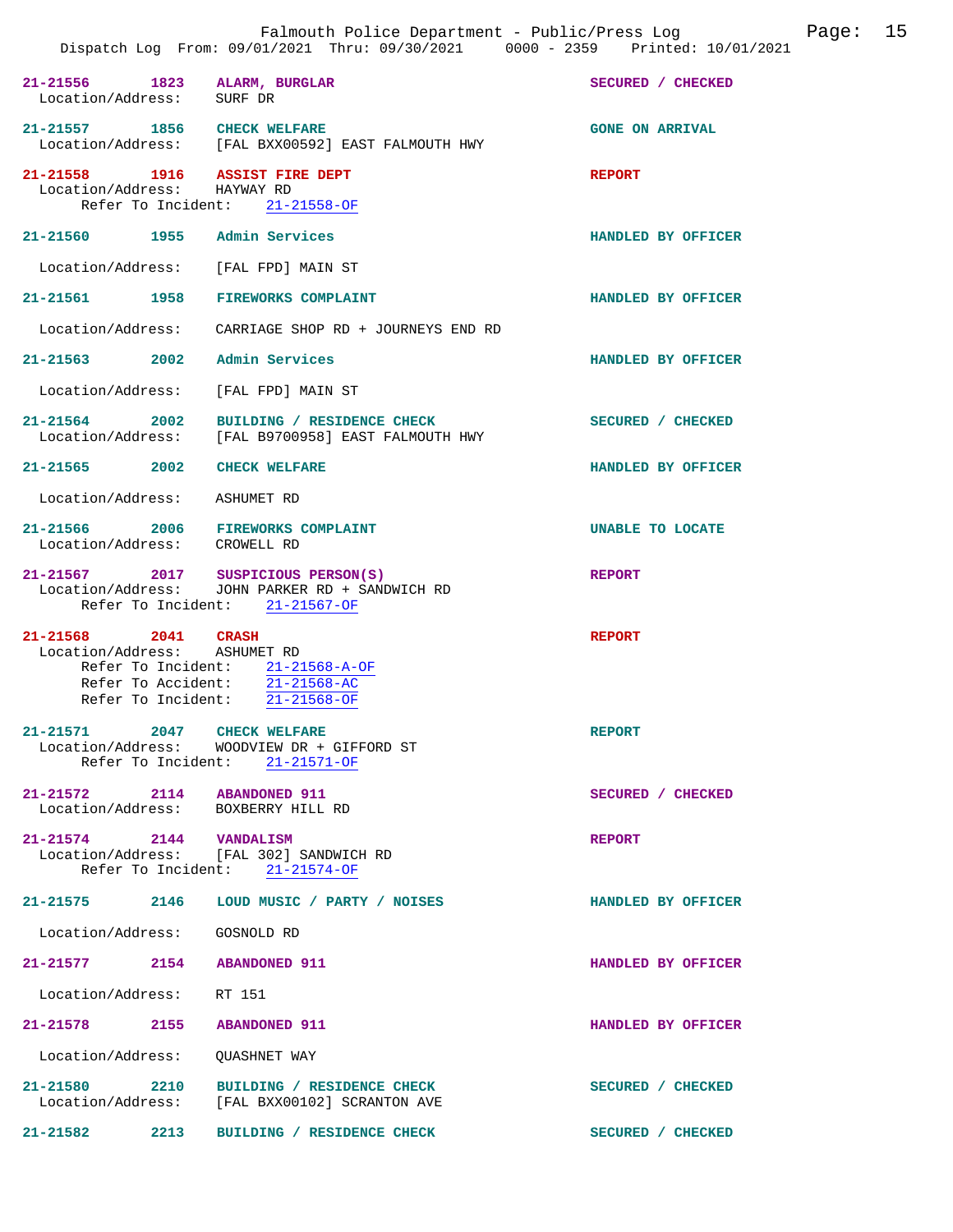21-21556 1823 **ALARM, BURGLAR** SECURED / CHECKED
Location/Address: SURF DR

21-21557 1856 **CHECK WELFARE** GONE ON ARRIVAL
Location/Address: [FAL BXX00592] EAST FALMOUTH HWY

21-21558 1916 **ASSIST FIRE DEPT** REPORT
Location/Address: HAYWAY RD
Refer To Incident: 21-21558-OF

21-21560 1955 **Admin Services** HANDLED BY OFFICER
Location/Address: [FAL FPD] MAIN ST

21-21561 1958 **FIREWORKS COMPLAINT** HANDLED BY OFFICER
Location/Address: CARRIAGE SHOP RD + JOURNEYS END RD

21-21563 2002 **Admin Services** HANDLED BY OFFICER
Location/Address: [FAL FPD] MAIN ST

21-21564 2002 **BUILDING / RESIDENCE CHECK** SECURED / CHECKED
Location/Address: [FAL B9700958] EAST FALMOUTH HWY

21-21565 2002 **CHECK WELFARE** HANDLED BY OFFICER
Location/Address: ASHUMET RD

21-21566 2006 **FIREWORKS COMPLAINT** UNABLE TO LOCATE
Location/Address: CROWELL RD

21-21567 2017 **SUSPICIOUS PERSON(S)** REPORT
Location/Address: JOHN PARKER RD + SANDWICH RD
Refer To Incident: 21-21567-OF

21-21568 2041 **CRASH** REPORT
Location/Address: ASHUMET RD
Refer To Incident: 21-21568-A-OF
Refer To Accident: 21-21568-AC
Refer To Incident: 21-21568-OF

21-21571 2047 **CHECK WELFARE** REPORT
Location/Address: WOODVIEW DR + GIFFORD ST
Refer To Incident: 21-21571-OF

21-21572 2114 **ABANDONED 911** SECURED / CHECKED
Location/Address: BOXBERRY HILL RD

21-21574 2144 **VANDALISM** REPORT
Location/Address: [FAL 302] SANDWICH RD
Refer To Incident: 21-21574-OF

21-21575 2146 **LOUD MUSIC / PARTY / NOISES** HANDLED BY OFFICER
Location/Address: GOSNOLD RD

21-21577 2154 **ABANDONED 911** HANDLED BY OFFICER
Location/Address: RT 151

21-21578 2155 **ABANDONED 911** HANDLED BY OFFICER
Location/Address: QUASHNET WAY

21-21580 2210 **BUILDING / RESIDENCE CHECK** SECURED / CHECKED
Location/Address: [FAL BXX00102] SCRANTON AVE

21-21582 2213 **BUILDING / RESIDENCE CHECK** SECURED / CHECKED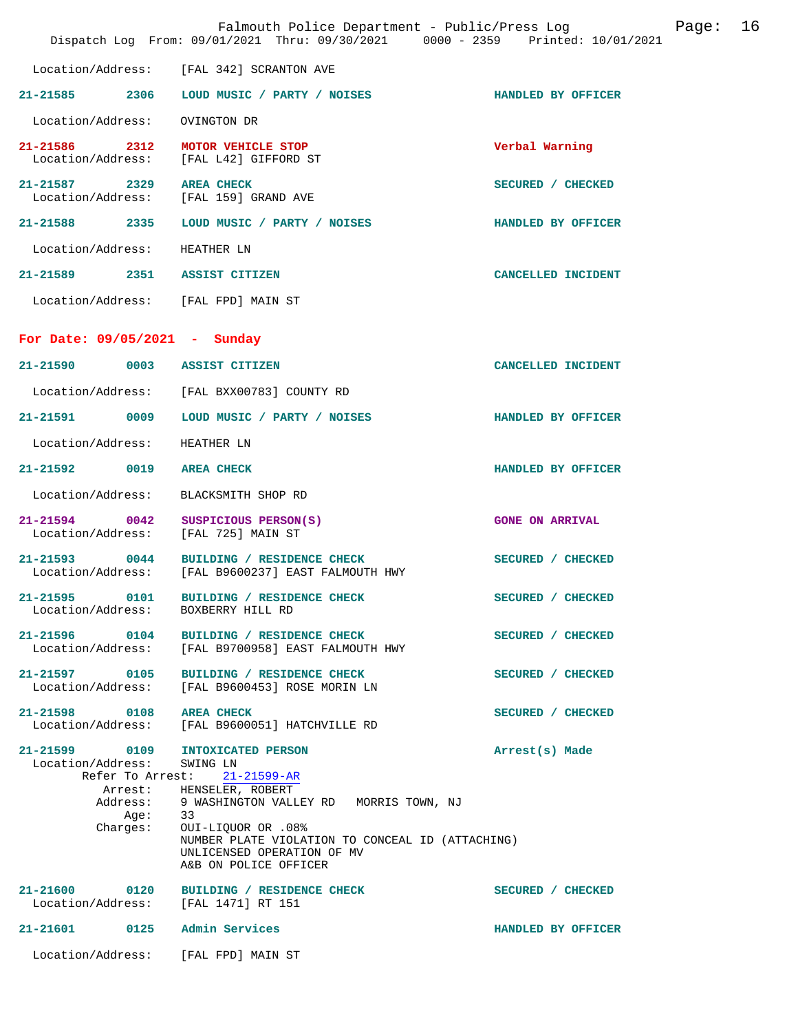Location/Address: [FAL 342] SCRANTON AVE

**21-21585 2306 LOUD MUSIC / PARTY / NOISES** — HANDLED BY OFFICER
Location/Address: OVINGTON DR

**21-21586 2312 MOTOR VEHICLE STOP** — Verbal Warning
Location/Address: [FAL L42] GIFFORD ST

**21-21587 2329 AREA CHECK** — SECURED / CHECKED
Location/Address: [FAL 159] GRAND AVE

**21-21588 2335 LOUD MUSIC / PARTY / NOISES** — HANDLED BY OFFICER
Location/Address: HEATHER LN

**21-21589 2351 ASSIST CITIZEN** — CANCELLED INCIDENT
Location/Address: [FAL FPD] MAIN ST

## For Date: 09/05/2021 - Sunday

**21-21590 0003 ASSIST CITIZEN** — CANCELLED INCIDENT
Location/Address: [FAL BXX00783] COUNTY RD

**21-21591 0009 LOUD MUSIC / PARTY / NOISES** — HANDLED BY OFFICER
Location/Address: HEATHER LN

**21-21592 0019 AREA CHECK** — HANDLED BY OFFICER
Location/Address: BLACKSMITH SHOP RD

**21-21594 0042 SUSPICIOUS PERSON(S)** — GONE ON ARRIVAL
Location/Address: [FAL 725] MAIN ST

**21-21593 0044 BUILDING / RESIDENCE CHECK** — SECURED / CHECKED
Location/Address: [FAL B9600237] EAST FALMOUTH HWY

**21-21595 0101 BUILDING / RESIDENCE CHECK** — SECURED / CHECKED
Location/Address: BOXBERRY HILL RD

**21-21596 0104 BUILDING / RESIDENCE CHECK** — SECURED / CHECKED
Location/Address: [FAL B9700958] EAST FALMOUTH HWY

**21-21597 0105 BUILDING / RESIDENCE CHECK** — SECURED / CHECKED
Location/Address: [FAL B9600453] ROSE MORIN LN

**21-21598 0108 AREA CHECK** — SECURED / CHECKED
Location/Address: [FAL B9600051] HATCHVILLE RD

**21-21599 0109 INTOXICATED PERSON** — Arrest(s) Made
Location/Address: SWING LN
Refer To Arrest: 21-21599-AR
Arrest: HENSELER, ROBERT
Address: 9 WASHINGTON VALLEY RD MORRIS TOWN, NJ
Age: 33
Charges: OUI-LIQUOR OR .08%
NUMBER PLATE VIOLATION TO CONCEAL ID (ATTACHING)
UNLICENSED OPERATION OF MV
A&B ON POLICE OFFICER

**21-21600 0120 BUILDING / RESIDENCE CHECK** — SECURED / CHECKED
Location/Address: [FAL 1471] RT 151

**21-21601 0125 Admin Services** — HANDLED BY OFFICER
Location/Address: [FAL FPD] MAIN ST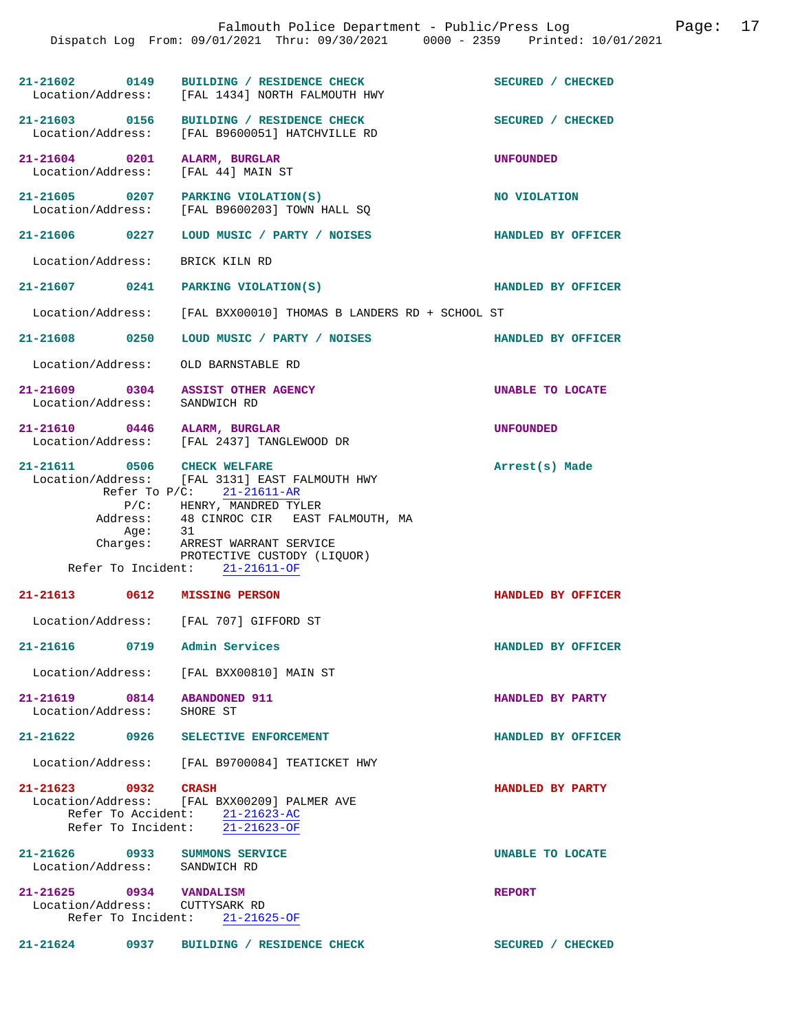21-21602 0149 BUILDING / RESIDENCE CHECK SECURED / CHECKED
Location/Address: [FAL 1434] NORTH FALMOUTH HWY

21-21603 0156 BUILDING / RESIDENCE CHECK SECURED / CHECKED
Location/Address: [FAL B9600051] HATCHVILLE RD

21-21604 0201 ALARM, BURGLAR UNFOUNDED
Location/Address: [FAL 44] MAIN ST

21-21605 0207 PARKING VIOLATION(S) NO VIOLATION
Location/Address: [FAL B9600203] TOWN HALL SQ

21-21606 0227 LOUD MUSIC / PARTY / NOISES HANDLED BY OFFICER
Location/Address: BRICK KILN RD

21-21607 0241 PARKING VIOLATION(S) HANDLED BY OFFICER
Location/Address: [FAL BXX00010] THOMAS B LANDERS RD + SCHOOL ST

21-21608 0250 LOUD MUSIC / PARTY / NOISES HANDLED BY OFFICER
Location/Address: OLD BARNSTABLE RD

21-21609 0304 ASSIST OTHER AGENCY UNABLE TO LOCATE
Location/Address: SANDWICH RD

21-21610 0446 ALARM, BURGLAR UNFOUNDED
Location/Address: [FAL 2437] TANGLEWOOD DR

21-21611 0506 CHECK WELFARE Arrest(s) Made
Location/Address: [FAL 3131] EAST FALMOUTH HWY
Refer To P/C: 21-21611-AR
P/C: HENRY, MANDRED TYLER
Address: 48 CINROC CIR EAST FALMOUTH, MA
Age: 31
Charges: ARREST WARRANT SERVICE
PROTECTIVE CUSTODY (LIQUOR)
Refer To Incident: 21-21611-OF

21-21613 0612 MISSING PERSON HANDLED BY OFFICER
Location/Address: [FAL 707] GIFFORD ST

21-21616 0719 Admin Services HANDLED BY OFFICER
Location/Address: [FAL BXX00810] MAIN ST

21-21619 0814 ABANDONED 911 HANDLED BY PARTY
Location/Address: SHORE ST

21-21622 0926 SELECTIVE ENFORCEMENT HANDLED BY OFFICER
Location/Address: [FAL B9700084] TEATICKET HWY

21-21623 0932 CRASH HANDLED BY PARTY
Location/Address: [FAL BXX00209] PALMER AVE
Refer To Accident: 21-21623-AC
Refer To Incident: 21-21623-OF

21-21626 0933 SUMMONS SERVICE UNABLE TO LOCATE
Location/Address: SANDWICH RD

21-21625 0934 VANDALISM REPORT
Location/Address: CUTTYSARK RD
Refer To Incident: 21-21625-OF

21-21624 0937 BUILDING / RESIDENCE CHECK SECURED / CHECKED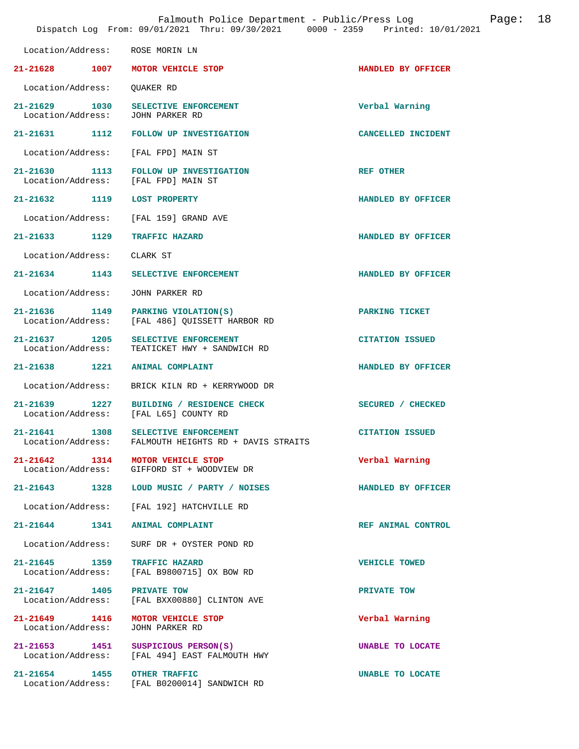Location/Address: ROSE MORIN LN

| Call # | Time | Call Reason | Action |
|---|---|---|---|
| 21-21628 | 1007 | MOTOR VEHICLE STOP | HANDLED BY OFFICER |
| | | Location/Address: QUAKER RD | |
| 21-21629 | 1030 | SELECTIVE ENFORCEMENT | Verbal Warning |
| | | Location/Address: JOHN PARKER RD | |
| 21-21631 | 1112 | FOLLOW UP INVESTIGATION | CANCELLED INCIDENT |
| | | Location/Address: [FAL FPD] MAIN ST | |
| 21-21630 | 1113 | FOLLOW UP INVESTIGATION | REF OTHER |
| | | Location/Address: [FAL FPD] MAIN ST | |
| 21-21632 | 1119 | LOST PROPERTY | HANDLED BY OFFICER |
| | | Location/Address: [FAL 159] GRAND AVE | |
| 21-21633 | 1129 | TRAFFIC HAZARD | HANDLED BY OFFICER |
| | | Location/Address: CLARK ST | |
| 21-21634 | 1143 | SELECTIVE ENFORCEMENT | HANDLED BY OFFICER |
| | | Location/Address: JOHN PARKER RD | |
| 21-21636 | 1149 | PARKING VIOLATION(S) | PARKING TICKET |
| | | Location/Address: [FAL 486] QUISSETT HARBOR RD | |
| 21-21637 | 1205 | SELECTIVE ENFORCEMENT | CITATION ISSUED |
| | | Location/Address: TEATICKET HWY + SANDWICH RD | |
| 21-21638 | 1221 | ANIMAL COMPLAINT | HANDLED BY OFFICER |
| | | Location/Address: BRICK KILN RD + KERRYWOOD DR | |
| 21-21639 | 1227 | BUILDING / RESIDENCE CHECK | SECURED / CHECKED |
| | | Location/Address: [FAL L65] COUNTY RD | |
| 21-21641 | 1308 | SELECTIVE ENFORCEMENT | CITATION ISSUED |
| | | Location/Address: FALMOUTH HEIGHTS RD + DAVIS STRAITS | |
| 21-21642 | 1314 | MOTOR VEHICLE STOP | Verbal Warning |
| | | Location/Address: GIFFORD ST + WOODVIEW DR | |
| 21-21643 | 1328 | LOUD MUSIC / PARTY / NOISES | HANDLED BY OFFICER |
| | | Location/Address: [FAL 192] HATCHVILLE RD | |
| 21-21644 | 1341 | ANIMAL COMPLAINT | REF ANIMAL CONTROL |
| | | Location/Address: SURF DR + OYSTER POND RD | |
| 21-21645 | 1359 | TRAFFIC HAZARD | VEHICLE TOWED |
| | | Location/Address: [FAL B9800715] OX BOW RD | |
| 21-21647 | 1405 | PRIVATE TOW | PRIVATE TOW |
| | | Location/Address: [FAL BXX00880] CLINTON AVE | |
| 21-21649 | 1416 | MOTOR VEHICLE STOP | Verbal Warning |
| | | Location/Address: JOHN PARKER RD | |
| 21-21653 | 1451 | SUSPICIOUS PERSON(S) | UNABLE TO LOCATE |
| | | Location/Address: [FAL 494] EAST FALMOUTH HWY | |
| 21-21654 | 1455 | OTHER TRAFFIC | UNABLE TO LOCATE |
| | | Location/Address: [FAL B0200014] SANDWICH RD | |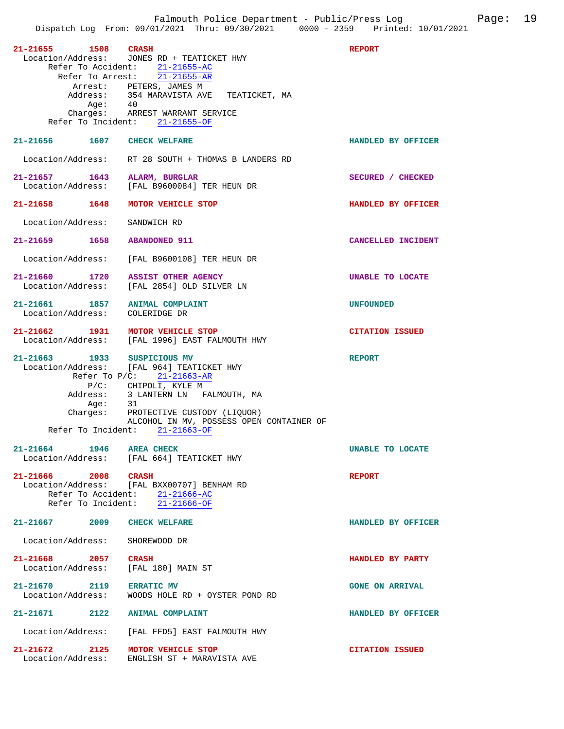**21-21655 1508 CRASH** — REPORT
Location/Address: JONES RD + TEATICKET HWY
Refer To Accident: 21-21655-AC
Refer To Arrest: 21-21655-AR
Arrest: PETERS, JAMES M
Address: 354 MARAVISTA AVE TEATICKET, MA
Age: 40
Charges: ARREST WARRANT SERVICE
Refer To Incident: 21-21655-OF

**21-21656 1607 CHECK WELFARE** — HANDLED BY OFFICER
Location/Address: RT 28 SOUTH + THOMAS B LANDERS RD

**21-21657 1643 ALARM, BURGLAR** — SECURED / CHECKED
Location/Address: [FAL B9600084] TER HEUN DR

**21-21658 1648 MOTOR VEHICLE STOP** — HANDLED BY OFFICER
Location/Address: SANDWICH RD

**21-21659 1658 ABANDONED 911** — CANCELLED INCIDENT
Location/Address: [FAL B9600108] TER HEUN DR

**21-21660 1720 ASSIST OTHER AGENCY** — UNABLE TO LOCATE
Location/Address: [FAL 2854] OLD SILVER LN

**21-21661 1857 ANIMAL COMPLAINT** — UNFOUNDED
Location/Address: COLERIDGE DR

**21-21662 1931 MOTOR VEHICLE STOP** — CITATION ISSUED
Location/Address: [FAL 1996] EAST FALMOUTH HWY

**21-21663 1933 SUSPICIOUS MV** — REPORT
Location/Address: [FAL 964] TEATICKET HWY
Refer To P/C: 21-21663-AR
P/C: CHIPOLI, KYLE M
Address: 3 LANTERN LN FALMOUTH, MA
Age: 31
Charges: PROTECTIVE CUSTODY (LIQUOR)
ALCOHOL IN MV, POSSESS OPEN CONTAINER OF
Refer To Incident: 21-21663-OF

**21-21664 1946 AREA CHECK** — UNABLE TO LOCATE
Location/Address: [FAL 664] TEATICKET HWY

**21-21666 2008 CRASH** — REPORT
Location/Address: [FAL BXX00707] BENHAM RD
Refer To Accident: 21-21666-AC
Refer To Incident: 21-21666-OF

**21-21667 2009 CHECK WELFARE** — HANDLED BY OFFICER
Location/Address: SHOREWOOD DR

**21-21668 2057 CRASH** — HANDLED BY PARTY
Location/Address: [FAL 180] MAIN ST

**21-21670 2119 ERRATIC MV** — GONE ON ARRIVAL
Location/Address: WOODS HOLE RD + OYSTER POND RD

**21-21671 2122 ANIMAL COMPLAINT** — HANDLED BY OFFICER
Location/Address: [FAL FFD5] EAST FALMOUTH HWY

**21-21672 2125 MOTOR VEHICLE STOP** — CITATION ISSUED
Location/Address: ENGLISH ST + MARAVISTA AVE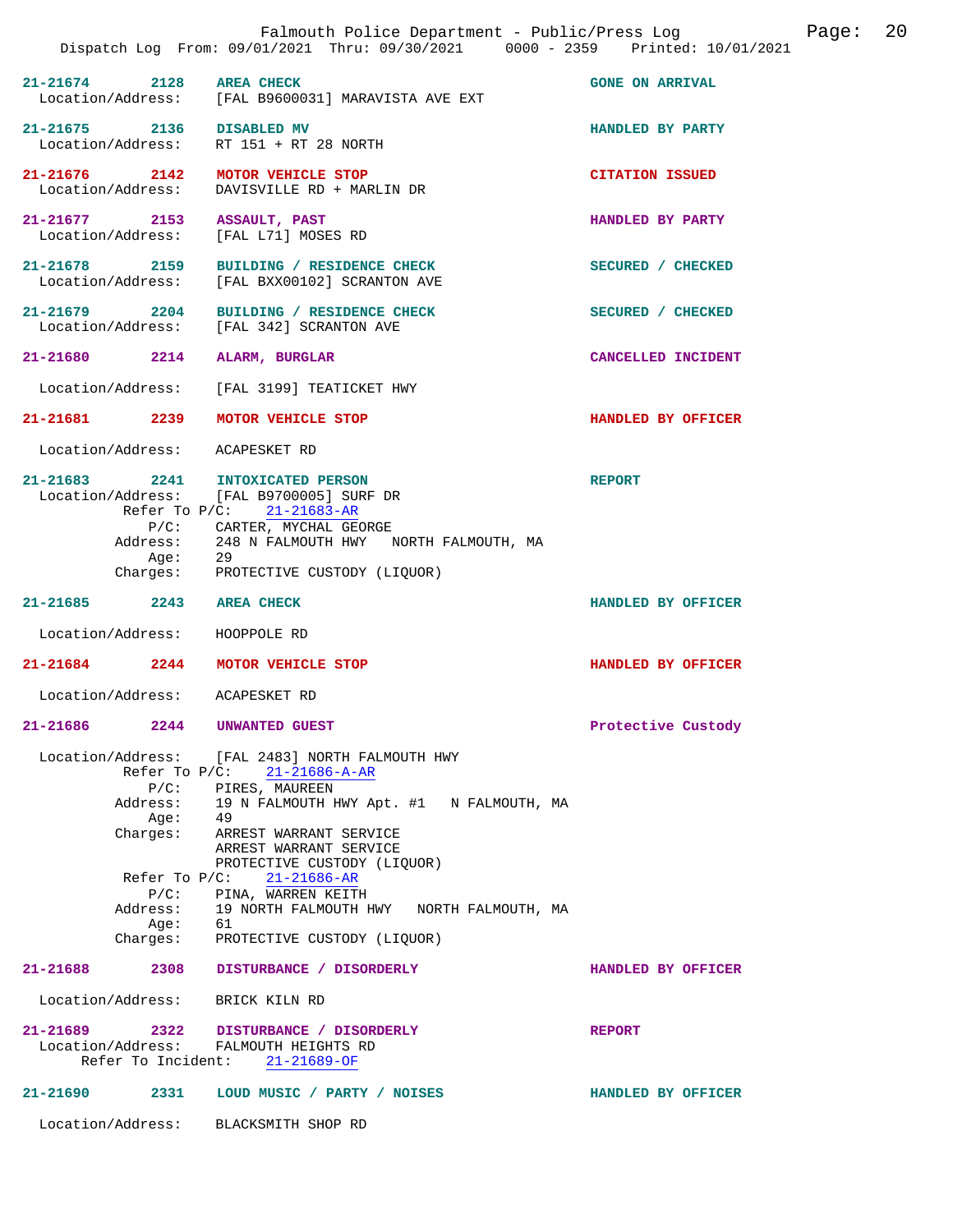**21-21674** 2128 **AREA CHECK** — GONE ON ARRIVAL
Location/Address: [FAL B9600031] MARAVISTA AVE EXT

**21-21675** 2136 **DISABLED MV** — HANDLED BY PARTY
Location/Address: RT 151 + RT 28 NORTH

**21-21676** 2142 **MOTOR VEHICLE STOP** — CITATION ISSUED
Location/Address: DAVISVILLE RD + MARLIN DR

**21-21677** 2153 **ASSAULT, PAST** — HANDLED BY PARTY
Location/Address: [FAL L71] MOSES RD

**21-21678** 2159 **BUILDING / RESIDENCE CHECK** — SECURED / CHECKED
Location/Address: [FAL BXX00102] SCRANTON AVE

**21-21679** 2204 **BUILDING / RESIDENCE CHECK** — SECURED / CHECKED
Location/Address: [FAL 342] SCRANTON AVE

**21-21680** 2214 **ALARM, BURGLAR** — CANCELLED INCIDENT
Location/Address: [FAL 3199] TEATICKET HWY

**21-21681** 2239 **MOTOR VEHICLE STOP** — HANDLED BY OFFICER
Location/Address: ACAPESKET RD

**21-21683** 2241 **INTOXICATED PERSON** — REPORT
Location/Address: [FAL B9700005] SURF DR
Refer To P/C: 21-21683-AR
P/C: CARTER, MYCHAL GEORGE
Address: 248 N FALMOUTH HWY NORTH FALMOUTH, MA
Age: 29
Charges: PROTECTIVE CUSTODY (LIQUOR)

**21-21685** 2243 **AREA CHECK** — HANDLED BY OFFICER
Location/Address: HOOPPOLE RD

**21-21684** 2244 **MOTOR VEHICLE STOP** — HANDLED BY OFFICER
Location/Address: ACAPESKET RD

**21-21686** 2244 **UNWANTED GUEST** — Protective Custody
Location/Address: [FAL 2483] NORTH FALMOUTH HWY
Refer To P/C: 21-21686-A-AR
P/C: PIRES, MAUREEN
Address: 19 N FALMOUTH HWY Apt. #1 N FALMOUTH, MA
Age: 49
Charges: ARREST WARRANT SERVICE
ARREST WARRANT SERVICE
PROTECTIVE CUSTODY (LIQUOR)
Refer To P/C: 21-21686-AR
P/C: PINA, WARREN KEITH
Address: 19 NORTH FALMOUTH HWY NORTH FALMOUTH, MA
Age: 61
Charges: PROTECTIVE CUSTODY (LIQUOR)

**21-21688** 2308 **DISTURBANCE / DISORDERLY** — HANDLED BY OFFICER
Location/Address: BRICK KILN RD

**21-21689** 2322 **DISTURBANCE / DISORDERLY** — REPORT
Location/Address: FALMOUTH HEIGHTS RD
Refer To Incident: 21-21689-OF

**21-21690** 2331 **LOUD MUSIC / PARTY / NOISES** — HANDLED BY OFFICER
Location/Address: BLACKSMITH SHOP RD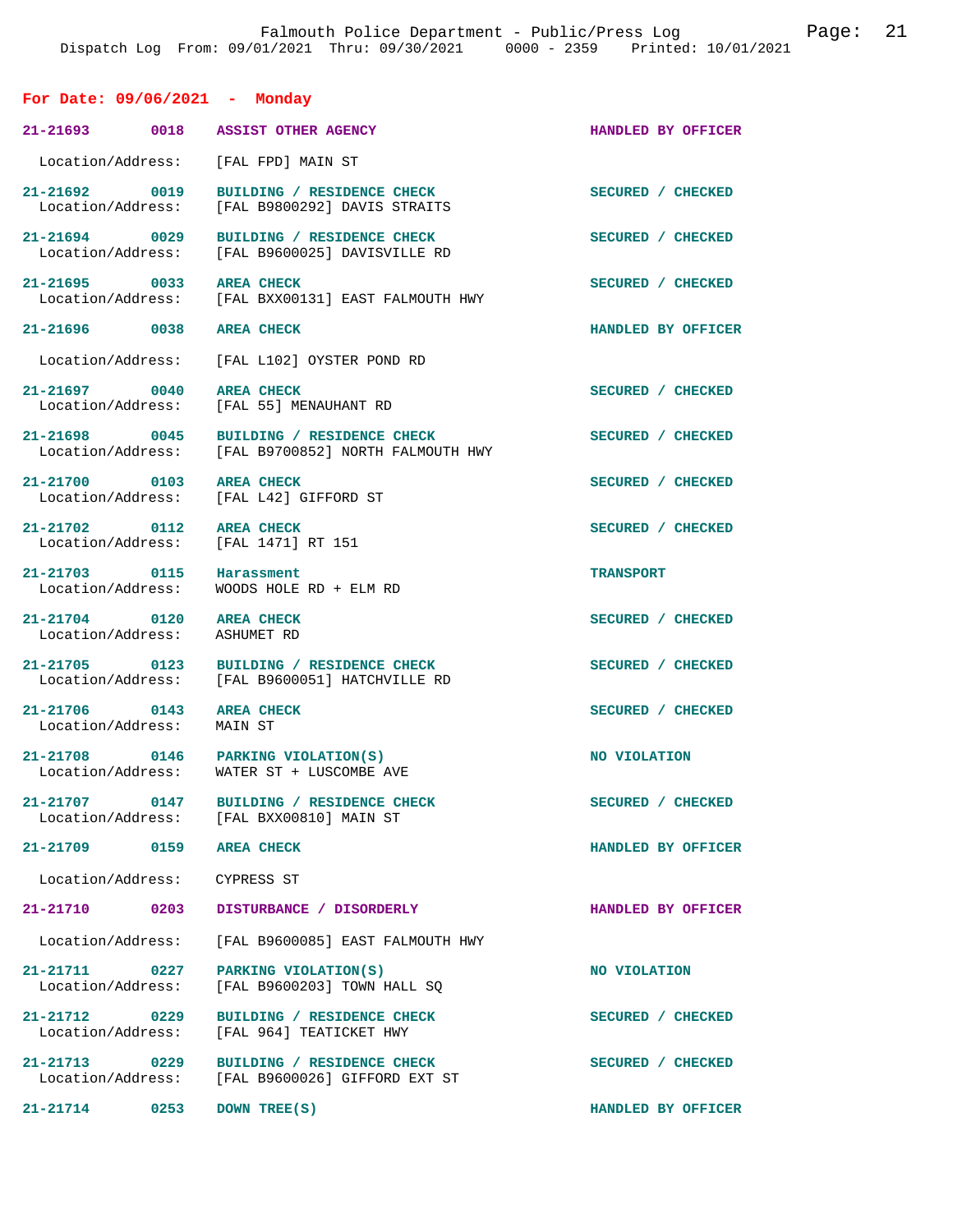**For Date: 09/06/2021 - Monday**

| Call # | Time | Call Reason | Action |
|---|---|---|---|
| 21-21693 | 0018 | ASSIST OTHER AGENCY | HANDLED BY OFFICER |
| Location/Address: | | [FAL FPD] MAIN ST | |
| 21-21692 | 0019 | BUILDING / RESIDENCE CHECK | SECURED / CHECKED |
| Location/Address: | | [FAL B9800292] DAVIS STRAITS | |
| 21-21694 | 0029 | BUILDING / RESIDENCE CHECK | SECURED / CHECKED |
| Location/Address: | | [FAL B9600025] DAVISVILLE RD | |
| 21-21695 | 0033 | AREA CHECK | SECURED / CHECKED |
| Location/Address: | | [FAL BXX00131] EAST FALMOUTH HWY | |
| 21-21696 | 0038 | AREA CHECK | HANDLED BY OFFICER |
| Location/Address: | | [FAL L102] OYSTER POND RD | |
| 21-21697 | 0040 | AREA CHECK | SECURED / CHECKED |
| Location/Address: | | [FAL 55] MENAUHANT RD | |
| 21-21698 | 0045 | BUILDING / RESIDENCE CHECK | SECURED / CHECKED |
| Location/Address: | | [FAL B9700852] NORTH FALMOUTH HWY | |
| 21-21700 | 0103 | AREA CHECK | SECURED / CHECKED |
| Location/Address: | | [FAL L42] GIFFORD ST | |
| 21-21702 | 0112 | AREA CHECK | SECURED / CHECKED |
| Location/Address: | | [FAL 1471] RT 151 | |
| 21-21703 | 0115 | Harassment | TRANSPORT |
| Location/Address: | | WOODS HOLE RD + ELM RD | |
| 21-21704 | 0120 | AREA CHECK | SECURED / CHECKED |
| Location/Address: | | ASHUMET RD | |
| 21-21705 | 0123 | BUILDING / RESIDENCE CHECK | SECURED / CHECKED |
| Location/Address: | | [FAL B9600051] HATCHVILLE RD | |
| 21-21706 | 0143 | AREA CHECK | SECURED / CHECKED |
| Location/Address: | | MAIN ST | |
| 21-21708 | 0146 | PARKING VIOLATION(S) | NO VIOLATION |
| Location/Address: | | WATER ST + LUSCOMBE AVE | |
| 21-21707 | 0147 | BUILDING / RESIDENCE CHECK | SECURED / CHECKED |
| Location/Address: | | [FAL BXX00810] MAIN ST | |
| 21-21709 | 0159 | AREA CHECK | HANDLED BY OFFICER |
| Location/Address: | | CYPRESS ST | |
| 21-21710 | 0203 | DISTURBANCE / DISORDERLY | HANDLED BY OFFICER |
| Location/Address: | | [FAL B9600085] EAST FALMOUTH HWY | |
| 21-21711 | 0227 | PARKING VIOLATION(S) | NO VIOLATION |
| Location/Address: | | [FAL B9600203] TOWN HALL SQ | |
| 21-21712 | 0229 | BUILDING / RESIDENCE CHECK | SECURED / CHECKED |
| Location/Address: | | [FAL 964] TEATICKET HWY | |
| 21-21713 | 0229 | BUILDING / RESIDENCE CHECK | SECURED / CHECKED |
| Location/Address: | | [FAL B9600026] GIFFORD EXT ST | |
| 21-21714 | 0253 | DOWN TREE(S) | HANDLED BY OFFICER |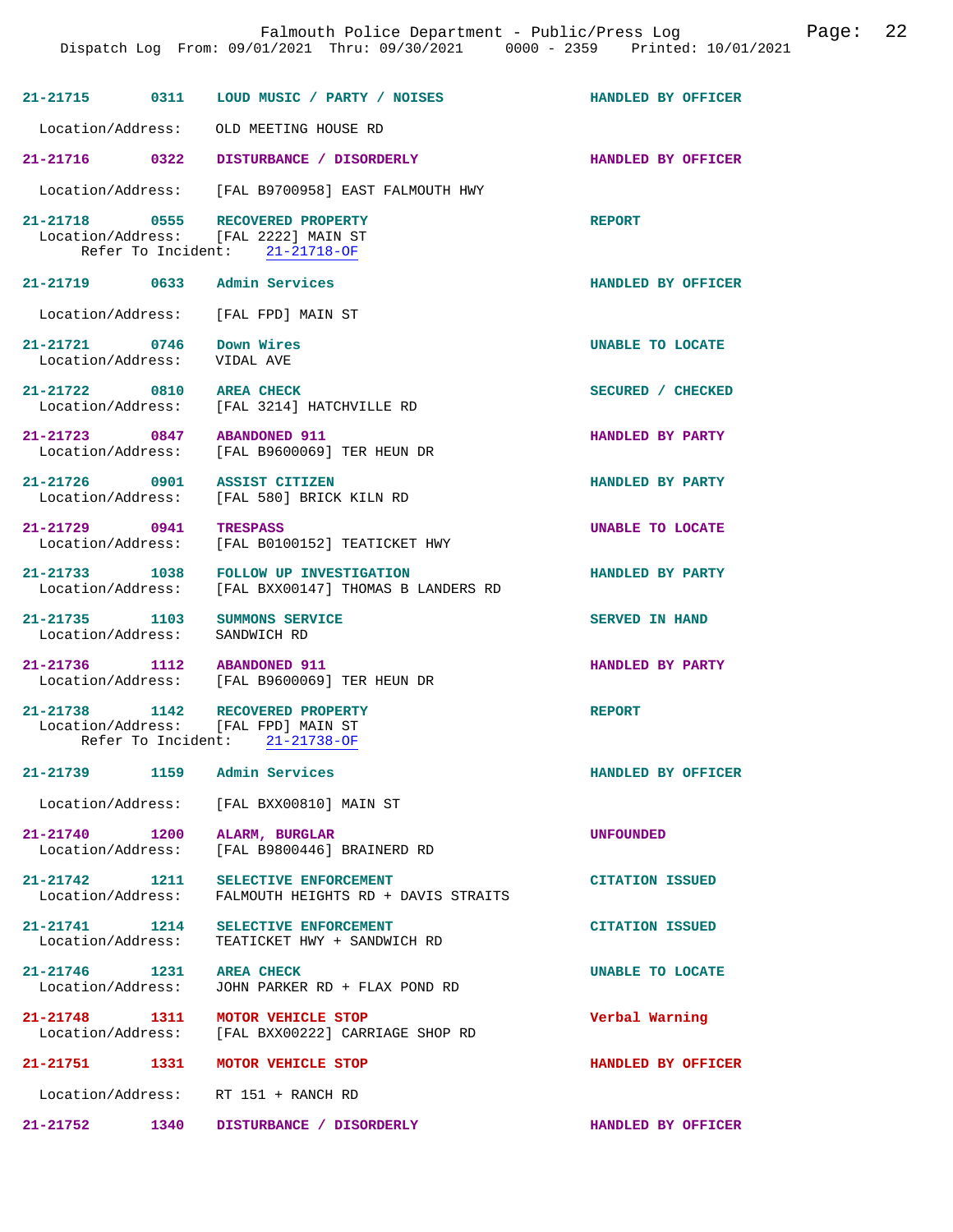| Incident | Time | Type | Disposition |
|---|---|---|---|
| 21-21715 | 0311 | LOUD MUSIC / PARTY / NOISES | HANDLED BY OFFICER |

Location/Address: OLD MEETING HOUSE RD

| Incident | Time | Type | Disposition |
|---|---|---|---|
| 21-21716 | 0322 | DISTURBANCE / DISORDERLY | HANDLED BY OFFICER |

Location/Address: [FAL B9700958] EAST FALMOUTH HWY

**21-21718** 0555 RECOVERED PROPERTY — REPORT
Location/Address: [FAL 2222] MAIN ST
Refer To Incident: 21-21718-OF

**21-21719** 0633 Admin Services — HANDLED BY OFFICER
Location/Address: [FAL FPD] MAIN ST

**21-21721** 0746 Down Wires — UNABLE TO LOCATE
Location/Address: VIDAL AVE

**21-21722** 0810 AREA CHECK — SECURED / CHECKED
Location/Address: [FAL 3214] HATCHVILLE RD

**21-21723** 0847 ABANDONED 911 — HANDLED BY PARTY
Location/Address: [FAL B9600069] TER HEUN DR

**21-21726** 0901 ASSIST CITIZEN — HANDLED BY PARTY
Location/Address: [FAL 580] BRICK KILN RD

**21-21729** 0941 TRESPASS — UNABLE TO LOCATE
Location/Address: [FAL B0100152] TEATICKET HWY

**21-21733** 1038 FOLLOW UP INVESTIGATION — HANDLED BY PARTY
Location/Address: [FAL BXX00147] THOMAS B LANDERS RD

**21-21735** 1103 SUMMONS SERVICE — SERVED IN HAND
Location/Address: SANDWICH RD

**21-21736** 1112 ABANDONED 911 — HANDLED BY PARTY
Location/Address: [FAL B9600069] TER HEUN DR

**21-21738** 1142 RECOVERED PROPERTY — REPORT
Location/Address: [FAL FPD] MAIN ST
Refer To Incident: 21-21738-OF

**21-21739** 1159 Admin Services — HANDLED BY OFFICER
Location/Address: [FAL BXX00810] MAIN ST

**21-21740** 1200 ALARM, BURGLAR — UNFOUNDED
Location/Address: [FAL B9800446] BRAINERD RD

**21-21742** 1211 SELECTIVE ENFORCEMENT — CITATION ISSUED
Location/Address: FALMOUTH HEIGHTS RD + DAVIS STRAITS

**21-21741** 1214 SELECTIVE ENFORCEMENT — CITATION ISSUED
Location/Address: TEATICKET HWY + SANDWICH RD

**21-21746** 1231 AREA CHECK — UNABLE TO LOCATE
Location/Address: JOHN PARKER RD + FLAX POND RD

**21-21748** 1311 MOTOR VEHICLE STOP — Verbal Warning
Location/Address: [FAL BXX00222] CARRIAGE SHOP RD

**21-21751** 1331 MOTOR VEHICLE STOP — HANDLED BY OFFICER
Location/Address: RT 151 + RANCH RD

**21-21752** 1340 DISTURBANCE / DISORDERLY — HANDLED BY OFFICER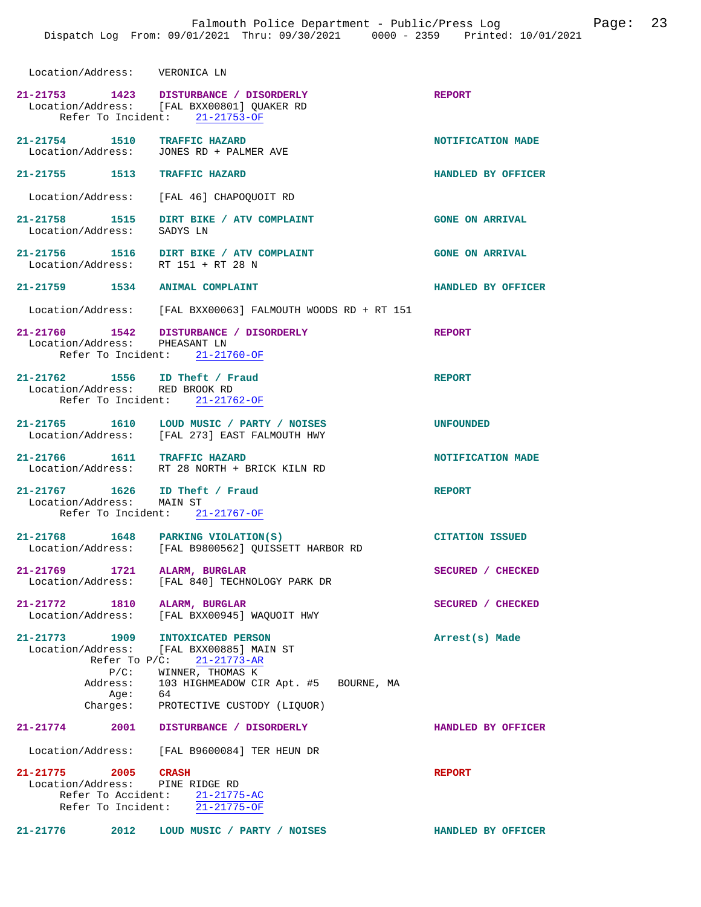Location/Address: VERONICA LN

**21-21753** 1423 **DISTURBANCE / DISORDERLY** **REPORT**
Location/Address: [FAL BXX00801] QUAKER RD
Refer To Incident: 21-21753-OF

**21-21754** 1510 **TRAFFIC HAZARD** **NOTIFICATION MADE**
Location/Address: JONES RD + PALMER AVE

**21-21755** 1513 **TRAFFIC HAZARD** **HANDLED BY OFFICER**
Location/Address: [FAL 46] CHAPOQUOIT RD

**21-21758** 1515 **DIRT BIKE / ATV COMPLAINT** **GONE ON ARRIVAL**
Location/Address: SADYS LN

**21-21756** 1516 **DIRT BIKE / ATV COMPLAINT** **GONE ON ARRIVAL**
Location/Address: RT 151 + RT 28 N

**21-21759** 1534 **ANIMAL COMPLAINT** **HANDLED BY OFFICER**
Location/Address: [FAL BXX00063] FALMOUTH WOODS RD + RT 151

**21-21760** 1542 **DISTURBANCE / DISORDERLY** **REPORT**
Location/Address: PHEASANT LN
Refer To Incident: 21-21760-OF

**21-21762** 1556 **ID Theft / Fraud** **REPORT**
Location/Address: RED BROOK RD
Refer To Incident: 21-21762-OF

**21-21765** 1610 **LOUD MUSIC / PARTY / NOISES** **UNFOUNDED**
Location/Address: [FAL 273] EAST FALMOUTH HWY

**21-21766** 1611 **TRAFFIC HAZARD** **NOTIFICATION MADE**
Location/Address: RT 28 NORTH + BRICK KILN RD

**21-21767** 1626 **ID Theft / Fraud** **REPORT**
Location/Address: MAIN ST
Refer To Incident: 21-21767-OF

**21-21768** 1648 **PARKING VIOLATION(S)** **CITATION ISSUED**
Location/Address: [FAL B9800562] QUISSETT HARBOR RD

**21-21769** 1721 **ALARM, BURGLAR** **SECURED / CHECKED**
Location/Address: [FAL 840] TECHNOLOGY PARK DR

**21-21772** 1810 **ALARM, BURGLAR** **SECURED / CHECKED**
Location/Address: [FAL BXX00945] WAQUOIT HWY

**21-21773** 1909 **INTOXICATED PERSON** **Arrest(s) Made**
Location/Address: [FAL BXX00885] MAIN ST
Refer To P/C: 21-21773-AR
P/C: WINNER, THOMAS K
Address: 103 HIGHMEADOW CIR Apt. #5 BOURNE, MA
Age: 64
Charges: PROTECTIVE CUSTODY (LIQUOR)

**21-21774** 2001 **DISTURBANCE / DISORDERLY** **HANDLED BY OFFICER**
Location/Address: [FAL B9600084] TER HEUN DR

**21-21775** 2005 **CRASH** **REPORT**
Location/Address: PINE RIDGE RD
Refer To Accident: 21-21775-AC
Refer To Incident: 21-21775-OF

**21-21776** 2012 **LOUD MUSIC / PARTY / NOISES** **HANDLED BY OFFICER**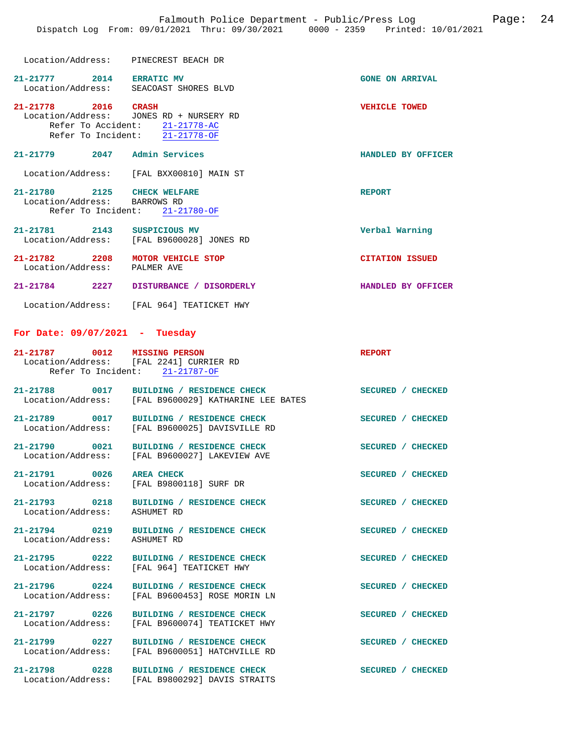Location/Address: PINECREST BEACH DR

**21-21777** 2014 **ERRATIC MV** — GONE ON ARRIVAL
Location/Address: SEACOAST SHORES BLVD

**21-21778** 2016 **CRASH** — VEHICLE TOWED
Location/Address: JONES RD + NURSERY RD
Refer To Accident: 21-21778-AC
Refer To Incident: 21-21778-OF

**21-21779** 2047 **Admin Services** — HANDLED BY OFFICER
Location/Address: [FAL BXX00810] MAIN ST

**21-21780** 2125 **CHECK WELFARE** — REPORT
Location/Address: BARROWS RD
Refer To Incident: 21-21780-OF

**21-21781** 2143 **SUSPICIOUS MV** — Verbal Warning
Location/Address: [FAL B9600028] JONES RD

**21-21782** 2208 **MOTOR VEHICLE STOP** — CITATION ISSUED
Location/Address: PALMER AVE

**21-21784** 2227 **DISTURBANCE / DISORDERLY** — HANDLED BY OFFICER
Location/Address: [FAL 964] TEATICKET HWY

## For Date: 09/07/2021 - Tuesday

**21-21787** 0012 **MISSING PERSON** — REPORT
Location/Address: [FAL 2241] CURRIER RD
Refer To Incident: 21-21787-OF

**21-21788** 0017 **BUILDING / RESIDENCE CHECK** — SECURED / CHECKED
Location/Address: [FAL B9600029] KATHARINE LEE BATES

**21-21789** 0017 **BUILDING / RESIDENCE CHECK** — SECURED / CHECKED
Location/Address: [FAL B9600025] DAVISVILLE RD

**21-21790** 0021 **BUILDING / RESIDENCE CHECK** — SECURED / CHECKED
Location/Address: [FAL B9600027] LAKEVIEW AVE

**21-21791** 0026 **AREA CHECK** — SECURED / CHECKED
Location/Address: [FAL B9800118] SURF DR

**21-21793** 0218 **BUILDING / RESIDENCE CHECK** — SECURED / CHECKED
Location/Address: ASHUMET RD

**21-21794** 0219 **BUILDING / RESIDENCE CHECK** — SECURED / CHECKED
Location/Address: ASHUMET RD

**21-21795** 0222 **BUILDING / RESIDENCE CHECK** — SECURED / CHECKED
Location/Address: [FAL 964] TEATICKET HWY

**21-21796** 0224 **BUILDING / RESIDENCE CHECK** — SECURED / CHECKED
Location/Address: [FAL B9600453] ROSE MORIN LN

**21-21797** 0226 **BUILDING / RESIDENCE CHECK** — SECURED / CHECKED
Location/Address: [FAL B9600074] TEATICKET HWY

**21-21799** 0227 **BUILDING / RESIDENCE CHECK** — SECURED / CHECKED
Location/Address: [FAL B9600051] HATCHVILLE RD

**21-21798** 0228 **BUILDING / RESIDENCE CHECK** — SECURED / CHECKED
Location/Address: [FAL B9800292] DAVIS STRAITS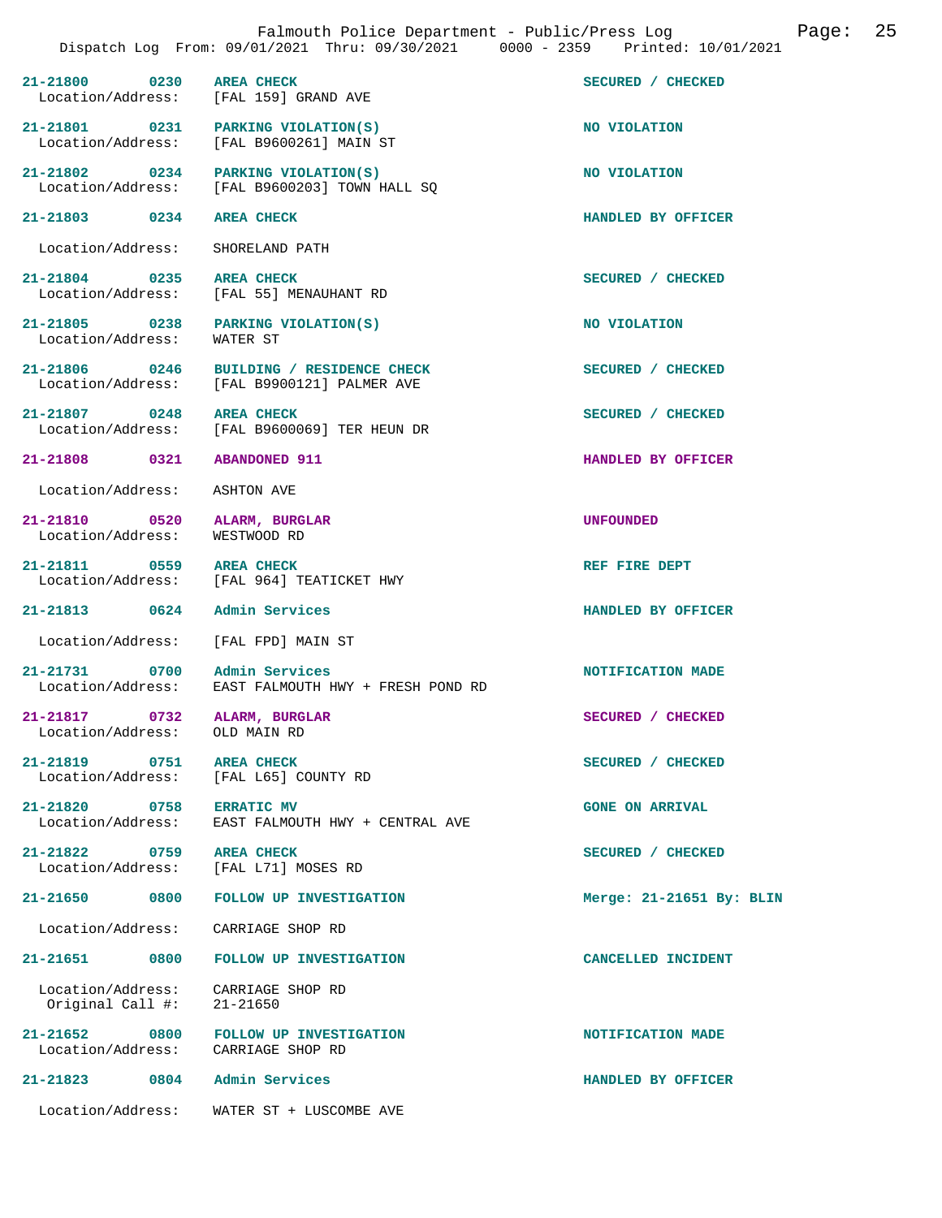| Call # | Time | Call Type | Disposition |
|---|---|---|---|
| 21-21800 | 0230 | AREA CHECK | SECURED / CHECKED |
| Location/Address: | | [FAL 159] GRAND AVE | |
| 21-21801 | 0231 | PARKING VIOLATION(S) | NO VIOLATION |
| Location/Address: | | [FAL B9600261] MAIN ST | |
| 21-21802 | 0234 | PARKING VIOLATION(S) | NO VIOLATION |
| Location/Address: | | [FAL B9600203] TOWN HALL SQ | |
| 21-21803 | 0234 | AREA CHECK | HANDLED BY OFFICER |
| Location/Address: | | SHORELAND PATH | |
| 21-21804 | 0235 | AREA CHECK | SECURED / CHECKED |
| Location/Address: | | [FAL 55] MENAUHANT RD | |
| 21-21805 | 0238 | PARKING VIOLATION(S) | NO VIOLATION |
| Location/Address: | | WATER ST | |
| 21-21806 | 0246 | BUILDING / RESIDENCE CHECK | SECURED / CHECKED |
| Location/Address: | | [FAL B9900121] PALMER AVE | |
| 21-21807 | 0248 | AREA CHECK | SECURED / CHECKED |
| Location/Address: | | [FAL B9600069] TER HEUN DR | |
| 21-21808 | 0321 | ABANDONED 911 | HANDLED BY OFFICER |
| Location/Address: | | ASHTON AVE | |
| 21-21810 | 0520 | ALARM, BURGLAR | UNFOUNDED |
| Location/Address: | | WESTWOOD RD | |
| 21-21811 | 0559 | AREA CHECK | REF FIRE DEPT |
| Location/Address: | | [FAL 964] TEATICKET HWY | |
| 21-21813 | 0624 | Admin Services | HANDLED BY OFFICER |
| Location/Address: | | [FAL FPD] MAIN ST | |
| 21-21731 | 0700 | Admin Services | NOTIFICATION MADE |
| Location/Address: | | EAST FALMOUTH HWY + FRESH POND RD | |
| 21-21817 | 0732 | ALARM, BURGLAR | SECURED / CHECKED |
| Location/Address: | | OLD MAIN RD | |
| 21-21819 | 0751 | AREA CHECK | SECURED / CHECKED |
| Location/Address: | | [FAL L65] COUNTY RD | |
| 21-21820 | 0758 | ERRATIC MV | GONE ON ARRIVAL |
| Location/Address: | | EAST FALMOUTH HWY + CENTRAL AVE | |
| 21-21822 | 0759 | AREA CHECK | SECURED / CHECKED |
| Location/Address: | | [FAL L71] MOSES RD | |
| 21-21650 | 0800 | FOLLOW UP INVESTIGATION | Merge: 21-21651 By: BLIN |
| Location/Address: | | CARRIAGE SHOP RD | |
| 21-21651 | 0800 | FOLLOW UP INVESTIGATION | CANCELLED INCIDENT |
| Location/Address: | | CARRIAGE SHOP RD | |
| Original Call #: | | 21-21650 | |
| 21-21652 | 0800 | FOLLOW UP INVESTIGATION | NOTIFICATION MADE |
| Location/Address: | | CARRIAGE SHOP RD | |
| 21-21823 | 0804 | Admin Services | HANDLED BY OFFICER |
| Location/Address: | | WATER ST + LUSCOMBE AVE | |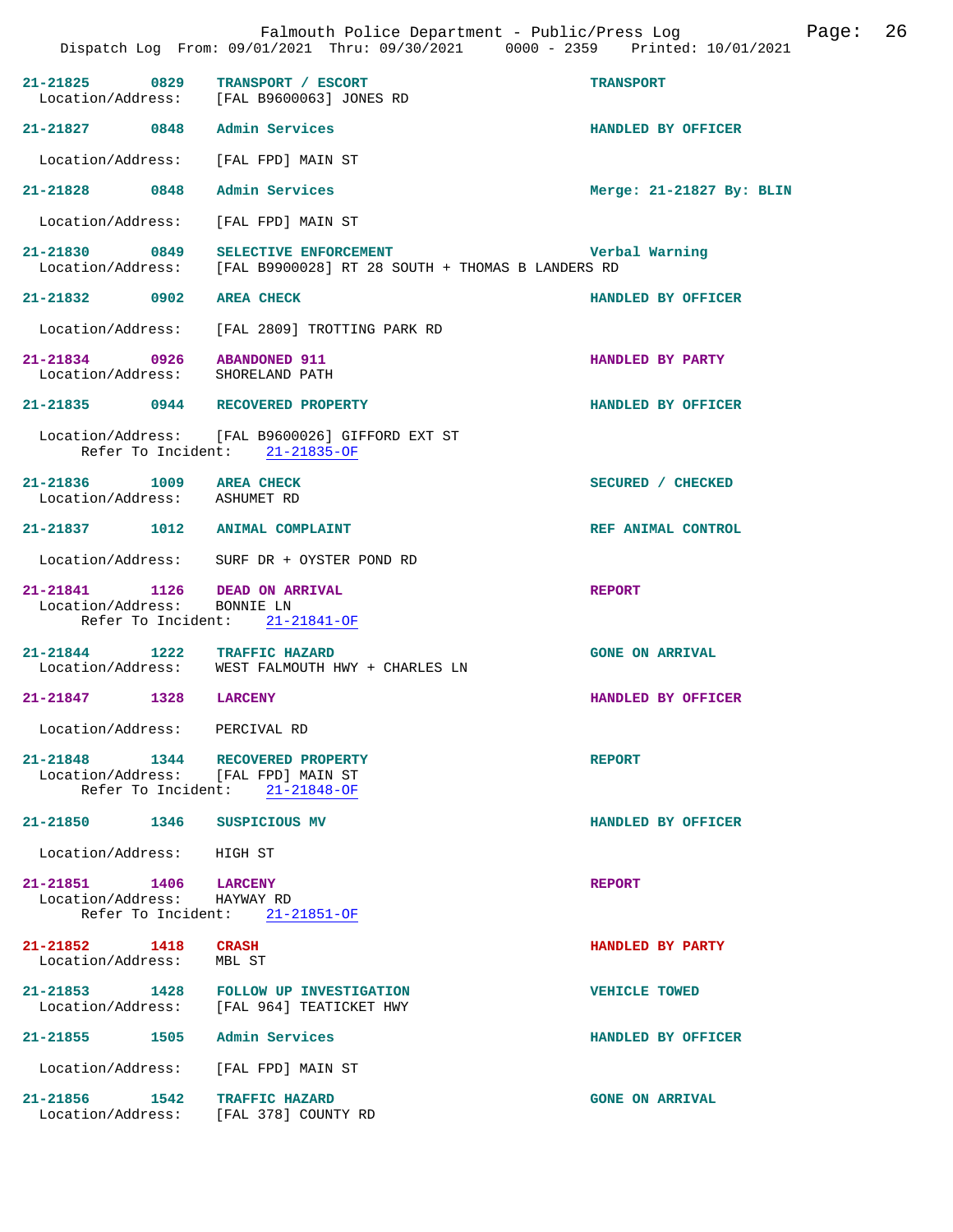Falmouth Police Department - Public/Press Log
Dispatch Log From: 09/01/2021 Thru: 09/30/2021 0000 - 2359 Printed: 10/01/2021

**21-21825 0829 TRANSPORT / ESCORT** — TRANSPORT
Location/Address: [FAL B9600063] JONES RD

**21-21827 0848 Admin Services** — HANDLED BY OFFICER
Location/Address: [FAL FPD] MAIN ST

**21-21828 0848 Admin Services** — Merge: 21-21827 By: BLIN
Location/Address: [FAL FPD] MAIN ST

**21-21830 0849 SELECTIVE ENFORCEMENT** — Verbal Warning
Location/Address: [FAL B9900028] RT 28 SOUTH + THOMAS B LANDERS RD

**21-21832 0902 AREA CHECK** — HANDLED BY OFFICER
Location/Address: [FAL 2809] TROTTING PARK RD

**21-21834 0926 ABANDONED 911** — HANDLED BY PARTY
Location/Address: SHORELAND PATH

**21-21835 0944 RECOVERED PROPERTY** — HANDLED BY OFFICER
Location/Address: [FAL B9600026] GIFFORD EXT ST
Refer To Incident: 21-21835-OF

**21-21836 1009 AREA CHECK** — SECURED / CHECKED
Location/Address: ASHUMET RD

**21-21837 1012 ANIMAL COMPLAINT** — REF ANIMAL CONTROL
Location/Address: SURF DR + OYSTER POND RD

**21-21841 1126 DEAD ON ARRIVAL** — REPORT
Location/Address: BONNIE LN
Refer To Incident: 21-21841-OF

**21-21844 1222 TRAFFIC HAZARD** — GONE ON ARRIVAL
Location/Address: WEST FALMOUTH HWY + CHARLES LN

**21-21847 1328 LARCENY** — HANDLED BY OFFICER
Location/Address: PERCIVAL RD

**21-21848 1344 RECOVERED PROPERTY** — REPORT
Location/Address: [FAL FPD] MAIN ST
Refer To Incident: 21-21848-OF

**21-21850 1346 SUSPICIOUS MV** — HANDLED BY OFFICER
Location/Address: HIGH ST

**21-21851 1406 LARCENY** — REPORT
Location/Address: HAYWAY RD
Refer To Incident: 21-21851-OF

**21-21852 1418 CRASH** — HANDLED BY PARTY
Location/Address: MBL ST

**21-21853 1428 FOLLOW UP INVESTIGATION** — VEHICLE TOWED
Location/Address: [FAL 964] TEATICKET HWY

**21-21855 1505 Admin Services** — HANDLED BY OFFICER
Location/Address: [FAL FPD] MAIN ST

**21-21856 1542 TRAFFIC HAZARD** — GONE ON ARRIVAL
Location/Address: [FAL 378] COUNTY RD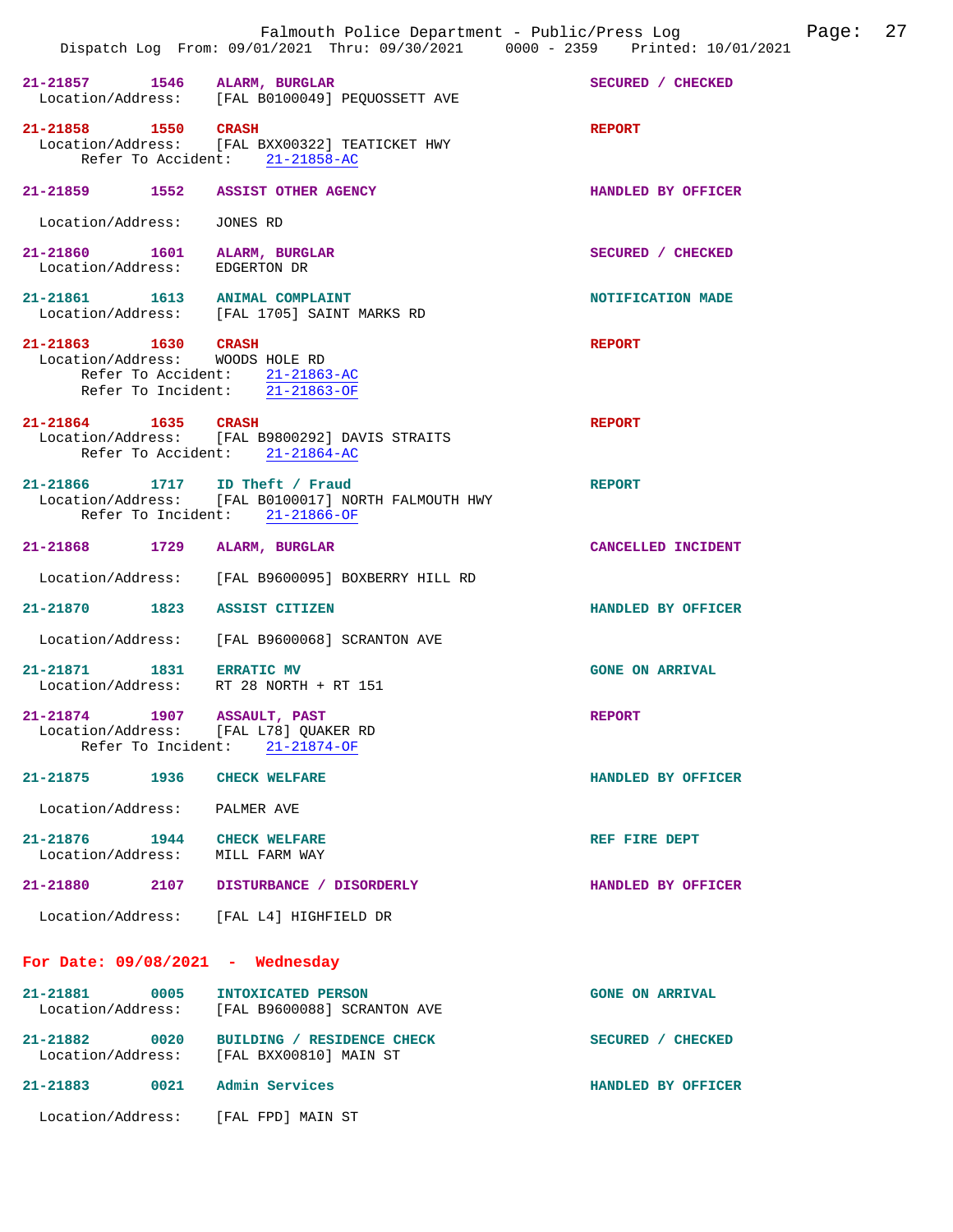21-21857 1546 ALARM, BURGLAR — SECURED / CHECKED
Location/Address: [FAL B0100049] PEQUOSSETT AVE

21-21858 1550 CRASH — REPORT
Location/Address: [FAL BXX00322] TEATICKET HWY
Refer To Accident: 21-21858-AC

21-21859 1552 ASSIST OTHER AGENCY — HANDLED BY OFFICER
Location/Address: JONES RD

21-21860 1601 ALARM, BURGLAR — SECURED / CHECKED
Location/Address: EDGERTON DR

21-21861 1613 ANIMAL COMPLAINT — NOTIFICATION MADE
Location/Address: [FAL 1705] SAINT MARKS RD

21-21863 1630 CRASH — REPORT
Location/Address: WOODS HOLE RD
Refer To Accident: 21-21863-AC
Refer To Incident: 21-21863-OF

21-21864 1635 CRASH — REPORT
Location/Address: [FAL B9800292] DAVIS STRAITS
Refer To Accident: 21-21864-AC

21-21866 1717 ID Theft / Fraud — REPORT
Location/Address: [FAL B0100017] NORTH FALMOUTH HWY
Refer To Incident: 21-21866-OF

21-21868 1729 ALARM, BURGLAR — CANCELLED INCIDENT
Location/Address: [FAL B9600095] BOXBERRY HILL RD

21-21870 1823 ASSIST CITIZEN — HANDLED BY OFFICER
Location/Address: [FAL B9600068] SCRANTON AVE

21-21871 1831 ERRATIC MV — GONE ON ARRIVAL
Location/Address: RT 28 NORTH + RT 151

21-21874 1907 ASSAULT, PAST — REPORT
Location/Address: [FAL L78] QUAKER RD
Refer To Incident: 21-21874-OF

21-21875 1936 CHECK WELFARE — HANDLED BY OFFICER
Location/Address: PALMER AVE

21-21876 1944 CHECK WELFARE — REF FIRE DEPT
Location/Address: MILL FARM WAY

21-21880 2107 DISTURBANCE / DISORDERLY — HANDLED BY OFFICER
Location/Address: [FAL L4] HIGHFIELD DR

## For Date: 09/08/2021 - Wednesday

21-21881 0005 INTOXICATED PERSON — GONE ON ARRIVAL
Location/Address: [FAL B9600088] SCRANTON AVE

21-21882 0020 BUILDING / RESIDENCE CHECK — SECURED / CHECKED
Location/Address: [FAL BXX00810] MAIN ST

21-21883 0021 Admin Services — HANDLED BY OFFICER
Location/Address: [FAL FPD] MAIN ST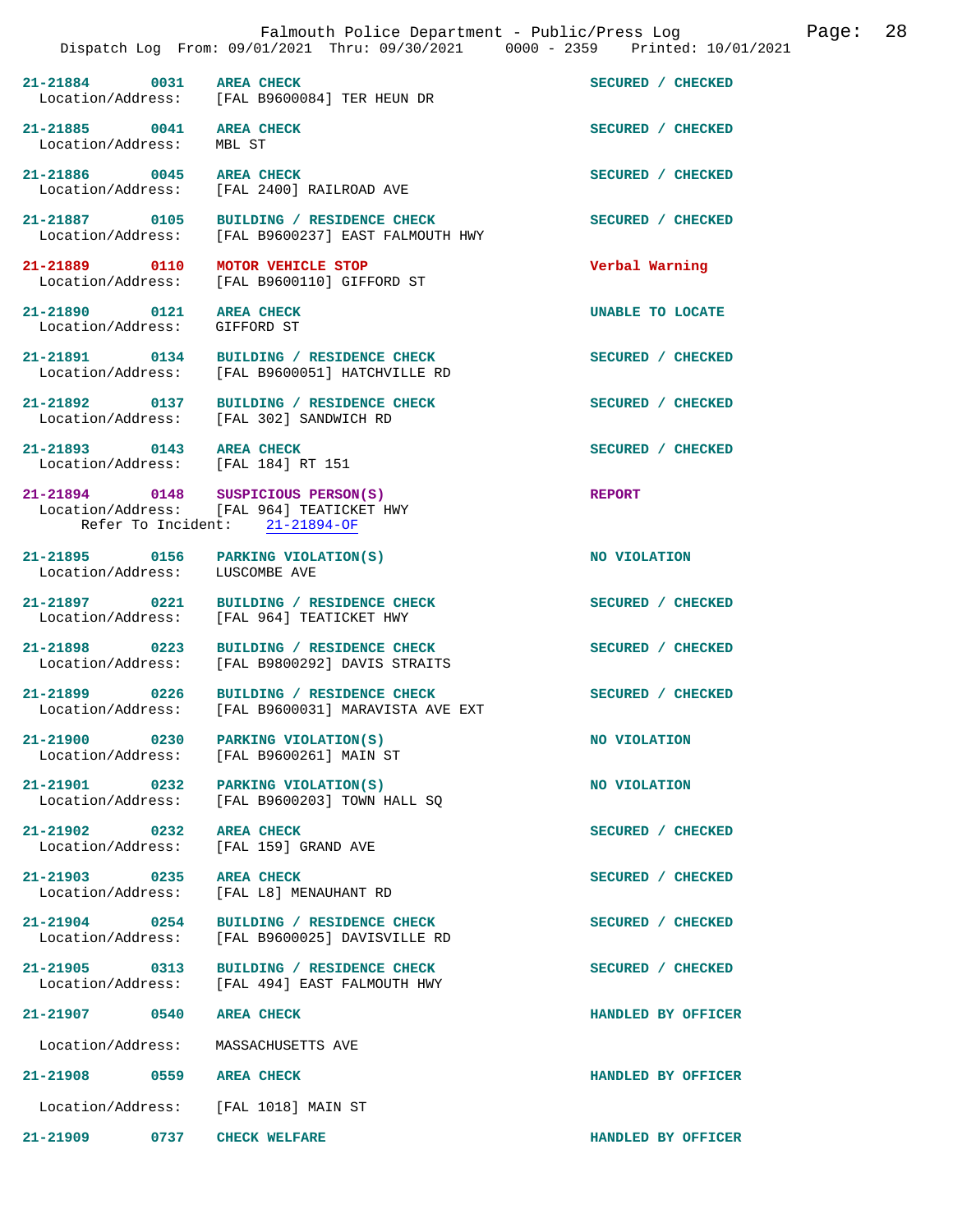21-21884 0031 AREA CHECK — SECURED / CHECKED
Location/Address: [FAL B9600084] TER HEUN DR

21-21885 0041 AREA CHECK — SECURED / CHECKED
Location/Address: MBL ST

21-21886 0045 AREA CHECK — SECURED / CHECKED
Location/Address: [FAL 2400] RAILROAD AVE

21-21887 0105 BUILDING / RESIDENCE CHECK — SECURED / CHECKED
Location/Address: [FAL B9600237] EAST FALMOUTH HWY

21-21889 0110 MOTOR VEHICLE STOP — Verbal Warning
Location/Address: [FAL B9600110] GIFFORD ST

21-21890 0121 AREA CHECK — UNABLE TO LOCATE
Location/Address: GIFFORD ST

21-21891 0134 BUILDING / RESIDENCE CHECK — SECURED / CHECKED
Location/Address: [FAL B9600051] HATCHVILLE RD

21-21892 0137 BUILDING / RESIDENCE CHECK — SECURED / CHECKED
Location/Address: [FAL 302] SANDWICH RD

21-21893 0143 AREA CHECK — SECURED / CHECKED
Location/Address: [FAL 184] RT 151

21-21894 0148 SUSPICIOUS PERSON(S) — REPORT
Location/Address: [FAL 964] TEATICKET HWY
Refer To Incident: 21-21894-OF

21-21895 0156 PARKING VIOLATION(S) — NO VIOLATION
Location/Address: LUSCOMBE AVE

21-21897 0221 BUILDING / RESIDENCE CHECK — SECURED / CHECKED
Location/Address: [FAL 964] TEATICKET HWY

21-21898 0223 BUILDING / RESIDENCE CHECK — SECURED / CHECKED
Location/Address: [FAL B9800292] DAVIS STRAITS

21-21899 0226 BUILDING / RESIDENCE CHECK — SECURED / CHECKED
Location/Address: [FAL B9600031] MARAVISTA AVE EXT

21-21900 0230 PARKING VIOLATION(S) — NO VIOLATION
Location/Address: [FAL B9600261] MAIN ST

21-21901 0232 PARKING VIOLATION(S) — NO VIOLATION
Location/Address: [FAL B9600203] TOWN HALL SQ

21-21902 0232 AREA CHECK — SECURED / CHECKED
Location/Address: [FAL 159] GRAND AVE

21-21903 0235 AREA CHECK — SECURED / CHECKED
Location/Address: [FAL L8] MENAUHANT RD

21-21904 0254 BUILDING / RESIDENCE CHECK — SECURED / CHECKED
Location/Address: [FAL B9600025] DAVISVILLE RD

21-21905 0313 BUILDING / RESIDENCE CHECK — SECURED / CHECKED
Location/Address: [FAL 494] EAST FALMOUTH HWY

21-21907 0540 AREA CHECK — HANDLED BY OFFICER
Location/Address: MASSACHUSETTS AVE

21-21908 0559 AREA CHECK — HANDLED BY OFFICER
Location/Address: [FAL 1018] MAIN ST

21-21909 0737 CHECK WELFARE — HANDLED BY OFFICER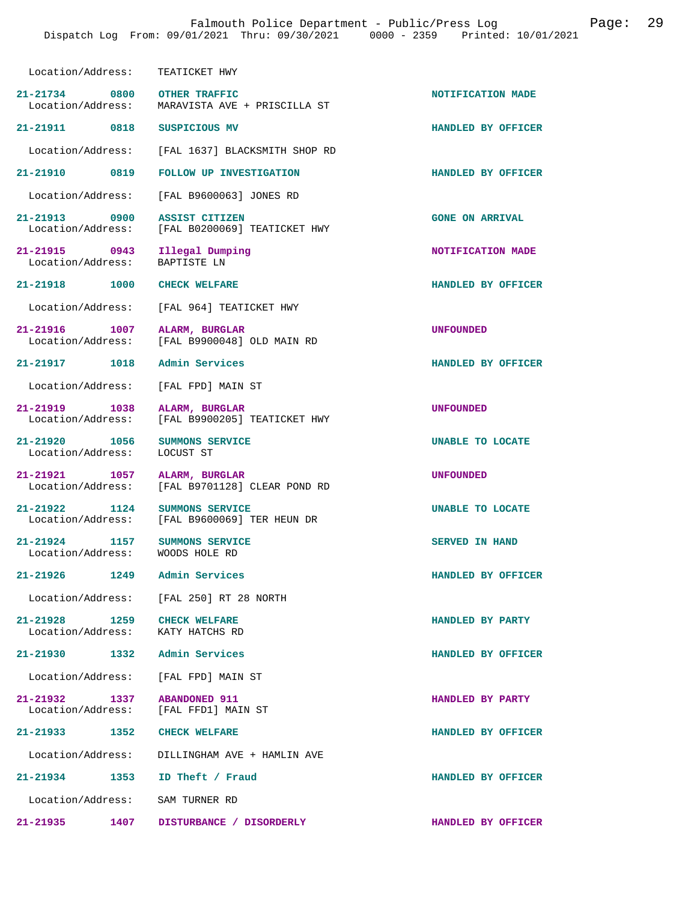Location/Address: TEATICKET HWY

| Call # | Time | Call Type | Disposition |
|---|---|---|---|
| 21-21734 | 0800 | OTHER TRAFFIC | NOTIFICATION MADE |
| | | Location/Address: MARAVISTA AVE + PRISCILLA ST | |
| 21-21911 | 0818 | SUSPICIOUS MV | HANDLED BY OFFICER |
| | | Location/Address: [FAL 1637] BLACKSMITH SHOP RD | |
| 21-21910 | 0819 | FOLLOW UP INVESTIGATION | HANDLED BY OFFICER |
| | | Location/Address: [FAL B9600063] JONES RD | |
| 21-21913 | 0900 | ASSIST CITIZEN | GONE ON ARRIVAL |
| | | Location/Address: [FAL B0200069] TEATICKET HWY | |
| 21-21915 | 0943 | Illegal Dumping | NOTIFICATION MADE |
| | | Location/Address: BAPTISTE LN | |
| 21-21918 | 1000 | CHECK WELFARE | HANDLED BY OFFICER |
| | | Location/Address: [FAL 964] TEATICKET HWY | |
| 21-21916 | 1007 | ALARM, BURGLAR | UNFOUNDED |
| | | Location/Address: [FAL B9900048] OLD MAIN RD | |
| 21-21917 | 1018 | Admin Services | HANDLED BY OFFICER |
| | | Location/Address: [FAL FPD] MAIN ST | |
| 21-21919 | 1038 | ALARM, BURGLAR | UNFOUNDED |
| | | Location/Address: [FAL B9900205] TEATICKET HWY | |
| 21-21920 | 1056 | SUMMONS SERVICE | UNABLE TO LOCATE |
| | | Location/Address: LOCUST ST | |
| 21-21921 | 1057 | ALARM, BURGLAR | UNFOUNDED |
| | | Location/Address: [FAL B9701128] CLEAR POND RD | |
| 21-21922 | 1124 | SUMMONS SERVICE | UNABLE TO LOCATE |
| | | Location/Address: [FAL B9600069] TER HEUN DR | |
| 21-21924 | 1157 | SUMMONS SERVICE | SERVED IN HAND |
| | | Location/Address: WOODS HOLE RD | |
| 21-21926 | 1249 | Admin Services | HANDLED BY OFFICER |
| | | Location/Address: [FAL 250] RT 28 NORTH | |
| 21-21928 | 1259 | CHECK WELFARE | HANDLED BY PARTY |
| | | Location/Address: KATY HATCHS RD | |
| 21-21930 | 1332 | Admin Services | HANDLED BY OFFICER |
| | | Location/Address: [FAL FPD] MAIN ST | |
| 21-21932 | 1337 | ABANDONED 911 | HANDLED BY PARTY |
| | | Location/Address: [FAL FFD1] MAIN ST | |
| 21-21933 | 1352 | CHECK WELFARE | HANDLED BY OFFICER |
| | | Location/Address: DILLINGHAM AVE + HAMLIN AVE | |
| 21-21934 | 1353 | ID Theft / Fraud | HANDLED BY OFFICER |
| | | Location/Address: SAM TURNER RD | |
| 21-21935 | 1407 | DISTURBANCE / DISORDERLY | HANDLED BY OFFICER |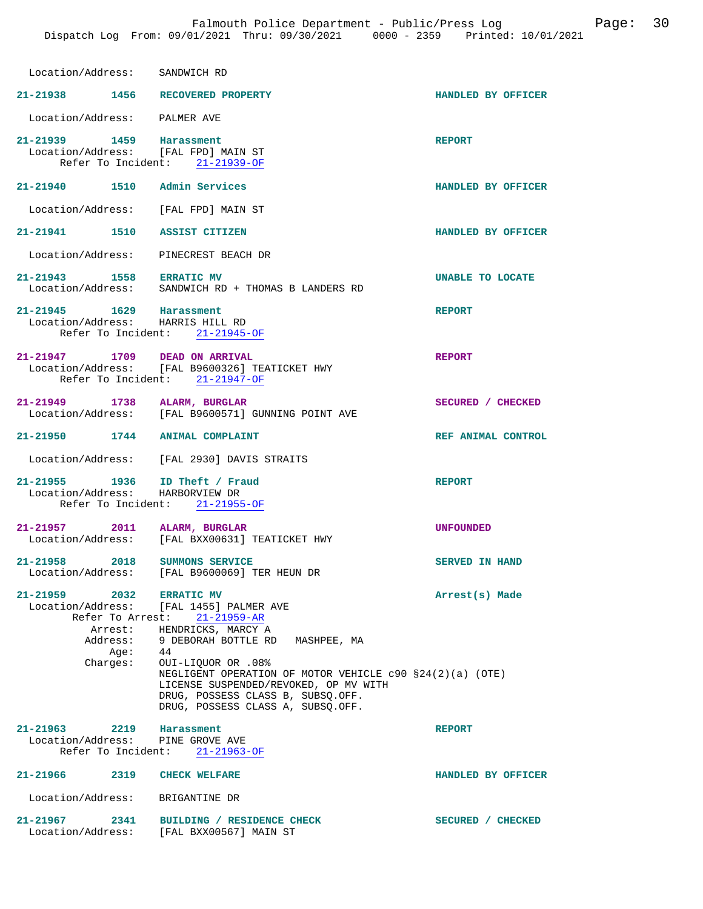Location/Address: SANDWICH RD

**21-21938** 1456 **RECOVERED PROPERTY** HANDLED BY OFFICER

Location/Address: PALMER AVE

**21-21939** 1459 **Harassment** REPORT
Location/Address: [FAL FPD] MAIN ST
Refer To Incident: 21-21939-OF

**21-21940** 1510 **Admin Services** HANDLED BY OFFICER

Location/Address: [FAL FPD] MAIN ST

**21-21941** 1510 **ASSIST CITIZEN** HANDLED BY OFFICER

Location/Address: PINECREST BEACH DR

**21-21943** 1558 **ERRATIC MV** UNABLE TO LOCATE
Location/Address: SANDWICH RD + THOMAS B LANDERS RD

**21-21945** 1629 **Harassment** REPORT
Location/Address: HARRIS HILL RD
Refer To Incident: 21-21945-OF

**21-21947** 1709 **DEAD ON ARRIVAL** REPORT
Location/Address: [FAL B9600326] TEATICKET HWY
Refer To Incident: 21-21947-OF

**21-21949** 1738 **ALARM, BURGLAR** SECURED / CHECKED
Location/Address: [FAL B9600571] GUNNING POINT AVE

**21-21950** 1744 **ANIMAL COMPLAINT** REF ANIMAL CONTROL

Location/Address: [FAL 2930] DAVIS STRAITS

**21-21955** 1936 **ID Theft / Fraud** REPORT
Location/Address: HARBORVIEW DR
Refer To Incident: 21-21955-OF

**21-21957** 2011 **ALARM, BURGLAR** UNFOUNDED
Location/Address: [FAL BXX00631] TEATICKET HWY

**21-21958** 2018 **SUMMONS SERVICE** SERVED IN HAND
Location/Address: [FAL B9600069] TER HEUN DR

**21-21959** 2032 **ERRATIC MV** Arrest(s) Made
Location/Address: [FAL 1455] PALMER AVE
Refer To Arrest: 21-21959-AR
Arrest: HENDRICKS, MARCY A
Address: 9 DEBORAH BOTTLE RD MASHPEE, MA
Age: 44
Charges: OUI-LIQUOR OR .08%
NEGLIGENT OPERATION OF MOTOR VEHICLE c90 §24(2)(a) (OTE)
LICENSE SUSPENDED/REVOKED, OP MV WITH
DRUG, POSSESS CLASS B, SUBSQ.OFF.
DRUG, POSSESS CLASS A, SUBSQ.OFF.

**21-21963** 2219 **Harassment** REPORT
Location/Address: PINE GROVE AVE
Refer To Incident: 21-21963-OF

**21-21966** 2319 **CHECK WELFARE** HANDLED BY OFFICER

Location/Address: BRIGANTINE DR

**21-21967** 2341 **BUILDING / RESIDENCE CHECK** SECURED / CHECKED
Location/Address: [FAL BXX00567] MAIN ST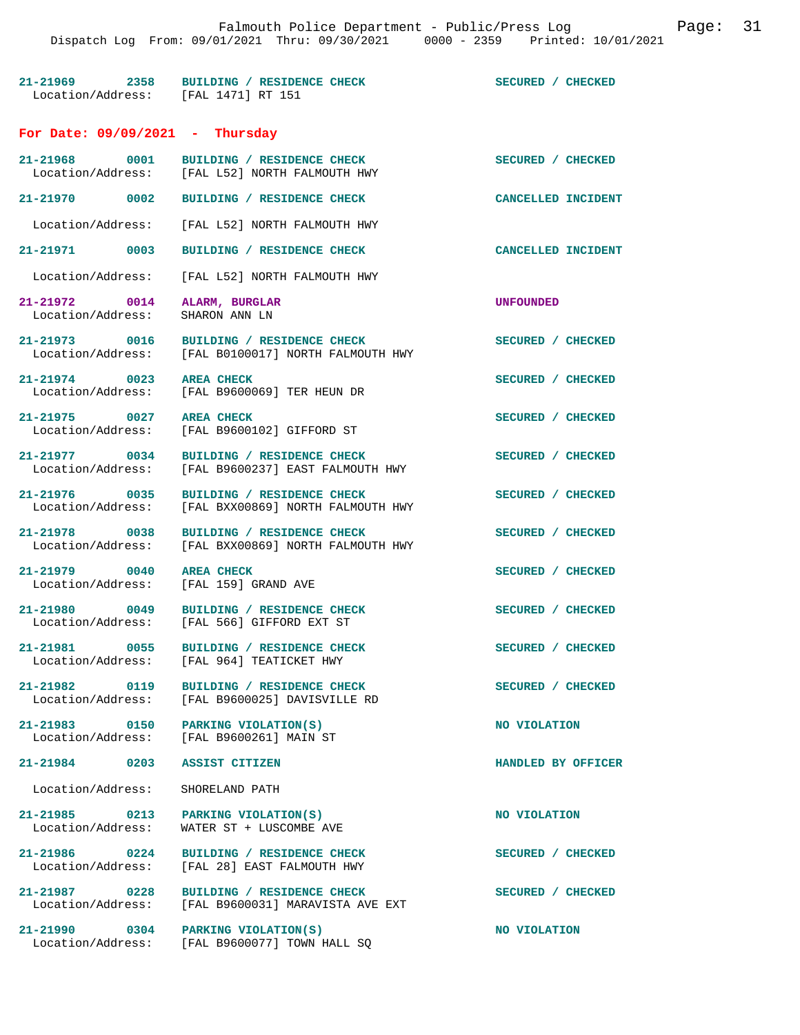21-21969 2358 BUILDING / RESIDENCE CHECK SECURED / CHECKED
Location/Address: [FAL 1471] RT 151

## For Date: 09/09/2021 - Thursday

21-21968 0001 BUILDING / RESIDENCE CHECK SECURED / CHECKED
Location/Address: [FAL L52] NORTH FALMOUTH HWY

21-21970 0002 BUILDING / RESIDENCE CHECK CANCELLED INCIDENT
Location/Address: [FAL L52] NORTH FALMOUTH HWY

21-21971 0003 BUILDING / RESIDENCE CHECK CANCELLED INCIDENT
Location/Address: [FAL L52] NORTH FALMOUTH HWY

21-21972 0014 ALARM, BURGLAR UNFOUNDED
Location/Address: SHARON ANN LN

21-21973 0016 BUILDING / RESIDENCE CHECK SECURED / CHECKED
Location/Address: [FAL B0100017] NORTH FALMOUTH HWY

21-21974 0023 AREA CHECK SECURED / CHECKED
Location/Address: [FAL B9600069] TER HEUN DR

21-21975 0027 AREA CHECK SECURED / CHECKED
Location/Address: [FAL B9600102] GIFFORD ST

21-21977 0034 BUILDING / RESIDENCE CHECK SECURED / CHECKED
Location/Address: [FAL B9600237] EAST FALMOUTH HWY

21-21976 0035 BUILDING / RESIDENCE CHECK SECURED / CHECKED
Location/Address: [FAL BXX00869] NORTH FALMOUTH HWY

21-21978 0038 BUILDING / RESIDENCE CHECK SECURED / CHECKED
Location/Address: [FAL BXX00869] NORTH FALMOUTH HWY

21-21979 0040 AREA CHECK SECURED / CHECKED
Location/Address: [FAL 159] GRAND AVE

21-21980 0049 BUILDING / RESIDENCE CHECK SECURED / CHECKED
Location/Address: [FAL 566] GIFFORD EXT ST

21-21981 0055 BUILDING / RESIDENCE CHECK SECURED / CHECKED
Location/Address: [FAL 964] TEATICKET HWY

21-21982 0119 BUILDING / RESIDENCE CHECK SECURED / CHECKED
Location/Address: [FAL B9600025] DAVISVILLE RD

21-21983 0150 PARKING VIOLATION(S) NO VIOLATION
Location/Address: [FAL B9600261] MAIN ST

21-21984 0203 ASSIST CITIZEN HANDLED BY OFFICER
Location/Address: SHORELAND PATH

21-21985 0213 PARKING VIOLATION(S) NO VIOLATION
Location/Address: WATER ST + LUSCOMBE AVE

21-21986 0224 BUILDING / RESIDENCE CHECK SECURED / CHECKED
Location/Address: [FAL 28] EAST FALMOUTH HWY

21-21987 0228 BUILDING / RESIDENCE CHECK SECURED / CHECKED
Location/Address: [FAL B9600031] MARAVISTA AVE EXT

21-21990 0304 PARKING VIOLATION(S) NO VIOLATION
Location/Address: [FAL B9600077] TOWN HALL SQ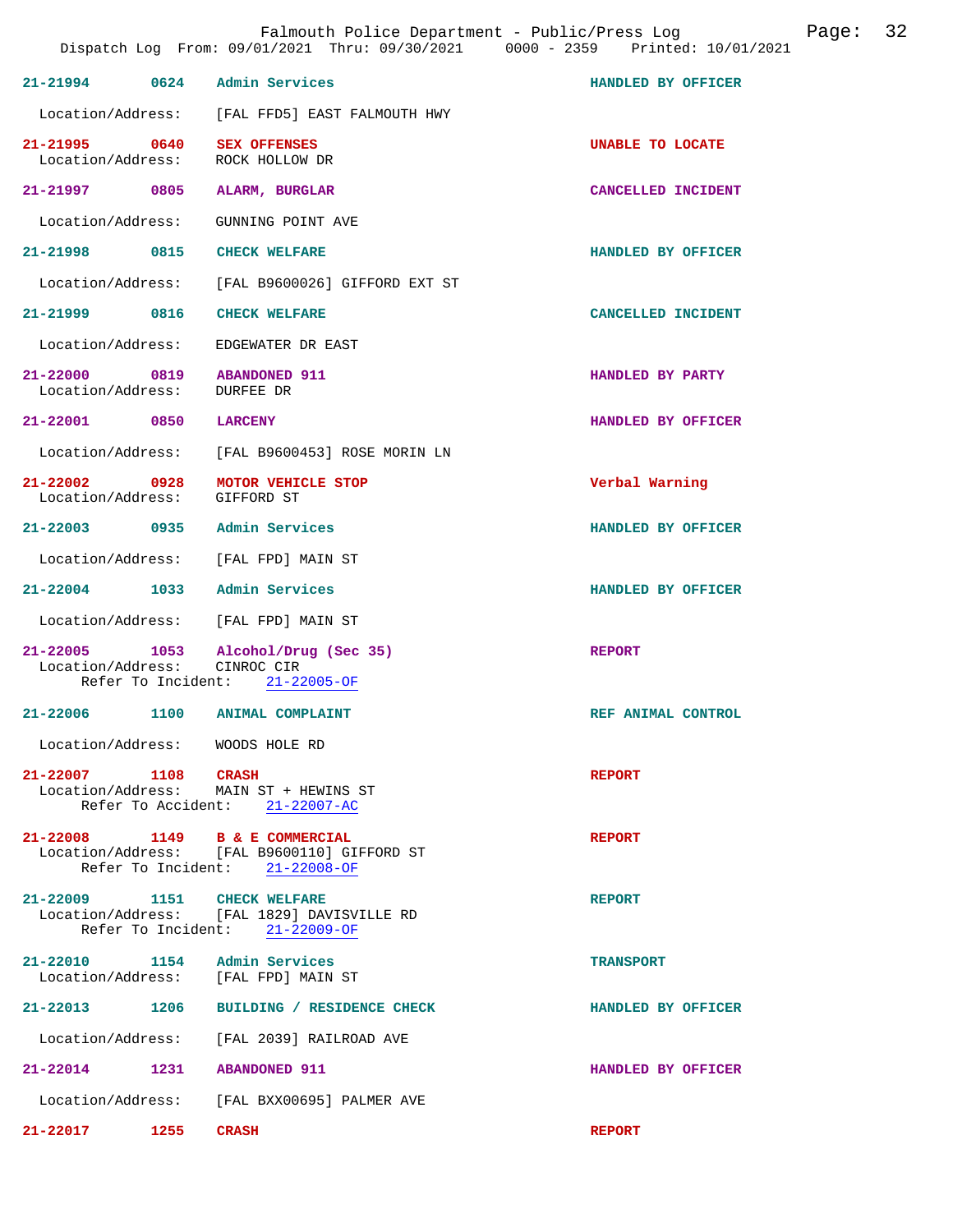Falmouth Police Department - Public/Press Log
Dispatch Log From: 09/01/2021 Thru: 09/30/2021 0000 - 2359 Printed: 10/01/2021

**21-21994** 0624 **Admin Services** — HANDLED BY OFFICER
Location/Address: [FAL FFD5] EAST FALMOUTH HWY

**21-21995** 0640 **SEX OFFENSES** — UNABLE TO LOCATE
Location/Address: ROCK HOLLOW DR

**21-21997** 0805 **ALARM, BURGLAR** — CANCELLED INCIDENT
Location/Address: GUNNING POINT AVE

**21-21998** 0815 **CHECK WELFARE** — HANDLED BY OFFICER
Location/Address: [FAL B9600026] GIFFORD EXT ST

**21-21999** 0816 **CHECK WELFARE** — CANCELLED INCIDENT
Location/Address: EDGEWATER DR EAST

**21-22000** 0819 **ABANDONED 911** — HANDLED BY PARTY
Location/Address: DURFEE DR

**21-22001** 0850 **LARCENY** — HANDLED BY OFFICER
Location/Address: [FAL B9600453] ROSE MORIN LN

**21-22002** 0928 **MOTOR VEHICLE STOP** — Verbal Warning
Location/Address: GIFFORD ST

**21-22003** 0935 **Admin Services** — HANDLED BY OFFICER
Location/Address: [FAL FPD] MAIN ST

**21-22004** 1033 **Admin Services** — HANDLED BY OFFICER
Location/Address: [FAL FPD] MAIN ST

**21-22005** 1053 **Alcohol/Drug (Sec 35)** — REPORT
Location/Address: CINROC CIR
Refer To Incident: 21-22005-OF

**21-22006** 1100 **ANIMAL COMPLAINT** — REF ANIMAL CONTROL
Location/Address: WOODS HOLE RD

**21-22007** 1108 **CRASH** — REPORT
Location/Address: MAIN ST + HEWINS ST
Refer To Accident: 21-22007-AC

**21-22008** 1149 **B & E COMMERCIAL** — REPORT
Location/Address: [FAL B9600110] GIFFORD ST
Refer To Incident: 21-22008-OF

**21-22009** 1151 **CHECK WELFARE** — REPORT
Location/Address: [FAL 1829] DAVISVILLE RD
Refer To Incident: 21-22009-OF

**21-22010** 1154 **Admin Services** — TRANSPORT
Location/Address: [FAL FPD] MAIN ST

**21-22013** 1206 **BUILDING / RESIDENCE CHECK** — HANDLED BY OFFICER
Location/Address: [FAL 2039] RAILROAD AVE

**21-22014** 1231 **ABANDONED 911** — HANDLED BY OFFICER
Location/Address: [FAL BXX00695] PALMER AVE

**21-22017** 1255 **CRASH** — REPORT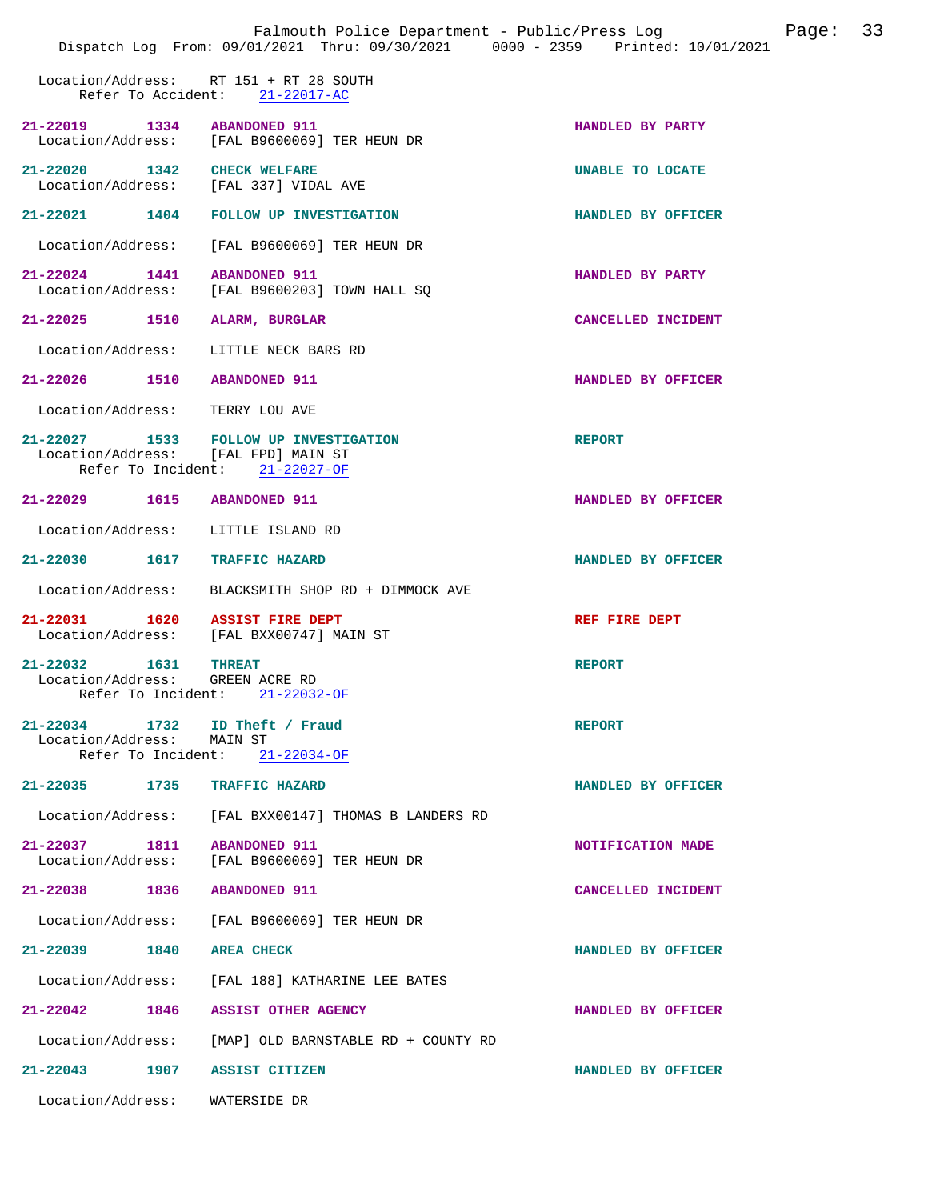Location/Address: RT 151 + RT 28 SOUTH
Refer To Accident: 21-22017-AC

**21-22019 1334 ABANDONED 911** — HANDLED BY PARTY
Location/Address: [FAL B9600069] TER HEUN DR

**21-22020 1342 CHECK WELFARE** — UNABLE TO LOCATE
Location/Address: [FAL 337] VIDAL AVE

**21-22021 1404 FOLLOW UP INVESTIGATION** — HANDLED BY OFFICER
Location/Address: [FAL B9600069] TER HEUN DR

**21-22024 1441 ABANDONED 911** — HANDLED BY PARTY
Location/Address: [FAL B9600203] TOWN HALL SQ

**21-22025 1510 ALARM, BURGLAR** — CANCELLED INCIDENT
Location/Address: LITTLE NECK BARS RD

**21-22026 1510 ABANDONED 911** — HANDLED BY OFFICER
Location/Address: TERRY LOU AVE

**21-22027 1533 FOLLOW UP INVESTIGATION** — REPORT
Location/Address: [FAL FPD] MAIN ST
Refer To Incident: 21-22027-OF

**21-22029 1615 ABANDONED 911** — HANDLED BY OFFICER
Location/Address: LITTLE ISLAND RD

**21-22030 1617 TRAFFIC HAZARD** — HANDLED BY OFFICER
Location/Address: BLACKSMITH SHOP RD + DIMMOCK AVE

**21-22031 1620 ASSIST FIRE DEPT** — REF FIRE DEPT
Location/Address: [FAL BXX00747] MAIN ST

**21-22032 1631 THREAT** — REPORT
Location/Address: GREEN ACRE RD
Refer To Incident: 21-22032-OF

**21-22034 1732 ID Theft / Fraud** — REPORT
Location/Address: MAIN ST
Refer To Incident: 21-22034-OF

**21-22035 1735 TRAFFIC HAZARD** — HANDLED BY OFFICER
Location/Address: [FAL BXX00147] THOMAS B LANDERS RD

**21-22037 1811 ABANDONED 911** — NOTIFICATION MADE
Location/Address: [FAL B9600069] TER HEUN DR

**21-22038 1836 ABANDONED 911** — CANCELLED INCIDENT
Location/Address: [FAL B9600069] TER HEUN DR

**21-22039 1840 AREA CHECK** — HANDLED BY OFFICER
Location/Address: [FAL 188] KATHARINE LEE BATES

**21-22042 1846 ASSIST OTHER AGENCY** — HANDLED BY OFFICER
Location/Address: [MAP] OLD BARNSTABLE RD + COUNTY RD

**21-22043 1907 ASSIST CITIZEN** — HANDLED BY OFFICER
Location/Address: WATERSIDE DR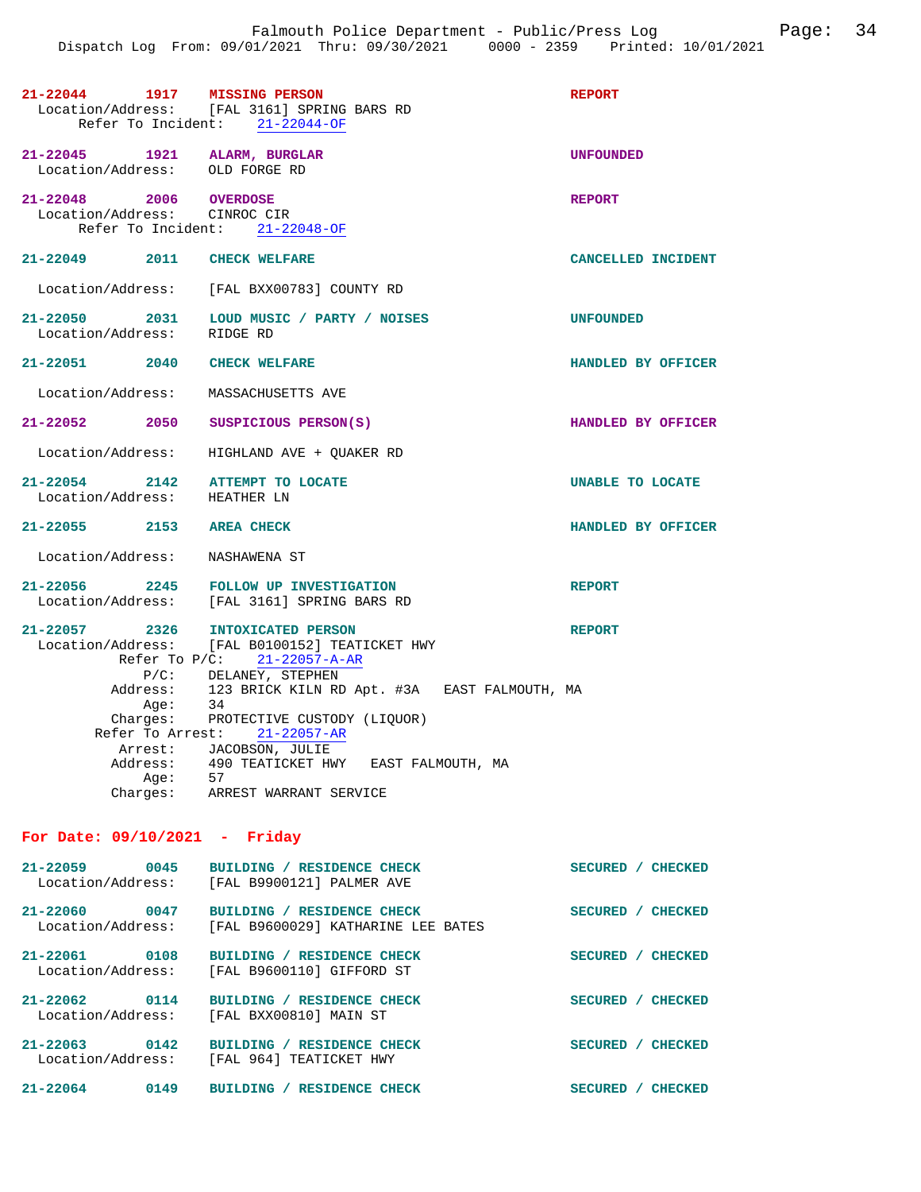21-22044 1917 **MISSING PERSON** REPORT
Location/Address: [FAL 3161] SPRING BARS RD
Refer To Incident: 21-22044-OF

21-22045 1921 **ALARM, BURGLAR** UNFOUNDED
Location/Address: OLD FORGE RD

21-22048 2006 **OVERDOSE** REPORT
Location/Address: CINROC CIR
Refer To Incident: 21-22048-OF

21-22049 2011 **CHECK WELFARE** CANCELLED INCIDENT
Location/Address: [FAL BXX00783] COUNTY RD

21-22050 2031 **LOUD MUSIC / PARTY / NOISES** UNFOUNDED
Location/Address: RIDGE RD

21-22051 2040 **CHECK WELFARE** HANDLED BY OFFICER
Location/Address: MASSACHUSETTS AVE

21-22052 2050 **SUSPICIOUS PERSON(S)** HANDLED BY OFFICER
Location/Address: HIGHLAND AVE + QUAKER RD

21-22054 2142 **ATTEMPT TO LOCATE** UNABLE TO LOCATE
Location/Address: HEATHER LN

21-22055 2153 **AREA CHECK** HANDLED BY OFFICER
Location/Address: NASHAWENA ST

21-22056 2245 **FOLLOW UP INVESTIGATION** REPORT
Location/Address: [FAL 3161] SPRING BARS RD

21-22057 2326 **INTOXICATED PERSON** REPORT
Location/Address: [FAL B0100152] TEATICKET HWY
Refer To P/C: 21-22057-A-AR
P/C: DELANEY, STEPHEN
Address: 123 BRICK KILN RD Apt. #3A EAST FALMOUTH, MA
Age: 34
Charges: PROTECTIVE CUSTODY (LIQUOR)
Refer To Arrest: 21-22057-AR
Arrest: JACOBSON, JULIE
Address: 490 TEATICKET HWY EAST FALMOUTH, MA
Age: 57
Charges: ARREST WARRANT SERVICE

## For Date: 09/10/2021 - Friday

21-22059 0045 **BUILDING / RESIDENCE CHECK** SECURED / CHECKED
Location/Address: [FAL B9900121] PALMER AVE

21-22060 0047 **BUILDING / RESIDENCE CHECK** SECURED / CHECKED
Location/Address: [FAL B9600029] KATHARINE LEE BATES

21-22061 0108 **BUILDING / RESIDENCE CHECK** SECURED / CHECKED
Location/Address: [FAL B9600110] GIFFORD ST

21-22062 0114 **BUILDING / RESIDENCE CHECK** SECURED / CHECKED
Location/Address: [FAL BXX00810] MAIN ST

21-22063 0142 **BUILDING / RESIDENCE CHECK** SECURED / CHECKED
Location/Address: [FAL 964] TEATICKET HWY

21-22064 0149 **BUILDING / RESIDENCE CHECK** SECURED / CHECKED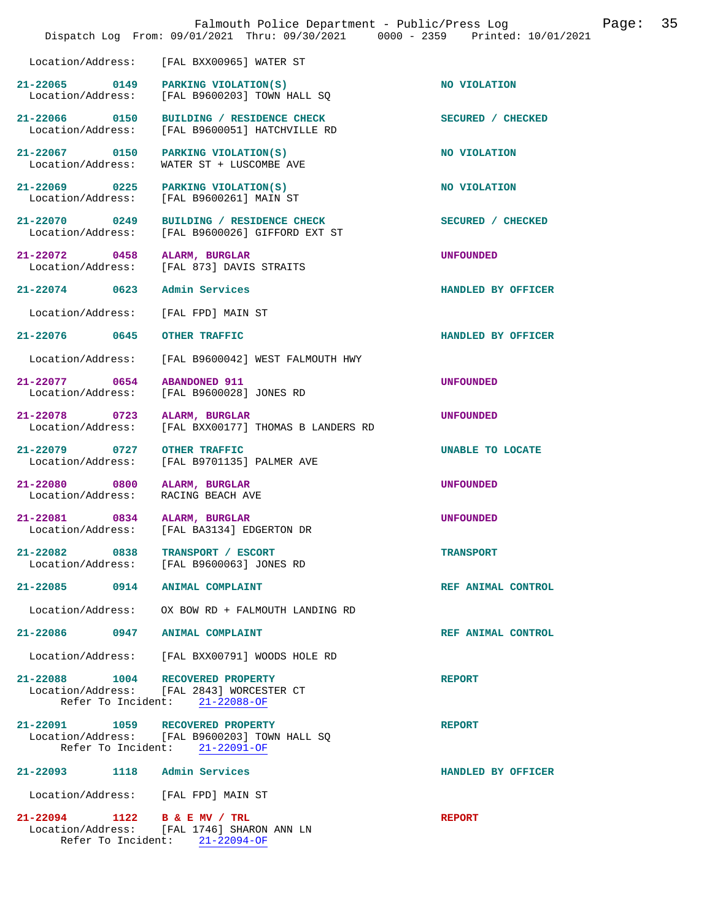Location/Address: [FAL BXX00965] WATER ST

**21-22065 0149 PARKING VIOLATION(S)** — NO VIOLATION
Location/Address: [FAL B9600203] TOWN HALL SQ

**21-22066 0150 BUILDING / RESIDENCE CHECK** — SECURED / CHECKED
Location/Address: [FAL B9600051] HATCHVILLE RD

**21-22067 0150 PARKING VIOLATION(S)** — NO VIOLATION
Location/Address: WATER ST + LUSCOMBE AVE

**21-22069 0225 PARKING VIOLATION(S)** — NO VIOLATION
Location/Address: [FAL B9600261] MAIN ST

**21-22070 0249 BUILDING / RESIDENCE CHECK** — SECURED / CHECKED
Location/Address: [FAL B9600026] GIFFORD EXT ST

**21-22072 0458 ALARM, BURGLAR** — UNFOUNDED
Location/Address: [FAL 873] DAVIS STRAITS

**21-22074 0623 Admin Services** — HANDLED BY OFFICER
Location/Address: [FAL FPD] MAIN ST

**21-22076 0645 OTHER TRAFFIC** — HANDLED BY OFFICER
Location/Address: [FAL B9600042] WEST FALMOUTH HWY

**21-22077 0654 ABANDONED 911** — UNFOUNDED
Location/Address: [FAL B9600028] JONES RD

**21-22078 0723 ALARM, BURGLAR** — UNFOUNDED
Location/Address: [FAL BXX00177] THOMAS B LANDERS RD

**21-22079 0727 OTHER TRAFFIC** — UNABLE TO LOCATE
Location/Address: [FAL B9701135] PALMER AVE

**21-22080 0800 ALARM, BURGLAR** — UNFOUNDED
Location/Address: RACING BEACH AVE

**21-22081 0834 ALARM, BURGLAR** — UNFOUNDED
Location/Address: [FAL BA3134] EDGERTON DR

**21-22082 0838 TRANSPORT / ESCORT** — TRANSPORT
Location/Address: [FAL B9600063] JONES RD

**21-22085 0914 ANIMAL COMPLAINT** — REF ANIMAL CONTROL
Location/Address: OX BOW RD + FALMOUTH LANDING RD

**21-22086 0947 ANIMAL COMPLAINT** — REF ANIMAL CONTROL
Location/Address: [FAL BXX00791] WOODS HOLE RD

**21-22088 1004 RECOVERED PROPERTY** — REPORT
Location/Address: [FAL 2843] WORCESTER CT
Refer To Incident: 21-22088-OF

**21-22091 1059 RECOVERED PROPERTY** — REPORT
Location/Address: [FAL B9600203] TOWN HALL SQ
Refer To Incident: 21-22091-OF

**21-22093 1118 Admin Services** — HANDLED BY OFFICER
Location/Address: [FAL FPD] MAIN ST

**21-22094 1122 B & E MV / TRL** — REPORT
Location/Address: [FAL 1746] SHARON ANN LN
Refer To Incident: 21-22094-OF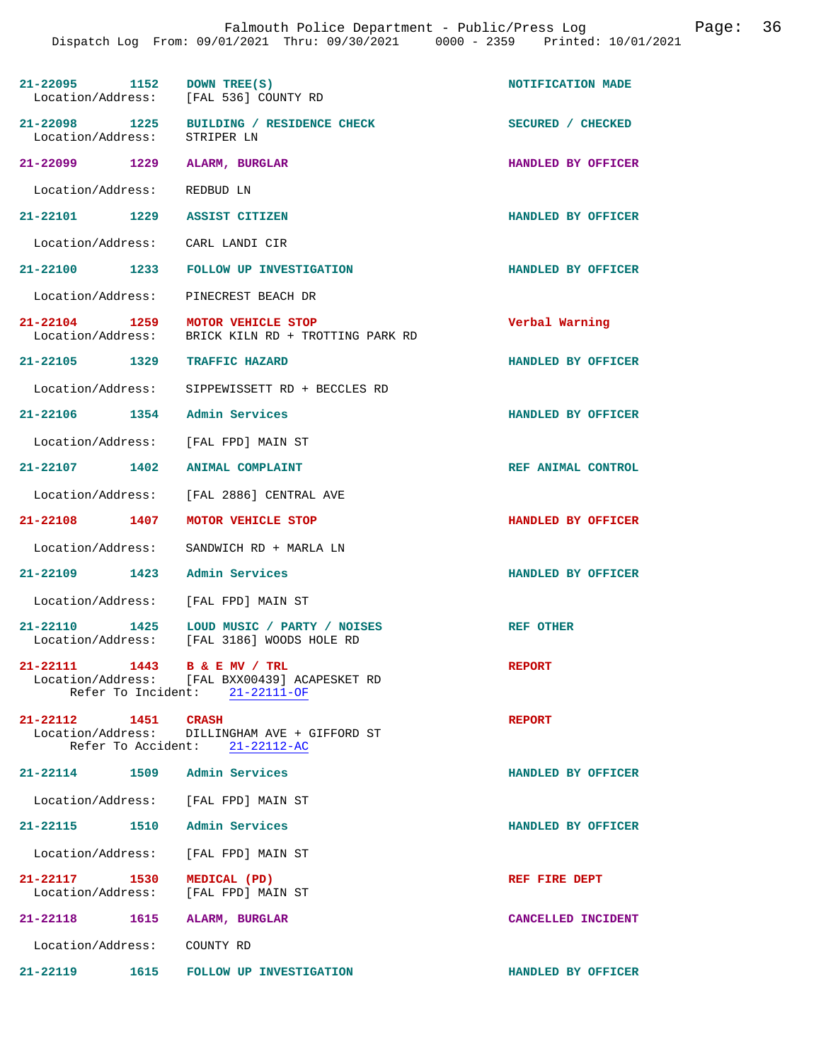21-22095 1152 DOWN TREE(S) NOTIFICATION MADE
Location/Address: [FAL 536] COUNTY RD

21-22098 1225 BUILDING / RESIDENCE CHECK SECURED / CHECKED
Location/Address: STRIPER LN

21-22099 1229 ALARM, BURGLAR HANDLED BY OFFICER
Location/Address: REDBUD LN

21-22101 1229 ASSIST CITIZEN HANDLED BY OFFICER
Location/Address: CARL LANDI CIR

21-22100 1233 FOLLOW UP INVESTIGATION HANDLED BY OFFICER
Location/Address: PINECREST BEACH DR

21-22104 1259 MOTOR VEHICLE STOP Verbal Warning
Location/Address: BRICK KILN RD + TROTTING PARK RD

21-22105 1329 TRAFFIC HAZARD HANDLED BY OFFICER
Location/Address: SIPPEWISSETT RD + BECCLES RD

21-22106 1354 Admin Services HANDLED BY OFFICER
Location/Address: [FAL FPD] MAIN ST

21-22107 1402 ANIMAL COMPLAINT REF ANIMAL CONTROL
Location/Address: [FAL 2886] CENTRAL AVE

21-22108 1407 MOTOR VEHICLE STOP HANDLED BY OFFICER
Location/Address: SANDWICH RD + MARLA LN

21-22109 1423 Admin Services HANDLED BY OFFICER
Location/Address: [FAL FPD] MAIN ST

21-22110 1425 LOUD MUSIC / PARTY / NOISES REF OTHER
Location/Address: [FAL 3186] WOODS HOLE RD

21-22111 1443 B & E MV / TRL REPORT
Location/Address: [FAL BXX00439] ACAPESKET RD
Refer To Incident: 21-22111-OF

21-22112 1451 CRASH REPORT
Location/Address: DILLINGHAM AVE + GIFFORD ST
Refer To Accident: 21-22112-AC

21-22114 1509 Admin Services HANDLED BY OFFICER
Location/Address: [FAL FPD] MAIN ST

21-22115 1510 Admin Services HANDLED BY OFFICER
Location/Address: [FAL FPD] MAIN ST

21-22117 1530 MEDICAL (PD) REF FIRE DEPT
Location/Address: [FAL FPD] MAIN ST

21-22118 1615 ALARM, BURGLAR CANCELLED INCIDENT
Location/Address: COUNTY RD

21-22119 1615 FOLLOW UP INVESTIGATION HANDLED BY OFFICER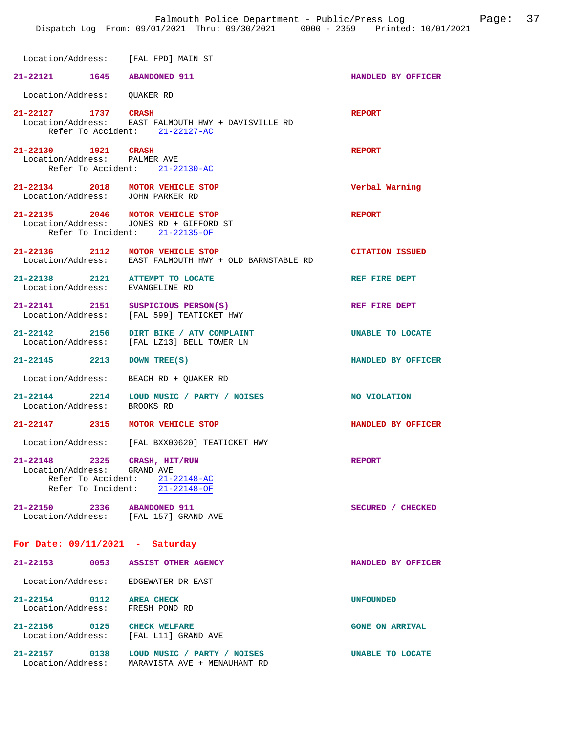Location/Address: [FAL FPD] MAIN ST

**21-22121** 1645 **ABANDONED 911** — HANDLED BY OFFICER
Location/Address: QUAKER RD

**21-22127** 1737 **CRASH** — REPORT
Location/Address: EAST FALMOUTH HWY + DAVISVILLE RD
Refer To Accident: 21-22127-AC

**21-22130** 1921 **CRASH** — REPORT
Location/Address: PALMER AVE
Refer To Accident: 21-22130-AC

**21-22134** 2018 **MOTOR VEHICLE STOP** — Verbal Warning
Location/Address: JOHN PARKER RD

**21-22135** 2046 **MOTOR VEHICLE STOP** — REPORT
Location/Address: JONES RD + GIFFORD ST
Refer To Incident: 21-22135-OF

**21-22136** 2112 **MOTOR VEHICLE STOP** — CITATION ISSUED
Location/Address: EAST FALMOUTH HWY + OLD BARNSTABLE RD

**21-22138** 2121 **ATTEMPT TO LOCATE** — REF FIRE DEPT
Location/Address: EVANGELINE RD

**21-22141** 2151 **SUSPICIOUS PERSON(S)** — REF FIRE DEPT
Location/Address: [FAL 599] TEATICKET HWY

**21-22142** 2156 **DIRT BIKE / ATV COMPLAINT** — UNABLE TO LOCATE
Location/Address: [FAL LZ13] BELL TOWER LN

**21-22145** 2213 **DOWN TREE(S)** — HANDLED BY OFFICER
Location/Address: BEACH RD + QUAKER RD

**21-22144** 2214 **LOUD MUSIC / PARTY / NOISES** — NO VIOLATION
Location/Address: BROOKS RD

**21-22147** 2315 **MOTOR VEHICLE STOP** — HANDLED BY OFFICER
Location/Address: [FAL BXX00620] TEATICKET HWY

**21-22148** 2325 **CRASH, HIT/RUN** — REPORT
Location/Address: GRAND AVE
Refer To Accident: 21-22148-AC
Refer To Incident: 21-22148-OF

**21-22150** 2336 **ABANDONED 911** — SECURED / CHECKED
Location/Address: [FAL 157] GRAND AVE

## For Date: 09/11/2021 - Saturday

**21-22153** 0053 **ASSIST OTHER AGENCY** — HANDLED BY OFFICER
Location/Address: EDGEWATER DR EAST

**21-22154** 0112 **AREA CHECK** — UNFOUNDED
Location/Address: FRESH POND RD

**21-22156** 0125 **CHECK WELFARE** — GONE ON ARRIVAL
Location/Address: [FAL L11] GRAND AVE

**21-22157** 0138 **LOUD MUSIC / PARTY / NOISES** — UNABLE TO LOCATE
Location/Address: MARAVISTA AVE + MENAUHANT RD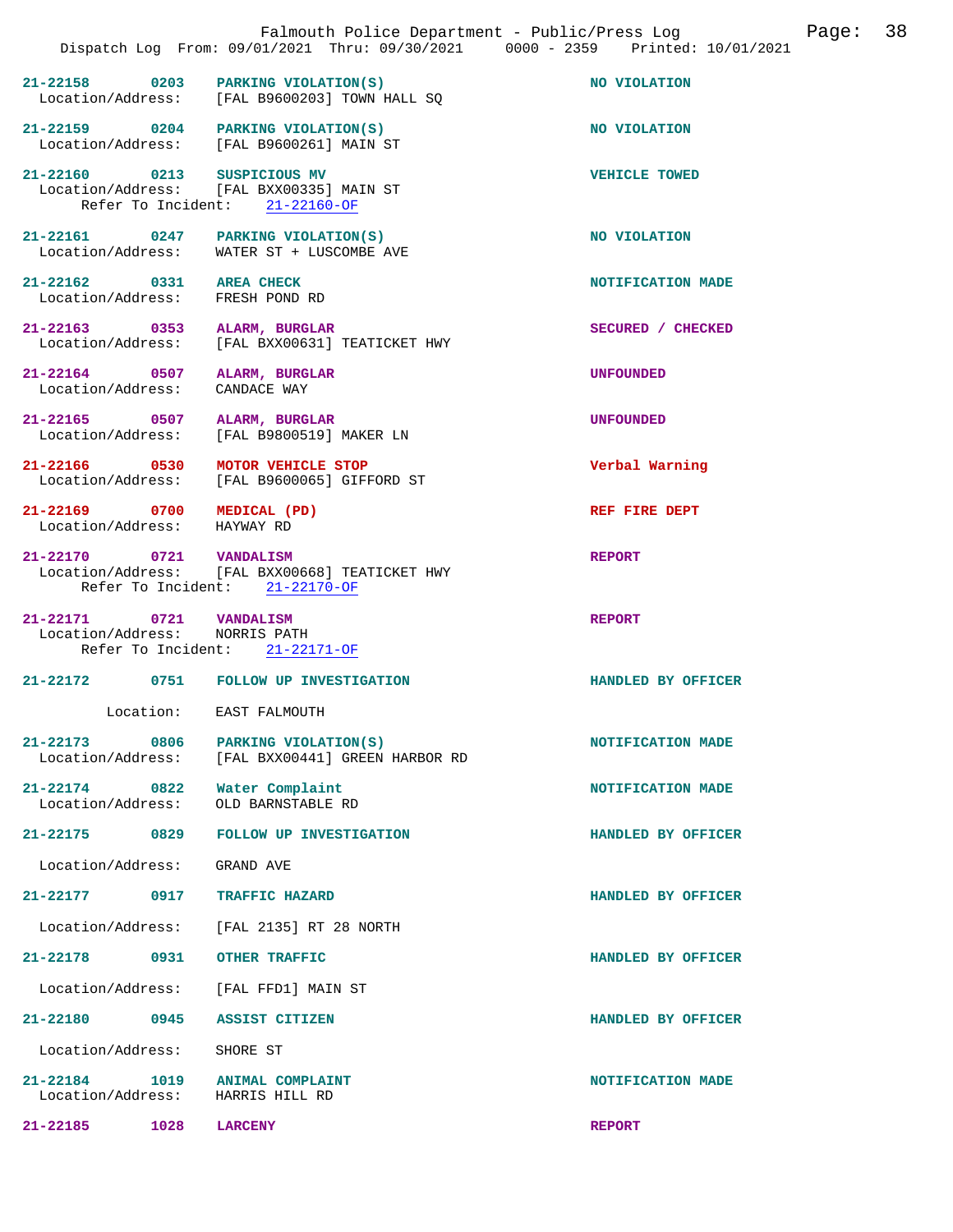Falmouth Police Department - Public/Press Log

Dispatch Log From: 09/01/2021 Thru: 09/30/2021 0000 - 2359 Printed: 10/01/2021

**21-22158 0203 PARKING VIOLATION(S)** — NO VIOLATION
Location/Address: [FAL B9600203] TOWN HALL SQ

**21-22159 0204 PARKING VIOLATION(S)** — NO VIOLATION
Location/Address: [FAL B9600261] MAIN ST

**21-22160 0213 SUSPICIOUS MV** — VEHICLE TOWED
Location/Address: [FAL BXX00335] MAIN ST
Refer To Incident: 21-22160-OF

**21-22161 0247 PARKING VIOLATION(S)** — NO VIOLATION
Location/Address: WATER ST + LUSCOMBE AVE

**21-22162 0331 AREA CHECK** — NOTIFICATION MADE
Location/Address: FRESH POND RD

**21-22163 0353 ALARM, BURGLAR** — SECURED / CHECKED
Location/Address: [FAL BXX00631] TEATICKET HWY

**21-22164 0507 ALARM, BURGLAR** — UNFOUNDED
Location/Address: CANDACE WAY

**21-22165 0507 ALARM, BURGLAR** — UNFOUNDED
Location/Address: [FAL B9800519] MAKER LN

**21-22166 0530 MOTOR VEHICLE STOP** — Verbal Warning
Location/Address: [FAL B9600065] GIFFORD ST

**21-22169 0700 MEDICAL (PD)** — REF FIRE DEPT
Location/Address: HAYWAY RD

**21-22170 0721 VANDALISM** — REPORT
Location/Address: [FAL BXX00668] TEATICKET HWY
Refer To Incident: 21-22170-OF

**21-22171 0721 VANDALISM** — REPORT
Location/Address: NORRIS PATH
Refer To Incident: 21-22171-OF

**21-22172 0751 FOLLOW UP INVESTIGATION** — HANDLED BY OFFICER
Location: EAST FALMOUTH

**21-22173 0806 PARKING VIOLATION(S)** — NOTIFICATION MADE
Location/Address: [FAL BXX00441] GREEN HARBOR RD

**21-22174 0822 Water Complaint** — NOTIFICATION MADE
Location/Address: OLD BARNSTABLE RD

**21-22175 0829 FOLLOW UP INVESTIGATION** — HANDLED BY OFFICER
Location/Address: GRAND AVE

**21-22177 0917 TRAFFIC HAZARD** — HANDLED BY OFFICER
Location/Address: [FAL 2135] RT 28 NORTH

**21-22178 0931 OTHER TRAFFIC** — HANDLED BY OFFICER
Location/Address: [FAL FFD1] MAIN ST

**21-22180 0945 ASSIST CITIZEN** — HANDLED BY OFFICER
Location/Address: SHORE ST

**21-22184 1019 ANIMAL COMPLAINT** — NOTIFICATION MADE
Location/Address: HARRIS HILL RD

**21-22185 1028 LARCENY** — REPORT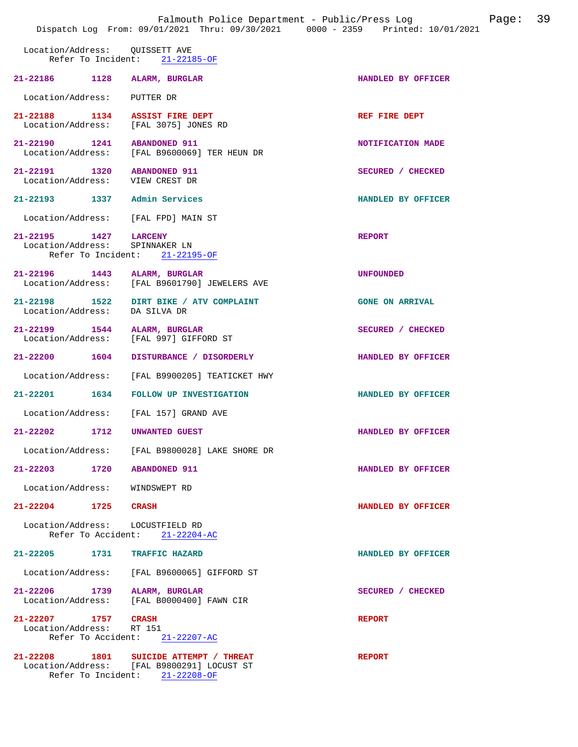Location/Address: QUISSETT AVE
Refer To Incident: 21-22185-OF

**21-22186** 1128 **ALARM, BURGLAR** **HANDLED BY OFFICER**
Location/Address: PUTTER DR

**21-22188** 1134 **ASSIST FIRE DEPT** **REF FIRE DEPT**
Location/Address: [FAL 3075] JONES RD

**21-22190** 1241 **ABANDONED 911** **NOTIFICATION MADE**
Location/Address: [FAL B9600069] TER HEUN DR

**21-22191** 1320 **ABANDONED 911** **SECURED / CHECKED**
Location/Address: VIEW CREST DR

**21-22193** 1337 **Admin Services** **HANDLED BY OFFICER**
Location/Address: [FAL FPD] MAIN ST

**21-22195** 1427 **LARCENY** **REPORT**
Location/Address: SPINNAKER LN
Refer To Incident: 21-22195-OF

**21-22196** 1443 **ALARM, BURGLAR** **UNFOUNDED**
Location/Address: [FAL B9601790] JEWELERS AVE

**21-22198** 1522 **DIRT BIKE / ATV COMPLAINT** **GONE ON ARRIVAL**
Location/Address: DA SILVA DR

**21-22199** 1544 **ALARM, BURGLAR** **SECURED / CHECKED**
Location/Address: [FAL 997] GIFFORD ST

**21-22200** 1604 **DISTURBANCE / DISORDERLY** **HANDLED BY OFFICER**
Location/Address: [FAL B9900205] TEATICKET HWY

**21-22201** 1634 **FOLLOW UP INVESTIGATION** **HANDLED BY OFFICER**
Location/Address: [FAL 157] GRAND AVE

**21-22202** 1712 **UNWANTED GUEST** **HANDLED BY OFFICER**
Location/Address: [FAL B9800028] LAKE SHORE DR

**21-22203** 1720 **ABANDONED 911** **HANDLED BY OFFICER**
Location/Address: WINDSWEPT RD

**21-22204** 1725 **CRASH** **HANDLED BY OFFICER**
Location/Address: LOCUSTFIELD RD
Refer To Accident: 21-22204-AC

**21-22205** 1731 **TRAFFIC HAZARD** **HANDLED BY OFFICER**
Location/Address: [FAL B9600065] GIFFORD ST

**21-22206** 1739 **ALARM, BURGLAR** **SECURED / CHECKED**
Location/Address: [FAL B0000400] FAWN CIR

**21-22207** 1757 **CRASH** **REPORT**
Location/Address: RT 151
Refer To Accident: 21-22207-AC

**21-22208** 1801 **SUICIDE ATTEMPT / THREAT** **REPORT**
Location/Address: [FAL B9800291] LOCUST ST
Refer To Incident: 21-22208-OF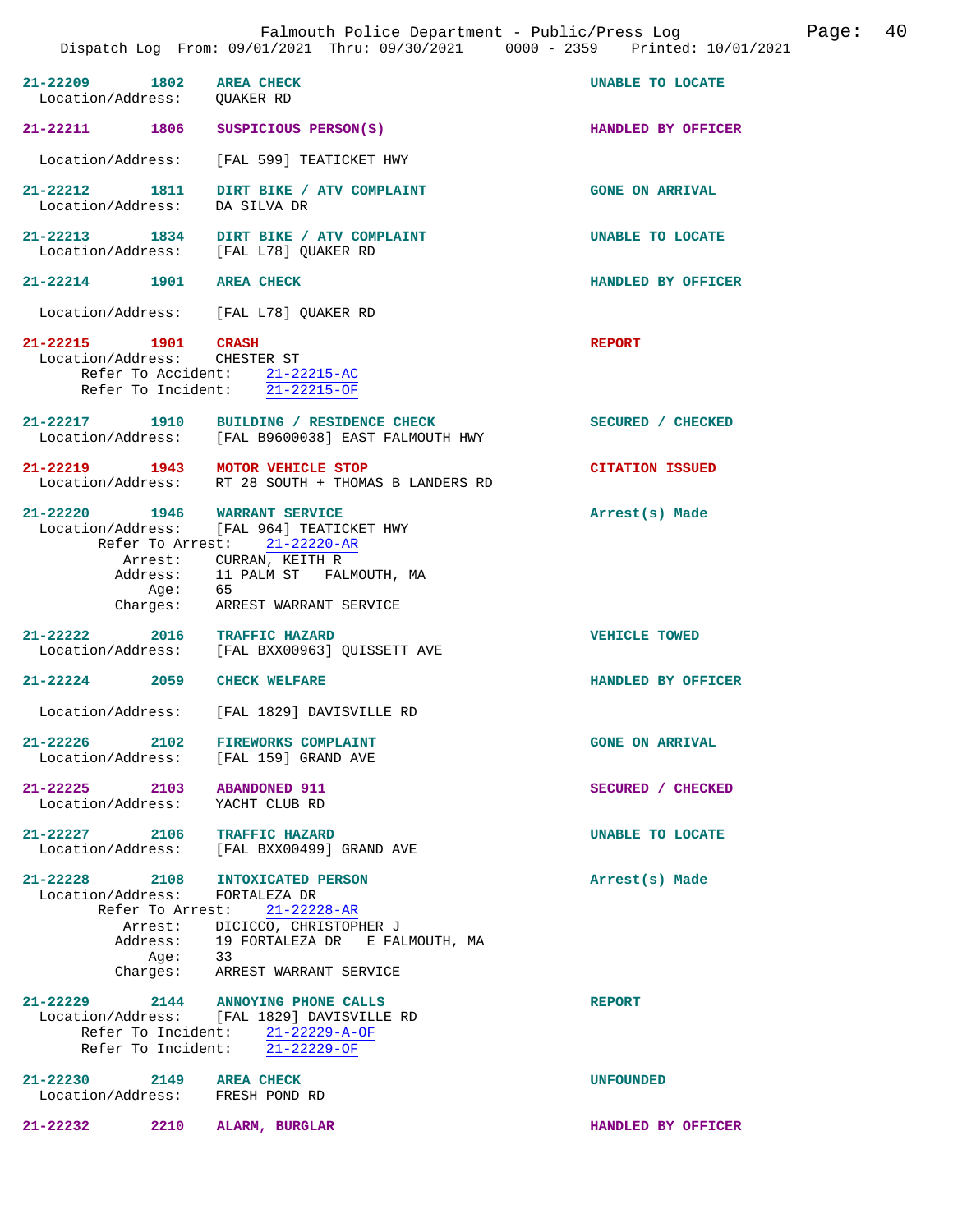21-22209 1802 AREA CHECK UNABLE TO LOCATE
Location/Address: QUAKER RD

21-22211 1806 SUSPICIOUS PERSON(S) HANDLED BY OFFICER
Location/Address: [FAL 599] TEATICKET HWY

21-22212 1811 DIRT BIKE / ATV COMPLAINT GONE ON ARRIVAL
Location/Address: DA SILVA DR

21-22213 1834 DIRT BIKE / ATV COMPLAINT UNABLE TO LOCATE
Location/Address: [FAL L78] QUAKER RD

21-22214 1901 AREA CHECK HANDLED BY OFFICER
Location/Address: [FAL L78] QUAKER RD

21-22215 1901 CRASH REPORT
Location/Address: CHESTER ST
Refer To Accident: 21-22215-AC
Refer To Incident: 21-22215-OF

21-22217 1910 BUILDING / RESIDENCE CHECK SECURED / CHECKED
Location/Address: [FAL B9600038] EAST FALMOUTH HWY

21-22219 1943 MOTOR VEHICLE STOP CITATION ISSUED
Location/Address: RT 28 SOUTH + THOMAS B LANDERS RD

21-22220 1946 WARRANT SERVICE Arrest(s) Made
Location/Address: [FAL 964] TEATICKET HWY
Refer To Arrest: 21-22220-AR
Arrest: CURRAN, KEITH R
Address: 11 PALM ST FALMOUTH, MA
Age: 65
Charges: ARREST WARRANT SERVICE

21-22222 2016 TRAFFIC HAZARD VEHICLE TOWED
Location/Address: [FAL BXX00963] QUISSETT AVE

21-22224 2059 CHECK WELFARE HANDLED BY OFFICER
Location/Address: [FAL 1829] DAVISVILLE RD

21-22226 2102 FIREWORKS COMPLAINT GONE ON ARRIVAL
Location/Address: [FAL 159] GRAND AVE

21-22225 2103 ABANDONED 911 SECURED / CHECKED
Location/Address: YACHT CLUB RD

21-22227 2106 TRAFFIC HAZARD UNABLE TO LOCATE
Location/Address: [FAL BXX00499] GRAND AVE

21-22228 2108 INTOXICATED PERSON Arrest(s) Made
Location/Address: FORTALEZA DR
Refer To Arrest: 21-22228-AR
Arrest: DICICCO, CHRISTOPHER J
Address: 19 FORTALEZA DR E FALMOUTH, MA
Age: 33
Charges: ARREST WARRANT SERVICE

21-22229 2144 ANNOYING PHONE CALLS REPORT
Location/Address: [FAL 1829] DAVISVILLE RD
Refer To Incident: 21-22229-A-OF
Refer To Incident: 21-22229-OF

21-22230 2149 AREA CHECK UNFOUNDED
Location/Address: FRESH POND RD

21-22232 2210 ALARM, BURGLAR HANDLED BY OFFICER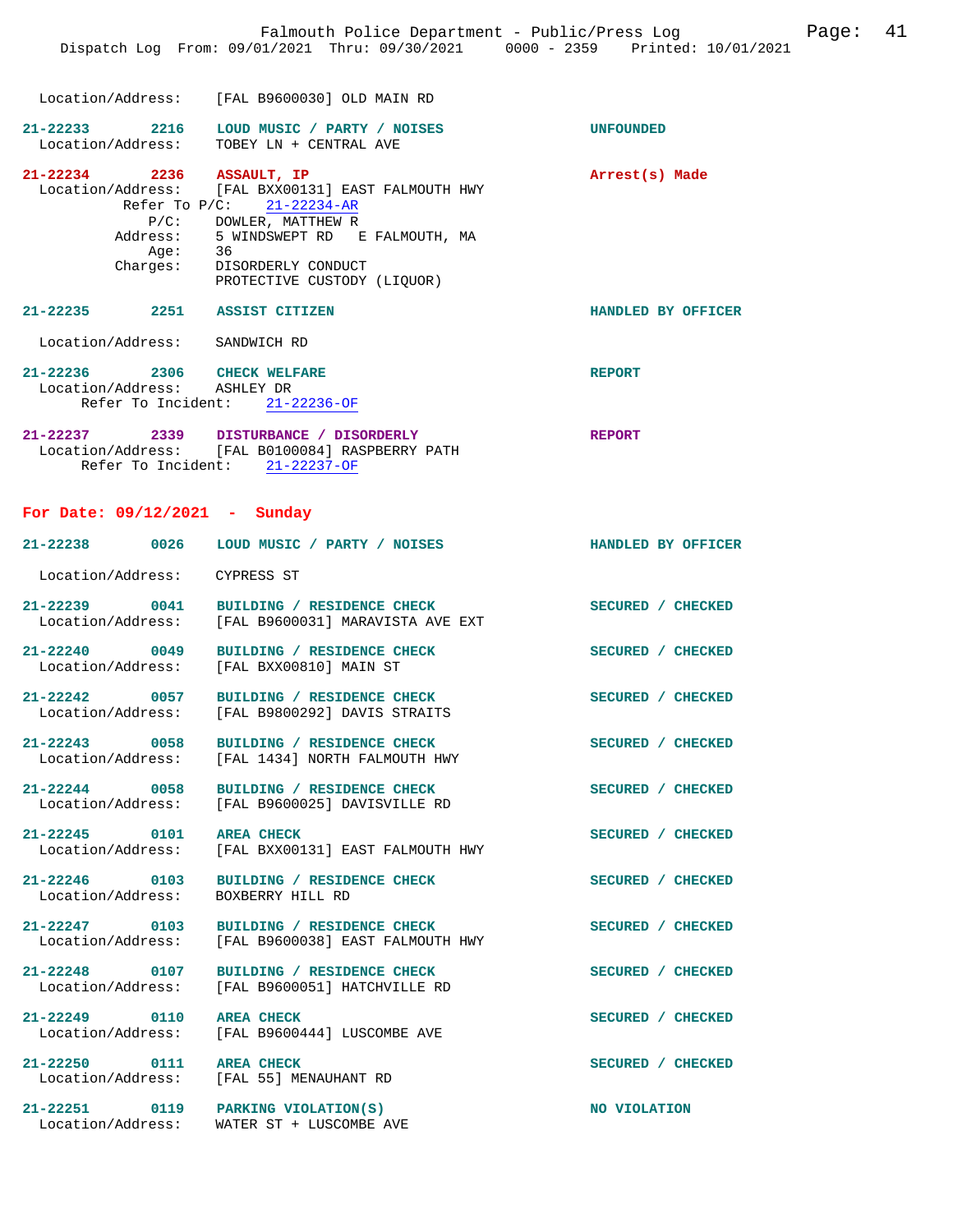Location/Address: [FAL B9600030] OLD MAIN RD

**21-22233** 2216 **LOUD MUSIC / PARTY / NOISES** **UNFOUNDED**
Location/Address: TOBEY LN + CENTRAL AVE

**21-22234** 2236 **ASSAULT, IP** **Arrest(s) Made**
Location/Address: [FAL BXX00131] EAST FALMOUTH HWY
Refer To P/C: 21-22234-AR
P/C: DOWLER, MATTHEW R
Address: 5 WINDSWEPT RD E FALMOUTH, MA
Age: 36
Charges: DISORDERLY CONDUCT
PROTECTIVE CUSTODY (LIQUOR)

**21-22235** 2251 **ASSIST CITIZEN** **HANDLED BY OFFICER**
Location/Address: SANDWICH RD

**21-22236** 2306 **CHECK WELFARE** **REPORT**
Location/Address: ASHLEY DR
Refer To Incident: 21-22236-OF

**21-22237** 2339 **DISTURBANCE / DISORDERLY** **REPORT**
Location/Address: [FAL B0100084] RASPBERRY PATH
Refer To Incident: 21-22237-OF

## For Date: 09/12/2021 - Sunday

**21-22238** 0026 **LOUD MUSIC / PARTY / NOISES** **HANDLED BY OFFICER**
Location/Address: CYPRESS ST

**21-22239** 0041 **BUILDING / RESIDENCE CHECK** **SECURED / CHECKED**
Location/Address: [FAL B9600031] MARAVISTA AVE EXT

**21-22240** 0049 **BUILDING / RESIDENCE CHECK** **SECURED / CHECKED**
Location/Address: [FAL BXX00810] MAIN ST

**21-22242** 0057 **BUILDING / RESIDENCE CHECK** **SECURED / CHECKED**
Location/Address: [FAL B9800292] DAVIS STRAITS

**21-22243** 0058 **BUILDING / RESIDENCE CHECK** **SECURED / CHECKED**
Location/Address: [FAL 1434] NORTH FALMOUTH HWY

**21-22244** 0058 **BUILDING / RESIDENCE CHECK** **SECURED / CHECKED**
Location/Address: [FAL B9600025] DAVISVILLE RD

**21-22245** 0101 **AREA CHECK** **SECURED / CHECKED**
Location/Address: [FAL BXX00131] EAST FALMOUTH HWY

**21-22246** 0103 **BUILDING / RESIDENCE CHECK** **SECURED / CHECKED**
Location/Address: BOXBERRY HILL RD

**21-22247** 0103 **BUILDING / RESIDENCE CHECK** **SECURED / CHECKED**
Location/Address: [FAL B9600038] EAST FALMOUTH HWY

**21-22248** 0107 **BUILDING / RESIDENCE CHECK** **SECURED / CHECKED**
Location/Address: [FAL B9600051] HATCHVILLE RD

**21-22249** 0110 **AREA CHECK** **SECURED / CHECKED**
Location/Address: [FAL B9600444] LUSCOMBE AVE

**21-22250** 0111 **AREA CHECK** **SECURED / CHECKED**
Location/Address: [FAL 55] MENAUHANT RD

**21-22251** 0119 **PARKING VIOLATION(S)** **NO VIOLATION**
Location/Address: WATER ST + LUSCOMBE AVE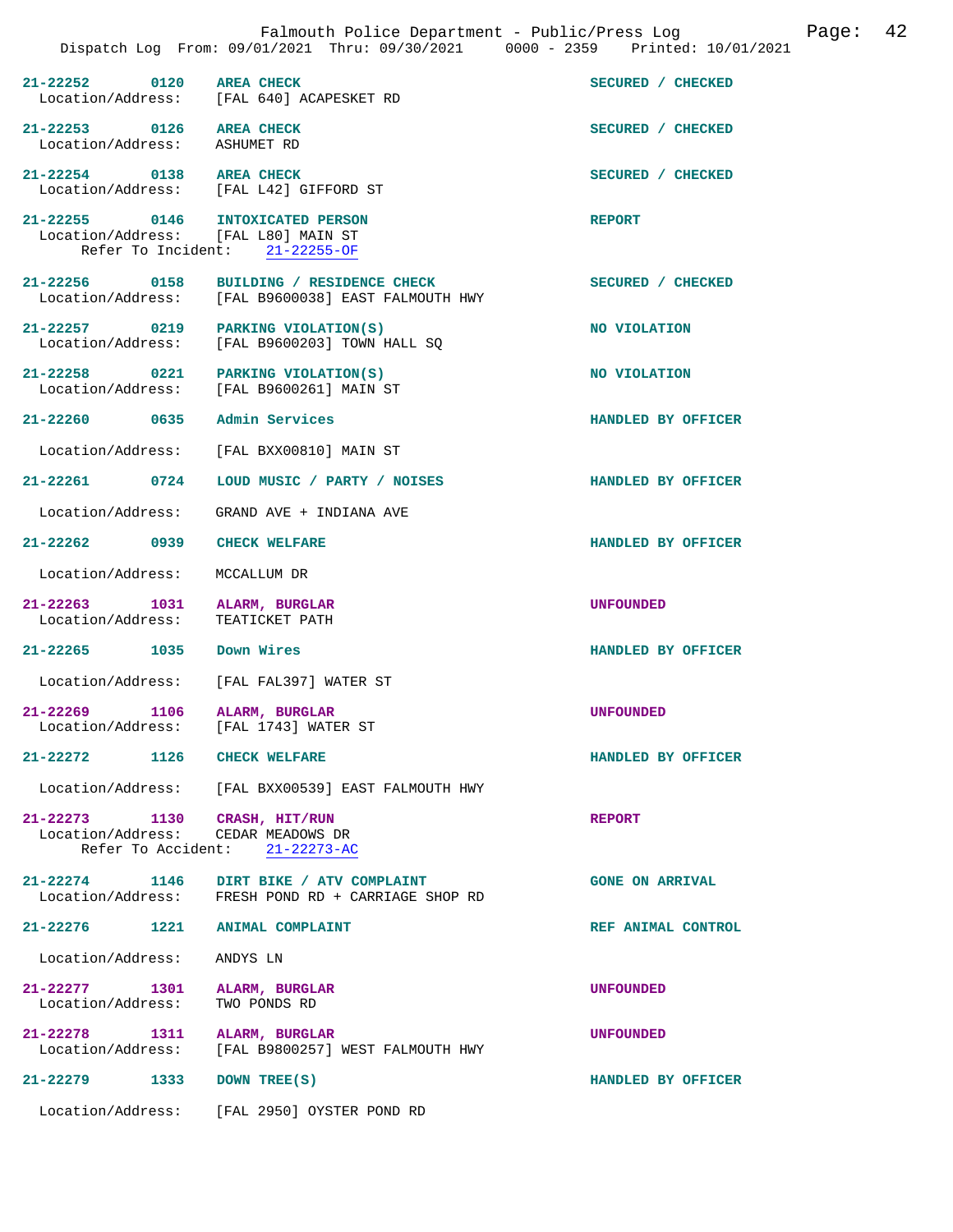Falmouth Police Department - Public/Press Log

Dispatch Log From: 09/01/2021 Thru: 09/30/2021 0000 - 2359 Printed: 10/01/2021

| Call Number | Time | Call Reason | Action |
|---|---|---|---|
| 21-22252 | 0120 | AREA CHECK | SECURED / CHECKED |

Location/Address: [FAL 640] ACAPESKET RD

| Call Number | Time | Call Reason | Action |
|---|---|---|---|
| 21-22253 | 0126 | AREA CHECK | SECURED / CHECKED |

Location/Address: ASHUMET RD

| Call Number | Time | Call Reason | Action |
|---|---|---|---|
| 21-22254 | 0138 | AREA CHECK | SECURED / CHECKED |

Location/Address: [FAL L42] GIFFORD ST

| Call Number | Time | Call Reason | Action |
|---|---|---|---|
| 21-22255 | 0146 | INTOXICATED PERSON | REPORT |

Location/Address: [FAL L80] MAIN ST
Refer To Incident: 21-22255-OF

| Call Number | Time | Call Reason | Action |
|---|---|---|---|
| 21-22256 | 0158 | BUILDING / RESIDENCE CHECK | SECURED / CHECKED |

Location/Address: [FAL B9600038] EAST FALMOUTH HWY

| Call Number | Time | Call Reason | Action |
|---|---|---|---|
| 21-22257 | 0219 | PARKING VIOLATION(S) | NO VIOLATION |

Location/Address: [FAL B9600203] TOWN HALL SQ

| Call Number | Time | Call Reason | Action |
|---|---|---|---|
| 21-22258 | 0221 | PARKING VIOLATION(S) | NO VIOLATION |

Location/Address: [FAL B9600261] MAIN ST

| Call Number | Time | Call Reason | Action |
|---|---|---|---|
| 21-22260 | 0635 | Admin Services | HANDLED BY OFFICER |

Location/Address: [FAL BXX00810] MAIN ST

| Call Number | Time | Call Reason | Action |
|---|---|---|---|
| 21-22261 | 0724 | LOUD MUSIC / PARTY / NOISES | HANDLED BY OFFICER |

Location/Address: GRAND AVE + INDIANA AVE

| Call Number | Time | Call Reason | Action |
|---|---|---|---|
| 21-22262 | 0939 | CHECK WELFARE | HANDLED BY OFFICER |

Location/Address: MCCALLUM DR

| Call Number | Time | Call Reason | Action |
|---|---|---|---|
| 21-22263 | 1031 | ALARM, BURGLAR | UNFOUNDED |

Location/Address: TEATICKET PATH

| Call Number | Time | Call Reason | Action |
|---|---|---|---|
| 21-22265 | 1035 | Down Wires | HANDLED BY OFFICER |

Location/Address: [FAL FAL397] WATER ST

| Call Number | Time | Call Reason | Action |
|---|---|---|---|
| 21-22269 | 1106 | ALARM, BURGLAR | UNFOUNDED |

Location/Address: [FAL 1743] WATER ST

| Call Number | Time | Call Reason | Action |
|---|---|---|---|
| 21-22272 | 1126 | CHECK WELFARE | HANDLED BY OFFICER |

Location/Address: [FAL BXX00539] EAST FALMOUTH HWY

| Call Number | Time | Call Reason | Action |
|---|---|---|---|
| 21-22273 | 1130 | CRASH, HIT/RUN | REPORT |

Location/Address: CEDAR MEADOWS DR
Refer To Accident: 21-22273-AC

| Call Number | Time | Call Reason | Action |
|---|---|---|---|
| 21-22274 | 1146 | DIRT BIKE / ATV COMPLAINT | GONE ON ARRIVAL |

Location/Address: FRESH POND RD + CARRIAGE SHOP RD

| Call Number | Time | Call Reason | Action |
|---|---|---|---|
| 21-22276 | 1221 | ANIMAL COMPLAINT | REF ANIMAL CONTROL |

Location/Address: ANDYS LN

| Call Number | Time | Call Reason | Action |
|---|---|---|---|
| 21-22277 | 1301 | ALARM, BURGLAR | UNFOUNDED |

Location/Address: TWO PONDS RD

| Call Number | Time | Call Reason | Action |
|---|---|---|---|
| 21-22278 | 1311 | ALARM, BURGLAR | UNFOUNDED |

Location/Address: [FAL B9800257] WEST FALMOUTH HWY

| Call Number | Time | Call Reason | Action |
|---|---|---|---|
| 21-22279 | 1333 | DOWN TREE(S) | HANDLED BY OFFICER |

Location/Address: [FAL 2950] OYSTER POND RD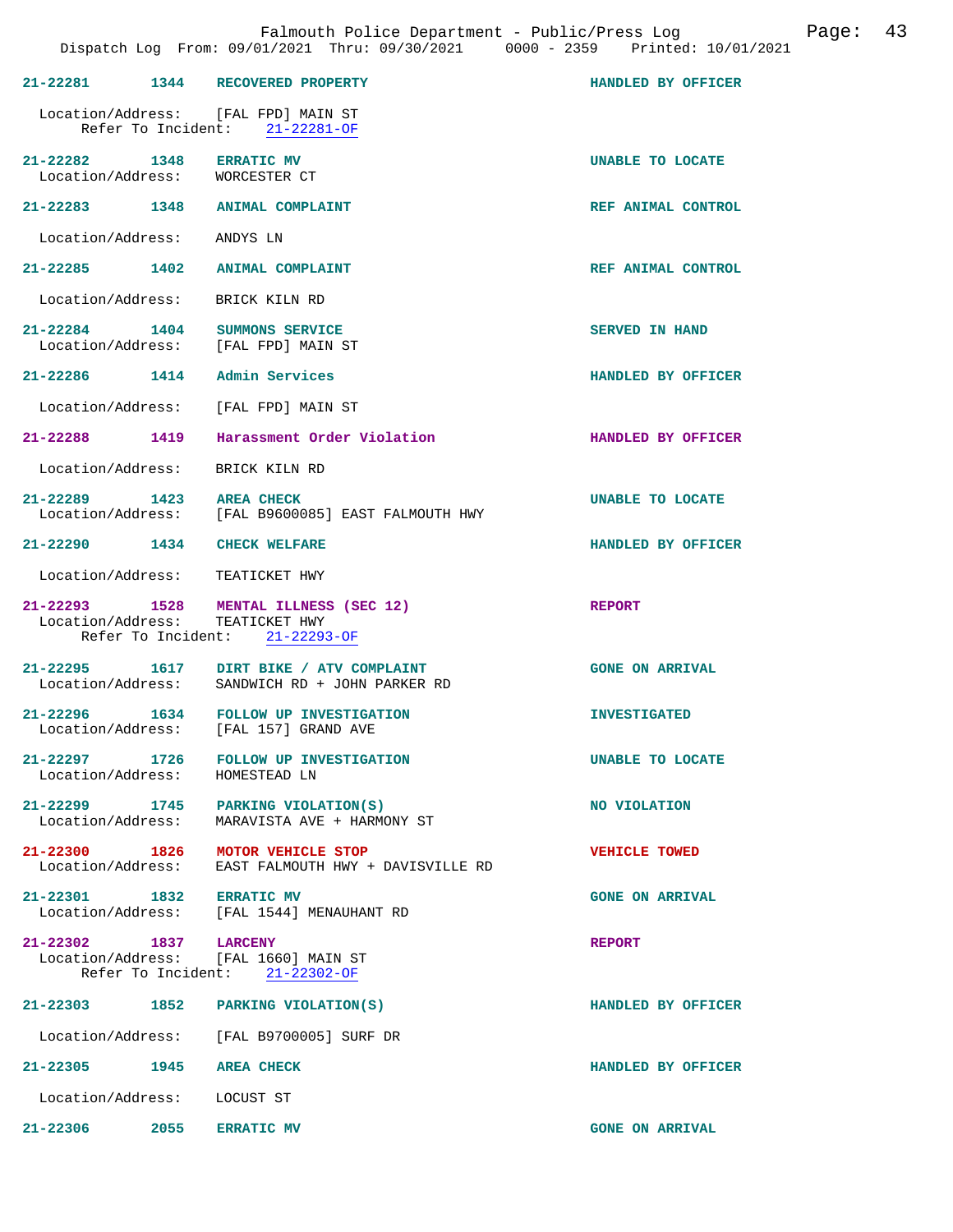**21-22281 1344 RECOVERED PROPERTY** — HANDLED BY OFFICER
Location/Address: [FAL FPD] MAIN ST
Refer To Incident: 21-22281-OF

**21-22282 1348 ERRATIC MV** — UNABLE TO LOCATE
Location/Address: WORCESTER CT

**21-22283 1348 ANIMAL COMPLAINT** — REF ANIMAL CONTROL
Location/Address: ANDYS LN

**21-22285 1402 ANIMAL COMPLAINT** — REF ANIMAL CONTROL
Location/Address: BRICK KILN RD

**21-22284 1404 SUMMONS SERVICE** — SERVED IN HAND
Location/Address: [FAL FPD] MAIN ST

**21-22286 1414 Admin Services** — HANDLED BY OFFICER
Location/Address: [FAL FPD] MAIN ST

**21-22288 1419 Harassment Order Violation** — HANDLED BY OFFICER
Location/Address: BRICK KILN RD

**21-22289 1423 AREA CHECK** — UNABLE TO LOCATE
Location/Address: [FAL B9600085] EAST FALMOUTH HWY

**21-22290 1434 CHECK WELFARE** — HANDLED BY OFFICER
Location/Address: TEATICKET HWY

**21-22293 1528 MENTAL ILLNESS (SEC 12)** — REPORT
Location/Address: TEATICKET HWY
Refer To Incident: 21-22293-OF

**21-22295 1617 DIRT BIKE / ATV COMPLAINT** — GONE ON ARRIVAL
Location/Address: SANDWICH RD + JOHN PARKER RD

**21-22296 1634 FOLLOW UP INVESTIGATION** — INVESTIGATED
Location/Address: [FAL 157] GRAND AVE

**21-22297 1726 FOLLOW UP INVESTIGATION** — UNABLE TO LOCATE
Location/Address: HOMESTEAD LN

**21-22299 1745 PARKING VIOLATION(S)** — NO VIOLATION
Location/Address: MARAVISTA AVE + HARMONY ST

**21-22300 1826 MOTOR VEHICLE STOP** — VEHICLE TOWED
Location/Address: EAST FALMOUTH HWY + DAVISVILLE RD

**21-22301 1832 ERRATIC MV** — GONE ON ARRIVAL
Location/Address: [FAL 1544] MENAUHANT RD

**21-22302 1837 LARCENY** — REPORT
Location/Address: [FAL 1660] MAIN ST
Refer To Incident: 21-22302-OF

**21-22303 1852 PARKING VIOLATION(S)** — HANDLED BY OFFICER
Location/Address: [FAL B9700005] SURF DR

**21-22305 1945 AREA CHECK** — HANDLED BY OFFICER
Location/Address: LOCUST ST

**21-22306 2055 ERRATIC MV** — GONE ON ARRIVAL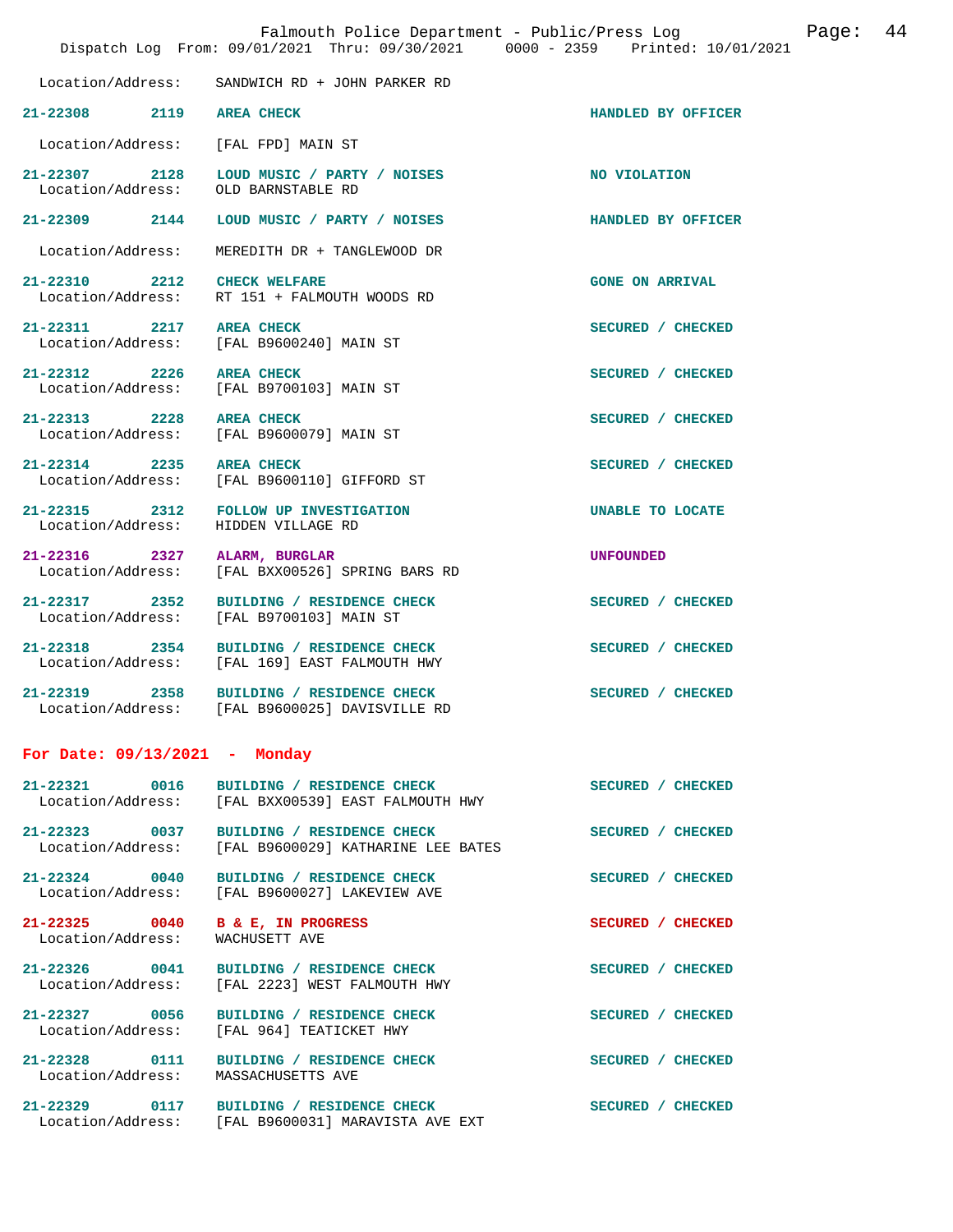Location/Address: SANDWICH RD + JOHN PARKER RD

**21-22308** 2119 **AREA CHECK** HANDLED BY OFFICER
Location/Address: [FAL FPD] MAIN ST

**21-22307** 2128 **LOUD MUSIC / PARTY / NOISES** NO VIOLATION
Location/Address: OLD BARNSTABLE RD

**21-22309** 2144 **LOUD MUSIC / PARTY / NOISES** HANDLED BY OFFICER
Location/Address: MEREDITH DR + TANGLEWOOD DR

**21-22310** 2212 **CHECK WELFARE** GONE ON ARRIVAL
Location/Address: RT 151 + FALMOUTH WOODS RD

**21-22311** 2217 **AREA CHECK** SECURED / CHECKED
Location/Address: [FAL B9600240] MAIN ST

**21-22312** 2226 **AREA CHECK** SECURED / CHECKED
Location/Address: [FAL B9700103] MAIN ST

**21-22313** 2228 **AREA CHECK** SECURED / CHECKED
Location/Address: [FAL B9600079] MAIN ST

**21-22314** 2235 **AREA CHECK** SECURED / CHECKED
Location/Address: [FAL B9600110] GIFFORD ST

**21-22315** 2312 **FOLLOW UP INVESTIGATION** UNABLE TO LOCATE
Location/Address: HIDDEN VILLAGE RD

**21-22316** 2327 **ALARM, BURGLAR** UNFOUNDED
Location/Address: [FAL BXX00526] SPRING BARS RD

**21-22317** 2352 **BUILDING / RESIDENCE CHECK** SECURED / CHECKED
Location/Address: [FAL B9700103] MAIN ST

**21-22318** 2354 **BUILDING / RESIDENCE CHECK** SECURED / CHECKED
Location/Address: [FAL 169] EAST FALMOUTH HWY

**21-22319** 2358 **BUILDING / RESIDENCE CHECK** SECURED / CHECKED
Location/Address: [FAL B9600025] DAVISVILLE RD

## For Date: 09/13/2021 - Monday

**21-22321** 0016 **BUILDING / RESIDENCE CHECK** SECURED / CHECKED
Location/Address: [FAL BXX00539] EAST FALMOUTH HWY

**21-22323** 0037 **BUILDING / RESIDENCE CHECK** SECURED / CHECKED
Location/Address: [FAL B9600029] KATHARINE LEE BATES

**21-22324** 0040 **BUILDING / RESIDENCE CHECK** SECURED / CHECKED
Location/Address: [FAL B9600027] LAKEVIEW AVE

**21-22325** 0040 **B & E, IN PROGRESS** SECURED / CHECKED
Location/Address: WACHUSETT AVE

**21-22326** 0041 **BUILDING / RESIDENCE CHECK** SECURED / CHECKED
Location/Address: [FAL 2223] WEST FALMOUTH HWY

**21-22327** 0056 **BUILDING / RESIDENCE CHECK** SECURED / CHECKED
Location/Address: [FAL 964] TEATICKET HWY

**21-22328** 0111 **BUILDING / RESIDENCE CHECK** SECURED / CHECKED
Location/Address: MASSACHUSETTS AVE

**21-22329** 0117 **BUILDING / RESIDENCE CHECK** SECURED / CHECKED
Location/Address: [FAL B9600031] MARAVISTA AVE EXT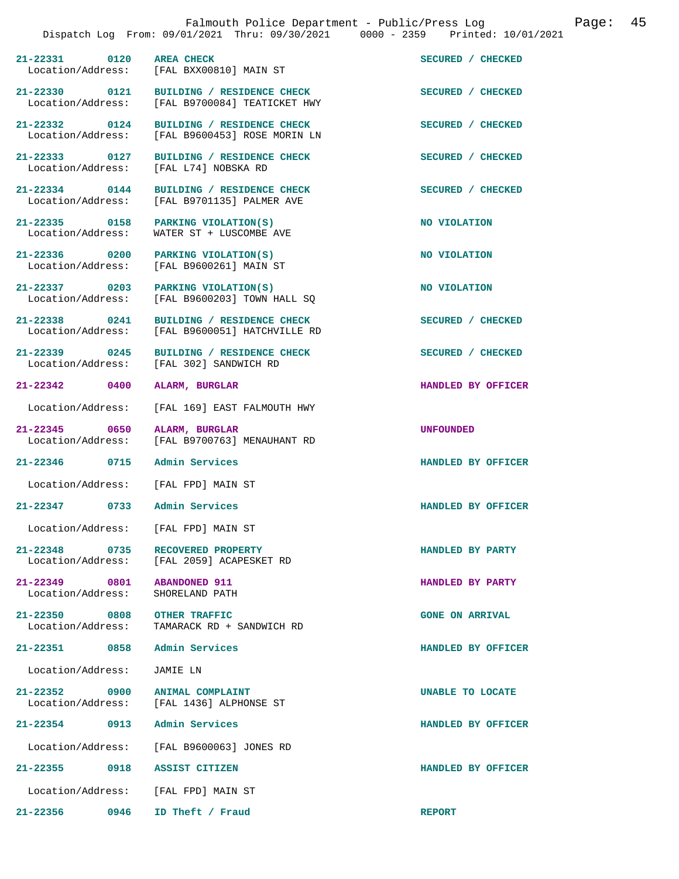| Incident # | Time | Call Type | Disposition |
|---|---|---|---|
| 21-22331 | 0120 | AREA CHECK | SECURED / CHECKED |
| Location/Address: | | [FAL BXX00810] MAIN ST | |
| 21-22330 | 0121 | BUILDING / RESIDENCE CHECK | SECURED / CHECKED |
| Location/Address: | | [FAL B9700084] TEATICKET HWY | |
| 21-22332 | 0124 | BUILDING / RESIDENCE CHECK | SECURED / CHECKED |
| Location/Address: | | [FAL B9600453] ROSE MORIN LN | |
| 21-22333 | 0127 | BUILDING / RESIDENCE CHECK | SECURED / CHECKED |
| Location/Address: | | [FAL L74] NOBSKA RD | |
| 21-22334 | 0144 | BUILDING / RESIDENCE CHECK | SECURED / CHECKED |
| Location/Address: | | [FAL B9701135] PALMER AVE | |
| 21-22335 | 0158 | PARKING VIOLATION(S) | NO VIOLATION |
| Location/Address: | | WATER ST + LUSCOMBE AVE | |
| 21-22336 | 0200 | PARKING VIOLATION(S) | NO VIOLATION |
| Location/Address: | | [FAL B9600261] MAIN ST | |
| 21-22337 | 0203 | PARKING VIOLATION(S) | NO VIOLATION |
| Location/Address: | | [FAL B9600203] TOWN HALL SQ | |
| 21-22338 | 0241 | BUILDING / RESIDENCE CHECK | SECURED / CHECKED |
| Location/Address: | | [FAL B9600051] HATCHVILLE RD | |
| 21-22339 | 0245 | BUILDING / RESIDENCE CHECK | SECURED / CHECKED |
| Location/Address: | | [FAL 302] SANDWICH RD | |
| 21-22342 | 0400 | ALARM, BURGLAR | HANDLED BY OFFICER |
| Location/Address: | | [FAL 169] EAST FALMOUTH HWY | |
| 21-22345 | 0650 | ALARM, BURGLAR | UNFOUNDED |
| Location/Address: | | [FAL B9700763] MENAUHANT RD | |
| 21-22346 | 0715 | Admin Services | HANDLED BY OFFICER |
| Location/Address: | | [FAL FPD] MAIN ST | |
| 21-22347 | 0733 | Admin Services | HANDLED BY OFFICER |
| Location/Address: | | [FAL FPD] MAIN ST | |
| 21-22348 | 0735 | RECOVERED PROPERTY | HANDLED BY PARTY |
| Location/Address: | | [FAL 2059] ACAPESKET RD | |
| 21-22349 | 0801 | ABANDONED 911 | HANDLED BY PARTY |
| Location/Address: | | SHORELAND PATH | |
| 21-22350 | 0808 | OTHER TRAFFIC | GONE ON ARRIVAL |
| Location/Address: | | TAMARACK RD + SANDWICH RD | |
| 21-22351 | 0858 | Admin Services | HANDLED BY OFFICER |
| Location/Address: | | JAMIE LN | |
| 21-22352 | 0900 | ANIMAL COMPLAINT | UNABLE TO LOCATE |
| Location/Address: | | [FAL 1436] ALPHONSE ST | |
| 21-22354 | 0913 | Admin Services | HANDLED BY OFFICER |
| Location/Address: | | [FAL B9600063] JONES RD | |
| 21-22355 | 0918 | ASSIST CITIZEN | HANDLED BY OFFICER |
| Location/Address: | | [FAL FPD] MAIN ST | |
| 21-22356 | 0946 | ID Theft / Fraud | REPORT |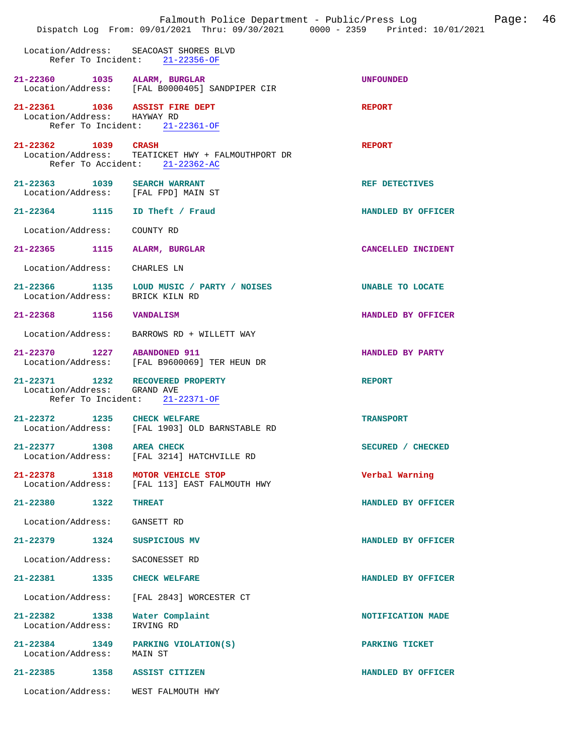Location/Address: SEACOAST SHORES BLVD
Refer To Incident: 21-22356-OF

**21-22360 1035 ALARM, BURGLAR** — UNFOUNDED
Location/Address: [FAL B0000405] SANDPIPER CIR

**21-22361 1036 ASSIST FIRE DEPT** — REPORT
Location/Address: HAYWAY RD
Refer To Incident: 21-22361-OF

**21-22362 1039 CRASH** — REPORT
Location/Address: TEATICKET HWY + FALMOUTHPORT DR
Refer To Accident: 21-22362-AC

**21-22363 1039 SEARCH WARRANT** — REF DETECTIVES
Location/Address: [FAL FPD] MAIN ST

**21-22364 1115 ID Theft / Fraud** — HANDLED BY OFFICER
Location/Address: COUNTY RD

**21-22365 1115 ALARM, BURGLAR** — CANCELLED INCIDENT
Location/Address: CHARLES LN

**21-22366 1135 LOUD MUSIC / PARTY / NOISES** — UNABLE TO LOCATE
Location/Address: BRICK KILN RD

**21-22368 1156 VANDALISM** — HANDLED BY OFFICER
Location/Address: BARROWS RD + WILLETT WAY

**21-22370 1227 ABANDONED 911** — HANDLED BY PARTY
Location/Address: [FAL B9600069] TER HEUN DR

**21-22371 1232 RECOVERED PROPERTY** — REPORT
Location/Address: GRAND AVE
Refer To Incident: 21-22371-OF

**21-22372 1235 CHECK WELFARE** — TRANSPORT
Location/Address: [FAL 1903] OLD BARNSTABLE RD

**21-22377 1308 AREA CHECK** — SECURED / CHECKED
Location/Address: [FAL 3214] HATCHVILLE RD

**21-22378 1318 MOTOR VEHICLE STOP** — Verbal Warning
Location/Address: [FAL 113] EAST FALMOUTH HWY

**21-22380 1322 THREAT** — HANDLED BY OFFICER
Location/Address: GANSETT RD

**21-22379 1324 SUSPICIOUS MV** — HANDLED BY OFFICER
Location/Address: SACONESSET RD

**21-22381 1335 CHECK WELFARE** — HANDLED BY OFFICER
Location/Address: [FAL 2843] WORCESTER CT

**21-22382 1338 Water Complaint** — NOTIFICATION MADE
Location/Address: IRVING RD

**21-22384 1349 PARKING VIOLATION(S)** — PARKING TICKET
Location/Address: MAIN ST

**21-22385 1358 ASSIST CITIZEN** — HANDLED BY OFFICER
Location/Address: WEST FALMOUTH HWY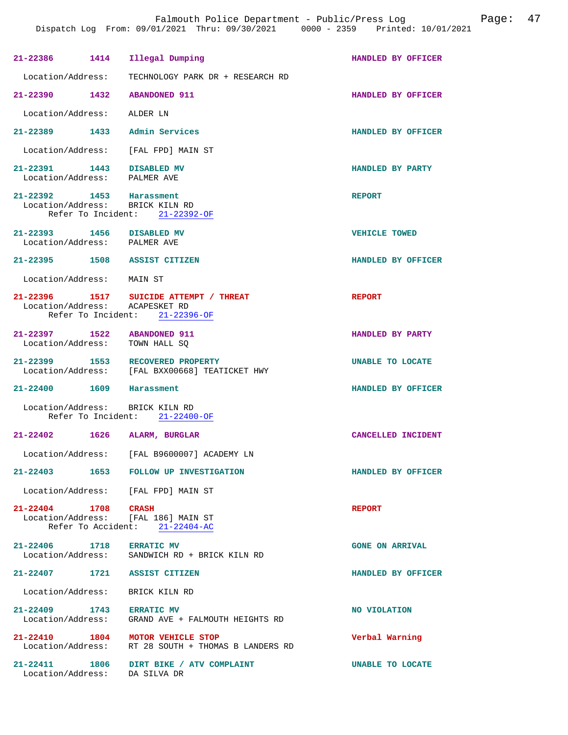21-22386 1414 Illegal Dumping HANDLED BY OFFICER

Location/Address: TECHNOLOGY PARK DR + RESEARCH RD

21-22390 1432 ABANDONED 911 HANDLED BY OFFICER

Location/Address: ALDER LN

21-22389 1433 Admin Services HANDLED BY OFFICER

Location/Address: [FAL FPD] MAIN ST

21-22391 1443 DISABLED MV HANDLED BY PARTY
Location/Address: PALMER AVE

21-22392 1453 Harassment REPORT
Location/Address: BRICK KILN RD
Refer To Incident: 21-22392-OF

21-22393 1456 DISABLED MV VEHICLE TOWED
Location/Address: PALMER AVE

21-22395 1508 ASSIST CITIZEN HANDLED BY OFFICER

Location/Address: MAIN ST

21-22396 1517 SUICIDE ATTEMPT / THREAT REPORT
Location/Address: ACAPESKET RD
Refer To Incident: 21-22396-OF

21-22397 1522 ABANDONED 911 HANDLED BY PARTY
Location/Address: TOWN HALL SQ

21-22399 1553 RECOVERED PROPERTY UNABLE TO LOCATE
Location/Address: [FAL BXX00668] TEATICKET HWY

21-22400 1609 Harassment HANDLED BY OFFICER

Location/Address: BRICK KILN RD
Refer To Incident: 21-22400-OF

21-22402 1626 ALARM, BURGLAR CANCELLED INCIDENT

Location/Address: [FAL B9600007] ACADEMY LN

21-22403 1653 FOLLOW UP INVESTIGATION HANDLED BY OFFICER

Location/Address: [FAL FPD] MAIN ST

21-22404 1708 CRASH REPORT
Location/Address: [FAL 186] MAIN ST
Refer To Accident: 21-22404-AC

21-22406 1718 ERRATIC MV GONE ON ARRIVAL
Location/Address: SANDWICH RD + BRICK KILN RD

21-22407 1721 ASSIST CITIZEN HANDLED BY OFFICER

Location/Address: BRICK KILN RD

21-22409 1743 ERRATIC MV NO VIOLATION
Location/Address: GRAND AVE + FALMOUTH HEIGHTS RD

21-22410 1804 MOTOR VEHICLE STOP Verbal Warning
Location/Address: RT 28 SOUTH + THOMAS B LANDERS RD

21-22411 1806 DIRT BIKE / ATV COMPLAINT UNABLE TO LOCATE
Location/Address: DA SILVA DR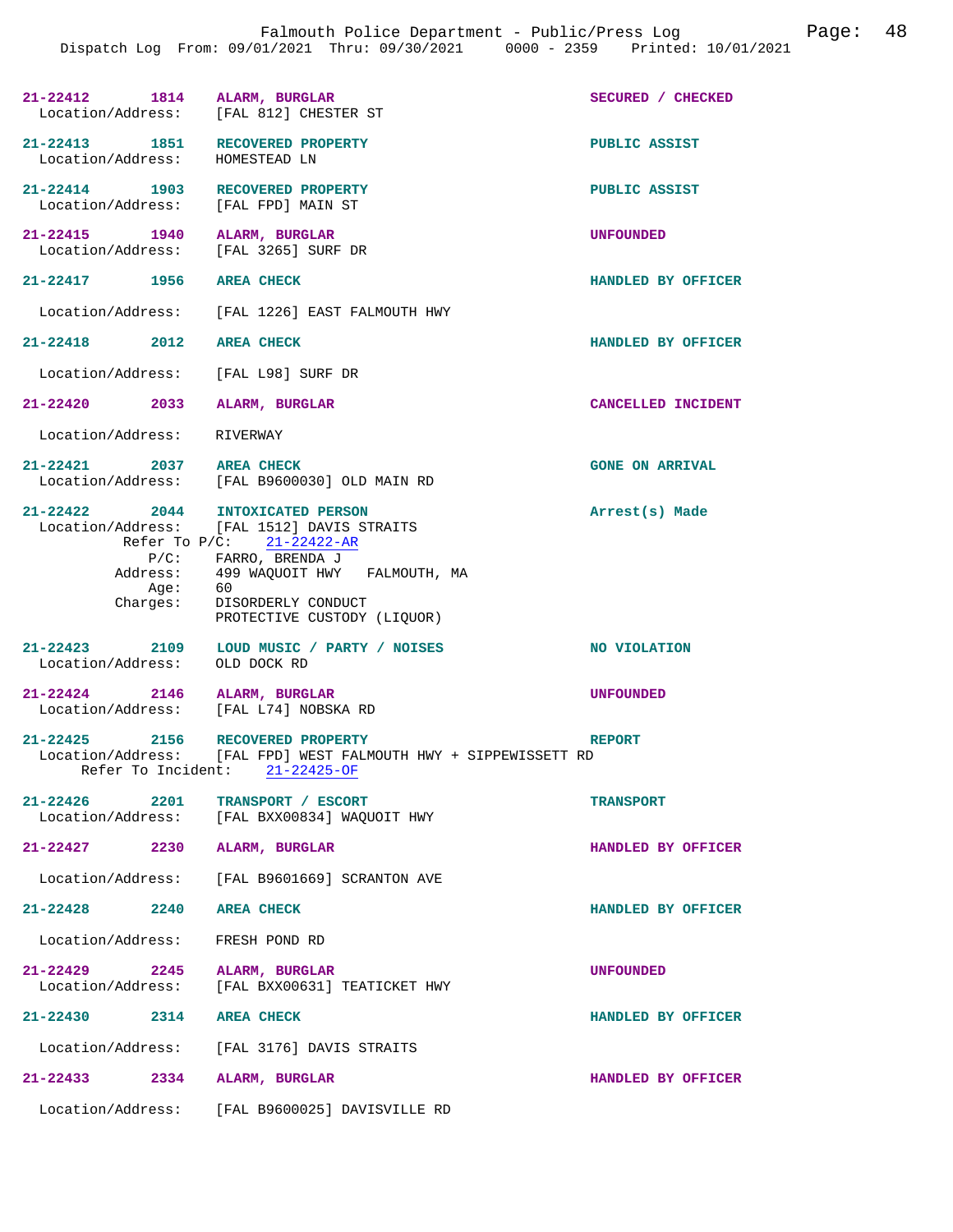21-22412 1814 ALARM, BURGLAR — SECURED / CHECKED
Location/Address: [FAL 812] CHESTER ST

21-22413 1851 RECOVERED PROPERTY — PUBLIC ASSIST
Location/Address: HOMESTEAD LN

21-22414 1903 RECOVERED PROPERTY — PUBLIC ASSIST
Location/Address: [FAL FPD] MAIN ST

21-22415 1940 ALARM, BURGLAR — UNFOUNDED
Location/Address: [FAL 3265] SURF DR

21-22417 1956 AREA CHECK — HANDLED BY OFFICER
Location/Address: [FAL 1226] EAST FALMOUTH HWY

21-22418 2012 AREA CHECK — HANDLED BY OFFICER
Location/Address: [FAL L98] SURF DR

21-22420 2033 ALARM, BURGLAR — CANCELLED INCIDENT
Location/Address: RIVERWAY

21-22421 2037 AREA CHECK — GONE ON ARRIVAL
Location/Address: [FAL B9600030] OLD MAIN RD

21-22422 2044 INTOXICATED PERSON — Arrest(s) Made
Location/Address: [FAL 1512] DAVIS STRAITS
Refer To P/C: 21-22422-AR
P/C: FARRO, BRENDA J
Address: 499 WAQUOIT HWY FALMOUTH, MA
Age: 60
Charges: DISORDERLY CONDUCT
PROTECTIVE CUSTODY (LIQUOR)

21-22423 2109 LOUD MUSIC / PARTY / NOISES — NO VIOLATION
Location/Address: OLD DOCK RD

21-22424 2146 ALARM, BURGLAR — UNFOUNDED
Location/Address: [FAL L74] NOBSKA RD

21-22425 2156 RECOVERED PROPERTY — REPORT
Location/Address: [FAL FPD] WEST FALMOUTH HWY + SIPPEWISSETT RD
Refer To Incident: 21-22425-OF

21-22426 2201 TRANSPORT / ESCORT — TRANSPORT
Location/Address: [FAL BXX00834] WAQUOIT HWY

21-22427 2230 ALARM, BURGLAR — HANDLED BY OFFICER
Location/Address: [FAL B9601669] SCRANTON AVE

21-22428 2240 AREA CHECK — HANDLED BY OFFICER
Location/Address: FRESH POND RD

21-22429 2245 ALARM, BURGLAR — UNFOUNDED
Location/Address: [FAL BXX00631] TEATICKET HWY

21-22430 2314 AREA CHECK — HANDLED BY OFFICER
Location/Address: [FAL 3176] DAVIS STRAITS

21-22433 2334 ALARM, BURGLAR — HANDLED BY OFFICER
Location/Address: [FAL B9600025] DAVISVILLE RD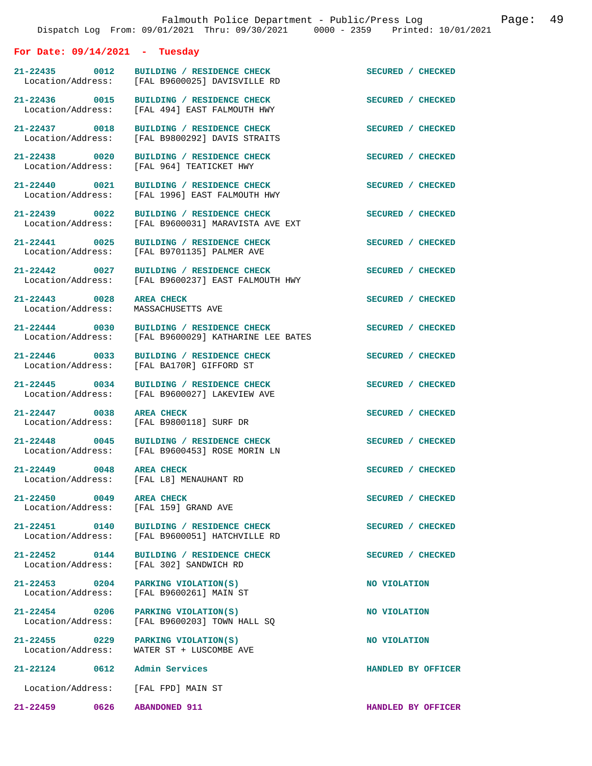## For Date: 09/14/2021 - Tuesday

**21-22435 0012 BUILDING / RESIDENCE CHECK** — SECURED / CHECKED
Location/Address: [FAL B9600025] DAVISVILLE RD

**21-22436 0015 BUILDING / RESIDENCE CHECK** — SECURED / CHECKED
Location/Address: [FAL 494] EAST FALMOUTH HWY

**21-22437 0018 BUILDING / RESIDENCE CHECK** — SECURED / CHECKED
Location/Address: [FAL B9800292] DAVIS STRAITS

**21-22438 0020 BUILDING / RESIDENCE CHECK** — SECURED / CHECKED
Location/Address: [FAL 964] TEATICKET HWY

**21-22440 0021 BUILDING / RESIDENCE CHECK** — SECURED / CHECKED
Location/Address: [FAL 1996] EAST FALMOUTH HWY

**21-22439 0022 BUILDING / RESIDENCE CHECK** — SECURED / CHECKED
Location/Address: [FAL B9600031] MARAVISTA AVE EXT

**21-22441 0025 BUILDING / RESIDENCE CHECK** — SECURED / CHECKED
Location/Address: [FAL B9701135] PALMER AVE

**21-22442 0027 BUILDING / RESIDENCE CHECK** — SECURED / CHECKED
Location/Address: [FAL B9600237] EAST FALMOUTH HWY

**21-22443 0028 AREA CHECK** — SECURED / CHECKED
Location/Address: MASSACHUSETTS AVE

**21-22444 0030 BUILDING / RESIDENCE CHECK** — SECURED / CHECKED
Location/Address: [FAL B9600029] KATHARINE LEE BATES

**21-22446 0033 BUILDING / RESIDENCE CHECK** — SECURED / CHECKED
Location/Address: [FAL BA170R] GIFFORD ST

**21-22445 0034 BUILDING / RESIDENCE CHECK** — SECURED / CHECKED
Location/Address: [FAL B9600027] LAKEVIEW AVE

**21-22447 0038 AREA CHECK** — SECURED / CHECKED
Location/Address: [FAL B9800118] SURF DR

**21-22448 0045 BUILDING / RESIDENCE CHECK** — SECURED / CHECKED
Location/Address: [FAL B9600453] ROSE MORIN LN

**21-22449 0048 AREA CHECK** — SECURED / CHECKED
Location/Address: [FAL L8] MENAUHANT RD

**21-22450 0049 AREA CHECK** — SECURED / CHECKED
Location/Address: [FAL 159] GRAND AVE

**21-22451 0140 BUILDING / RESIDENCE CHECK** — SECURED / CHECKED
Location/Address: [FAL B9600051] HATCHVILLE RD

**21-22452 0144 BUILDING / RESIDENCE CHECK** — SECURED / CHECKED
Location/Address: [FAL 302] SANDWICH RD

**21-22453 0204 PARKING VIOLATION(S)** — NO VIOLATION
Location/Address: [FAL B9600261] MAIN ST

**21-22454 0206 PARKING VIOLATION(S)** — NO VIOLATION
Location/Address: [FAL B9600203] TOWN HALL SQ

**21-22455 0229 PARKING VIOLATION(S)** — NO VIOLATION
Location/Address: WATER ST + LUSCOMBE AVE

**21-22124 0612 Admin Services** — HANDLED BY OFFICER
Location/Address: [FAL FPD] MAIN ST

**21-22459 0626 ABANDONED 911** — HANDLED BY OFFICER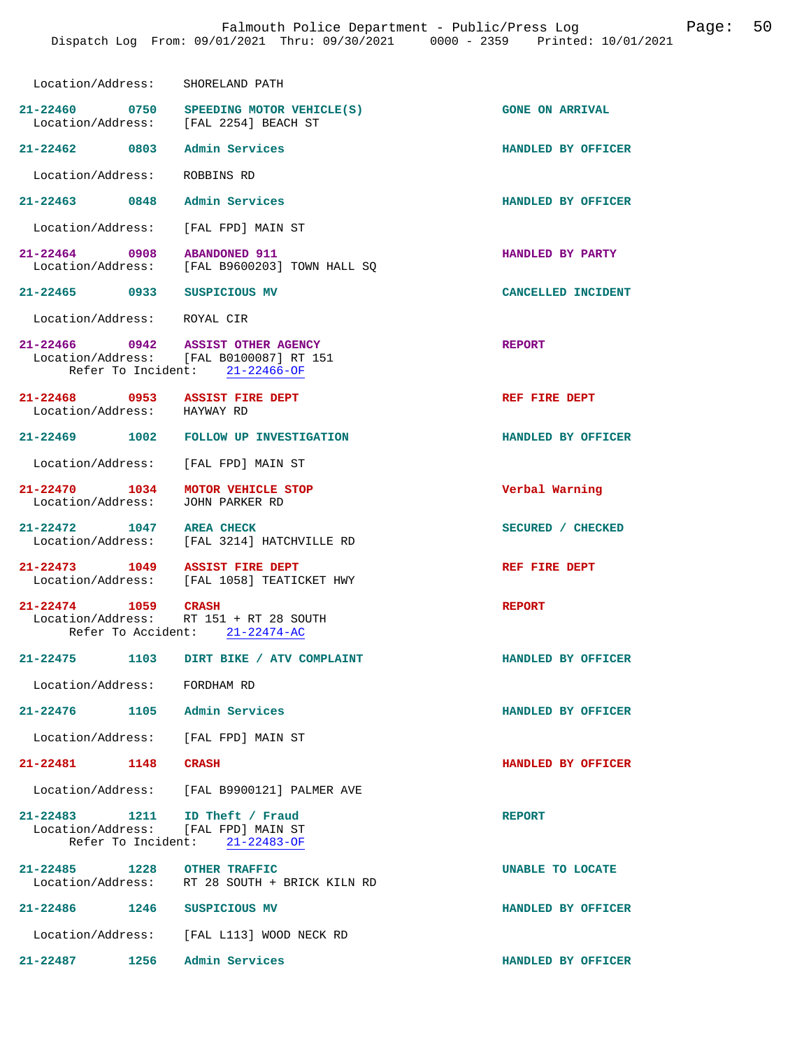Location/Address: SHORELAND PATH

**21-22460** 0750 **SPEEDING MOTOR VEHICLE(S)** — GONE ON ARRIVAL
Location/Address: [FAL 2254] BEACH ST

**21-22462** 0803 **Admin Services** — HANDLED BY OFFICER
Location/Address: ROBBINS RD

**21-22463** 0848 **Admin Services** — HANDLED BY OFFICER
Location/Address: [FAL FPD] MAIN ST

**21-22464** 0908 **ABANDONED 911** — HANDLED BY PARTY
Location/Address: [FAL B9600203] TOWN HALL SQ

**21-22465** 0933 **SUSPICIOUS MV** — CANCELLED INCIDENT
Location/Address: ROYAL CIR

**21-22466** 0942 **ASSIST OTHER AGENCY** — REPORT
Location/Address: [FAL B0100087] RT 151
Refer To Incident: 21-22466-OF

**21-22468** 0953 **ASSIST FIRE DEPT** — REF FIRE DEPT
Location/Address: HAYWAY RD

**21-22469** 1002 **FOLLOW UP INVESTIGATION** — HANDLED BY OFFICER
Location/Address: [FAL FPD] MAIN ST

**21-22470** 1034 **MOTOR VEHICLE STOP** — Verbal Warning
Location/Address: JOHN PARKER RD

**21-22472** 1047 **AREA CHECK** — SECURED / CHECKED
Location/Address: [FAL 3214] HATCHVILLE RD

**21-22473** 1049 **ASSIST FIRE DEPT** — REF FIRE DEPT
Location/Address: [FAL 1058] TEATICKET HWY

**21-22474** 1059 **CRASH** — REPORT
Location/Address: RT 151 + RT 28 SOUTH
Refer To Accident: 21-22474-AC

**21-22475** 1103 **DIRT BIKE / ATV COMPLAINT** — HANDLED BY OFFICER
Location/Address: FORDHAM RD

**21-22476** 1105 **Admin Services** — HANDLED BY OFFICER
Location/Address: [FAL FPD] MAIN ST

**21-22481** 1148 **CRASH** — HANDLED BY OFFICER
Location/Address: [FAL B9900121] PALMER AVE

**21-22483** 1211 **ID Theft / Fraud** — REPORT
Location/Address: [FAL FPD] MAIN ST
Refer To Incident: 21-22483-OF

**21-22485** 1228 **OTHER TRAFFIC** — UNABLE TO LOCATE
Location/Address: RT 28 SOUTH + BRICK KILN RD

**21-22486** 1246 **SUSPICIOUS MV** — HANDLED BY OFFICER
Location/Address: [FAL L113] WOOD NECK RD

**21-22487** 1256 **Admin Services** — HANDLED BY OFFICER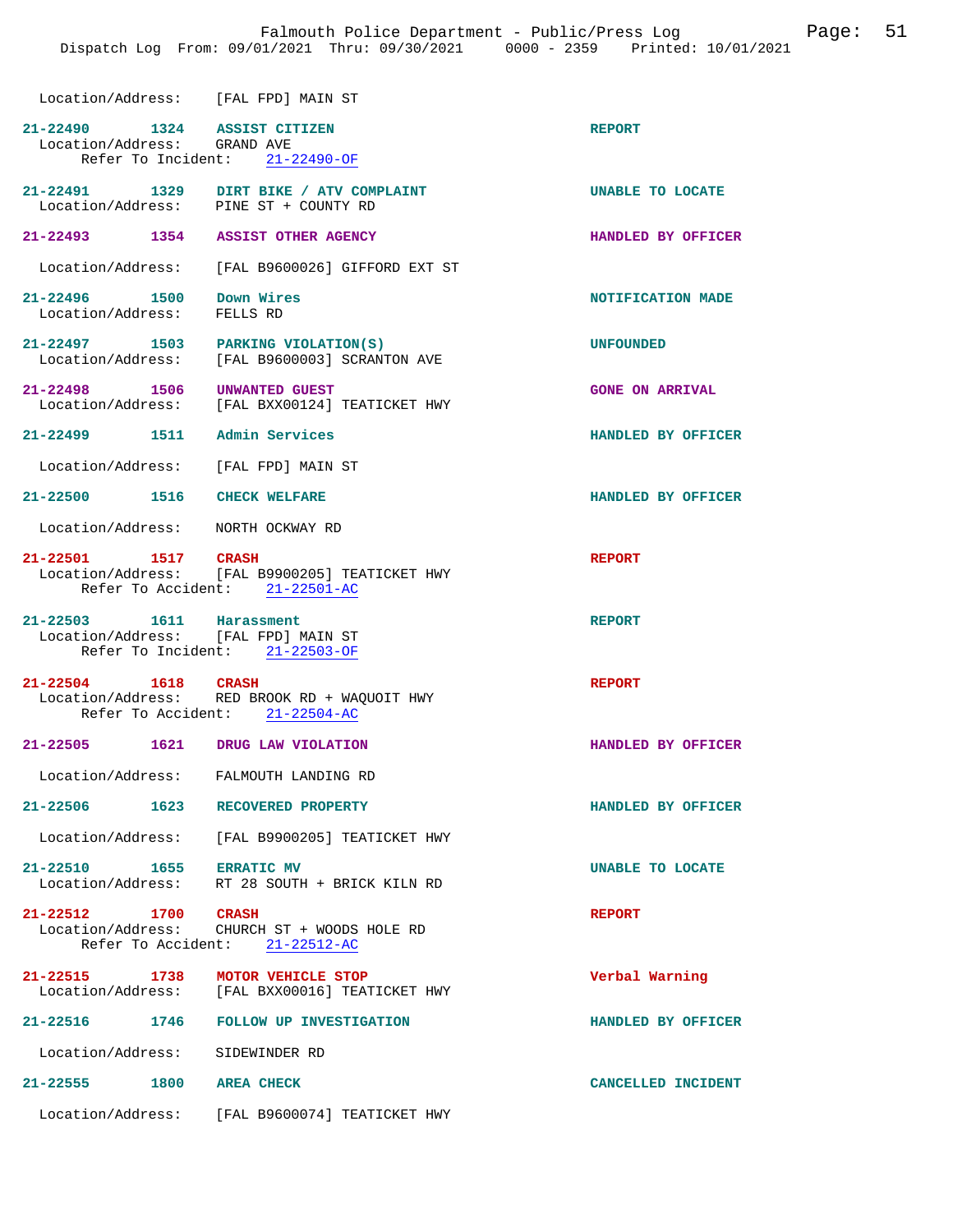Location/Address: [FAL FPD] MAIN ST

**21-22490 1324 ASSIST CITIZEN** — REPORT
Location/Address: GRAND AVE
Refer To Incident: 21-22490-OF

**21-22491 1329 DIRT BIKE / ATV COMPLAINT** — UNABLE TO LOCATE
Location/Address: PINE ST + COUNTY RD

**21-22493 1354 ASSIST OTHER AGENCY** — HANDLED BY OFFICER
Location/Address: [FAL B9600026] GIFFORD EXT ST

**21-22496 1500 Down Wires** — NOTIFICATION MADE
Location/Address: FELLS RD

**21-22497 1503 PARKING VIOLATION(S)** — UNFOUNDED
Location/Address: [FAL B9600003] SCRANTON AVE

**21-22498 1506 UNWANTED GUEST** — GONE ON ARRIVAL
Location/Address: [FAL BXX00124] TEATICKET HWY

**21-22499 1511 Admin Services** — HANDLED BY OFFICER
Location/Address: [FAL FPD] MAIN ST

**21-22500 1516 CHECK WELFARE** — HANDLED BY OFFICER
Location/Address: NORTH OCKWAY RD

**21-22501 1517 CRASH** — REPORT
Location/Address: [FAL B9900205] TEATICKET HWY
Refer To Accident: 21-22501-AC

**21-22503 1611 Harassment** — REPORT
Location/Address: [FAL FPD] MAIN ST
Refer To Incident: 21-22503-OF

**21-22504 1618 CRASH** — REPORT
Location/Address: RED BROOK RD + WAQUOIT HWY
Refer To Accident: 21-22504-AC

**21-22505 1621 DRUG LAW VIOLATION** — HANDLED BY OFFICER
Location/Address: FALMOUTH LANDING RD

**21-22506 1623 RECOVERED PROPERTY** — HANDLED BY OFFICER
Location/Address: [FAL B9900205] TEATICKET HWY

**21-22510 1655 ERRATIC MV** — UNABLE TO LOCATE
Location/Address: RT 28 SOUTH + BRICK KILN RD

**21-22512 1700 CRASH** — REPORT
Location/Address: CHURCH ST + WOODS HOLE RD
Refer To Accident: 21-22512-AC

**21-22515 1738 MOTOR VEHICLE STOP** — Verbal Warning
Location/Address: [FAL BXX00016] TEATICKET HWY

**21-22516 1746 FOLLOW UP INVESTIGATION** — HANDLED BY OFFICER
Location/Address: SIDEWINDER RD

**21-22555 1800 AREA CHECK** — CANCELLED INCIDENT
Location/Address: [FAL B9600074] TEATICKET HWY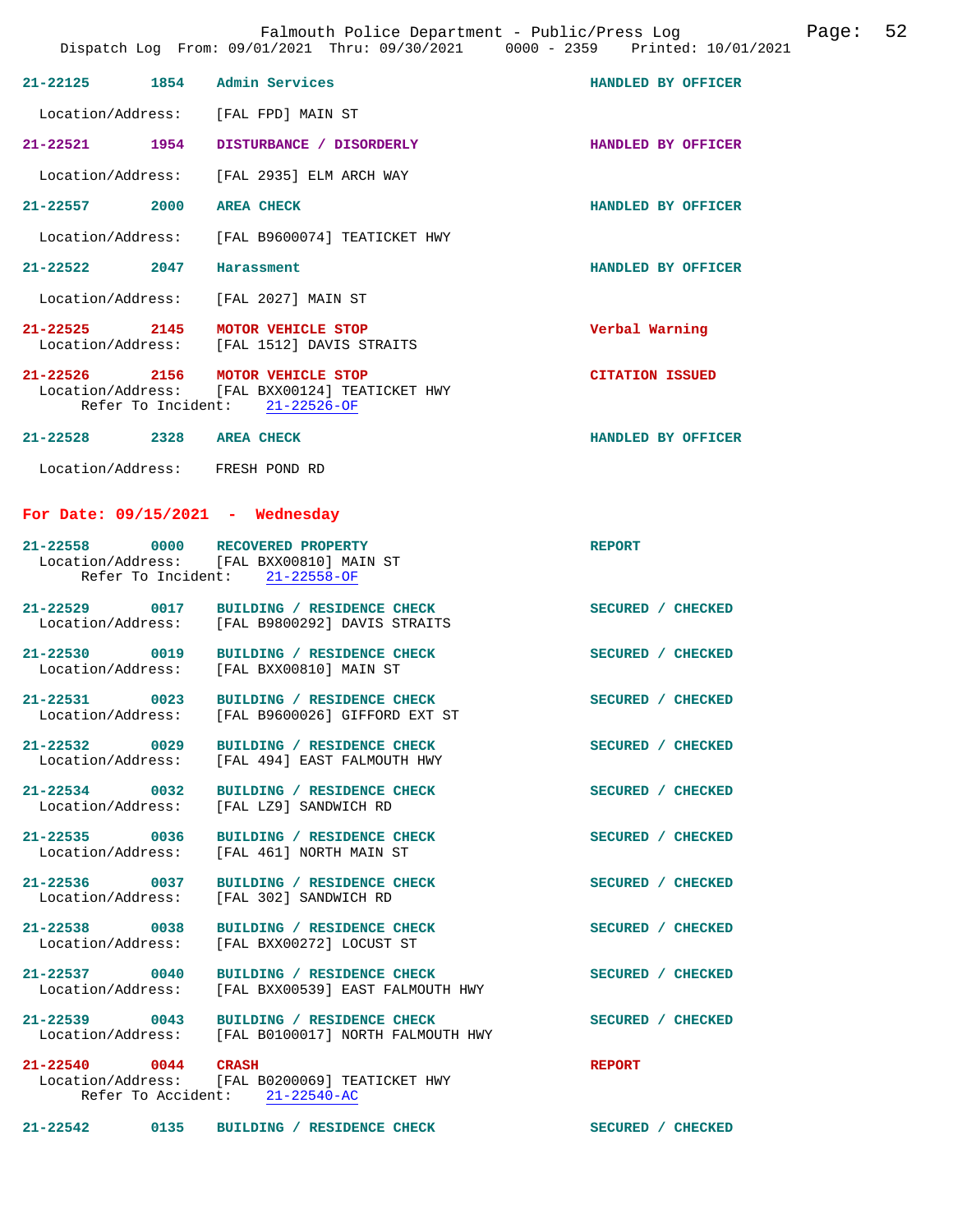21-22125 1854 Admin Services HANDLED BY OFFICER

Location/Address: [FAL FPD] MAIN ST

21-22521 1954 DISTURBANCE / DISORDERLY HANDLED BY OFFICER

Location/Address: [FAL 2935] ELM ARCH WAY

21-22557 2000 AREA CHECK HANDLED BY OFFICER

Location/Address: [FAL B9600074] TEATICKET HWY

21-22522 2047 Harassment HANDLED BY OFFICER

Location/Address: [FAL 2027] MAIN ST

21-22525 2145 MOTOR VEHICLE STOP Verbal Warning
Location/Address: [FAL 1512] DAVIS STRAITS

21-22526 2156 MOTOR VEHICLE STOP CITATION ISSUED
Location/Address: [FAL BXX00124] TEATICKET HWY
Refer To Incident: 21-22526-OF

21-22528 2328 AREA CHECK HANDLED BY OFFICER

Location/Address: FRESH POND RD

## For Date: 09/15/2021 - Wednesday

21-22558 0000 RECOVERED PROPERTY REPORT
Location/Address: [FAL BXX00810] MAIN ST
Refer To Incident: 21-22558-OF

21-22529 0017 BUILDING / RESIDENCE CHECK SECURED / CHECKED
Location/Address: [FAL B9800292] DAVIS STRAITS

21-22530 0019 BUILDING / RESIDENCE CHECK SECURED / CHECKED
Location/Address: [FAL BXX00810] MAIN ST

21-22531 0023 BUILDING / RESIDENCE CHECK SECURED / CHECKED
Location/Address: [FAL B9600026] GIFFORD EXT ST

21-22532 0029 BUILDING / RESIDENCE CHECK SECURED / CHECKED
Location/Address: [FAL 494] EAST FALMOUTH HWY

21-22534 0032 BUILDING / RESIDENCE CHECK SECURED / CHECKED
Location/Address: [FAL LZ9] SANDWICH RD

21-22535 0036 BUILDING / RESIDENCE CHECK SECURED / CHECKED
Location/Address: [FAL 461] NORTH MAIN ST

21-22536 0037 BUILDING / RESIDENCE CHECK SECURED / CHECKED
Location/Address: [FAL 302] SANDWICH RD

21-22538 0038 BUILDING / RESIDENCE CHECK SECURED / CHECKED
Location/Address: [FAL BXX00272] LOCUST ST

21-22537 0040 BUILDING / RESIDENCE CHECK SECURED / CHECKED
Location/Address: [FAL BXX00539] EAST FALMOUTH HWY

21-22539 0043 BUILDING / RESIDENCE CHECK SECURED / CHECKED
Location/Address: [FAL B0100017] NORTH FALMOUTH HWY

21-22540 0044 CRASH REPORT
Location/Address: [FAL B0200069] TEATICKET HWY
Refer To Accident: 21-22540-AC

21-22542 0135 BUILDING / RESIDENCE CHECK SECURED / CHECKED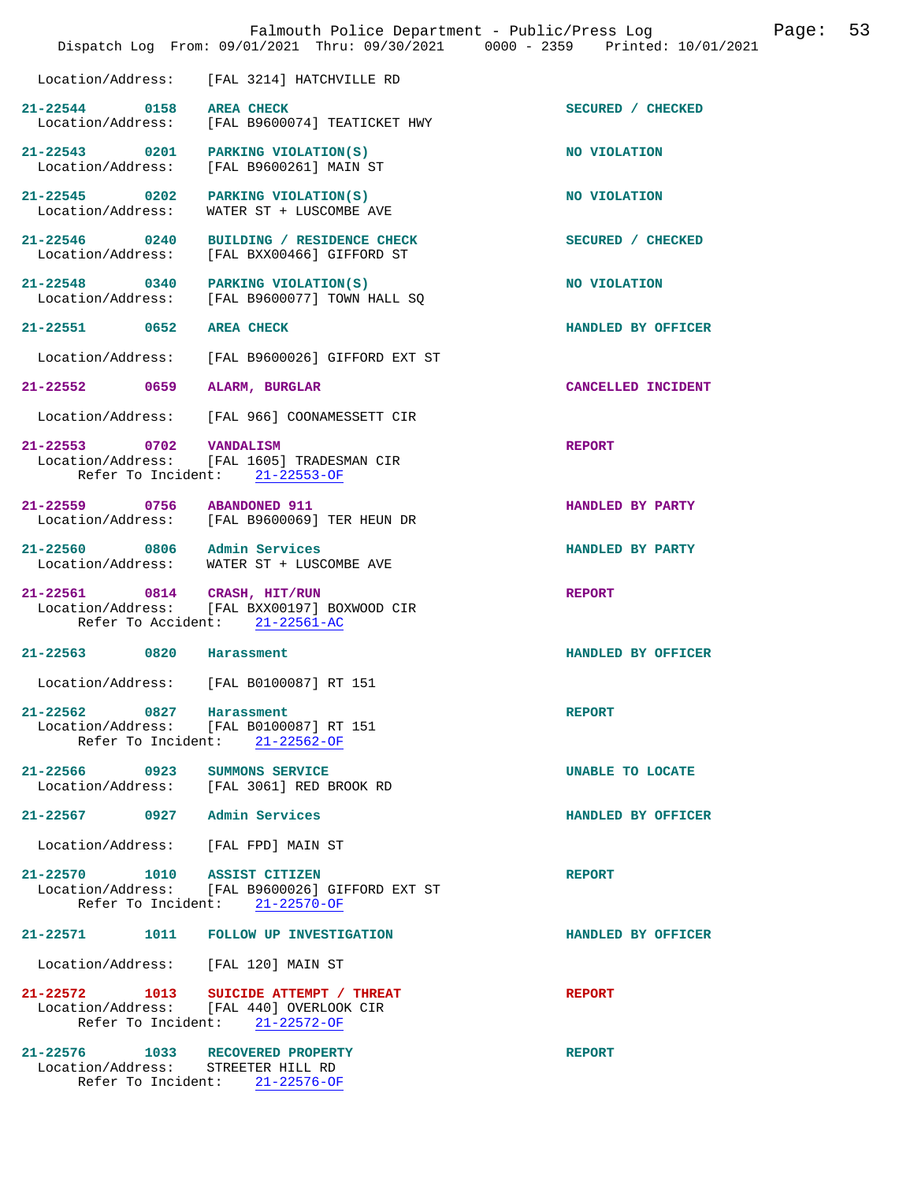Location/Address: [FAL 3214] HATCHVILLE RD

**21-22544 0158 AREA CHECK** — SECURED / CHECKED
Location/Address: [FAL B9600074] TEATICKET HWY

**21-22543 0201 PARKING VIOLATION(S)** — NO VIOLATION
Location/Address: [FAL B9600261] MAIN ST

**21-22545 0202 PARKING VIOLATION(S)** — NO VIOLATION
Location/Address: WATER ST + LUSCOMBE AVE

**21-22546 0240 BUILDING / RESIDENCE CHECK** — SECURED / CHECKED
Location/Address: [FAL BXX00466] GIFFORD ST

**21-22548 0340 PARKING VIOLATION(S)** — NO VIOLATION
Location/Address: [FAL B9600077] TOWN HALL SQ

**21-22551 0652 AREA CHECK** — HANDLED BY OFFICER
Location/Address: [FAL B9600026] GIFFORD EXT ST

**21-22552 0659 ALARM, BURGLAR** — CANCELLED INCIDENT
Location/Address: [FAL 966] COONAMESSETT CIR

**21-22553 0702 VANDALISM** — REPORT
Location/Address: [FAL 1605] TRADESMAN CIR
Refer To Incident: 21-22553-OF

**21-22559 0756 ABANDONED 911** — HANDLED BY PARTY
Location/Address: [FAL B9600069] TER HEUN DR

**21-22560 0806 Admin Services** — HANDLED BY PARTY
Location/Address: WATER ST + LUSCOMBE AVE

**21-22561 0814 CRASH, HIT/RUN** — REPORT
Location/Address: [FAL BXX00197] BOXWOOD CIR
Refer To Accident: 21-22561-AC

**21-22563 0820 Harassment** — HANDLED BY OFFICER
Location/Address: [FAL B0100087] RT 151

**21-22562 0827 Harassment** — REPORT
Location/Address: [FAL B0100087] RT 151
Refer To Incident: 21-22562-OF

**21-22566 0923 SUMMONS SERVICE** — UNABLE TO LOCATE
Location/Address: [FAL 3061] RED BROOK RD

**21-22567 0927 Admin Services** — HANDLED BY OFFICER
Location/Address: [FAL FPD] MAIN ST

**21-22570 1010 ASSIST CITIZEN** — REPORT
Location/Address: [FAL B9600026] GIFFORD EXT ST
Refer To Incident: 21-22570-OF

**21-22571 1011 FOLLOW UP INVESTIGATION** — HANDLED BY OFFICER
Location/Address: [FAL 120] MAIN ST

**21-22572 1013 SUICIDE ATTEMPT / THREAT** — REPORT
Location/Address: [FAL 440] OVERLOOK CIR
Refer To Incident: 21-22572-OF

**21-22576 1033 RECOVERED PROPERTY** — REPORT
Location/Address: STREETER HILL RD
Refer To Incident: 21-22576-OF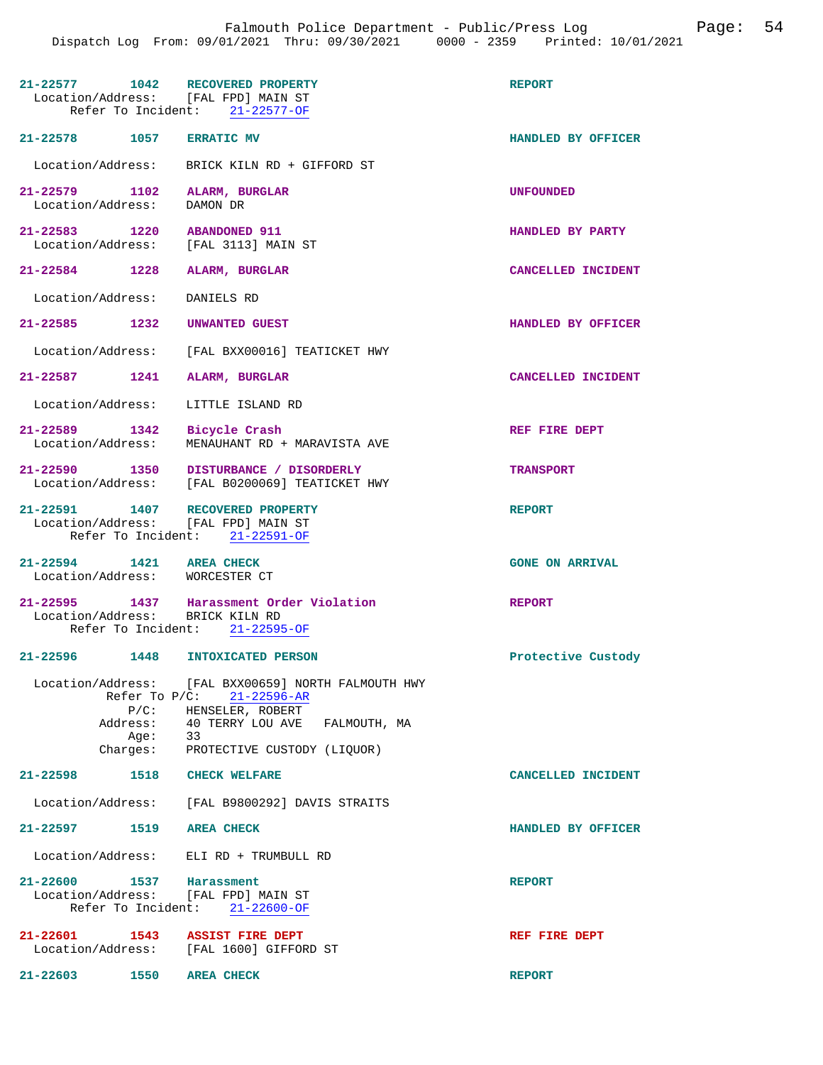21-22577 1042 RECOVERED PROPERTY REPORT
Location/Address: [FAL FPD] MAIN ST
Refer To Incident: 21-22577-OF

21-22578 1057 ERRATIC MV HANDLED BY OFFICER

Location/Address: BRICK KILN RD + GIFFORD ST

21-22579 1102 ALARM, BURGLAR UNFOUNDED
Location/Address: DAMON DR

21-22583 1220 ABANDONED 911 HANDLED BY PARTY
Location/Address: [FAL 3113] MAIN ST

21-22584 1228 ALARM, BURGLAR CANCELLED INCIDENT

Location/Address: DANIELS RD

21-22585 1232 UNWANTED GUEST HANDLED BY OFFICER

Location/Address: [FAL BXX00016] TEATICKET HWY

21-22587 1241 ALARM, BURGLAR CANCELLED INCIDENT

Location/Address: LITTLE ISLAND RD

21-22589 1342 Bicycle Crash REF FIRE DEPT
Location/Address: MENAUHANT RD + MARAVISTA AVE

21-22590 1350 DISTURBANCE / DISORDERLY TRANSPORT
Location/Address: [FAL B0200069] TEATICKET HWY

21-22591 1407 RECOVERED PROPERTY REPORT
Location/Address: [FAL FPD] MAIN ST
Refer To Incident: 21-22591-OF

21-22594 1421 AREA CHECK GONE ON ARRIVAL
Location/Address: WORCESTER CT

21-22595 1437 Harassment Order Violation REPORT
Location/Address: BRICK KILN RD
Refer To Incident: 21-22595-OF

21-22596 1448 INTOXICATED PERSON Protective Custody

Location/Address: [FAL BXX00659] NORTH FALMOUTH HWY
Refer To P/C: 21-22596-AR
P/C: HENSELER, ROBERT
Address: 40 TERRY LOU AVE FALMOUTH, MA
Age: 33
Charges: PROTECTIVE CUSTODY (LIQUOR)

21-22598 1518 CHECK WELFARE CANCELLED INCIDENT

Location/Address: [FAL B9800292] DAVIS STRAITS

21-22597 1519 AREA CHECK HANDLED BY OFFICER

Location/Address: ELI RD + TRUMBULL RD

21-22600 1537 Harassment REPORT
Location/Address: [FAL FPD] MAIN ST
Refer To Incident: 21-22600-OF

21-22601 1543 ASSIST FIRE DEPT REF FIRE DEPT
Location/Address: [FAL 1600] GIFFORD ST

21-22603 1550 AREA CHECK REPORT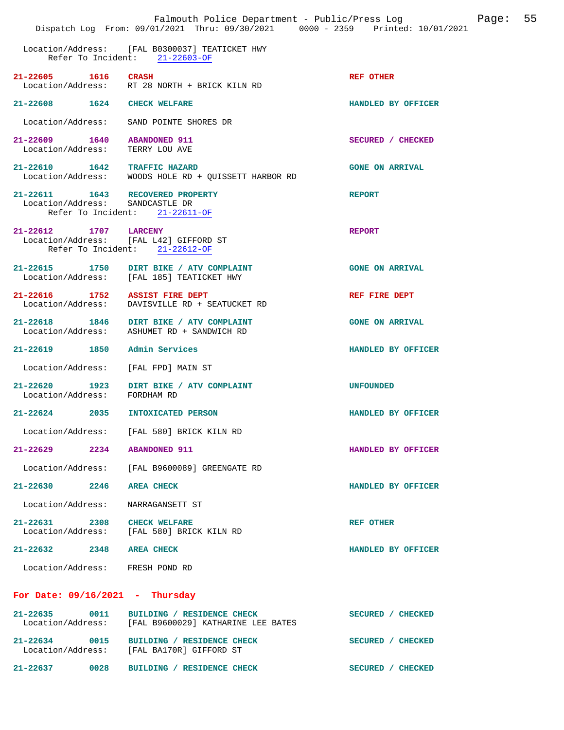Location/Address: [FAL B0300037] TEATICKET HWY
Refer To Incident: 21-22603-OF

21-22605 1616 CRASH REF OTHER
Location/Address: RT 28 NORTH + BRICK KILN RD

21-22608 1624 CHECK WELFARE HANDLED BY OFFICER
Location/Address: SAND POINTE SHORES DR

21-22609 1640 ABANDONED 911 SECURED / CHECKED
Location/Address: TERRY LOU AVE

21-22610 1642 TRAFFIC HAZARD GONE ON ARRIVAL
Location/Address: WOODS HOLE RD + QUISSETT HARBOR RD

21-22611 1643 RECOVERED PROPERTY REPORT
Location/Address: SANDCASTLE DR
Refer To Incident: 21-22611-OF

21-22612 1707 LARCENY REPORT
Location/Address: [FAL L42] GIFFORD ST
Refer To Incident: 21-22612-OF

21-22615 1750 DIRT BIKE / ATV COMPLAINT GONE ON ARRIVAL
Location/Address: [FAL 185] TEATICKET HWY

21-22616 1752 ASSIST FIRE DEPT REF FIRE DEPT
Location/Address: DAVISVILLE RD + SEATUCKET RD

21-22618 1846 DIRT BIKE / ATV COMPLAINT GONE ON ARRIVAL
Location/Address: ASHUMET RD + SANDWICH RD

21-22619 1850 Admin Services HANDLED BY OFFICER
Location/Address: [FAL FPD] MAIN ST

21-22620 1923 DIRT BIKE / ATV COMPLAINT UNFOUNDED
Location/Address: FORDHAM RD

21-22624 2035 INTOXICATED PERSON HANDLED BY OFFICER
Location/Address: [FAL 580] BRICK KILN RD

21-22629 2234 ABANDONED 911 HANDLED BY OFFICER
Location/Address: [FAL B9600089] GREENGATE RD

21-22630 2246 AREA CHECK HANDLED BY OFFICER
Location/Address: NARRAGANSETT ST

21-22631 2308 CHECK WELFARE REF OTHER
Location/Address: [FAL 580] BRICK KILN RD

21-22632 2348 AREA CHECK HANDLED BY OFFICER
Location/Address: FRESH POND RD

**For Date: 09/16/2021 - Thursday**

21-22635 0011 BUILDING / RESIDENCE CHECK SECURED / CHECKED
Location/Address: [FAL B9600029] KATHARINE LEE BATES

21-22634 0015 BUILDING / RESIDENCE CHECK SECURED / CHECKED
Location/Address: [FAL BA170R] GIFFORD ST

21-22637 0028 BUILDING / RESIDENCE CHECK SECURED / CHECKED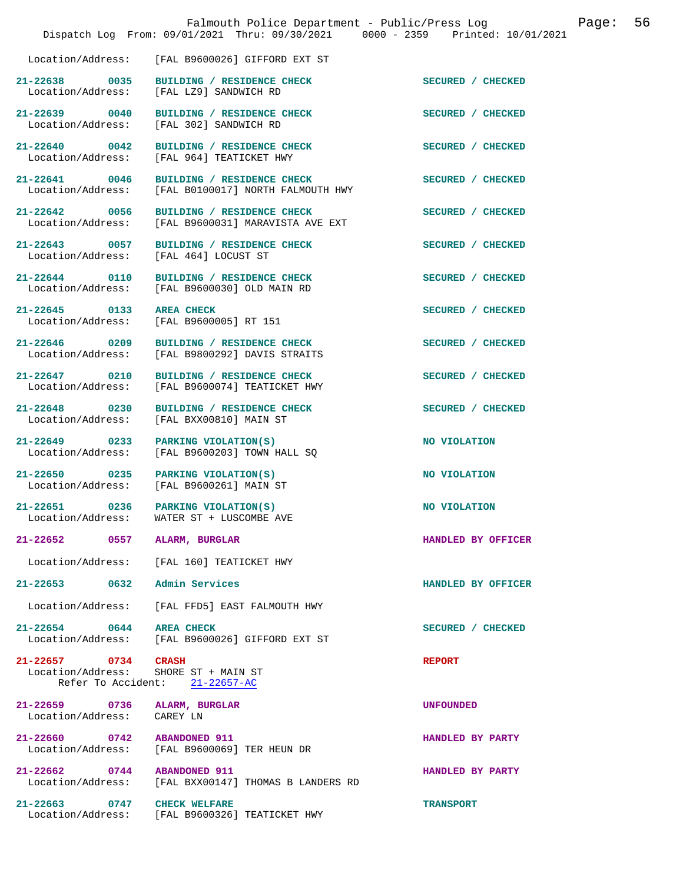Location/Address: [FAL B9600026] GIFFORD EXT ST

**21-22638 0035 BUILDING / RESIDENCE CHECK** SECURED / CHECKED
Location/Address: [FAL LZ9] SANDWICH RD

**21-22639 0040 BUILDING / RESIDENCE CHECK** SECURED / CHECKED
Location/Address: [FAL 302] SANDWICH RD

**21-22640 0042 BUILDING / RESIDENCE CHECK** SECURED / CHECKED
Location/Address: [FAL 964] TEATICKET HWY

**21-22641 0046 BUILDING / RESIDENCE CHECK** SECURED / CHECKED
Location/Address: [FAL B0100017] NORTH FALMOUTH HWY

**21-22642 0056 BUILDING / RESIDENCE CHECK** SECURED / CHECKED
Location/Address: [FAL B9600031] MARAVISTA AVE EXT

**21-22643 0057 BUILDING / RESIDENCE CHECK** SECURED / CHECKED
Location/Address: [FAL 464] LOCUST ST

**21-22644 0110 BUILDING / RESIDENCE CHECK** SECURED / CHECKED
Location/Address: [FAL B9600030] OLD MAIN RD

**21-22645 0133 AREA CHECK** SECURED / CHECKED
Location/Address: [FAL B9600005] RT 151

**21-22646 0209 BUILDING / RESIDENCE CHECK** SECURED / CHECKED
Location/Address: [FAL B9800292] DAVIS STRAITS

**21-22647 0210 BUILDING / RESIDENCE CHECK** SECURED / CHECKED
Location/Address: [FAL B9600074] TEATICKET HWY

**21-22648 0230 BUILDING / RESIDENCE CHECK** SECURED / CHECKED
Location/Address: [FAL BXX00810] MAIN ST

**21-22649 0233 PARKING VIOLATION(S)** NO VIOLATION
Location/Address: [FAL B9600203] TOWN HALL SQ

**21-22650 0235 PARKING VIOLATION(S)** NO VIOLATION
Location/Address: [FAL B9600261] MAIN ST

**21-22651 0236 PARKING VIOLATION(S)** NO VIOLATION
Location/Address: WATER ST + LUSCOMBE AVE

**21-22652 0557 ALARM, BURGLAR** HANDLED BY OFFICER
Location/Address: [FAL 160] TEATICKET HWY

**21-22653 0632 Admin Services** HANDLED BY OFFICER
Location/Address: [FAL FFD5] EAST FALMOUTH HWY

**21-22654 0644 AREA CHECK** SECURED / CHECKED
Location/Address: [FAL B9600026] GIFFORD EXT ST

**21-22657 0734 CRASH** REPORT
Location/Address: SHORE ST + MAIN ST
Refer To Accident: 21-22657-AC

**21-22659 0736 ALARM, BURGLAR** UNFOUNDED
Location/Address: CAREY LN

**21-22660 0742 ABANDONED 911** HANDLED BY PARTY
Location/Address: [FAL B9600069] TER HEUN DR

**21-22662 0744 ABANDONED 911** HANDLED BY PARTY
Location/Address: [FAL BXX00147] THOMAS B LANDERS RD

**21-22663 0747 CHECK WELFARE** TRANSPORT
Location/Address: [FAL B9600326] TEATICKET HWY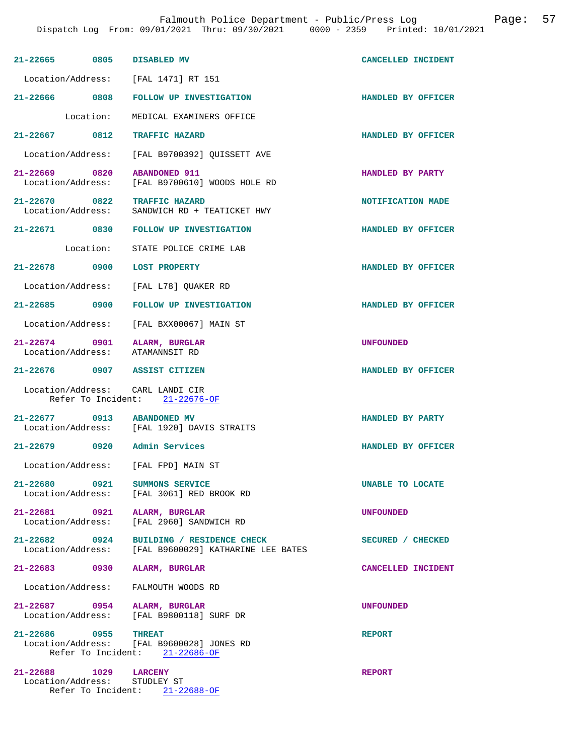| Incident | Time | Type | Disposition |
|---|---|---|---|
| 21-22665 | 0805 | DISABLED MV | CANCELLED INCIDENT |
| Location/Address: [FAL 1471] RT 151 | | | |
| 21-22666 | 0808 | FOLLOW UP INVESTIGATION | HANDLED BY OFFICER |
| Location: MEDICAL EXAMINERS OFFICE | | | |
| 21-22667 | 0812 | TRAFFIC HAZARD | HANDLED BY OFFICER |
| Location/Address: [FAL B9700392] QUISSETT AVE | | | |
| 21-22669 | 0820 | ABANDONED 911 | HANDLED BY PARTY |
| Location/Address: [FAL B9700610] WOODS HOLE RD | | | |
| 21-22670 | 0822 | TRAFFIC HAZARD | NOTIFICATION MADE |
| Location/Address: SANDWICH RD + TEATICKET HWY | | | |
| 21-22671 | 0830 | FOLLOW UP INVESTIGATION | HANDLED BY OFFICER |
| Location: STATE POLICE CRIME LAB | | | |
| 21-22678 | 0900 | LOST PROPERTY | HANDLED BY OFFICER |
| Location/Address: [FAL L78] QUAKER RD | | | |
| 21-22685 | 0900 | FOLLOW UP INVESTIGATION | HANDLED BY OFFICER |
| Location/Address: [FAL BXX00067] MAIN ST | | | |
| 21-22674 | 0901 | ALARM, BURGLAR | UNFOUNDED |
| Location/Address: ATAMANNSIT RD | | | |
| 21-22676 | 0907 | ASSIST CITIZEN | HANDLED BY OFFICER |
| Location/Address: CARL LANDI CIR<br>Refer To Incident: 21-22676-OF | | | |
| 21-22677 | 0913 | ABANDONED MV | HANDLED BY PARTY |
| Location/Address: [FAL 1920] DAVIS STRAITS | | | |
| 21-22679 | 0920 | Admin Services | HANDLED BY OFFICER |
| Location/Address: [FAL FPD] MAIN ST | | | |
| 21-22680 | 0921 | SUMMONS SERVICE | UNABLE TO LOCATE |
| Location/Address: [FAL 3061] RED BROOK RD | | | |
| 21-22681 | 0921 | ALARM, BURGLAR | UNFOUNDED |
| Location/Address: [FAL 2960] SANDWICH RD | | | |
| 21-22682 | 0924 | BUILDING / RESIDENCE CHECK | SECURED / CHECKED |
| Location/Address: [FAL B9600029] KATHARINE LEE BATES | | | |
| 21-22683 | 0930 | ALARM, BURGLAR | CANCELLED INCIDENT |
| Location/Address: FALMOUTH WOODS RD | | | |
| 21-22687 | 0954 | ALARM, BURGLAR | UNFOUNDED |
| Location/Address: [FAL B9800118] SURF DR | | | |
| 21-22686 | 0955 | THREAT | REPORT |
| Location/Address: [FAL B9600028] JONES RD<br>Refer To Incident: 21-22686-OF | | | |
| 21-22688 | 1029 | LARCENY | REPORT |
| Location/Address: STUDLEY ST<br>Refer To Incident: 21-22688-OF | | | |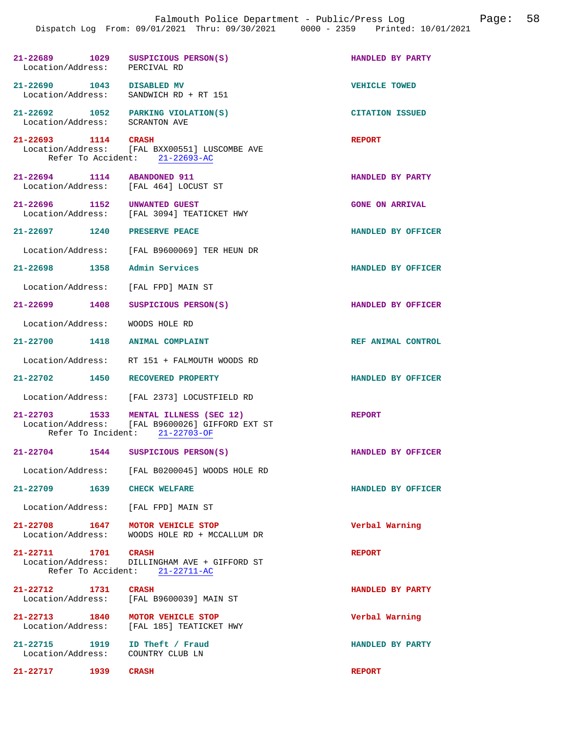| Incident # | Time | Type | Disposition |
|---|---|---|---|
| 21-22689 | 1029 | SUSPICIOUS PERSON(S) | HANDLED BY PARTY |
| Location/Address: | | PERCIVAL RD | |
| 21-22690 | 1043 | DISABLED MV | VEHICLE TOWED |
| Location/Address: | | SANDWICH RD + RT 151 | |
| 21-22692 | 1052 | PARKING VIOLATION(S) | CITATION ISSUED |
| Location/Address: | | SCRANTON AVE | |
| 21-22693 | 1114 | CRASH | REPORT |
| Location/Address: | | [FAL BXX00551] LUSCOMBE AVE | |
| Refer To Accident: | | 21-22693-AC | |
| 21-22694 | 1114 | ABANDONED 911 | HANDLED BY PARTY |
| Location/Address: | | [FAL 464] LOCUST ST | |
| 21-22696 | 1152 | UNWANTED GUEST | GONE ON ARRIVAL |
| Location/Address: | | [FAL 3094] TEATICKET HWY | |
| 21-22697 | 1240 | PRESERVE PEACE | HANDLED BY OFFICER |
| Location/Address: | | [FAL B9600069] TER HEUN DR | |
| 21-22698 | 1358 | Admin Services | HANDLED BY OFFICER |
| Location/Address: | | [FAL FPD] MAIN ST | |
| 21-22699 | 1408 | SUSPICIOUS PERSON(S) | HANDLED BY OFFICER |
| Location/Address: | | WOODS HOLE RD | |
| 21-22700 | 1418 | ANIMAL COMPLAINT | REF ANIMAL CONTROL |
| Location/Address: | | RT 151 + FALMOUTH WOODS RD | |
| 21-22702 | 1450 | RECOVERED PROPERTY | HANDLED BY OFFICER |
| Location/Address: | | [FAL 2373] LOCUSTFIELD RD | |
| 21-22703 | 1533 | MENTAL ILLNESS (SEC 12) | REPORT |
| Location/Address: | | [FAL B9600026] GIFFORD EXT ST | |
| Refer To Incident: | | 21-22703-OF | |
| 21-22704 | 1544 | SUSPICIOUS PERSON(S) | HANDLED BY OFFICER |
| Location/Address: | | [FAL B0200045] WOODS HOLE RD | |
| 21-22709 | 1639 | CHECK WELFARE | HANDLED BY OFFICER |
| Location/Address: | | [FAL FPD] MAIN ST | |
| 21-22708 | 1647 | MOTOR VEHICLE STOP | Verbal Warning |
| Location/Address: | | WOODS HOLE RD + MCCALLUM DR | |
| 21-22711 | 1701 | CRASH | REPORT |
| Location/Address: | | DILLINGHAM AVE + GIFFORD ST | |
| Refer To Accident: | | 21-22711-AC | |
| 21-22712 | 1731 | CRASH | HANDLED BY PARTY |
| Location/Address: | | [FAL B9600039] MAIN ST | |
| 21-22713 | 1840 | MOTOR VEHICLE STOP | Verbal Warning |
| Location/Address: | | [FAL 185] TEATICKET HWY | |
| 21-22715 | 1919 | ID Theft / Fraud | HANDLED BY PARTY |
| Location/Address: | | COUNTRY CLUB LN | |
| 21-22717 | 1939 | CRASH | REPORT |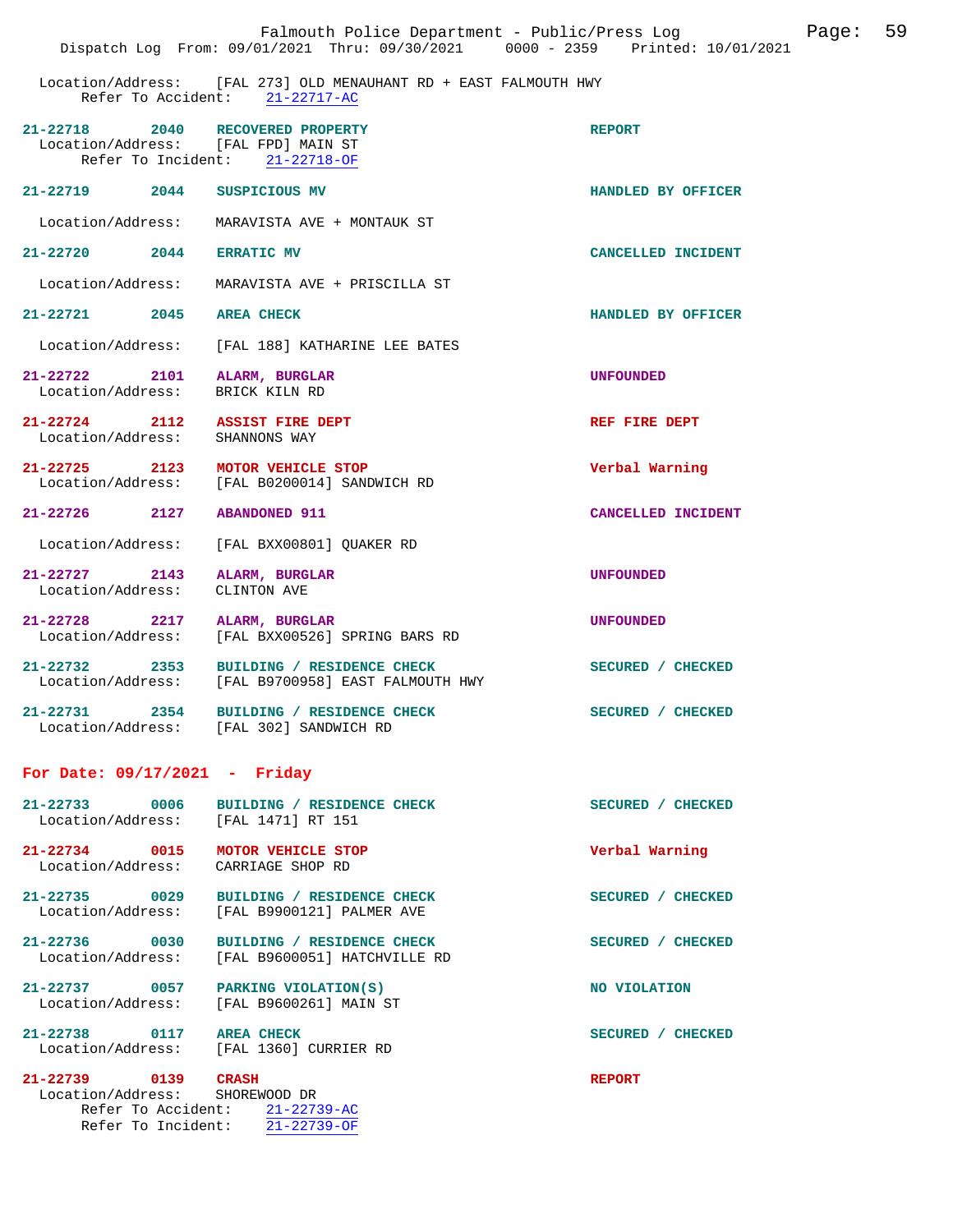Location/Address: [FAL 273] OLD MENAUHANT RD + EAST FALMOUTH HWY
Refer To Accident: 21-22717-AC

**21-22718 2040 RECOVERED PROPERTY** — REPORT
Location/Address: [FAL FPD] MAIN ST
Refer To Incident: 21-22718-OF

**21-22719 2044 SUSPICIOUS MV** — HANDLED BY OFFICER
Location/Address: MARAVISTA AVE + MONTAUK ST

**21-22720 2044 ERRATIC MV** — CANCELLED INCIDENT
Location/Address: MARAVISTA AVE + PRISCILLA ST

**21-22721 2045 AREA CHECK** — HANDLED BY OFFICER
Location/Address: [FAL 188] KATHARINE LEE BATES

**21-22722 2101 ALARM, BURGLAR** — UNFOUNDED
Location/Address: BRICK KILN RD

**21-22724 2112 ASSIST FIRE DEPT** — REF FIRE DEPT
Location/Address: SHANNONS WAY

**21-22725 2123 MOTOR VEHICLE STOP** — Verbal Warning
Location/Address: [FAL B0200014] SANDWICH RD

**21-22726 2127 ABANDONED 911** — CANCELLED INCIDENT
Location/Address: [FAL BXX00801] QUAKER RD

**21-22727 2143 ALARM, BURGLAR** — UNFOUNDED
Location/Address: CLINTON AVE

**21-22728 2217 ALARM, BURGLAR** — UNFOUNDED
Location/Address: [FAL BXX00526] SPRING BARS RD

**21-22732 2353 BUILDING / RESIDENCE CHECK** — SECURED / CHECKED
Location/Address: [FAL B9700958] EAST FALMOUTH HWY

**21-22731 2354 BUILDING / RESIDENCE CHECK** — SECURED / CHECKED
Location/Address: [FAL 302] SANDWICH RD

## For Date: 09/17/2021 - Friday

**21-22733 0006 BUILDING / RESIDENCE CHECK** — SECURED / CHECKED
Location/Address: [FAL 1471] RT 151

**21-22734 0015 MOTOR VEHICLE STOP** — Verbal Warning
Location/Address: CARRIAGE SHOP RD

**21-22735 0029 BUILDING / RESIDENCE CHECK** — SECURED / CHECKED
Location/Address: [FAL B9900121] PALMER AVE

**21-22736 0030 BUILDING / RESIDENCE CHECK** — SECURED / CHECKED
Location/Address: [FAL B9600051] HATCHVILLE RD

**21-22737 0057 PARKING VIOLATION(S)** — NO VIOLATION
Location/Address: [FAL B9600261] MAIN ST

**21-22738 0117 AREA CHECK** — SECURED / CHECKED
Location/Address: [FAL 1360] CURRIER RD

**21-22739 0139 CRASH** — REPORT
Location/Address: SHOREWOOD DR
Refer To Accident: 21-22739-AC
Refer To Incident: 21-22739-OF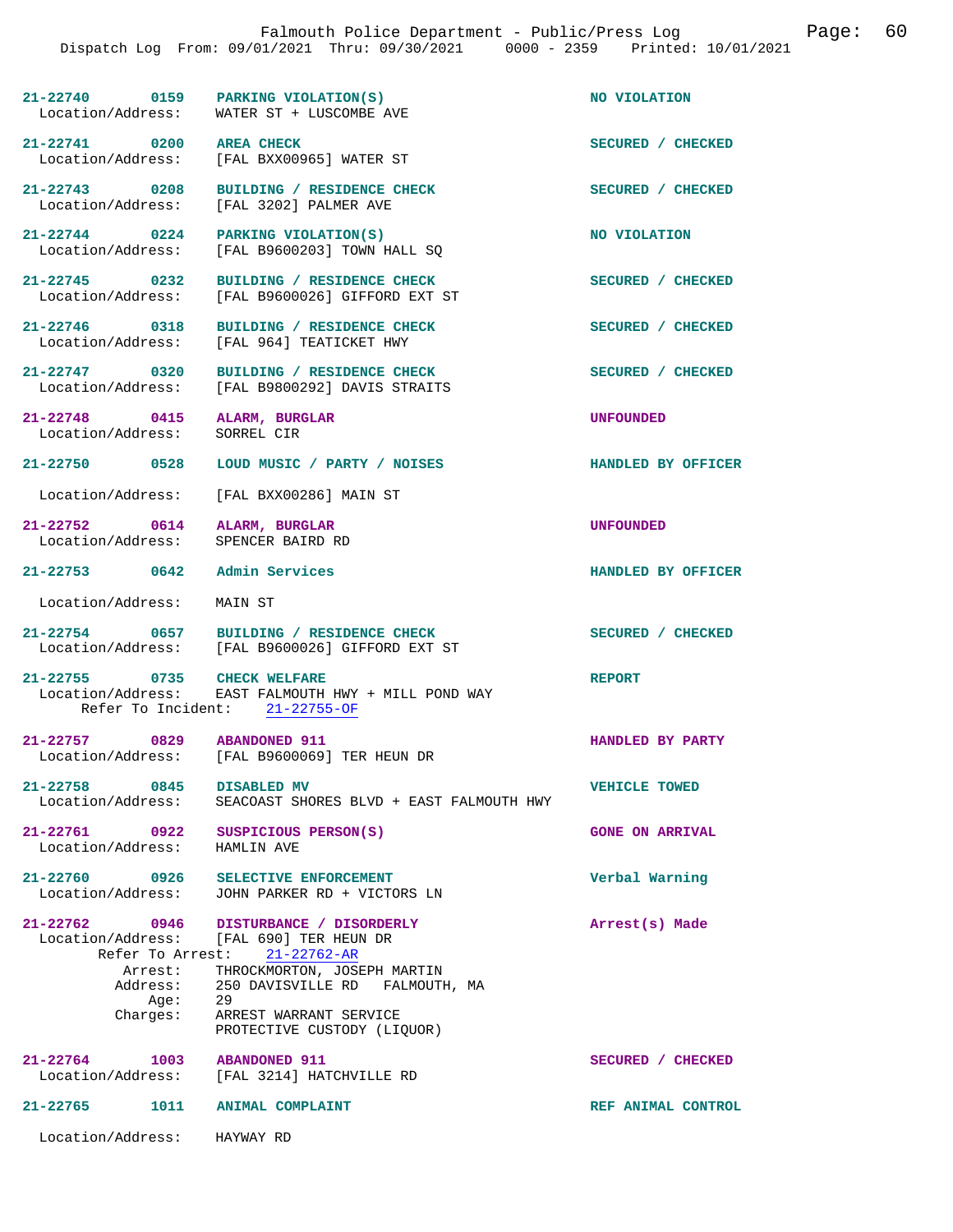21-22740 0159 PARKING VIOLATION(S) NO VIOLATION
Location/Address: WATER ST + LUSCOMBE AVE

21-22741 0200 AREA CHECK SECURED / CHECKED
Location/Address: [FAL BXX00965] WATER ST

21-22743 0208 BUILDING / RESIDENCE CHECK SECURED / CHECKED
Location/Address: [FAL 3202] PALMER AVE

21-22744 0224 PARKING VIOLATION(S) NO VIOLATION
Location/Address: [FAL B9600203] TOWN HALL SQ

21-22745 0232 BUILDING / RESIDENCE CHECK SECURED / CHECKED
Location/Address: [FAL B9600026] GIFFORD EXT ST

21-22746 0318 BUILDING / RESIDENCE CHECK SECURED / CHECKED
Location/Address: [FAL 964] TEATICKET HWY

21-22747 0320 BUILDING / RESIDENCE CHECK SECURED / CHECKED
Location/Address: [FAL B9800292] DAVIS STRAITS

21-22748 0415 ALARM, BURGLAR UNFOUNDED
Location/Address: SORREL CIR

21-22750 0528 LOUD MUSIC / PARTY / NOISES HANDLED BY OFFICER
Location/Address: [FAL BXX00286] MAIN ST

21-22752 0614 ALARM, BURGLAR UNFOUNDED
Location/Address: SPENCER BAIRD RD

21-22753 0642 Admin Services HANDLED BY OFFICER
Location/Address: MAIN ST

21-22754 0657 BUILDING / RESIDENCE CHECK SECURED / CHECKED
Location/Address: [FAL B9600026] GIFFORD EXT ST

21-22755 0735 CHECK WELFARE REPORT
Location/Address: EAST FALMOUTH HWY + MILL POND WAY
Refer To Incident: 21-22755-OF

21-22757 0829 ABANDONED 911 HANDLED BY PARTY
Location/Address: [FAL B9600069] TER HEUN DR

21-22758 0845 DISABLED MV VEHICLE TOWED
Location/Address: SEACOAST SHORES BLVD + EAST FALMOUTH HWY

21-22761 0922 SUSPICIOUS PERSON(S) GONE ON ARRIVAL
Location/Address: HAMLIN AVE

21-22760 0926 SELECTIVE ENFORCEMENT Verbal Warning
Location/Address: JOHN PARKER RD + VICTORS LN

21-22762 0946 DISTURBANCE / DISORDERLY Arrest(s) Made
Location/Address: [FAL 690] TER HEUN DR
Refer To Arrest: 21-22762-AR
Arrest: THROCKMORTON, JOSEPH MARTIN
Address: 250 DAVISVILLE RD FALMOUTH, MA
Age: 29
Charges: ARREST WARRANT SERVICE
PROTECTIVE CUSTODY (LIQUOR)

21-22764 1003 ABANDONED 911 SECURED / CHECKED
Location/Address: [FAL 3214] HATCHVILLE RD

21-22765 1011 ANIMAL COMPLAINT REF ANIMAL CONTROL
Location/Address: HAYWAY RD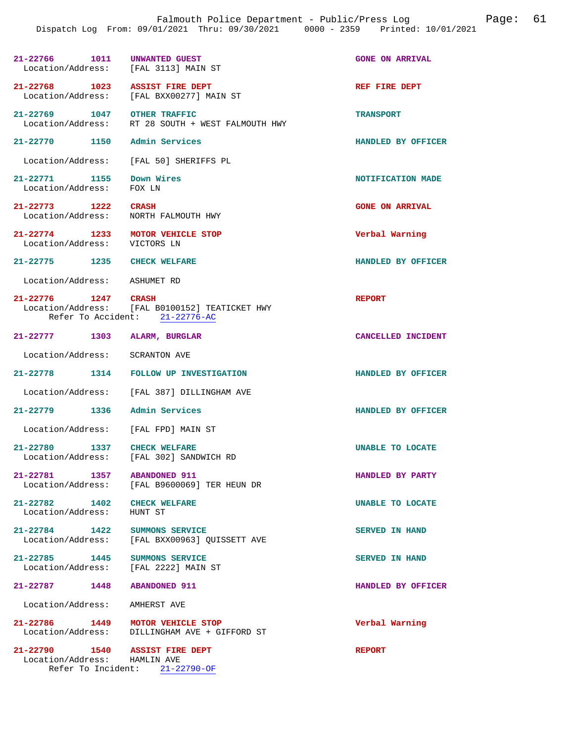Falmouth Police Department - Public/Press Log

Dispatch Log From: 09/01/2021 Thru: 09/30/2021 0000 - 2359 Printed: 10/01/2021

**21-22766 1011 UNWANTED GUEST** — GONE ON ARRIVAL
Location/Address: [FAL 3113] MAIN ST

**21-22768 1023 ASSIST FIRE DEPT** — REF FIRE DEPT
Location/Address: [FAL BXX00277] MAIN ST

**21-22769 1047 OTHER TRAFFIC** — TRANSPORT
Location/Address: RT 28 SOUTH + WEST FALMOUTH HWY

**21-22770 1150 Admin Services** — HANDLED BY OFFICER
Location/Address: [FAL 50] SHERIFFS PL

**21-22771 1155 Down Wires** — NOTIFICATION MADE
Location/Address: FOX LN

**21-22773 1222 CRASH** — GONE ON ARRIVAL
Location/Address: NORTH FALMOUTH HWY

**21-22774 1233 MOTOR VEHICLE STOP** — Verbal Warning
Location/Address: VICTORS LN

**21-22775 1235 CHECK WELFARE** — HANDLED BY OFFICER
Location/Address: ASHUMET RD

**21-22776 1247 CRASH** — REPORT
Location/Address: [FAL B0100152] TEATICKET HWY
Refer To Accident: 21-22776-AC

**21-22777 1303 ALARM, BURGLAR** — CANCELLED INCIDENT
Location/Address: SCRANTON AVE

**21-22778 1314 FOLLOW UP INVESTIGATION** — HANDLED BY OFFICER
Location/Address: [FAL 387] DILLINGHAM AVE

**21-22779 1336 Admin Services** — HANDLED BY OFFICER
Location/Address: [FAL FPD] MAIN ST

**21-22780 1337 CHECK WELFARE** — UNABLE TO LOCATE
Location/Address: [FAL 302] SANDWICH RD

**21-22781 1357 ABANDONED 911** — HANDLED BY PARTY
Location/Address: [FAL B9600069] TER HEUN DR

**21-22782 1402 CHECK WELFARE** — UNABLE TO LOCATE
Location/Address: HUNT ST

**21-22784 1422 SUMMONS SERVICE** — SERVED IN HAND
Location/Address: [FAL BXX00963] QUISSETT AVE

**21-22785 1445 SUMMONS SERVICE** — SERVED IN HAND
Location/Address: [FAL 2222] MAIN ST

**21-22787 1448 ABANDONED 911** — HANDLED BY OFFICER
Location/Address: AMHERST AVE

**21-22786 1449 MOTOR VEHICLE STOP** — Verbal Warning
Location/Address: DILLINGHAM AVE + GIFFORD ST

**21-22790 1540 ASSIST FIRE DEPT** — REPORT
Location/Address: HAMLIN AVE
Refer To Incident: 21-22790-OF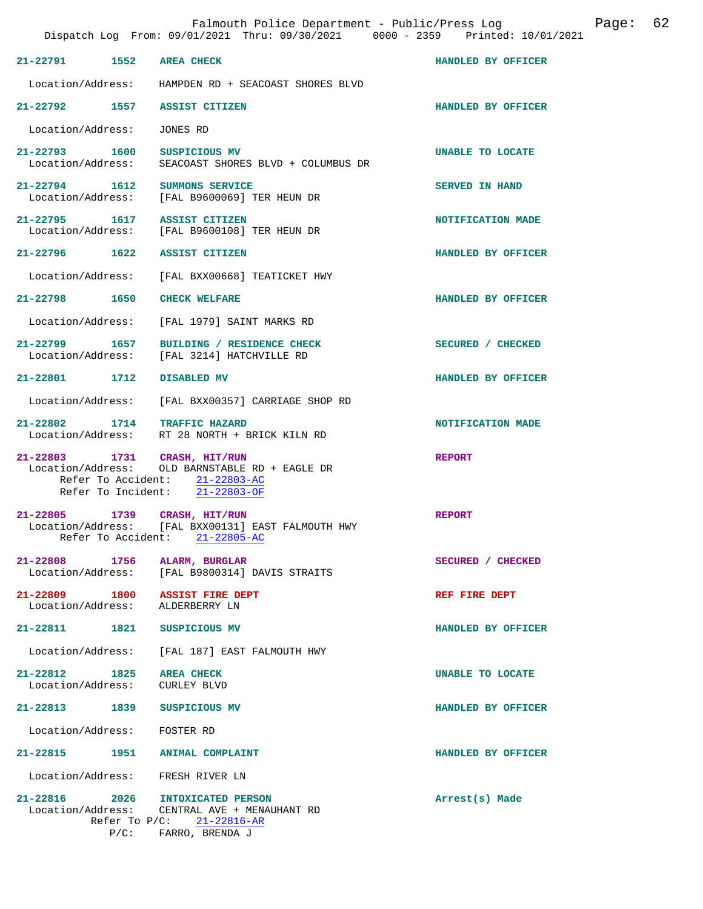**21-22791** 1552 **AREA CHECK** — HANDLED BY OFFICER
Location/Address: HAMPDEN RD + SEACOAST SHORES BLVD

**21-22792** 1557 **ASSIST CITIZEN** — HANDLED BY OFFICER
Location/Address: JONES RD

**21-22793** 1600 **SUSPICIOUS MV** — UNABLE TO LOCATE
Location/Address: SEACOAST SHORES BLVD + COLUMBUS DR

**21-22794** 1612 **SUMMONS SERVICE** — SERVED IN HAND
Location/Address: [FAL B9600069] TER HEUN DR

**21-22795** 1617 **ASSIST CITIZEN** — NOTIFICATION MADE
Location/Address: [FAL B9600108] TER HEUN DR

**21-22796** 1622 **ASSIST CITIZEN** — HANDLED BY OFFICER
Location/Address: [FAL BXX00668] TEATICKET HWY

**21-22798** 1650 **CHECK WELFARE** — HANDLED BY OFFICER
Location/Address: [FAL 1979] SAINT MARKS RD

**21-22799** 1657 **BUILDING / RESIDENCE CHECK** — SECURED / CHECKED
Location/Address: [FAL 3214] HATCHVILLE RD

**21-22801** 1712 **DISABLED MV** — HANDLED BY OFFICER
Location/Address: [FAL BXX00357] CARRIAGE SHOP RD

**21-22802** 1714 **TRAFFIC HAZARD** — NOTIFICATION MADE
Location/Address: RT 28 NORTH + BRICK KILN RD

**21-22803** 1731 **CRASH, HIT/RUN** — REPORT
Location/Address: OLD BARNSTABLE RD + EAGLE DR
Refer To Accident: 21-22803-AC
Refer To Incident: 21-22803-OF

**21-22805** 1739 **CRASH, HIT/RUN** — REPORT
Location/Address: [FAL BXX00131] EAST FALMOUTH HWY
Refer To Accident: 21-22805-AC

**21-22808** 1756 **ALARM, BURGLAR** — SECURED / CHECKED
Location/Address: [FAL B9800314] DAVIS STRAITS

**21-22809** 1800 **ASSIST FIRE DEPT** — REF FIRE DEPT
Location/Address: ALDERBERRY LN

**21-22811** 1821 **SUSPICIOUS MV** — HANDLED BY OFFICER
Location/Address: [FAL 187] EAST FALMOUTH HWY

**21-22812** 1825 **AREA CHECK** — UNABLE TO LOCATE
Location/Address: CURLEY BLVD

**21-22813** 1839 **SUSPICIOUS MV** — HANDLED BY OFFICER
Location/Address: FOSTER RD

**21-22815** 1951 **ANIMAL COMPLAINT** — HANDLED BY OFFICER
Location/Address: FRESH RIVER LN

**21-22816** 2026 **INTOXICATED PERSON** — Arrest(s) Made
Location/Address: CENTRAL AVE + MENAUHANT RD
Refer To P/C: 21-22816-AR
P/C: FARRO, BRENDA J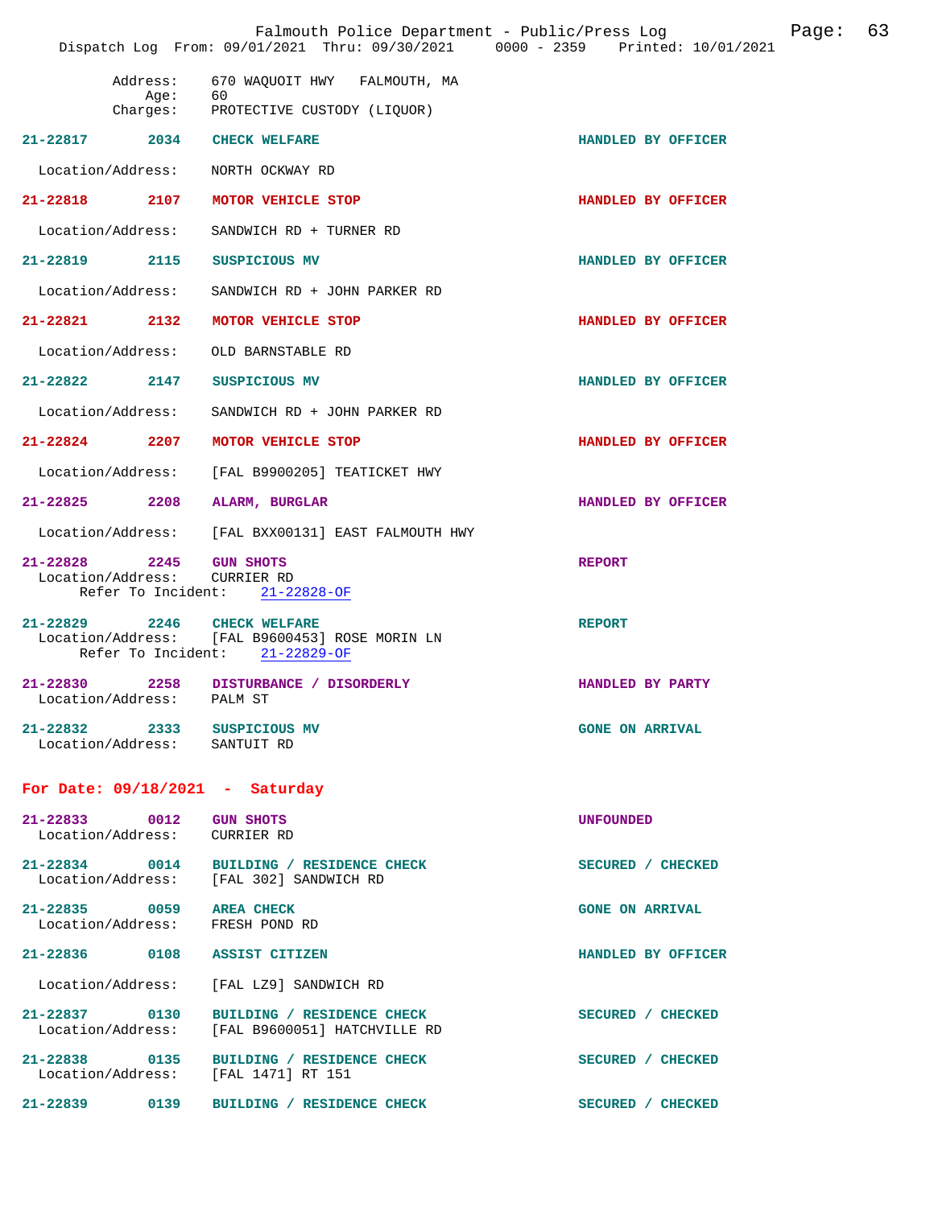Address: 670 WAQUOIT HWY FALMOUTH, MA
Age: 60
Charges: PROTECTIVE CUSTODY (LIQUOR)

**21-22817** 2034 **CHECK WELFARE** HANDLED BY OFFICER
Location/Address: NORTH OCKWAY RD

**21-22818** 2107 **MOTOR VEHICLE STOP** HANDLED BY OFFICER
Location/Address: SANDWICH RD + TURNER RD

**21-22819** 2115 **SUSPICIOUS MV** HANDLED BY OFFICER
Location/Address: SANDWICH RD + JOHN PARKER RD

**21-22821** 2132 **MOTOR VEHICLE STOP** HANDLED BY OFFICER
Location/Address: OLD BARNSTABLE RD

**21-22822** 2147 **SUSPICIOUS MV** HANDLED BY OFFICER
Location/Address: SANDWICH RD + JOHN PARKER RD

**21-22824** 2207 **MOTOR VEHICLE STOP** HANDLED BY OFFICER
Location/Address: [FAL B9900205] TEATICKET HWY

**21-22825** 2208 **ALARM, BURGLAR** HANDLED BY OFFICER
Location/Address: [FAL BXX00131] EAST FALMOUTH HWY

**21-22828** 2245 **GUN SHOTS** REPORT
Location/Address: CURRIER RD
Refer To Incident: 21-22828-OF

**21-22829** 2246 **CHECK WELFARE** REPORT
Location/Address: [FAL B9600453] ROSE MORIN LN
Refer To Incident: 21-22829-OF

**21-22830** 2258 **DISTURBANCE / DISORDERLY** HANDLED BY PARTY
Location/Address: PALM ST

**21-22832** 2333 **SUSPICIOUS MV** GONE ON ARRIVAL
Location/Address: SANTUIT RD

## For Date: 09/18/2021 - Saturday

**21-22833** 0012 **GUN SHOTS** UNFOUNDED
Location/Address: CURRIER RD

**21-22834** 0014 **BUILDING / RESIDENCE CHECK** SECURED / CHECKED
Location/Address: [FAL 302] SANDWICH RD

**21-22835** 0059 **AREA CHECK** GONE ON ARRIVAL
Location/Address: FRESH POND RD

**21-22836** 0108 **ASSIST CITIZEN** HANDLED BY OFFICER
Location/Address: [FAL LZ9] SANDWICH RD

**21-22837** 0130 **BUILDING / RESIDENCE CHECK** SECURED / CHECKED
Location/Address: [FAL B9600051] HATCHVILLE RD

**21-22838** 0135 **BUILDING / RESIDENCE CHECK** SECURED / CHECKED
Location/Address: [FAL 1471] RT 151

**21-22839** 0139 **BUILDING / RESIDENCE CHECK** SECURED / CHECKED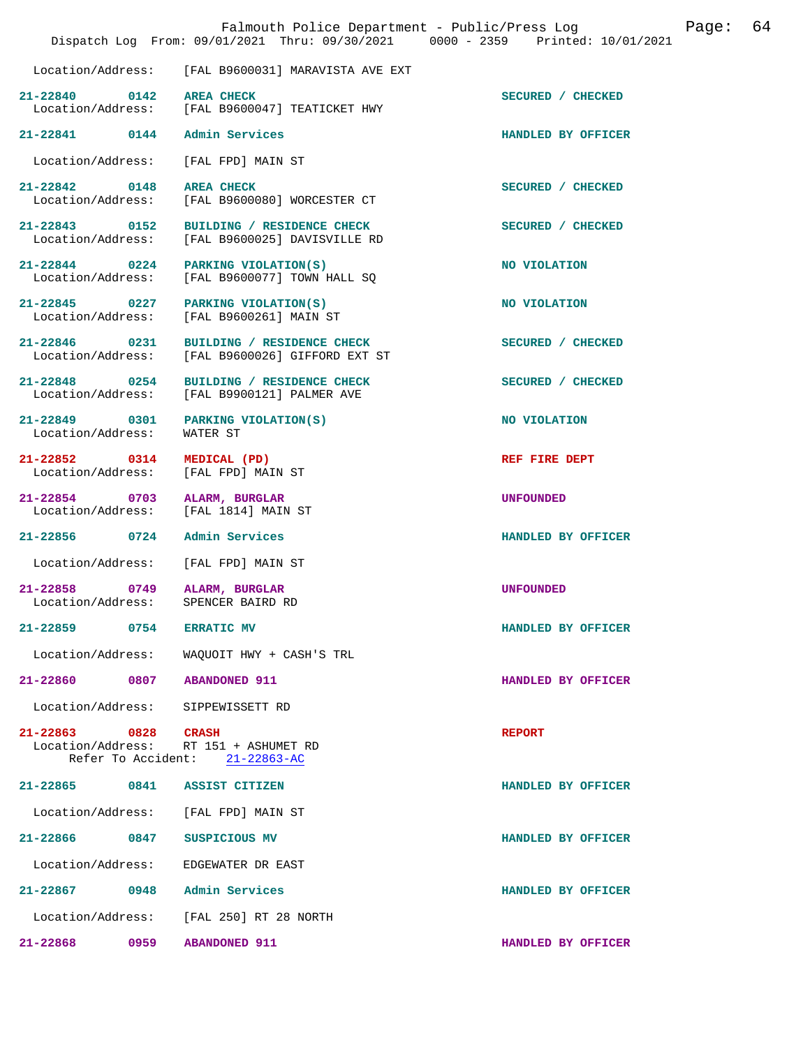Location/Address: [FAL B9600031] MARAVISTA AVE EXT

**21-22840** 0142 **AREA CHECK** — SECURED / CHECKED
Location/Address: [FAL B9600047] TEATICKET HWY

**21-22841** 0144 **Admin Services** — HANDLED BY OFFICER
Location/Address: [FAL FPD] MAIN ST

**21-22842** 0148 **AREA CHECK** — SECURED / CHECKED
Location/Address: [FAL B9600080] WORCESTER CT

**21-22843** 0152 **BUILDING / RESIDENCE CHECK** — SECURED / CHECKED
Location/Address: [FAL B9600025] DAVISVILLE RD

**21-22844** 0224 **PARKING VIOLATION(S)** — NO VIOLATION
Location/Address: [FAL B9600077] TOWN HALL SQ

**21-22845** 0227 **PARKING VIOLATION(S)** — NO VIOLATION
Location/Address: [FAL B9600261] MAIN ST

**21-22846** 0231 **BUILDING / RESIDENCE CHECK** — SECURED / CHECKED
Location/Address: [FAL B9600026] GIFFORD EXT ST

**21-22848** 0254 **BUILDING / RESIDENCE CHECK** — SECURED / CHECKED
Location/Address: [FAL B9900121] PALMER AVE

**21-22849** 0301 **PARKING VIOLATION(S)** — NO VIOLATION
Location/Address: WATER ST

**21-22852** 0314 **MEDICAL (PD)** — REF FIRE DEPT
Location/Address: [FAL FPD] MAIN ST

**21-22854** 0703 **ALARM, BURGLAR** — UNFOUNDED
Location/Address: [FAL 1814] MAIN ST

**21-22856** 0724 **Admin Services** — HANDLED BY OFFICER
Location/Address: [FAL FPD] MAIN ST

**21-22858** 0749 **ALARM, BURGLAR** — UNFOUNDED
Location/Address: SPENCER BAIRD RD

**21-22859** 0754 **ERRATIC MV** — HANDLED BY OFFICER
Location/Address: WAQUOIT HWY + CASH'S TRL

**21-22860** 0807 **ABANDONED 911** — HANDLED BY OFFICER
Location/Address: SIPPEWISSETT RD

**21-22863** 0828 **CRASH** — REPORT
Location/Address: RT 151 + ASHUMET RD
Refer To Accident: 21-22863-AC

**21-22865** 0841 **ASSIST CITIZEN** — HANDLED BY OFFICER
Location/Address: [FAL FPD] MAIN ST

**21-22866** 0847 **SUSPICIOUS MV** — HANDLED BY OFFICER
Location/Address: EDGEWATER DR EAST

**21-22867** 0948 **Admin Services** — HANDLED BY OFFICER
Location/Address: [FAL 250] RT 28 NORTH

**21-22868** 0959 **ABANDONED 911** — HANDLED BY OFFICER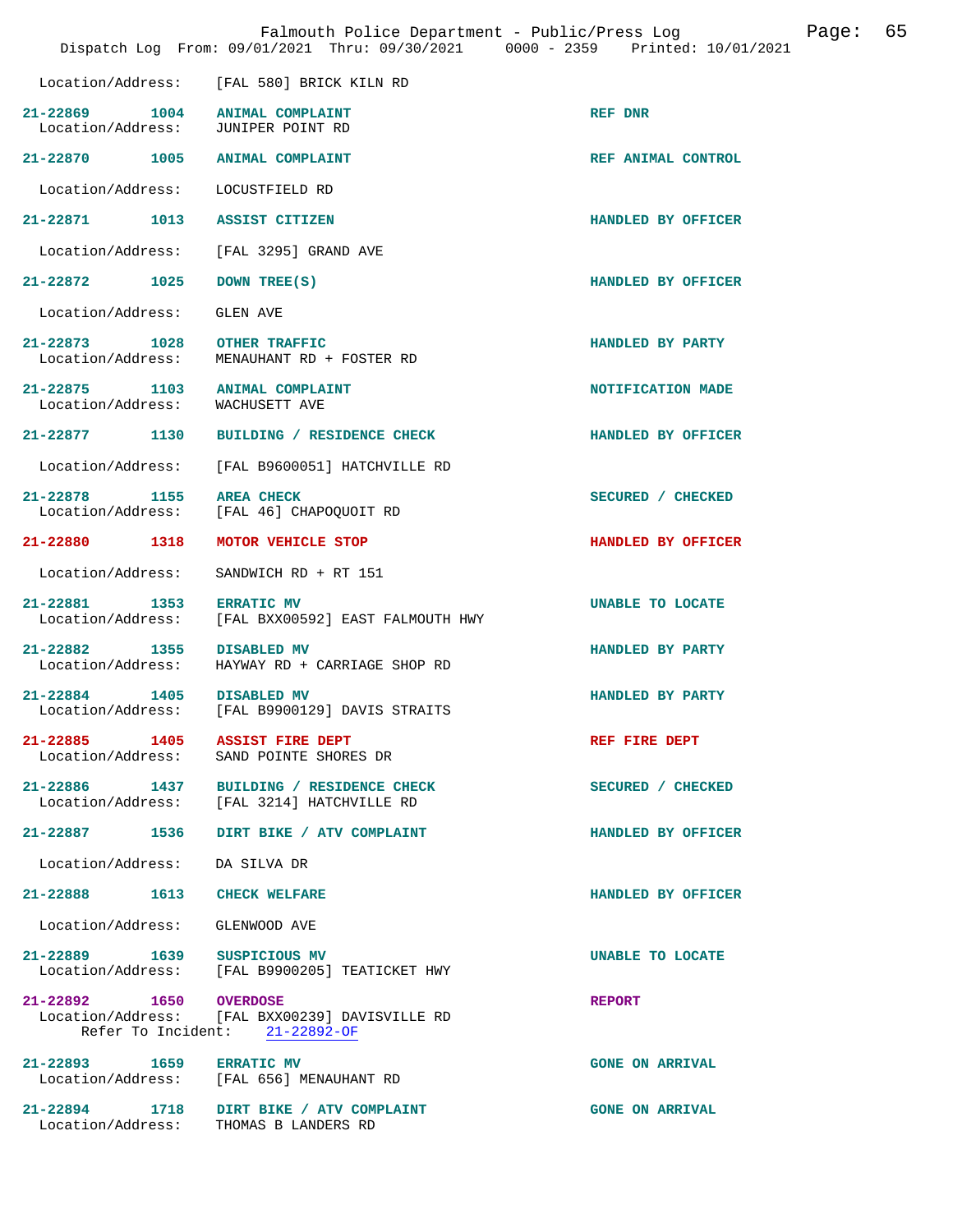Location/Address: [FAL 580] BRICK KILN RD

**21-22869 1004 ANIMAL COMPLAINT** — REF DNR
Location/Address: JUNIPER POINT RD

**21-22870 1005 ANIMAL COMPLAINT** — REF ANIMAL CONTROL
Location/Address: LOCUSTFIELD RD

**21-22871 1013 ASSIST CITIZEN** — HANDLED BY OFFICER
Location/Address: [FAL 3295] GRAND AVE

**21-22872 1025 DOWN TREE(S)** — HANDLED BY OFFICER
Location/Address: GLEN AVE

**21-22873 1028 OTHER TRAFFIC** — HANDLED BY PARTY
Location/Address: MENAUHANT RD + FOSTER RD

**21-22875 1103 ANIMAL COMPLAINT** — NOTIFICATION MADE
Location/Address: WACHUSETT AVE

**21-22877 1130 BUILDING / RESIDENCE CHECK** — HANDLED BY OFFICER
Location/Address: [FAL B9600051] HATCHVILLE RD

**21-22878 1155 AREA CHECK** — SECURED / CHECKED
Location/Address: [FAL 46] CHAPOQUOIT RD

**21-22880 1318 MOTOR VEHICLE STOP** — HANDLED BY OFFICER
Location/Address: SANDWICH RD + RT 151

**21-22881 1353 ERRATIC MV** — UNABLE TO LOCATE
Location/Address: [FAL BXX00592] EAST FALMOUTH HWY

**21-22882 1355 DISABLED MV** — HANDLED BY PARTY
Location/Address: HAYWAY RD + CARRIAGE SHOP RD

**21-22884 1405 DISABLED MV** — HANDLED BY PARTY
Location/Address: [FAL B9900129] DAVIS STRAITS

**21-22885 1405 ASSIST FIRE DEPT** — REF FIRE DEPT
Location/Address: SAND POINTE SHORES DR

**21-22886 1437 BUILDING / RESIDENCE CHECK** — SECURED / CHECKED
Location/Address: [FAL 3214] HATCHVILLE RD

**21-22887 1536 DIRT BIKE / ATV COMPLAINT** — HANDLED BY OFFICER
Location/Address: DA SILVA DR

**21-22888 1613 CHECK WELFARE** — HANDLED BY OFFICER
Location/Address: GLENWOOD AVE

**21-22889 1639 SUSPICIOUS MV** — UNABLE TO LOCATE
Location/Address: [FAL B9900205] TEATICKET HWY

**21-22892 1650 OVERDOSE** — REPORT
Location/Address: [FAL BXX00239] DAVISVILLE RD
Refer To Incident: 21-22892-OF

**21-22893 1659 ERRATIC MV** — GONE ON ARRIVAL
Location/Address: [FAL 656] MENAUHANT RD

**21-22894 1718 DIRT BIKE / ATV COMPLAINT** — GONE ON ARRIVAL
Location/Address: THOMAS B LANDERS RD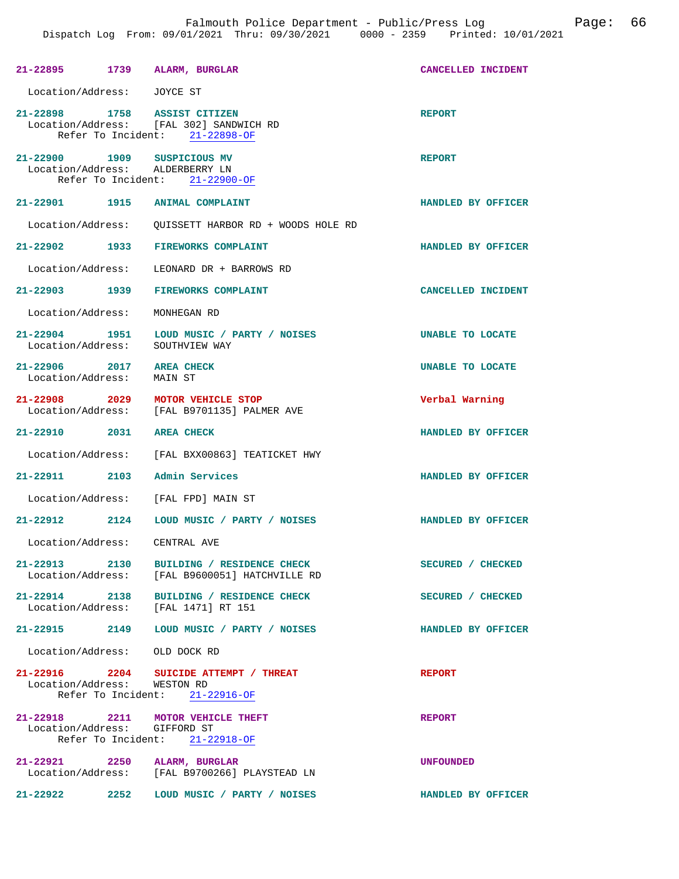Falmouth Police Department - Public/Press Log

Dispatch Log From: 09/01/2021 Thru: 09/30/2021 0000 - 2359 Printed: 10/01/2021

**21-22895** 1739 **ALARM, BURGLAR** — CANCELLED INCIDENT
Location/Address: JOYCE ST

**21-22898** 1758 **ASSIST CITIZEN** — REPORT
Location/Address: [FAL 302] SANDWICH RD
Refer To Incident: 21-22898-OF

**21-22900** 1909 **SUSPICIOUS MV** — REPORT
Location/Address: ALDERBERRY LN
Refer To Incident: 21-22900-OF

**21-22901** 1915 **ANIMAL COMPLAINT** — HANDLED BY OFFICER
Location/Address: QUISSETT HARBOR RD + WOODS HOLE RD

**21-22902** 1933 **FIREWORKS COMPLAINT** — HANDLED BY OFFICER
Location/Address: LEONARD DR + BARROWS RD

**21-22903** 1939 **FIREWORKS COMPLAINT** — CANCELLED INCIDENT
Location/Address: MONHEGAN RD

**21-22904** 1951 **LOUD MUSIC / PARTY / NOISES** — UNABLE TO LOCATE
Location/Address: SOUTHVIEW WAY

**21-22906** 2017 **AREA CHECK** — UNABLE TO LOCATE
Location/Address: MAIN ST

**21-22908** 2029 **MOTOR VEHICLE STOP** — Verbal Warning
Location/Address: [FAL B9701135] PALMER AVE

**21-22910** 2031 **AREA CHECK** — HANDLED BY OFFICER
Location/Address: [FAL BXX00863] TEATICKET HWY

**21-22911** 2103 **Admin Services** — HANDLED BY OFFICER
Location/Address: [FAL FPD] MAIN ST

**21-22912** 2124 **LOUD MUSIC / PARTY / NOISES** — HANDLED BY OFFICER
Location/Address: CENTRAL AVE

**21-22913** 2130 **BUILDING / RESIDENCE CHECK** — SECURED / CHECKED
Location/Address: [FAL B9600051] HATCHVILLE RD

**21-22914** 2138 **BUILDING / RESIDENCE CHECK** — SECURED / CHECKED
Location/Address: [FAL 1471] RT 151

**21-22915** 2149 **LOUD MUSIC / PARTY / NOISES** — HANDLED BY OFFICER
Location/Address: OLD DOCK RD

**21-22916** 2204 **SUICIDE ATTEMPT / THREAT** — REPORT
Location/Address: WESTON RD
Refer To Incident: 21-22916-OF

**21-22918** 2211 **MOTOR VEHICLE THEFT** — REPORT
Location/Address: GIFFORD ST
Refer To Incident: 21-22918-OF

**21-22921** 2250 **ALARM, BURGLAR** — UNFOUNDED
Location/Address: [FAL B9700266] PLAYSTEAD LN

**21-22922** 2252 **LOUD MUSIC / PARTY / NOISES** — HANDLED BY OFFICER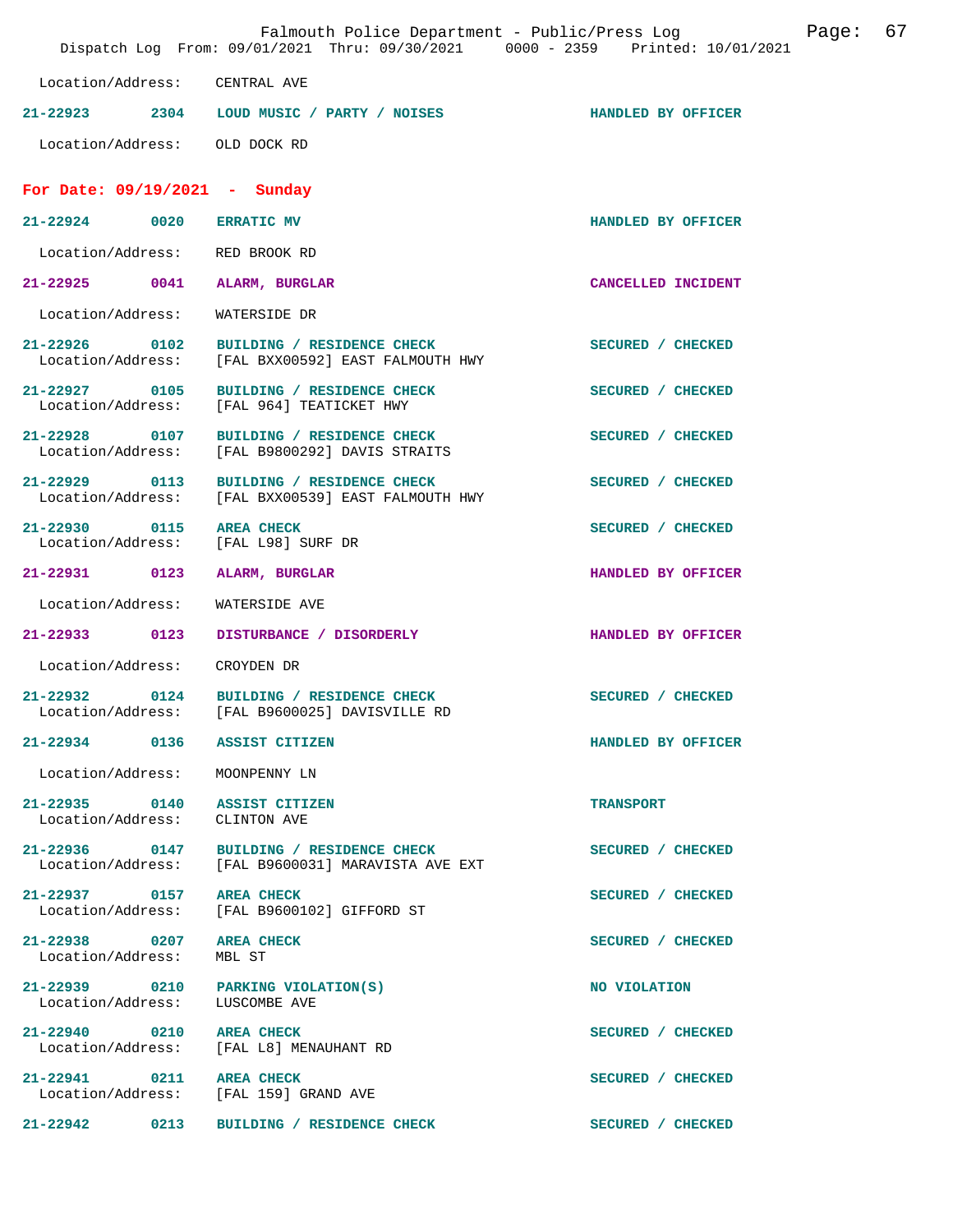Location/Address: CENTRAL AVE

**21-22923** 2304 **LOUD MUSIC / PARTY / NOISES** **HANDLED BY OFFICER**

Location/Address: OLD DOCK RD

## For Date: 09/19/2021 - Sunday

**21-22924** 0020 **ERRATIC MV** **HANDLED BY OFFICER**

Location/Address: RED BROOK RD

**21-22925** 0041 **ALARM, BURGLAR** **CANCELLED INCIDENT**

Location/Address: WATERSIDE DR

**21-22926** 0102 **BUILDING / RESIDENCE CHECK** **SECURED / CHECKED**
Location/Address: [FAL BXX00592] EAST FALMOUTH HWY

**21-22927** 0105 **BUILDING / RESIDENCE CHECK** **SECURED / CHECKED**
Location/Address: [FAL 964] TEATICKET HWY

**21-22928** 0107 **BUILDING / RESIDENCE CHECK** **SECURED / CHECKED**
Location/Address: [FAL B9800292] DAVIS STRAITS

**21-22929** 0113 **BUILDING / RESIDENCE CHECK** **SECURED / CHECKED**
Location/Address: [FAL BXX00539] EAST FALMOUTH HWY

**21-22930** 0115 **AREA CHECK** **SECURED / CHECKED**
Location/Address: [FAL L98] SURF DR

**21-22931** 0123 **ALARM, BURGLAR** **HANDLED BY OFFICER**

Location/Address: WATERSIDE AVE

**21-22933** 0123 **DISTURBANCE / DISORDERLY** **HANDLED BY OFFICER**

Location/Address: CROYDEN DR

**21-22932** 0124 **BUILDING / RESIDENCE CHECK** **SECURED / CHECKED**
Location/Address: [FAL B9600025] DAVISVILLE RD

**21-22934** 0136 **ASSIST CITIZEN** **HANDLED BY OFFICER**

Location/Address: MOONPENNY LN

**21-22935** 0140 **ASSIST CITIZEN** **TRANSPORT**
Location/Address: CLINTON AVE

**21-22936** 0147 **BUILDING / RESIDENCE CHECK** **SECURED / CHECKED**
Location/Address: [FAL B9600031] MARAVISTA AVE EXT

**21-22937** 0157 **AREA CHECK** **SECURED / CHECKED**
Location/Address: [FAL B9600102] GIFFORD ST

**21-22938** 0207 **AREA CHECK** **SECURED / CHECKED**
Location/Address: MBL ST

**21-22939** 0210 **PARKING VIOLATION(S)** **NO VIOLATION**
Location/Address: LUSCOMBE AVE

**21-22940** 0210 **AREA CHECK** **SECURED / CHECKED**
Location/Address: [FAL L8] MENAUHANT RD

**21-22941** 0211 **AREA CHECK** **SECURED / CHECKED**
Location/Address: [FAL 159] GRAND AVE

**21-22942** 0213 **BUILDING / RESIDENCE CHECK** **SECURED / CHECKED**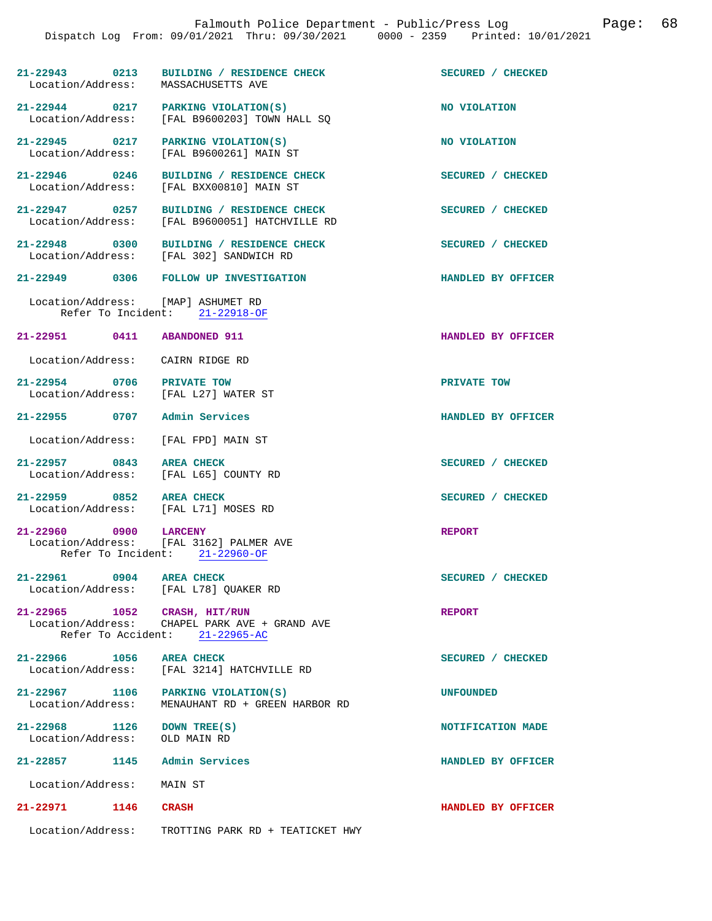Falmouth Police Department - Public/Press Log

Dispatch Log From: 09/01/2021 Thru: 09/30/2021 0000 - 2359 Printed: 10/01/2021

**21-22943** 0213 **BUILDING / RESIDENCE CHECK** — SECURED / CHECKED
Location/Address: MASSACHUSETTS AVE

**21-22944** 0217 **PARKING VIOLATION(S)** — NO VIOLATION
Location/Address: [FAL B9600203] TOWN HALL SQ

**21-22945** 0217 **PARKING VIOLATION(S)** — NO VIOLATION
Location/Address: [FAL B9600261] MAIN ST

**21-22946** 0246 **BUILDING / RESIDENCE CHECK** — SECURED / CHECKED
Location/Address: [FAL BXX00810] MAIN ST

**21-22947** 0257 **BUILDING / RESIDENCE CHECK** — SECURED / CHECKED
Location/Address: [FAL B9600051] HATCHVILLE RD

**21-22948** 0300 **BUILDING / RESIDENCE CHECK** — SECURED / CHECKED
Location/Address: [FAL 302] SANDWICH RD

**21-22949** 0306 **FOLLOW UP INVESTIGATION** — HANDLED BY OFFICER
Location/Address: [MAP] ASHUMET RD
Refer To Incident: 21-22918-OF

**21-22951** 0411 **ABANDONED 911** — HANDLED BY OFFICER
Location/Address: CAIRN RIDGE RD

**21-22954** 0706 **PRIVATE TOW** — PRIVATE TOW
Location/Address: [FAL L27] WATER ST

**21-22955** 0707 **Admin Services** — HANDLED BY OFFICER
Location/Address: [FAL FPD] MAIN ST

**21-22957** 0843 **AREA CHECK** — SECURED / CHECKED
Location/Address: [FAL L65] COUNTY RD

**21-22959** 0852 **AREA CHECK** — SECURED / CHECKED
Location/Address: [FAL L71] MOSES RD

**21-22960** 0900 **LARCENY** — REPORT
Location/Address: [FAL 3162] PALMER AVE
Refer To Incident: 21-22960-OF

**21-22961** 0904 **AREA CHECK** — SECURED / CHECKED
Location/Address: [FAL L78] QUAKER RD

**21-22965** 1052 **CRASH, HIT/RUN** — REPORT
Location/Address: CHAPEL PARK AVE + GRAND AVE
Refer To Accident: 21-22965-AC

**21-22966** 1056 **AREA CHECK** — SECURED / CHECKED
Location/Address: [FAL 3214] HATCHVILLE RD

**21-22967** 1106 **PARKING VIOLATION(S)** — UNFOUNDED
Location/Address: MENAUHANT RD + GREEN HARBOR RD

**21-22968** 1126 **DOWN TREE(S)** — NOTIFICATION MADE
Location/Address: OLD MAIN RD

**21-22857** 1145 **Admin Services** — HANDLED BY OFFICER
Location/Address: MAIN ST

**21-22971** 1146 **CRASH** — HANDLED BY OFFICER
Location/Address: TROTTING PARK RD + TEATICKET HWY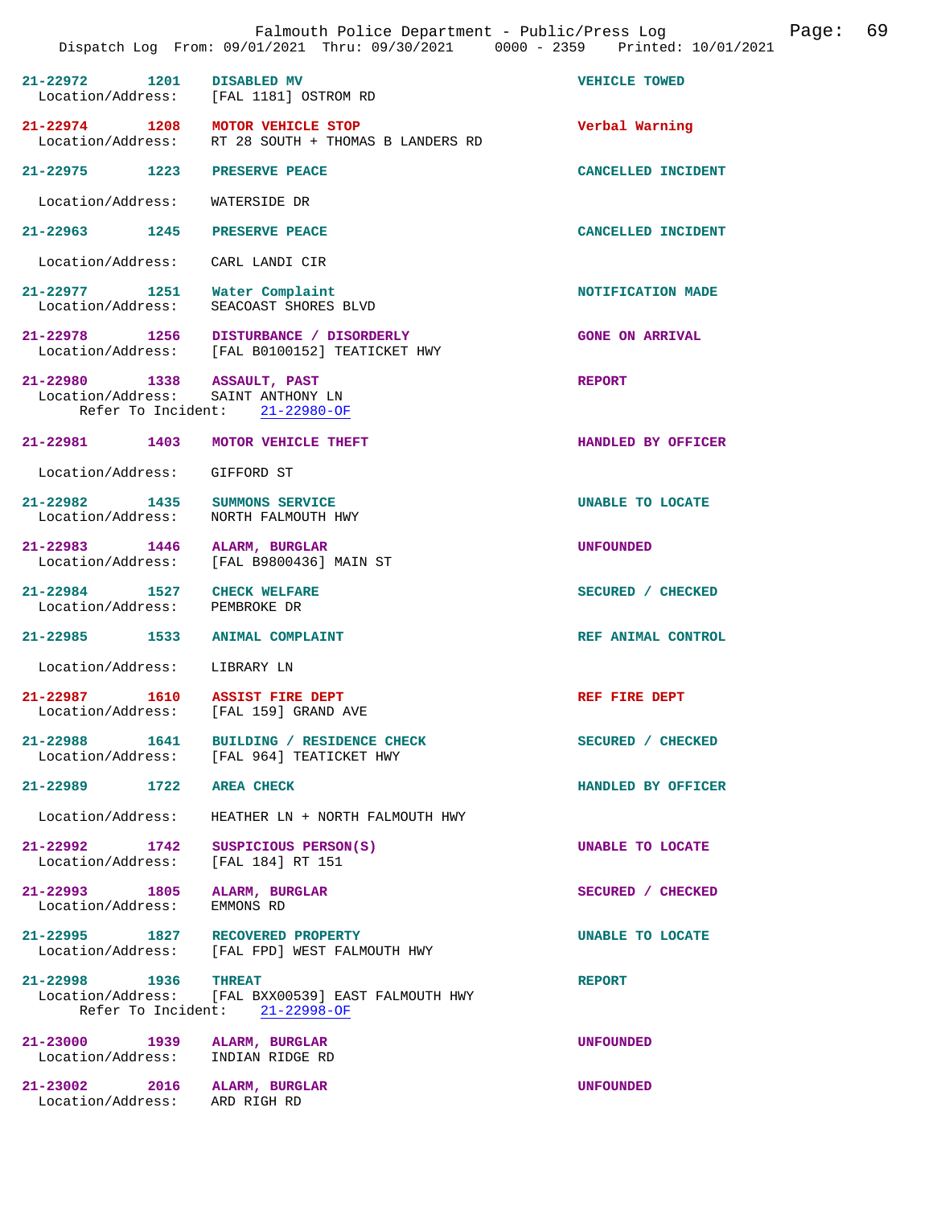21-22972 1201 DISABLED MV VEHICLE TOWED
Location/Address: [FAL 1181] OSTROM RD

21-22974 1208 MOTOR VEHICLE STOP Verbal Warning
Location/Address: RT 28 SOUTH + THOMAS B LANDERS RD

21-22975 1223 PRESERVE PEACE CANCELLED INCIDENT
Location/Address: WATERSIDE DR

21-22963 1245 PRESERVE PEACE CANCELLED INCIDENT
Location/Address: CARL LANDI CIR

21-22977 1251 Water Complaint NOTIFICATION MADE
Location/Address: SEACOAST SHORES BLVD

21-22978 1256 DISTURBANCE / DISORDERLY GONE ON ARRIVAL
Location/Address: [FAL B0100152] TEATICKET HWY

21-22980 1338 ASSAULT, PAST REPORT
Location/Address: SAINT ANTHONY LN
Refer To Incident: 21-22980-OF

21-22981 1403 MOTOR VEHICLE THEFT HANDLED BY OFFICER
Location/Address: GIFFORD ST

21-22982 1435 SUMMONS SERVICE UNABLE TO LOCATE
Location/Address: NORTH FALMOUTH HWY

21-22983 1446 ALARM, BURGLAR UNFOUNDED
Location/Address: [FAL B9800436] MAIN ST

21-22984 1527 CHECK WELFARE SECURED / CHECKED
Location/Address: PEMBROKE DR

21-22985 1533 ANIMAL COMPLAINT REF ANIMAL CONTROL
Location/Address: LIBRARY LN

21-22987 1610 ASSIST FIRE DEPT REF FIRE DEPT
Location/Address: [FAL 159] GRAND AVE

21-22988 1641 BUILDING / RESIDENCE CHECK SECURED / CHECKED
Location/Address: [FAL 964] TEATICKET HWY

21-22989 1722 AREA CHECK HANDLED BY OFFICER
Location/Address: HEATHER LN + NORTH FALMOUTH HWY

21-22992 1742 SUSPICIOUS PERSON(S) UNABLE TO LOCATE
Location/Address: [FAL 184] RT 151

21-22993 1805 ALARM, BURGLAR SECURED / CHECKED
Location/Address: EMMONS RD

21-22995 1827 RECOVERED PROPERTY UNABLE TO LOCATE
Location/Address: [FAL FPD] WEST FALMOUTH HWY

21-22998 1936 THREAT REPORT
Location/Address: [FAL BXX00539] EAST FALMOUTH HWY
Refer To Incident: 21-22998-OF

21-23000 1939 ALARM, BURGLAR UNFOUNDED
Location/Address: INDIAN RIDGE RD

21-23002 2016 ALARM, BURGLAR UNFOUNDED
Location/Address: ARD RIGH RD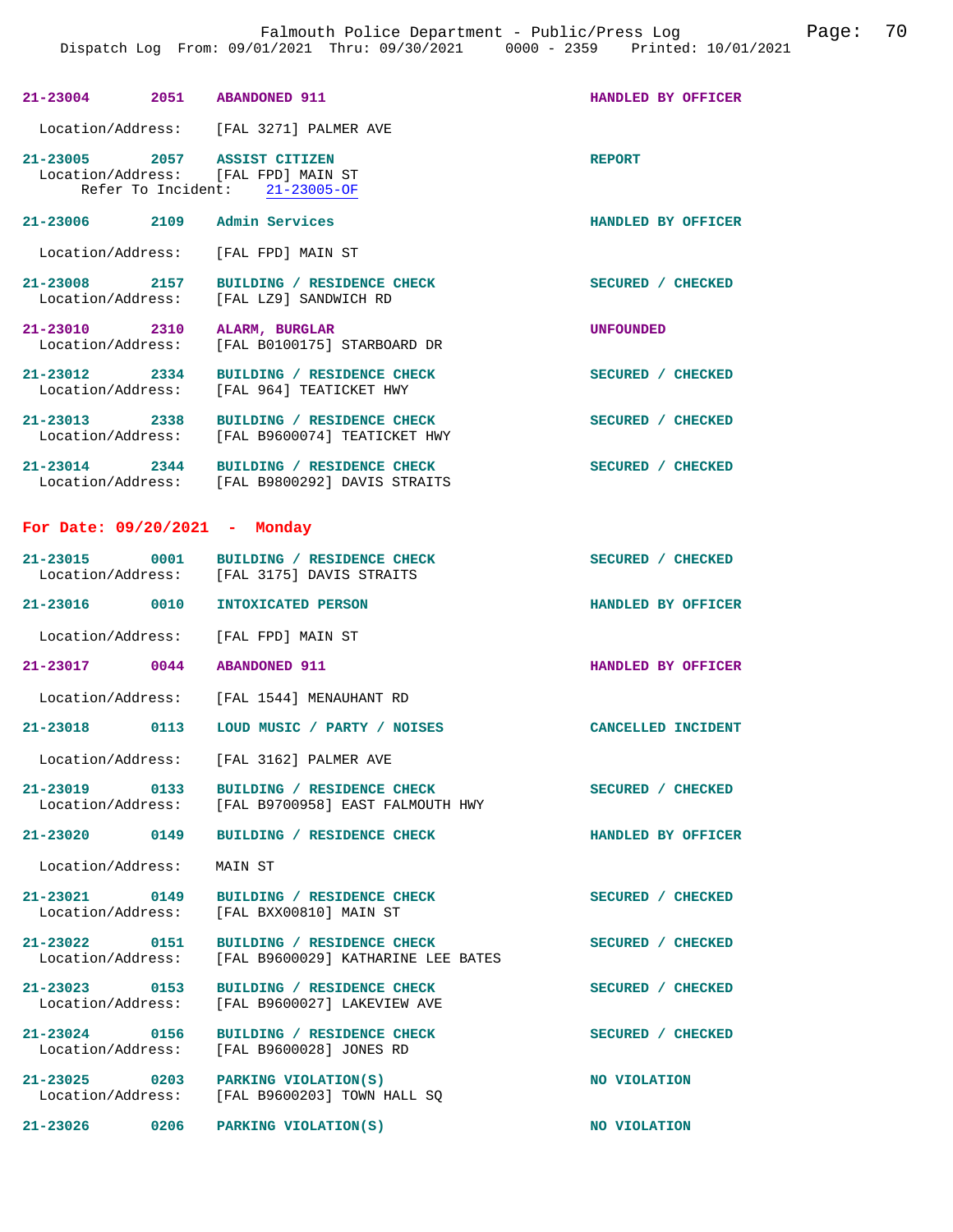Falmouth Police Department - Public/Press Log
Dispatch Log From: 09/01/2021 Thru: 09/30/2021 0000 - 2359 Printed: 10/01/2021

**21-23004 2051 ABANDONED 911** — HANDLED BY OFFICER
Location/Address: [FAL 3271] PALMER AVE

**21-23005 2057 ASSIST CITIZEN** — REPORT
Location/Address: [FAL FPD] MAIN ST
Refer To Incident: 21-23005-OF

**21-23006 2109 Admin Services** — HANDLED BY OFFICER
Location/Address: [FAL FPD] MAIN ST

**21-23008 2157 BUILDING / RESIDENCE CHECK** — SECURED / CHECKED
Location/Address: [FAL LZ9] SANDWICH RD

**21-23010 2310 ALARM, BURGLAR** — UNFOUNDED
Location/Address: [FAL B0100175] STARBOARD DR

**21-23012 2334 BUILDING / RESIDENCE CHECK** — SECURED / CHECKED
Location/Address: [FAL 964] TEATICKET HWY

**21-23013 2338 BUILDING / RESIDENCE CHECK** — SECURED / CHECKED
Location/Address: [FAL B9600074] TEATICKET HWY

**21-23014 2344 BUILDING / RESIDENCE CHECK** — SECURED / CHECKED
Location/Address: [FAL B9800292] DAVIS STRAITS

## For Date: 09/20/2021 - Monday

**21-23015 0001 BUILDING / RESIDENCE CHECK** — SECURED / CHECKED
Location/Address: [FAL 3175] DAVIS STRAITS

**21-23016 0010 INTOXICATED PERSON** — HANDLED BY OFFICER
Location/Address: [FAL FPD] MAIN ST

**21-23017 0044 ABANDONED 911** — HANDLED BY OFFICER
Location/Address: [FAL 1544] MENAUHANT RD

**21-23018 0113 LOUD MUSIC / PARTY / NOISES** — CANCELLED INCIDENT
Location/Address: [FAL 3162] PALMER AVE

**21-23019 0133 BUILDING / RESIDENCE CHECK** — SECURED / CHECKED
Location/Address: [FAL B9700958] EAST FALMOUTH HWY

**21-23020 0149 BUILDING / RESIDENCE CHECK** — HANDLED BY OFFICER
Location/Address: MAIN ST

**21-23021 0149 BUILDING / RESIDENCE CHECK** — SECURED / CHECKED
Location/Address: [FAL BXX00810] MAIN ST

**21-23022 0151 BUILDING / RESIDENCE CHECK** — SECURED / CHECKED
Location/Address: [FAL B9600029] KATHARINE LEE BATES

**21-23023 0153 BUILDING / RESIDENCE CHECK** — SECURED / CHECKED
Location/Address: [FAL B9600027] LAKEVIEW AVE

**21-23024 0156 BUILDING / RESIDENCE CHECK** — SECURED / CHECKED
Location/Address: [FAL B9600028] JONES RD

**21-23025 0203 PARKING VIOLATION(S)** — NO VIOLATION
Location/Address: [FAL B9600203] TOWN HALL SQ

**21-23026 0206 PARKING VIOLATION(S)** — NO VIOLATION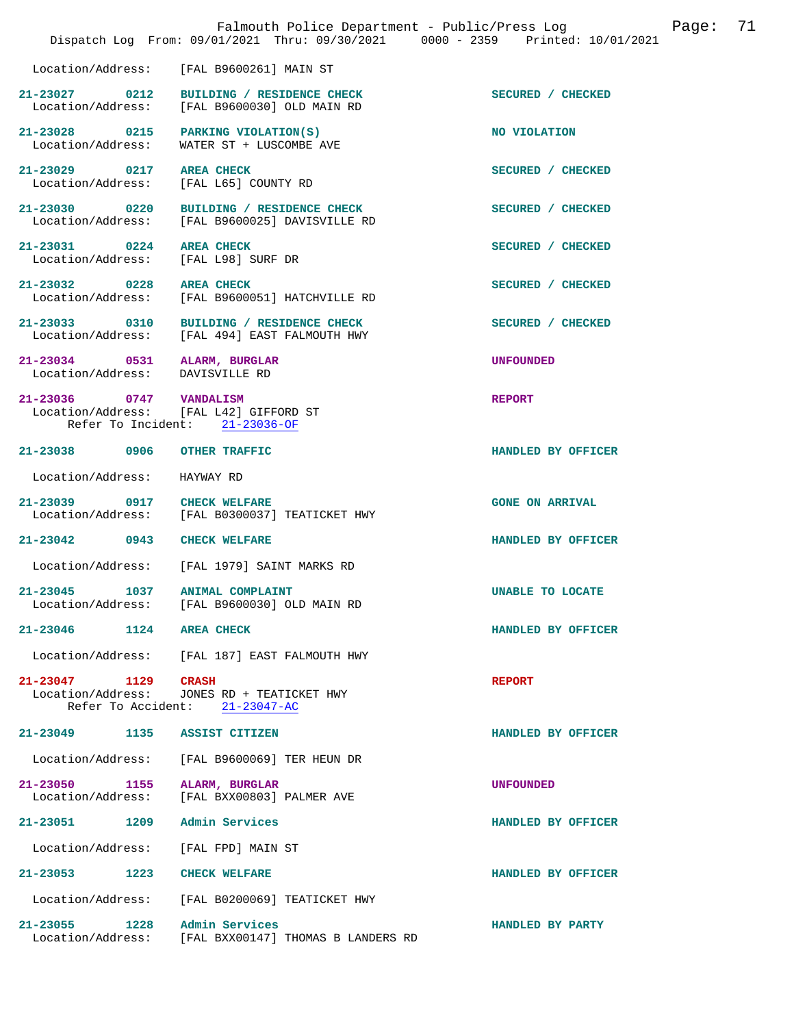Location/Address: [FAL B9600261] MAIN ST

**21-23027 0212 BUILDING / RESIDENCE CHECK** — SECURED / CHECKED
Location/Address: [FAL B9600030] OLD MAIN RD

**21-23028 0215 PARKING VIOLATION(S)** — NO VIOLATION
Location/Address: WATER ST + LUSCOMBE AVE

**21-23029 0217 AREA CHECK** — SECURED / CHECKED
Location/Address: [FAL L65] COUNTY RD

**21-23030 0220 BUILDING / RESIDENCE CHECK** — SECURED / CHECKED
Location/Address: [FAL B9600025] DAVISVILLE RD

**21-23031 0224 AREA CHECK** — SECURED / CHECKED
Location/Address: [FAL L98] SURF DR

**21-23032 0228 AREA CHECK** — SECURED / CHECKED
Location/Address: [FAL B9600051] HATCHVILLE RD

**21-23033 0310 BUILDING / RESIDENCE CHECK** — SECURED / CHECKED
Location/Address: [FAL 494] EAST FALMOUTH HWY

**21-23034 0531 ALARM, BURGLAR** — UNFOUNDED
Location/Address: DAVISVILLE RD

**21-23036 0747 VANDALISM** — REPORT
Location/Address: [FAL L42] GIFFORD ST
Refer To Incident: 21-23036-OF

**21-23038 0906 OTHER TRAFFIC** — HANDLED BY OFFICER
Location/Address: HAYWAY RD

**21-23039 0917 CHECK WELFARE** — GONE ON ARRIVAL
Location/Address: [FAL B0300037] TEATICKET HWY

**21-23042 0943 CHECK WELFARE** — HANDLED BY OFFICER
Location/Address: [FAL 1979] SAINT MARKS RD

**21-23045 1037 ANIMAL COMPLAINT** — UNABLE TO LOCATE
Location/Address: [FAL B9600030] OLD MAIN RD

**21-23046 1124 AREA CHECK** — HANDLED BY OFFICER
Location/Address: [FAL 187] EAST FALMOUTH HWY

**21-23047 1129 CRASH** — REPORT
Location/Address: JONES RD + TEATICKET HWY
Refer To Accident: 21-23047-AC

**21-23049 1135 ASSIST CITIZEN** — HANDLED BY OFFICER
Location/Address: [FAL B9600069] TER HEUN DR

**21-23050 1155 ALARM, BURGLAR** — UNFOUNDED
Location/Address: [FAL BXX00803] PALMER AVE

**21-23051 1209 Admin Services** — HANDLED BY OFFICER
Location/Address: [FAL FPD] MAIN ST

**21-23053 1223 CHECK WELFARE** — HANDLED BY OFFICER
Location/Address: [FAL B0200069] TEATICKET HWY

**21-23055 1228 Admin Services** — HANDLED BY PARTY
Location/Address: [FAL BXX00147] THOMAS B LANDERS RD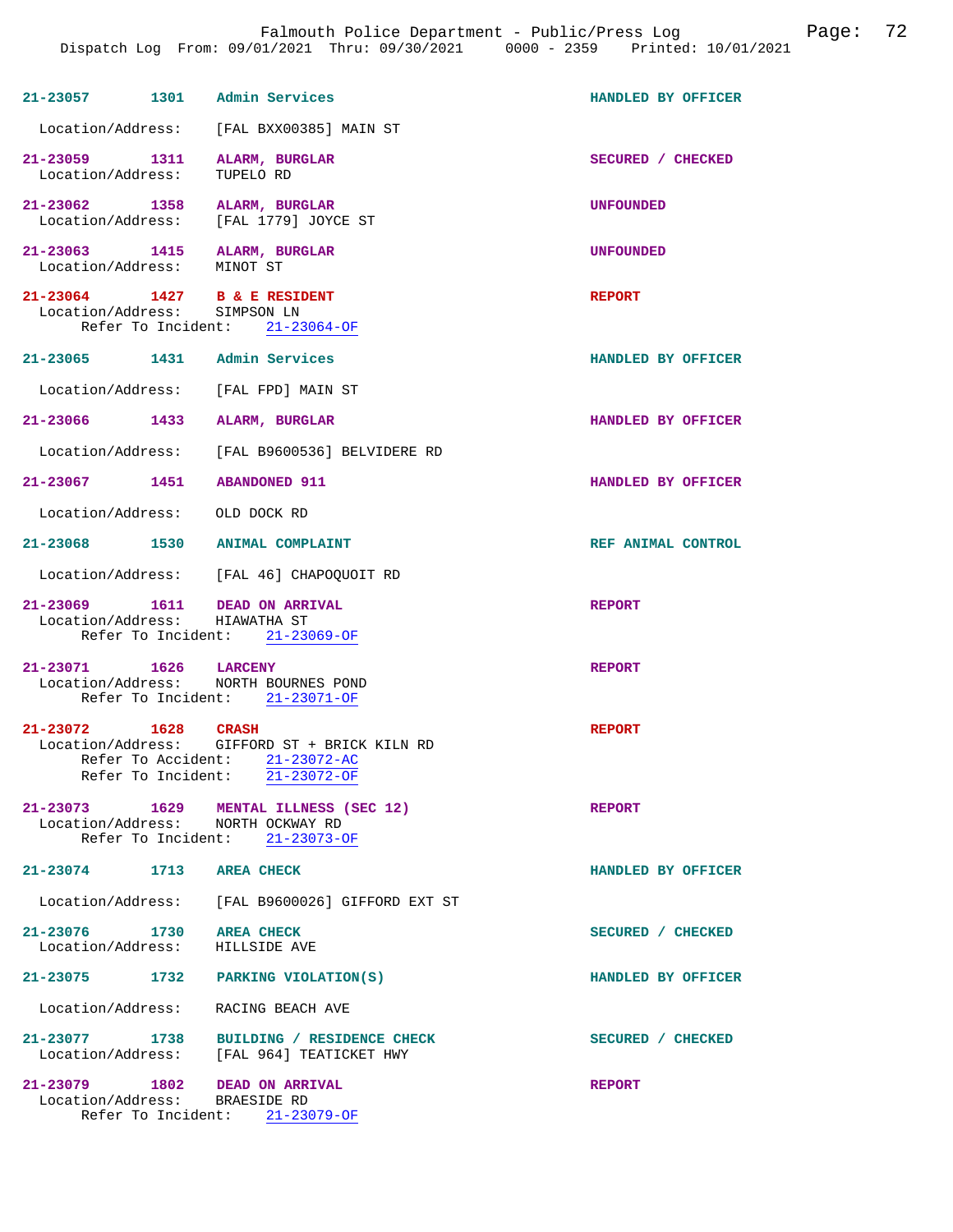**21-23057** 1301 **Admin Services** HANDLED BY OFFICER
Location/Address: [FAL BXX00385] MAIN ST

**21-23059** 1311 **ALARM, BURGLAR** SECURED / CHECKED
Location/Address: TUPELO RD

**21-23062** 1358 **ALARM, BURGLAR** UNFOUNDED
Location/Address: [FAL 1779] JOYCE ST

**21-23063** 1415 **ALARM, BURGLAR** UNFOUNDED
Location/Address: MINOT ST

**21-23064** 1427 **B & E RESIDENT** REPORT
Location/Address: SIMPSON LN
Refer To Incident: 21-23064-OF

**21-23065** 1431 **Admin Services** HANDLED BY OFFICER
Location/Address: [FAL FPD] MAIN ST

**21-23066** 1433 **ALARM, BURGLAR** HANDLED BY OFFICER
Location/Address: [FAL B9600536] BELVIDERE RD

**21-23067** 1451 **ABANDONED 911** HANDLED BY OFFICER
Location/Address: OLD DOCK RD

**21-23068** 1530 **ANIMAL COMPLAINT** REF ANIMAL CONTROL
Location/Address: [FAL 46] CHAPOQUOIT RD

**21-23069** 1611 **DEAD ON ARRIVAL** REPORT
Location/Address: HIAWATHA ST
Refer To Incident: 21-23069-OF

**21-23071** 1626 **LARCENY** REPORT
Location/Address: NORTH BOURNES POND
Refer To Incident: 21-23071-OF

**21-23072** 1628 **CRASH** REPORT
Location/Address: GIFFORD ST + BRICK KILN RD
Refer To Accident: 21-23072-AC
Refer To Incident: 21-23072-OF

**21-23073** 1629 **MENTAL ILLNESS (SEC 12)** REPORT
Location/Address: NORTH OCKWAY RD
Refer To Incident: 21-23073-OF

**21-23074** 1713 **AREA CHECK** HANDLED BY OFFICER
Location/Address: [FAL B9600026] GIFFORD EXT ST

**21-23076** 1730 **AREA CHECK** SECURED / CHECKED
Location/Address: HILLSIDE AVE

**21-23075** 1732 **PARKING VIOLATION(S)** HANDLED BY OFFICER
Location/Address: RACING BEACH AVE

**21-23077** 1738 **BUILDING / RESIDENCE CHECK** SECURED / CHECKED
Location/Address: [FAL 964] TEATICKET HWY

**21-23079** 1802 **DEAD ON ARRIVAL** REPORT
Location/Address: BRAESIDE RD
Refer To Incident: 21-23079-OF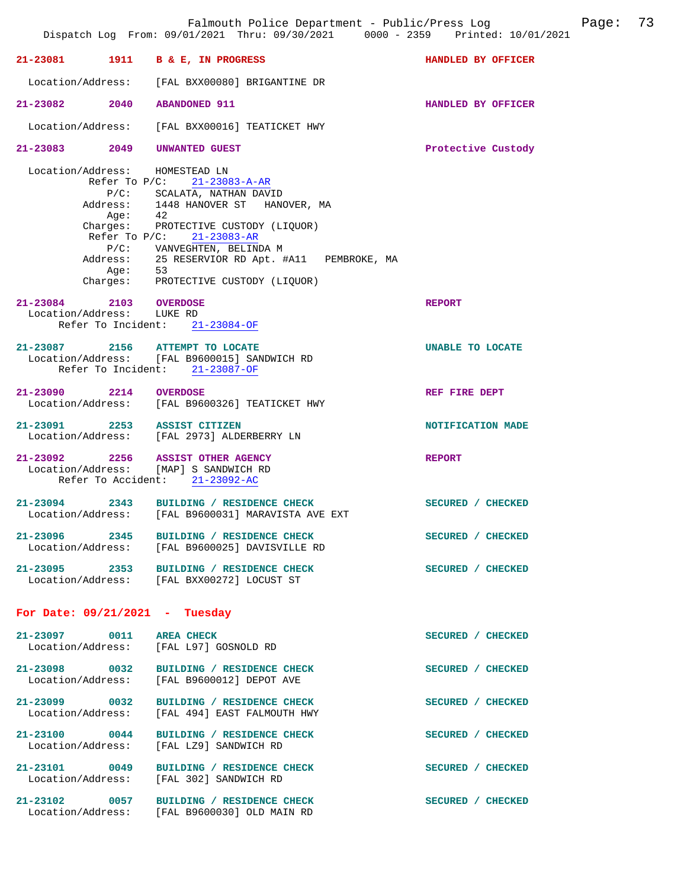**21-23081 1911 B & E, IN PROGRESS** — HANDLED BY OFFICER

Location/Address: [FAL BXX00080] BRIGANTINE DR

**21-23082 2040 ABANDONED 911** — HANDLED BY OFFICER

Location/Address: [FAL BXX00016] TEATICKET HWY

**21-23083 2049 UNWANTED GUEST** — Protective Custody

Location/Address: HOMESTEAD LN
Refer To P/C: 21-23083-A-AR
P/C: SCALATA, NATHAN DAVID
Address: 1448 HANOVER ST HANOVER, MA
Age: 42
Charges: PROTECTIVE CUSTODY (LIQUOR)
Refer To P/C: 21-23083-AR
P/C: VANVEGHTEN, BELINDA M
Address: 25 RESERVIOR RD Apt. #A11 PEMBROKE, MA
Age: 53
Charges: PROTECTIVE CUSTODY (LIQUOR)

**21-23084 2103 OVERDOSE** — REPORT
Location/Address: LUKE RD
Refer To Incident: 21-23084-OF

**21-23087 2156 ATTEMPT TO LOCATE** — UNABLE TO LOCATE
Location/Address: [FAL B9600015] SANDWICH RD
Refer To Incident: 21-23087-OF

**21-23090 2214 OVERDOSE** — REF FIRE DEPT
Location/Address: [FAL B9600326] TEATICKET HWY

**21-23091 2253 ASSIST CITIZEN** — NOTIFICATION MADE
Location/Address: [FAL 2973] ALDERBERRY LN

**21-23092 2256 ASSIST OTHER AGENCY** — REPORT
Location/Address: [MAP] S SANDWICH RD
Refer To Accident: 21-23092-AC

**21-23094 2343 BUILDING / RESIDENCE CHECK** — SECURED / CHECKED
Location/Address: [FAL B9600031] MARAVISTA AVE EXT

**21-23096 2345 BUILDING / RESIDENCE CHECK** — SECURED / CHECKED
Location/Address: [FAL B9600025] DAVISVILLE RD

**21-23095 2353 BUILDING / RESIDENCE CHECK** — SECURED / CHECKED
Location/Address: [FAL BXX00272] LOCUST ST

## For Date: 09/21/2021 - Tuesday

**21-23097 0011 AREA CHECK** — SECURED / CHECKED
Location/Address: [FAL L97] GOSNOLD RD

**21-23098 0032 BUILDING / RESIDENCE CHECK** — SECURED / CHECKED
Location/Address: [FAL B9600012] DEPOT AVE

**21-23099 0032 BUILDING / RESIDENCE CHECK** — SECURED / CHECKED
Location/Address: [FAL 494] EAST FALMOUTH HWY

**21-23100 0044 BUILDING / RESIDENCE CHECK** — SECURED / CHECKED
Location/Address: [FAL LZ9] SANDWICH RD

**21-23101 0049 BUILDING / RESIDENCE CHECK** — SECURED / CHECKED
Location/Address: [FAL 302] SANDWICH RD

**21-23102 0057 BUILDING / RESIDENCE CHECK** — SECURED / CHECKED
Location/Address: [FAL B9600030] OLD MAIN RD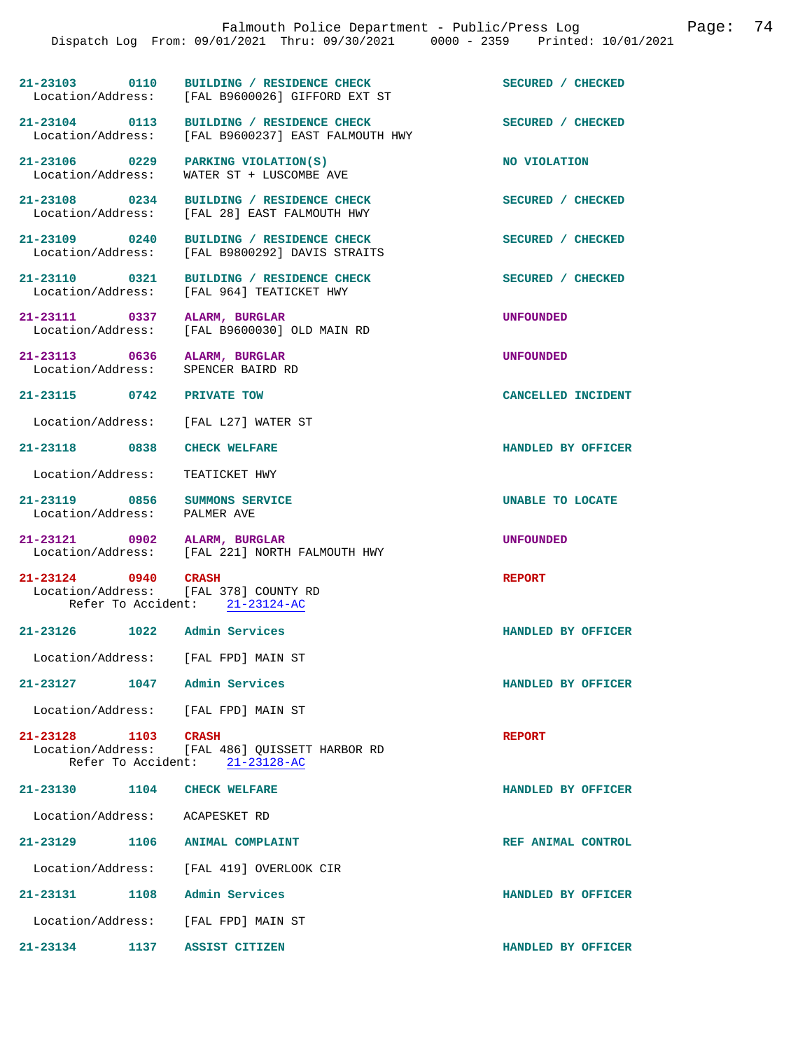Falmouth Police Department - Public/Press Log

Dispatch Log From: 09/01/2021 Thru: 09/30/2021 0000 - 2359 Printed: 10/01/2021

**21-23103 0110 BUILDING / RESIDENCE CHECK** — SECURED / CHECKED
Location/Address: [FAL B9600026] GIFFORD EXT ST

**21-23104 0113 BUILDING / RESIDENCE CHECK** — SECURED / CHECKED
Location/Address: [FAL B9600237] EAST FALMOUTH HWY

**21-23106 0229 PARKING VIOLATION(S)** — NO VIOLATION
Location/Address: WATER ST + LUSCOMBE AVE

**21-23108 0234 BUILDING / RESIDENCE CHECK** — SECURED / CHECKED
Location/Address: [FAL 28] EAST FALMOUTH HWY

**21-23109 0240 BUILDING / RESIDENCE CHECK** — SECURED / CHECKED
Location/Address: [FAL B9800292] DAVIS STRAITS

**21-23110 0321 BUILDING / RESIDENCE CHECK** — SECURED / CHECKED
Location/Address: [FAL 964] TEATICKET HWY

**21-23111 0337 ALARM, BURGLAR** — UNFOUNDED
Location/Address: [FAL B9600030] OLD MAIN RD

**21-23113 0636 ALARM, BURGLAR** — UNFOUNDED
Location/Address: SPENCER BAIRD RD

**21-23115 0742 PRIVATE TOW** — CANCELLED INCIDENT
Location/Address: [FAL L27] WATER ST

**21-23118 0838 CHECK WELFARE** — HANDLED BY OFFICER
Location/Address: TEATICKET HWY

**21-23119 0856 SUMMONS SERVICE** — UNABLE TO LOCATE
Location/Address: PALMER AVE

**21-23121 0902 ALARM, BURGLAR** — UNFOUNDED
Location/Address: [FAL 221] NORTH FALMOUTH HWY

**21-23124 0940 CRASH** — REPORT
Location/Address: [FAL 378] COUNTY RD
Refer To Accident: 21-23124-AC

**21-23126 1022 Admin Services** — HANDLED BY OFFICER
Location/Address: [FAL FPD] MAIN ST

**21-23127 1047 Admin Services** — HANDLED BY OFFICER
Location/Address: [FAL FPD] MAIN ST

**21-23128 1103 CRASH** — REPORT
Location/Address: [FAL 486] QUISSETT HARBOR RD
Refer To Accident: 21-23128-AC

**21-23130 1104 CHECK WELFARE** — HANDLED BY OFFICER
Location/Address: ACAPESKET RD

**21-23129 1106 ANIMAL COMPLAINT** — REF ANIMAL CONTROL
Location/Address: [FAL 419] OVERLOOK CIR

**21-23131 1108 Admin Services** — HANDLED BY OFFICER
Location/Address: [FAL FPD] MAIN ST

**21-23134 1137 ASSIST CITIZEN** — HANDLED BY OFFICER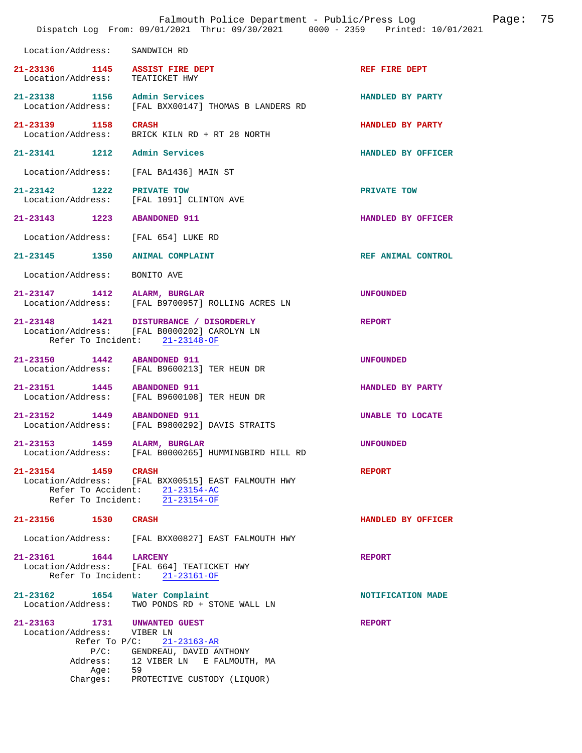Location/Address: SANDWICH RD

21-23136 1145 **ASSIST FIRE DEPT** REF FIRE DEPT
Location/Address: TEATICKET HWY

21-23138 1156 **Admin Services** HANDLED BY PARTY
Location/Address: [FAL BXX00147] THOMAS B LANDERS RD

21-23139 1158 **CRASH** HANDLED BY PARTY
Location/Address: BRICK KILN RD + RT 28 NORTH

21-23141 1212 **Admin Services** HANDLED BY OFFICER
Location/Address: [FAL BA1436] MAIN ST

21-23142 1222 **PRIVATE TOW** PRIVATE TOW
Location/Address: [FAL 1091] CLINTON AVE

21-23143 1223 **ABANDONED 911** HANDLED BY OFFICER
Location/Address: [FAL 654] LUKE RD

21-23145 1350 **ANIMAL COMPLAINT** REF ANIMAL CONTROL
Location/Address: BONITO AVE

21-23147 1412 **ALARM, BURGLAR** UNFOUNDED
Location/Address: [FAL B9700957] ROLLING ACRES LN

21-23148 1421 **DISTURBANCE / DISORDERLY** REPORT
Location/Address: [FAL B0000202] CAROLYN LN
Refer To Incident: 21-23148-OF

21-23150 1442 **ABANDONED 911** UNFOUNDED
Location/Address: [FAL B9600213] TER HEUN DR

21-23151 1445 **ABANDONED 911** HANDLED BY PARTY
Location/Address: [FAL B9600108] TER HEUN DR

21-23152 1449 **ABANDONED 911** UNABLE TO LOCATE
Location/Address: [FAL B9800292] DAVIS STRAITS

21-23153 1459 **ALARM, BURGLAR** UNFOUNDED
Location/Address: [FAL B0000265] HUMMINGBIRD HILL RD

21-23154 1459 **CRASH** REPORT
Location/Address: [FAL BXX00515] EAST FALMOUTH HWY
Refer To Accident: 21-23154-AC
Refer To Incident: 21-23154-OF

21-23156 1530 **CRASH** HANDLED BY OFFICER
Location/Address: [FAL BXX00827] EAST FALMOUTH HWY

21-23161 1644 **LARCENY** REPORT
Location/Address: [FAL 664] TEATICKET HWY
Refer To Incident: 21-23161-OF

21-23162 1654 **Water Complaint** NOTIFICATION MADE
Location/Address: TWO PONDS RD + STONE WALL LN

21-23163 1731 **UNWANTED GUEST** REPORT
Location/Address: VIBER LN
Refer To P/C: 21-23163-AR
P/C: GENDREAU, DAVID ANTHONY
Address: 12 VIBER LN E FALMOUTH, MA
Age: 59
Charges: PROTECTIVE CUSTODY (LIQUOR)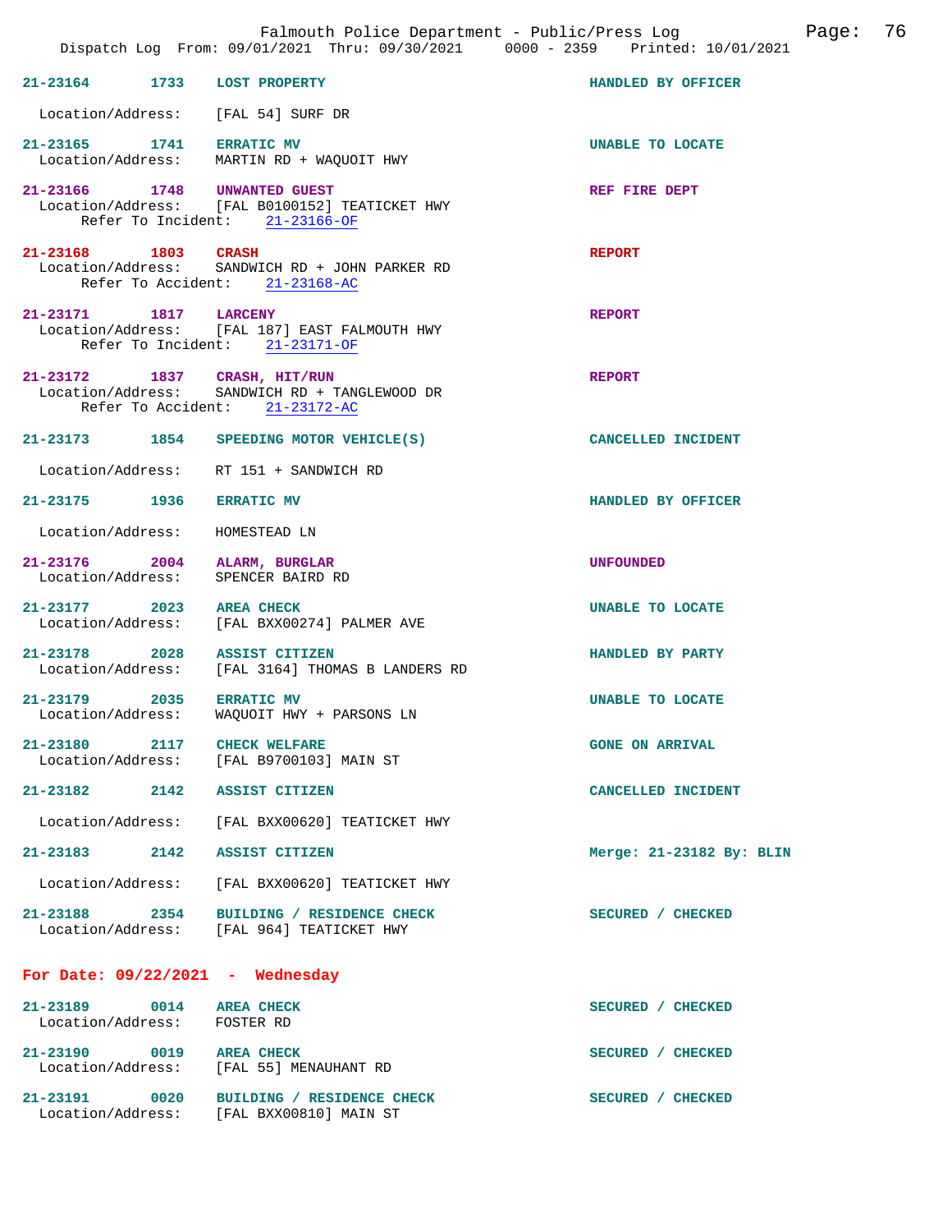| Call # | Time | Call Type | Disposition |
|---|---|---|---|
| 21-23164 | 1733 | LOST PROPERTY | HANDLED BY OFFICER |

Location/Address: [FAL 54] SURF DR

| Call # | Time | Call Type | Disposition |
|---|---|---|---|
| 21-23165 | 1741 | ERRATIC MV | UNABLE TO LOCATE |

Location/Address: MARTIN RD + WAQUOIT HWY

| Call # | Time | Call Type | Disposition |
|---|---|---|---|
| 21-23166 | 1748 | UNWANTED GUEST | REF FIRE DEPT |

Location/Address: [FAL B0100152] TEATICKET HWY
Refer To Incident: 21-23166-OF

| Call # | Time | Call Type | Disposition |
|---|---|---|---|
| 21-23168 | 1803 | CRASH | REPORT |

Location/Address: SANDWICH RD + JOHN PARKER RD
Refer To Accident: 21-23168-AC

| Call # | Time | Call Type | Disposition |
|---|---|---|---|
| 21-23171 | 1817 | LARCENY | REPORT |

Location/Address: [FAL 187] EAST FALMOUTH HWY
Refer To Incident: 21-23171-OF

| Call # | Time | Call Type | Disposition |
|---|---|---|---|
| 21-23172 | 1837 | CRASH, HIT/RUN | REPORT |

Location/Address: SANDWICH RD + TANGLEWOOD DR
Refer To Accident: 21-23172-AC

| Call # | Time | Call Type | Disposition |
|---|---|---|---|
| 21-23173 | 1854 | SPEEDING MOTOR VEHICLE(S) | CANCELLED INCIDENT |

Location/Address: RT 151 + SANDWICH RD

| Call # | Time | Call Type | Disposition |
|---|---|---|---|
| 21-23175 | 1936 | ERRATIC MV | HANDLED BY OFFICER |

Location/Address: HOMESTEAD LN

| Call # | Time | Call Type | Disposition |
|---|---|---|---|
| 21-23176 | 2004 | ALARM, BURGLAR | UNFOUNDED |

Location/Address: SPENCER BAIRD RD

| Call # | Time | Call Type | Disposition |
|---|---|---|---|
| 21-23177 | 2023 | AREA CHECK | UNABLE TO LOCATE |

Location/Address: [FAL BXX00274] PALMER AVE

| Call # | Time | Call Type | Disposition |
|---|---|---|---|
| 21-23178 | 2028 | ASSIST CITIZEN | HANDLED BY PARTY |

Location/Address: [FAL 3164] THOMAS B LANDERS RD

| Call # | Time | Call Type | Disposition |
|---|---|---|---|
| 21-23179 | 2035 | ERRATIC MV | UNABLE TO LOCATE |

Location/Address: WAQUOIT HWY + PARSONS LN

| Call # | Time | Call Type | Disposition |
|---|---|---|---|
| 21-23180 | 2117 | CHECK WELFARE | GONE ON ARRIVAL |

Location/Address: [FAL B9700103] MAIN ST

| Call # | Time | Call Type | Disposition |
|---|---|---|---|
| 21-23182 | 2142 | ASSIST CITIZEN | CANCELLED INCIDENT |

Location/Address: [FAL BXX00620] TEATICKET HWY

| Call # | Time | Call Type | Disposition |
|---|---|---|---|
| 21-23183 | 2142 | ASSIST CITIZEN | Merge: 21-23182 By: BLIN |

Location/Address: [FAL BXX00620] TEATICKET HWY

| Call # | Time | Call Type | Disposition |
|---|---|---|---|
| 21-23188 | 2354 | BUILDING / RESIDENCE CHECK | SECURED / CHECKED |

Location/Address: [FAL 964] TEATICKET HWY

## For Date: 09/22/2021 - Wednesday

| Call # | Time | Call Type | Disposition |
|---|---|---|---|
| 21-23189 | 0014 | AREA CHECK | SECURED / CHECKED |

Location/Address: FOSTER RD

| Call # | Time | Call Type | Disposition |
|---|---|---|---|
| 21-23190 | 0019 | AREA CHECK | SECURED / CHECKED |

Location/Address: [FAL 55] MENAUHANT RD

| Call # | Time | Call Type | Disposition |
|---|---|---|---|
| 21-23191 | 0020 | BUILDING / RESIDENCE CHECK | SECURED / CHECKED |

Location/Address: [FAL BXX00810] MAIN ST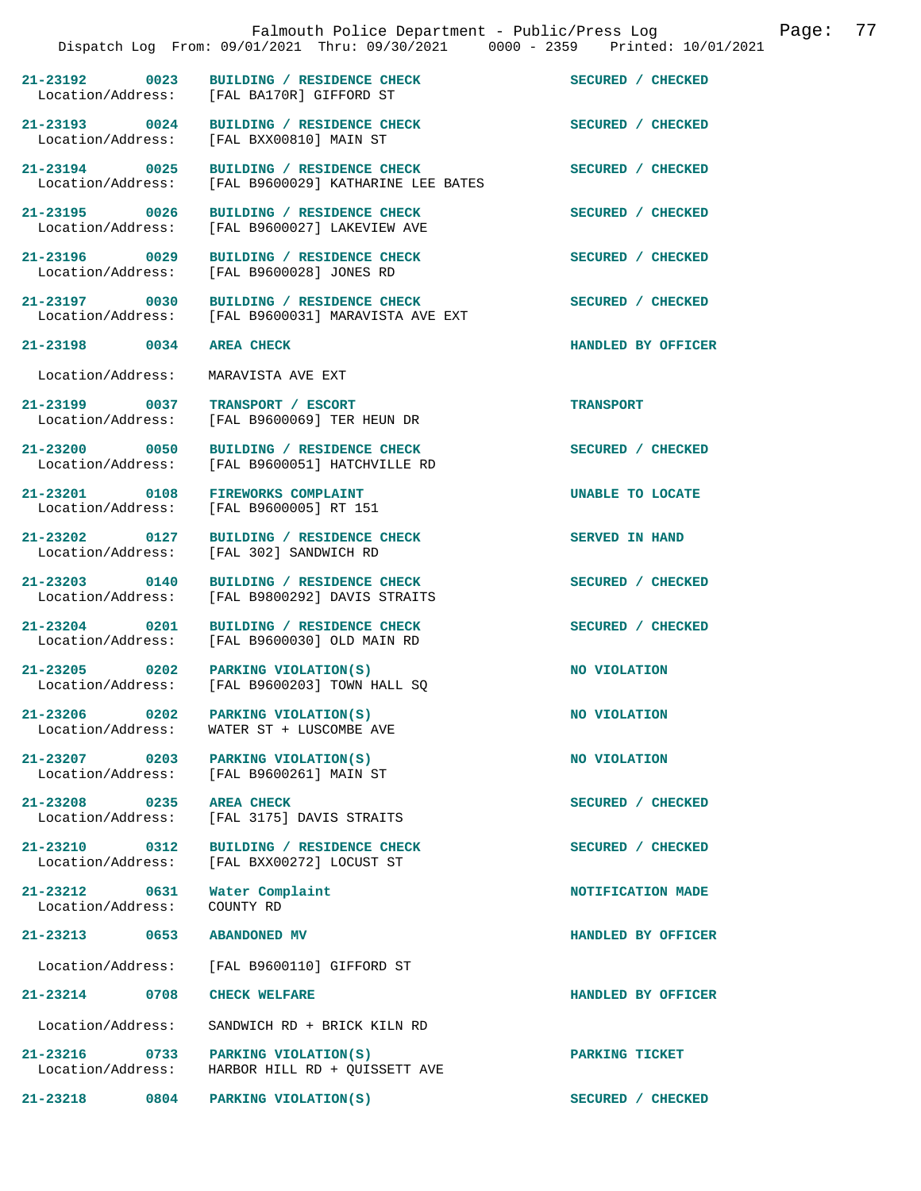| Call # | Time | Call Type | Disposition |
|---|---|---|---|
| 21-23192 | 0023 | BUILDING / RESIDENCE CHECK | SECURED / CHECKED |
| Location/Address: | | [FAL BA170R] GIFFORD ST | |
| 21-23193 | 0024 | BUILDING / RESIDENCE CHECK | SECURED / CHECKED |
| Location/Address: | | [FAL BXX00810] MAIN ST | |
| 21-23194 | 0025 | BUILDING / RESIDENCE CHECK | SECURED / CHECKED |
| Location/Address: | | [FAL B9600029] KATHARINE LEE BATES | |
| 21-23195 | 0026 | BUILDING / RESIDENCE CHECK | SECURED / CHECKED |
| Location/Address: | | [FAL B9600027] LAKEVIEW AVE | |
| 21-23196 | 0029 | BUILDING / RESIDENCE CHECK | SECURED / CHECKED |
| Location/Address: | | [FAL B9600028] JONES RD | |
| 21-23197 | 0030 | BUILDING / RESIDENCE CHECK | SECURED / CHECKED |
| Location/Address: | | [FAL B9600031] MARAVISTA AVE EXT | |
| 21-23198 | 0034 | AREA CHECK | HANDLED BY OFFICER |
| Location/Address: | | MARAVISTA AVE EXT | |
| 21-23199 | 0037 | TRANSPORT / ESCORT | TRANSPORT |
| Location/Address: | | [FAL B9600069] TER HEUN DR | |
| 21-23200 | 0050 | BUILDING / RESIDENCE CHECK | SECURED / CHECKED |
| Location/Address: | | [FAL B9600051] HATCHVILLE RD | |
| 21-23201 | 0108 | FIREWORKS COMPLAINT | UNABLE TO LOCATE |
| Location/Address: | | [FAL B9600005] RT 151 | |
| 21-23202 | 0127 | BUILDING / RESIDENCE CHECK | SERVED IN HAND |
| Location/Address: | | [FAL 302] SANDWICH RD | |
| 21-23203 | 0140 | BUILDING / RESIDENCE CHECK | SECURED / CHECKED |
| Location/Address: | | [FAL B9800292] DAVIS STRAITS | |
| 21-23204 | 0201 | BUILDING / RESIDENCE CHECK | SECURED / CHECKED |
| Location/Address: | | [FAL B9600030] OLD MAIN RD | |
| 21-23205 | 0202 | PARKING VIOLATION(S) | NO VIOLATION |
| Location/Address: | | [FAL B9600203] TOWN HALL SQ | |
| 21-23206 | 0202 | PARKING VIOLATION(S) | NO VIOLATION |
| Location/Address: | | WATER ST + LUSCOMBE AVE | |
| 21-23207 | 0203 | PARKING VIOLATION(S) | NO VIOLATION |
| Location/Address: | | [FAL B9600261] MAIN ST | |
| 21-23208 | 0235 | AREA CHECK | SECURED / CHECKED |
| Location/Address: | | [FAL 3175] DAVIS STRAITS | |
| 21-23210 | 0312 | BUILDING / RESIDENCE CHECK | SECURED / CHECKED |
| Location/Address: | | [FAL BXX00272] LOCUST ST | |
| 21-23212 | 0631 | Water Complaint | NOTIFICATION MADE |
| Location/Address: | | COUNTY RD | |
| 21-23213 | 0653 | ABANDONED MV | HANDLED BY OFFICER |
| Location/Address: | | [FAL B9600110] GIFFORD ST | |
| 21-23214 | 0708 | CHECK WELFARE | HANDLED BY OFFICER |
| Location/Address: | | SANDWICH RD + BRICK KILN RD | |
| 21-23216 | 0733 | PARKING VIOLATION(S) | PARKING TICKET |
| Location/Address: | | HARBOR HILL RD + QUISSETT AVE | |
| 21-23218 | 0804 | PARKING VIOLATION(S) | SECURED / CHECKED |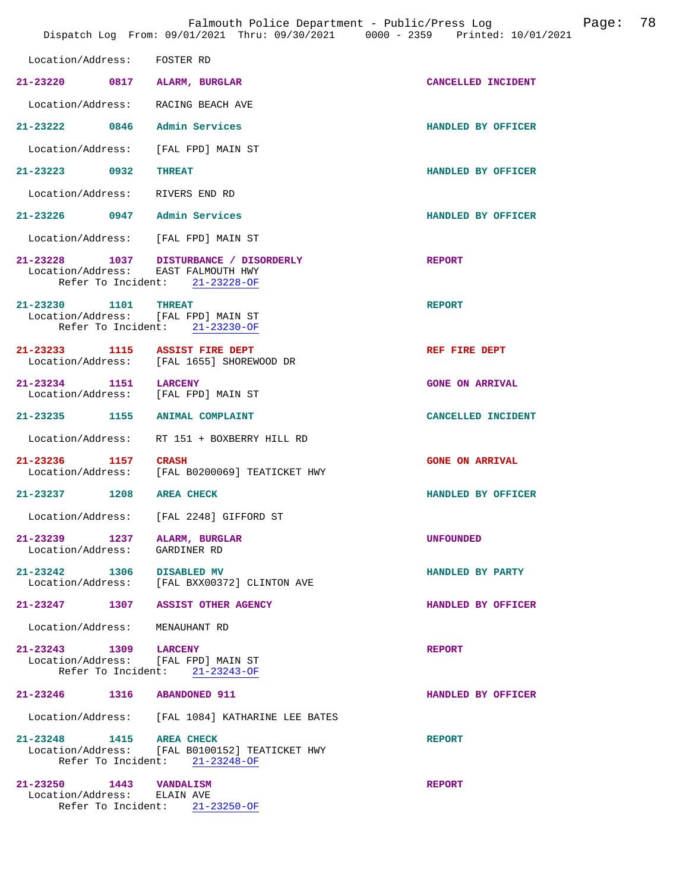Location/Address: FOSTER RD

**21-23220** 0817 **ALARM, BURGLAR** — CANCELLED INCIDENT
Location/Address: RACING BEACH AVE

**21-23222** 0846 **Admin Services** — HANDLED BY OFFICER
Location/Address: [FAL FPD] MAIN ST

**21-23223** 0932 **THREAT** — HANDLED BY OFFICER
Location/Address: RIVERS END RD

**21-23226** 0947 **Admin Services** — HANDLED BY OFFICER
Location/Address: [FAL FPD] MAIN ST

**21-23228** 1037 **DISTURBANCE / DISORDERLY** — REPORT
Location/Address: EAST FALMOUTH HWY
Refer To Incident: 21-23228-OF

**21-23230** 1101 **THREAT** — REPORT
Location/Address: [FAL FPD] MAIN ST
Refer To Incident: 21-23230-OF

**21-23233** 1115 **ASSIST FIRE DEPT** — REF FIRE DEPT
Location/Address: [FAL 1655] SHOREWOOD DR

**21-23234** 1151 **LARCENY** — GONE ON ARRIVAL
Location/Address: [FAL FPD] MAIN ST

**21-23235** 1155 **ANIMAL COMPLAINT** — CANCELLED INCIDENT
Location/Address: RT 151 + BOXBERRY HILL RD

**21-23236** 1157 **CRASH** — GONE ON ARRIVAL
Location/Address: [FAL B0200069] TEATICKET HWY

**21-23237** 1208 **AREA CHECK** — HANDLED BY OFFICER
Location/Address: [FAL 2248] GIFFORD ST

**21-23239** 1237 **ALARM, BURGLAR** — UNFOUNDED
Location/Address: GARDINER RD

**21-23242** 1306 **DISABLED MV** — HANDLED BY PARTY
Location/Address: [FAL BXX00372] CLINTON AVE

**21-23247** 1307 **ASSIST OTHER AGENCY** — HANDLED BY OFFICER
Location/Address: MENAUHANT RD

**21-23243** 1309 **LARCENY** — REPORT
Location/Address: [FAL FPD] MAIN ST
Refer To Incident: 21-23243-OF

**21-23246** 1316 **ABANDONED 911** — HANDLED BY OFFICER
Location/Address: [FAL 1084] KATHARINE LEE BATES

**21-23248** 1415 **AREA CHECK** — REPORT
Location/Address: [FAL B0100152] TEATICKET HWY
Refer To Incident: 21-23248-OF

**21-23250** 1443 **VANDALISM** — REPORT
Location/Address: ELAIN AVE
Refer To Incident: 21-23250-OF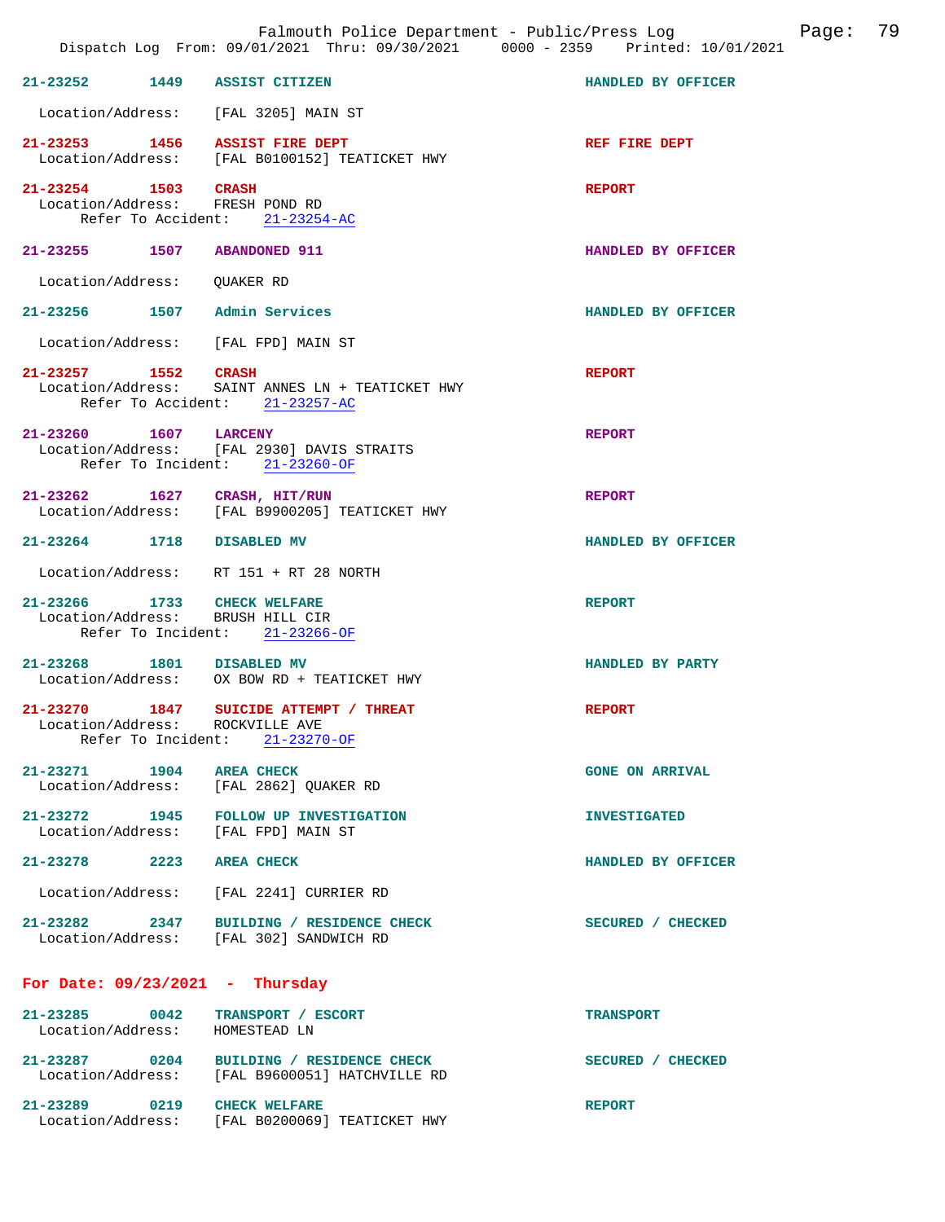**21-23252** 1449 **ASSIST CITIZEN** — HANDLED BY OFFICER
Location/Address: [FAL 3205] MAIN ST

**21-23253** 1456 **ASSIST FIRE DEPT** — REF FIRE DEPT
Location/Address: [FAL B0100152] TEATICKET HWY

**21-23254** 1503 **CRASH** — REPORT
Location/Address: FRESH POND RD
Refer To Accident: 21-23254-AC

**21-23255** 1507 **ABANDONED 911** — HANDLED BY OFFICER
Location/Address: QUAKER RD

**21-23256** 1507 **Admin Services** — HANDLED BY OFFICER
Location/Address: [FAL FPD] MAIN ST

**21-23257** 1552 **CRASH** — REPORT
Location/Address: SAINT ANNES LN + TEATICKET HWY
Refer To Accident: 21-23257-AC

**21-23260** 1607 **LARCENY** — REPORT
Location/Address: [FAL 2930] DAVIS STRAITS
Refer To Incident: 21-23260-OF

**21-23262** 1627 **CRASH, HIT/RUN** — REPORT
Location/Address: [FAL B9900205] TEATICKET HWY

**21-23264** 1718 **DISABLED MV** — HANDLED BY OFFICER
Location/Address: RT 151 + RT 28 NORTH

**21-23266** 1733 **CHECK WELFARE** — REPORT
Location/Address: BRUSH HILL CIR
Refer To Incident: 21-23266-OF

**21-23268** 1801 **DISABLED MV** — HANDLED BY PARTY
Location/Address: OX BOW RD + TEATICKET HWY

**21-23270** 1847 **SUICIDE ATTEMPT / THREAT** — REPORT
Location/Address: ROCKVILLE AVE
Refer To Incident: 21-23270-OF

**21-23271** 1904 **AREA CHECK** — GONE ON ARRIVAL
Location/Address: [FAL 2862] QUAKER RD

**21-23272** 1945 **FOLLOW UP INVESTIGATION** — INVESTIGATED
Location/Address: [FAL FPD] MAIN ST

**21-23278** 2223 **AREA CHECK** — HANDLED BY OFFICER
Location/Address: [FAL 2241] CURRIER RD

**21-23282** 2347 **BUILDING / RESIDENCE CHECK** — SECURED / CHECKED
Location/Address: [FAL 302] SANDWICH RD

## For Date: 09/23/2021 - Thursday

**21-23285** 0042 **TRANSPORT / ESCORT** — TRANSPORT
Location/Address: HOMESTEAD LN

**21-23287** 0204 **BUILDING / RESIDENCE CHECK** — SECURED / CHECKED
Location/Address: [FAL B9600051] HATCHVILLE RD

**21-23289** 0219 **CHECK WELFARE** — REPORT
Location/Address: [FAL B0200069] TEATICKET HWY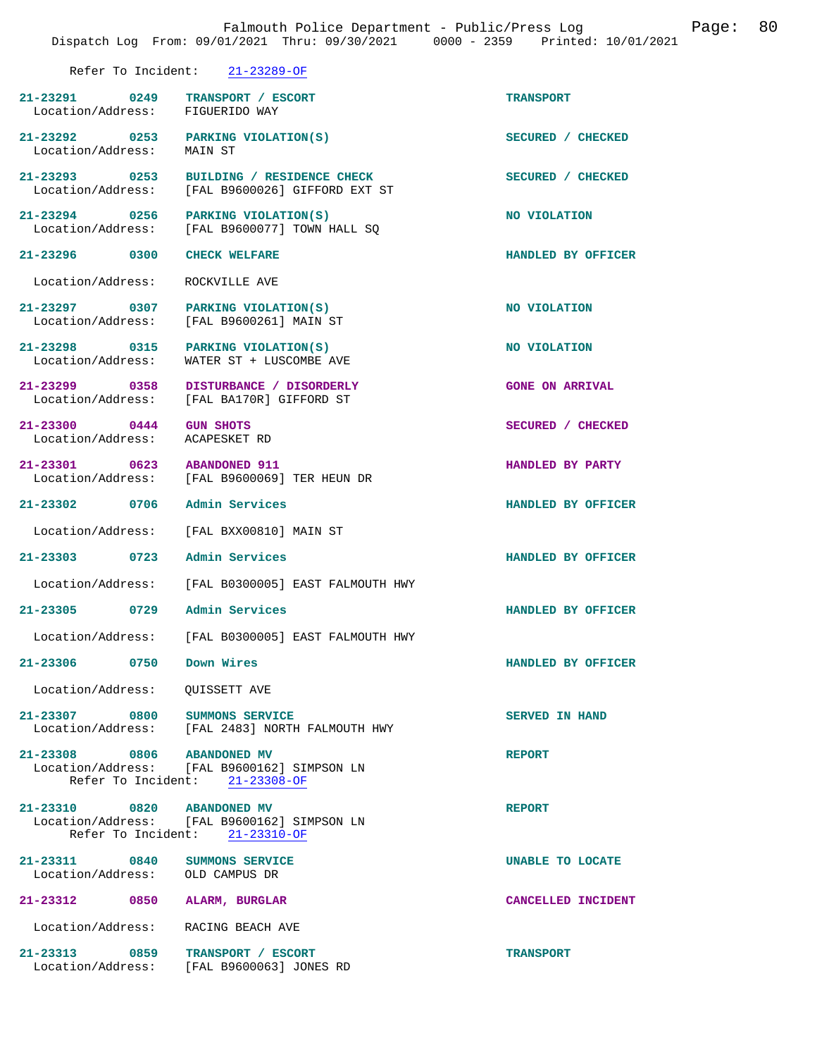Refer To Incident: 21-23289-OF

21-23291 0249 TRANSPORT / ESCORT TRANSPORT
Location/Address: FIGUERIDO WAY

21-23292 0253 PARKING VIOLATION(S) SECURED / CHECKED
Location/Address: MAIN ST

21-23293 0253 BUILDING / RESIDENCE CHECK SECURED / CHECKED
Location/Address: [FAL B9600026] GIFFORD EXT ST

21-23294 0256 PARKING VIOLATION(S) NO VIOLATION
Location/Address: [FAL B9600077] TOWN HALL SQ

21-23296 0300 CHECK WELFARE HANDLED BY OFFICER

Location/Address: ROCKVILLE AVE

21-23297 0307 PARKING VIOLATION(S) NO VIOLATION
Location/Address: [FAL B9600261] MAIN ST

21-23298 0315 PARKING VIOLATION(S) NO VIOLATION
Location/Address: WATER ST + LUSCOMBE AVE

21-23299 0358 DISTURBANCE / DISORDERLY GONE ON ARRIVAL
Location/Address: [FAL BA170R] GIFFORD ST

21-23300 0444 GUN SHOTS SECURED / CHECKED
Location/Address: ACAPESKET RD

21-23301 0623 ABANDONED 911 HANDLED BY PARTY
Location/Address: [FAL B9600069] TER HEUN DR

21-23302 0706 Admin Services HANDLED BY OFFICER

Location/Address: [FAL BXX00810] MAIN ST

21-23303 0723 Admin Services HANDLED BY OFFICER

Location/Address: [FAL B0300005] EAST FALMOUTH HWY

21-23305 0729 Admin Services HANDLED BY OFFICER

Location/Address: [FAL B0300005] EAST FALMOUTH HWY

21-23306 0750 Down Wires HANDLED BY OFFICER

Location/Address: QUISSETT AVE

21-23307 0800 SUMMONS SERVICE SERVED IN HAND
Location/Address: [FAL 2483] NORTH FALMOUTH HWY

21-23308 0806 ABANDONED MV REPORT
Location/Address: [FAL B9600162] SIMPSON LN
Refer To Incident: 21-23308-OF

21-23310 0820 ABANDONED MV REPORT
Location/Address: [FAL B9600162] SIMPSON LN
Refer To Incident: 21-23310-OF

21-23311 0840 SUMMONS SERVICE UNABLE TO LOCATE
Location/Address: OLD CAMPUS DR

21-23312 0850 ALARM, BURGLAR CANCELLED INCIDENT

Location/Address: RACING BEACH AVE

21-23313 0859 TRANSPORT / ESCORT TRANSPORT
Location/Address: [FAL B9600063] JONES RD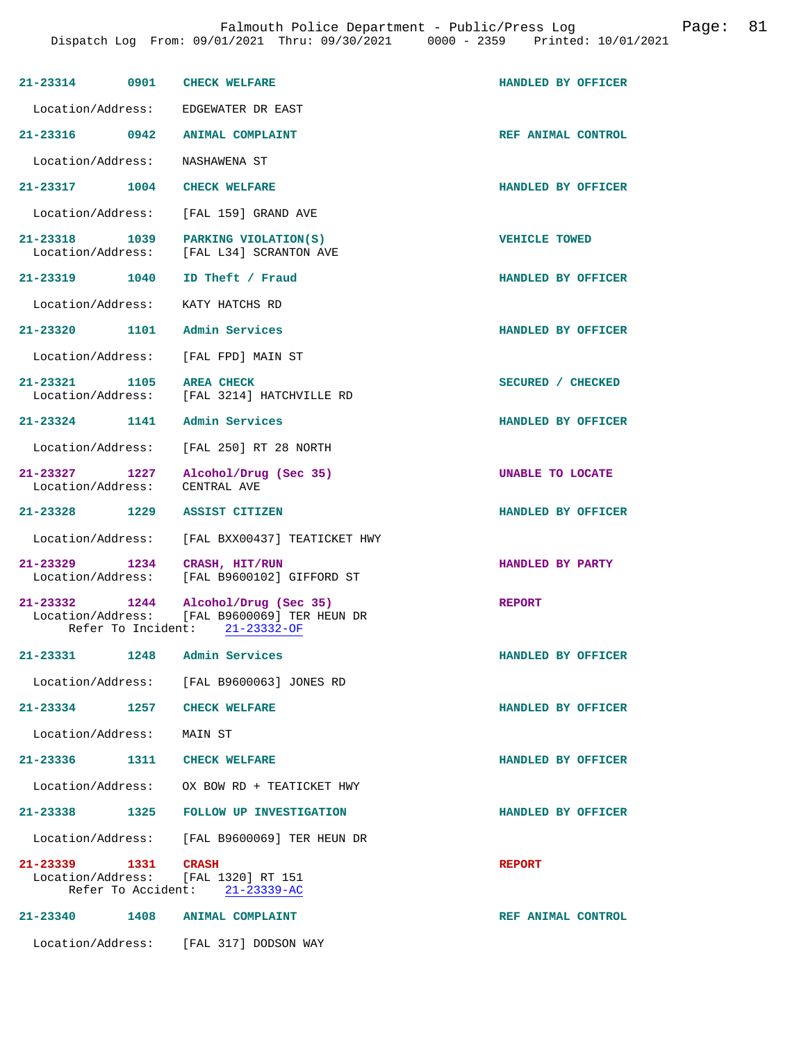**21-23314** 0901 **CHECK WELFARE** HANDLED BY OFFICER

Location/Address: EDGEWATER DR EAST

**21-23316** 0942 **ANIMAL COMPLAINT** REF ANIMAL CONTROL

Location/Address: NASHAWENA ST

**21-23317** 1004 **CHECK WELFARE** HANDLED BY OFFICER

Location/Address: [FAL 159] GRAND AVE

**21-23318** 1039 **PARKING VIOLATION(S)** VEHICLE TOWED

Location/Address: [FAL L34] SCRANTON AVE

**21-23319** 1040 **ID Theft / Fraud** HANDLED BY OFFICER

Location/Address: KATY HATCHS RD

**21-23320** 1101 **Admin Services** HANDLED BY OFFICER

Location/Address: [FAL FPD] MAIN ST

**21-23321** 1105 **AREA CHECK** SECURED / CHECKED

Location/Address: [FAL 3214] HATCHVILLE RD

**21-23324** 1141 **Admin Services** HANDLED BY OFFICER

Location/Address: [FAL 250] RT 28 NORTH

**21-23327** 1227 **Alcohol/Drug (Sec 35)** UNABLE TO LOCATE

Location/Address: CENTRAL AVE

**21-23328** 1229 **ASSIST CITIZEN** HANDLED BY OFFICER

Location/Address: [FAL BXX00437] TEATICKET HWY

**21-23329** 1234 **CRASH, HIT/RUN** HANDLED BY PARTY

Location/Address: [FAL B9600102] GIFFORD ST

**21-23332** 1244 **Alcohol/Drug (Sec 35)** REPORT

Location/Address: [FAL B9600069] TER HEUN DR

Refer To Incident: 21-23332-OF

**21-23331** 1248 **Admin Services** HANDLED BY OFFICER

Location/Address: [FAL B9600063] JONES RD

**21-23334** 1257 **CHECK WELFARE** HANDLED BY OFFICER

Location/Address: MAIN ST

**21-23336** 1311 **CHECK WELFARE** HANDLED BY OFFICER

Location/Address: OX BOW RD + TEATICKET HWY

**21-23338** 1325 **FOLLOW UP INVESTIGATION** HANDLED BY OFFICER

Location/Address: [FAL B9600069] TER HEUN DR

**21-23339** 1331 **CRASH** REPORT

Location/Address: [FAL 1320] RT 151

Refer To Accident: 21-23339-AC

**21-23340** 1408 **ANIMAL COMPLAINT** REF ANIMAL CONTROL

Location/Address: [FAL 317] DODSON WAY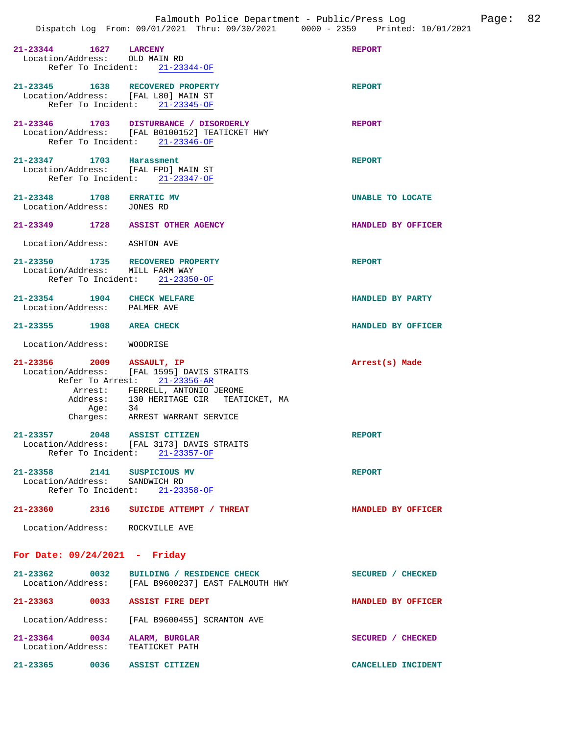**21-23344 1627 LARCENY** — REPORT
Location/Address: OLD MAIN RD
Refer To Incident: 21-23344-OF

**21-23345 1638 RECOVERED PROPERTY** — REPORT
Location/Address: [FAL L80] MAIN ST
Refer To Incident: 21-23345-OF

**21-23346 1703 DISTURBANCE / DISORDERLY** — REPORT
Location/Address: [FAL B0100152] TEATICKET HWY
Refer To Incident: 21-23346-OF

**21-23347 1703 Harassment** — REPORT
Location/Address: [FAL FPD] MAIN ST
Refer To Incident: 21-23347-OF

**21-23348 1708 ERRATIC MV** — UNABLE TO LOCATE
Location/Address: JONES RD

**21-23349 1728 ASSIST OTHER AGENCY** — HANDLED BY OFFICER
Location/Address: ASHTON AVE

**21-23350 1735 RECOVERED PROPERTY** — REPORT
Location/Address: MILL FARM WAY
Refer To Incident: 21-23350-OF

**21-23354 1904 CHECK WELFARE** — HANDLED BY PARTY
Location/Address: PALMER AVE

**21-23355 1908 AREA CHECK** — HANDLED BY OFFICER
Location/Address: WOODRISE

**21-23356 2009 ASSAULT, IP** — Arrest(s) Made
Location/Address: [FAL 1595] DAVIS STRAITS
Refer To Arrest: 21-23356-AR
Arrest: FERRELL, ANTONIO JEROME
Address: 130 HERITAGE CIR TEATICKET, MA
Age: 34
Charges: ARREST WARRANT SERVICE

**21-23357 2048 ASSIST CITIZEN** — REPORT
Location/Address: [FAL 3173] DAVIS STRAITS
Refer To Incident: 21-23357-OF

**21-23358 2141 SUSPICIOUS MV** — REPORT
Location/Address: SANDWICH RD
Refer To Incident: 21-23358-OF

**21-23360 2316 SUICIDE ATTEMPT / THREAT** — HANDLED BY OFFICER
Location/Address: ROCKVILLE AVE

## For Date: 09/24/2021 - Friday

**21-23362 0032 BUILDING / RESIDENCE CHECK** — SECURED / CHECKED
Location/Address: [FAL B9600237] EAST FALMOUTH HWY

**21-23363 0033 ASSIST FIRE DEPT** — HANDLED BY OFFICER
Location/Address: [FAL B9600455] SCRANTON AVE

**21-23364 0034 ALARM, BURGLAR** — SECURED / CHECKED
Location/Address: TEATICKET PATH

**21-23365 0036 ASSIST CITIZEN** — CANCELLED INCIDENT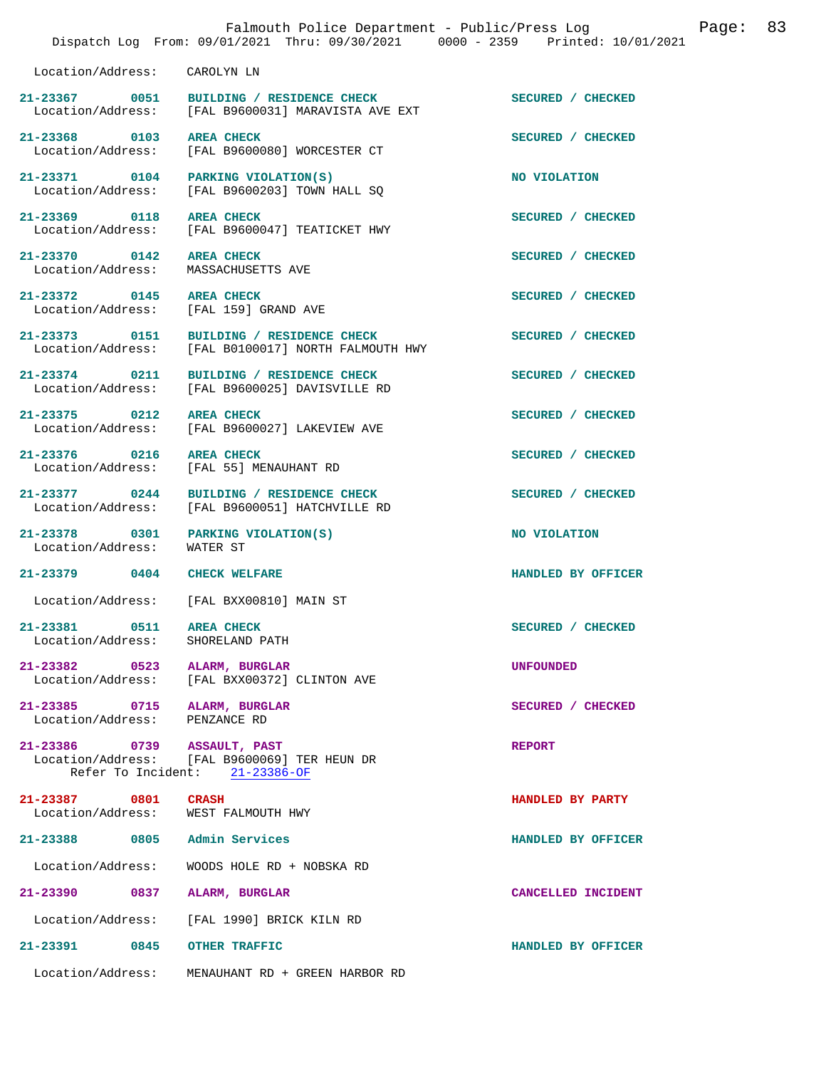Location/Address: CAROLYN LN

| Incident | Time | Type | Disposition |
|---|---|---|---|
| 21-23367 | 0051 | BUILDING / RESIDENCE CHECK | SECURED / CHECKED |
| | | Location/Address: [FAL B9600031] MARAVISTA AVE EXT | |
| 21-23368 | 0103 | AREA CHECK | SECURED / CHECKED |
| | | Location/Address: [FAL B9600080] WORCESTER CT | |
| 21-23371 | 0104 | PARKING VIOLATION(S) | NO VIOLATION |
| | | Location/Address: [FAL B9600203] TOWN HALL SQ | |
| 21-23369 | 0118 | AREA CHECK | SECURED / CHECKED |
| | | Location/Address: [FAL B9600047] TEATICKET HWY | |
| 21-23370 | 0142 | AREA CHECK | SECURED / CHECKED |
| | | Location/Address: MASSACHUSETTS AVE | |
| 21-23372 | 0145 | AREA CHECK | SECURED / CHECKED |
| | | Location/Address: [FAL 159] GRAND AVE | |
| 21-23373 | 0151 | BUILDING / RESIDENCE CHECK | SECURED / CHECKED |
| | | Location/Address: [FAL B0100017] NORTH FALMOUTH HWY | |
| 21-23374 | 0211 | BUILDING / RESIDENCE CHECK | SECURED / CHECKED |
| | | Location/Address: [FAL B9600025] DAVISVILLE RD | |
| 21-23375 | 0212 | AREA CHECK | SECURED / CHECKED |
| | | Location/Address: [FAL B9600027] LAKEVIEW AVE | |
| 21-23376 | 0216 | AREA CHECK | SECURED / CHECKED |
| | | Location/Address: [FAL 55] MENAUHANT RD | |
| 21-23377 | 0244 | BUILDING / RESIDENCE CHECK | SECURED / CHECKED |
| | | Location/Address: [FAL B9600051] HATCHVILLE RD | |
| 21-23378 | 0301 | PARKING VIOLATION(S) | NO VIOLATION |
| | | Location/Address: WATER ST | |
| 21-23379 | 0404 | CHECK WELFARE | HANDLED BY OFFICER |
| | | Location/Address: [FAL BXX00810] MAIN ST | |
| 21-23381 | 0511 | AREA CHECK | SECURED / CHECKED |
| | | Location/Address: SHORELAND PATH | |
| 21-23382 | 0523 | ALARM, BURGLAR | UNFOUNDED |
| | | Location/Address: [FAL BXX00372] CLINTON AVE | |
| 21-23385 | 0715 | ALARM, BURGLAR | SECURED / CHECKED |
| | | Location/Address: PENZANCE RD | |
| 21-23386 | 0739 | ASSAULT, PAST | REPORT |
| | | Location/Address: [FAL B9600069] TER HEUN DR; Refer To Incident: 21-23386-OF | |
| 21-23387 | 0801 | CRASH | HANDLED BY PARTY |
| | | Location/Address: WEST FALMOUTH HWY | |
| 21-23388 | 0805 | Admin Services | HANDLED BY OFFICER |
| | | Location/Address: WOODS HOLE RD + NOBSKA RD | |
| 21-23390 | 0837 | ALARM, BURGLAR | CANCELLED INCIDENT |
| | | Location/Address: [FAL 1990] BRICK KILN RD | |
| 21-23391 | 0845 | OTHER TRAFFIC | HANDLED BY OFFICER |
| | | Location/Address: MENAUHANT RD + GREEN HARBOR RD | |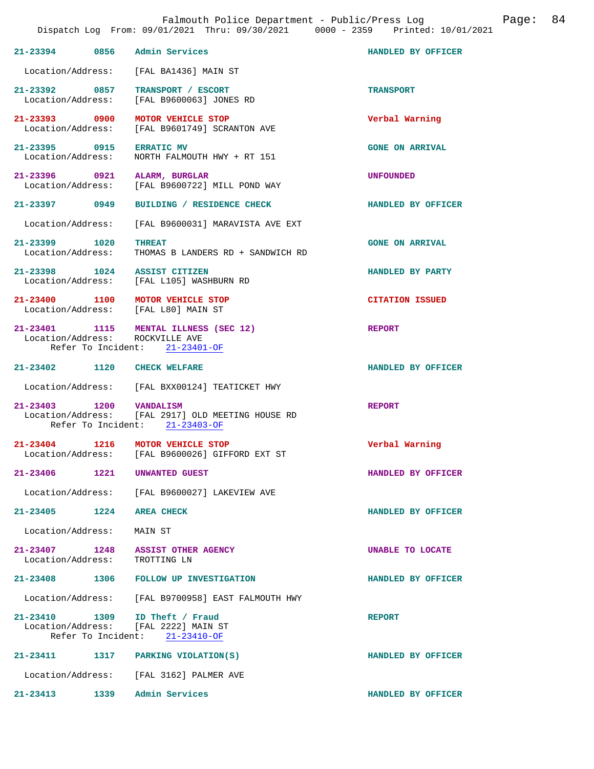Falmouth Police Department - Public/Press Log
Dispatch Log From: 09/01/2021 Thru: 09/30/2021 0000 - 2359 Printed: 10/01/2021

**21-23394** 0856 **Admin Services** — HANDLED BY OFFICER
Location/Address: [FAL BA1436] MAIN ST

**21-23392** 0857 **TRANSPORT / ESCORT** — TRANSPORT
Location/Address: [FAL B9600063] JONES RD

**21-23393** 0900 **MOTOR VEHICLE STOP** — Verbal Warning
Location/Address: [FAL B9601749] SCRANTON AVE

**21-23395** 0915 **ERRATIC MV** — GONE ON ARRIVAL
Location/Address: NORTH FALMOUTH HWY + RT 151

**21-23396** 0921 **ALARM, BURGLAR** — UNFOUNDED
Location/Address: [FAL B9600722] MILL POND WAY

**21-23397** 0949 **BUILDING / RESIDENCE CHECK** — HANDLED BY OFFICER
Location/Address: [FAL B9600031] MARAVISTA AVE EXT

**21-23399** 1020 **THREAT** — GONE ON ARRIVAL
Location/Address: THOMAS B LANDERS RD + SANDWICH RD

**21-23398** 1024 **ASSIST CITIZEN** — HANDLED BY PARTY
Location/Address: [FAL L105] WASHBURN RD

**21-23400** 1100 **MOTOR VEHICLE STOP** — CITATION ISSUED
Location/Address: [FAL L80] MAIN ST

**21-23401** 1115 **MENTAL ILLNESS (SEC 12)** — REPORT
Location/Address: ROCKVILLE AVE
Refer To Incident: 21-23401-OF

**21-23402** 1120 **CHECK WELFARE** — HANDLED BY OFFICER
Location/Address: [FAL BXX00124] TEATICKET HWY

**21-23403** 1200 **VANDALISM** — REPORT
Location/Address: [FAL 2917] OLD MEETING HOUSE RD
Refer To Incident: 21-23403-OF

**21-23404** 1216 **MOTOR VEHICLE STOP** — Verbal Warning
Location/Address: [FAL B9600026] GIFFORD EXT ST

**21-23406** 1221 **UNWANTED GUEST** — HANDLED BY OFFICER
Location/Address: [FAL B9600027] LAKEVIEW AVE

**21-23405** 1224 **AREA CHECK** — HANDLED BY OFFICER
Location/Address: MAIN ST

**21-23407** 1248 **ASSIST OTHER AGENCY** — UNABLE TO LOCATE
Location/Address: TROTTING LN

**21-23408** 1306 **FOLLOW UP INVESTIGATION** — HANDLED BY OFFICER
Location/Address: [FAL B9700958] EAST FALMOUTH HWY

**21-23410** 1309 **ID Theft / Fraud** — REPORT
Location/Address: [FAL 2222] MAIN ST
Refer To Incident: 21-23410-OF

**21-23411** 1317 **PARKING VIOLATION(S)** — HANDLED BY OFFICER
Location/Address: [FAL 3162] PALMER AVE

**21-23413** 1339 **Admin Services** — HANDLED BY OFFICER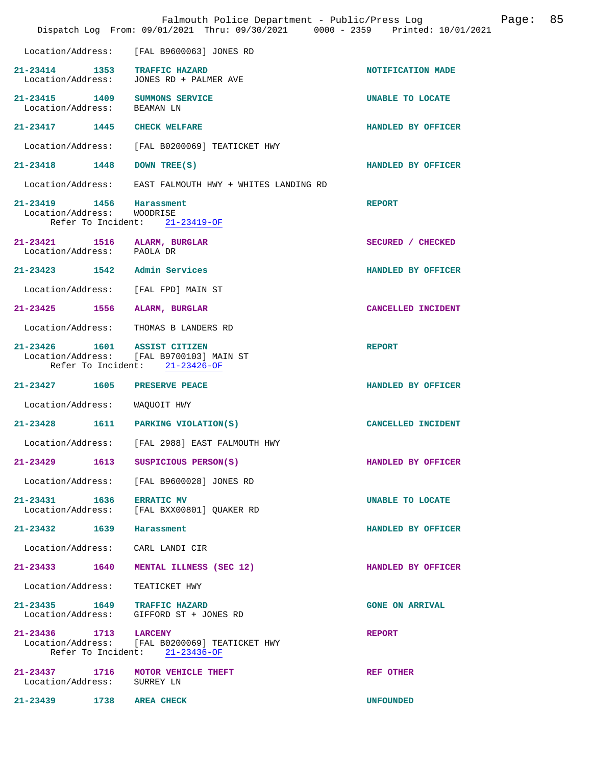Location/Address: [FAL B9600063] JONES RD

**21-23414 1353 TRAFFIC HAZARD** — NOTIFICATION MADE
Location/Address: JONES RD + PALMER AVE

**21-23415 1409 SUMMONS SERVICE** — UNABLE TO LOCATE
Location/Address: BEAMAN LN

**21-23417 1445 CHECK WELFARE** — HANDLED BY OFFICER
Location/Address: [FAL B0200069] TEATICKET HWY

**21-23418 1448 DOWN TREE(S)** — HANDLED BY OFFICER
Location/Address: EAST FALMOUTH HWY + WHITES LANDING RD

**21-23419 1456 Harassment** — REPORT
Location/Address: WOODRISE
Refer To Incident: 21-23419-OF

**21-23421 1516 ALARM, BURGLAR** — SECURED / CHECKED
Location/Address: PAOLA DR

**21-23423 1542 Admin Services** — HANDLED BY OFFICER
Location/Address: [FAL FPD] MAIN ST

**21-23425 1556 ALARM, BURGLAR** — CANCELLED INCIDENT
Location/Address: THOMAS B LANDERS RD

**21-23426 1601 ASSIST CITIZEN** — REPORT
Location/Address: [FAL B9700103] MAIN ST
Refer To Incident: 21-23426-OF

**21-23427 1605 PRESERVE PEACE** — HANDLED BY OFFICER
Location/Address: WAQUOIT HWY

**21-23428 1611 PARKING VIOLATION(S)** — CANCELLED INCIDENT
Location/Address: [FAL 2988] EAST FALMOUTH HWY

**21-23429 1613 SUSPICIOUS PERSON(S)** — HANDLED BY OFFICER
Location/Address: [FAL B9600028] JONES RD

**21-23431 1636 ERRATIC MV** — UNABLE TO LOCATE
Location/Address: [FAL BXX00801] QUAKER RD

**21-23432 1639 Harassment** — HANDLED BY OFFICER
Location/Address: CARL LANDI CIR

**21-23433 1640 MENTAL ILLNESS (SEC 12)** — HANDLED BY OFFICER
Location/Address: TEATICKET HWY

**21-23435 1649 TRAFFIC HAZARD** — GONE ON ARRIVAL
Location/Address: GIFFORD ST + JONES RD

**21-23436 1713 LARCENY** — REPORT
Location/Address: [FAL B0200069] TEATICKET HWY
Refer To Incident: 21-23436-OF

**21-23437 1716 MOTOR VEHICLE THEFT** — REF OTHER
Location/Address: SURREY LN

**21-23439 1738 AREA CHECK** — UNFOUNDED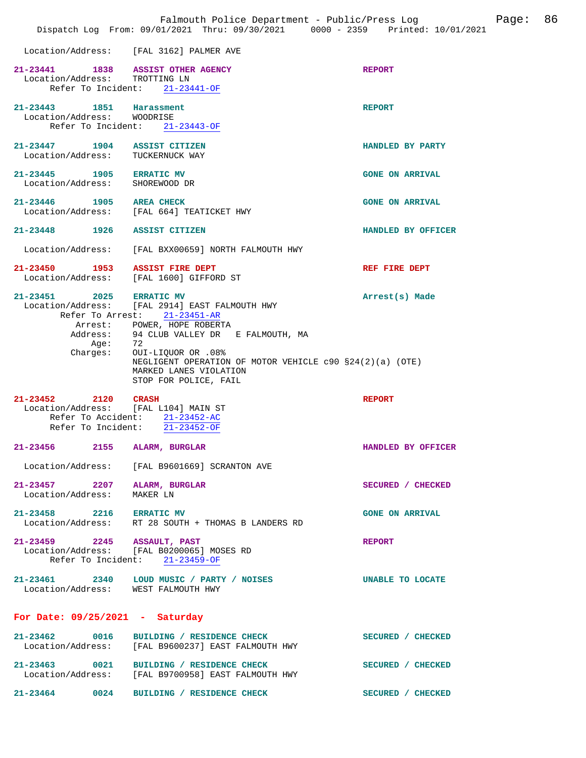Location/Address: [FAL 3162] PALMER AVE

**21-23441 1838 ASSIST OTHER AGENCY** REPORT
Location/Address: TROTTING LN
Refer To Incident: 21-23441-OF

**21-23443 1851 Harassment** REPORT
Location/Address: WOODRISE
Refer To Incident: 21-23443-OF

**21-23447 1904 ASSIST CITIZEN** HANDLED BY PARTY
Location/Address: TUCKERNUCK WAY

**21-23445 1905 ERRATIC MV** GONE ON ARRIVAL
Location/Address: SHOREWOOD DR

**21-23446 1905 AREA CHECK** GONE ON ARRIVAL
Location/Address: [FAL 664] TEATICKET HWY

**21-23448 1926 ASSIST CITIZEN** HANDLED BY OFFICER
Location/Address: [FAL BXX00659] NORTH FALMOUTH HWY

**21-23450 1953 ASSIST FIRE DEPT** REF FIRE DEPT
Location/Address: [FAL 1600] GIFFORD ST

**21-23451 2025 ERRATIC MV** Arrest(s) Made
Location/Address: [FAL 2914] EAST FALMOUTH HWY
Refer To Arrest: 21-23451-AR
Arrest: POWER, HOPE ROBERTA
Address: 94 CLUB VALLEY DR E FALMOUTH, MA
Age: 72
Charges: OUI-LIQUOR OR .08%
NEGLIGENT OPERATION OF MOTOR VEHICLE c90 §24(2)(a) (OTE)
MARKED LANES VIOLATION
STOP FOR POLICE, FAIL

**21-23452 2120 CRASH** REPORT
Location/Address: [FAL L104] MAIN ST
Refer To Accident: 21-23452-AC
Refer To Incident: 21-23452-OF

**21-23456 2155 ALARM, BURGLAR** HANDLED BY OFFICER
Location/Address: [FAL B9601669] SCRANTON AVE

**21-23457 2207 ALARM, BURGLAR** SECURED / CHECKED
Location/Address: MAKER LN

**21-23458 2216 ERRATIC MV** GONE ON ARRIVAL
Location/Address: RT 28 SOUTH + THOMAS B LANDERS RD

**21-23459 2245 ASSAULT, PAST** REPORT
Location/Address: [FAL B0200065] MOSES RD
Refer To Incident: 21-23459-OF

**21-23461 2340 LOUD MUSIC / PARTY / NOISES** UNABLE TO LOCATE
Location/Address: WEST FALMOUTH HWY

## For Date: 09/25/2021 - Saturday

**21-23462 0016 BUILDING / RESIDENCE CHECK** SECURED / CHECKED
Location/Address: [FAL B9600237] EAST FALMOUTH HWY

**21-23463 0021 BUILDING / RESIDENCE CHECK** SECURED / CHECKED
Location/Address: [FAL B9700958] EAST FALMOUTH HWY

**21-23464 0024 BUILDING / RESIDENCE CHECK** SECURED / CHECKED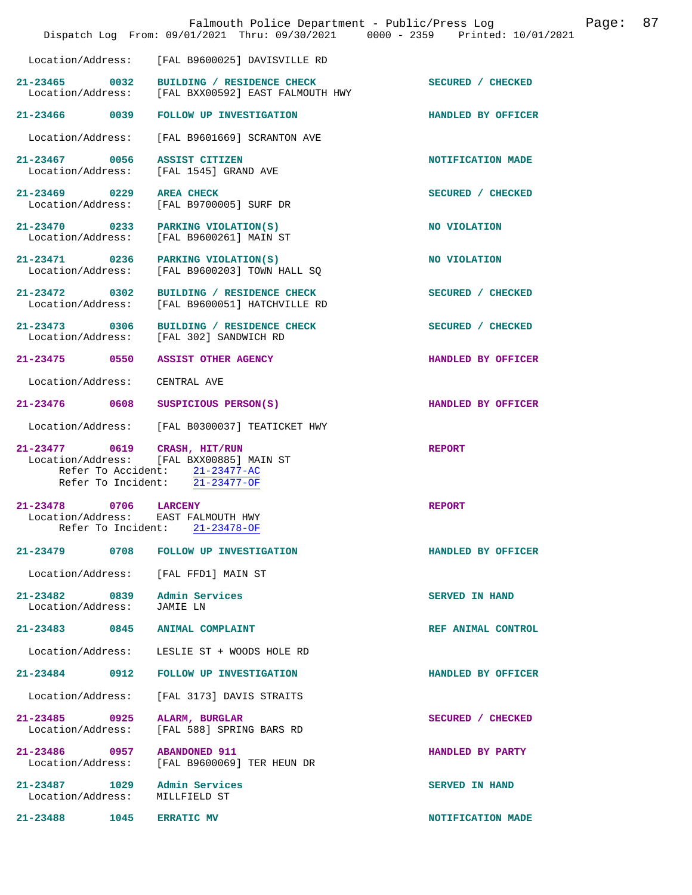Location/Address: [FAL B9600025] DAVISVILLE RD

**21-23465 0032 BUILDING / RESIDENCE CHECK** — SECURED / CHECKED
Location/Address: [FAL BXX00592] EAST FALMOUTH HWY

**21-23466 0039 FOLLOW UP INVESTIGATION** — HANDLED BY OFFICER
Location/Address: [FAL B9601669] SCRANTON AVE

**21-23467 0056 ASSIST CITIZEN** — NOTIFICATION MADE
Location/Address: [FAL 1545] GRAND AVE

**21-23469 0229 AREA CHECK** — SECURED / CHECKED
Location/Address: [FAL B9700005] SURF DR

**21-23470 0233 PARKING VIOLATION(S)** — NO VIOLATION
Location/Address: [FAL B9600261] MAIN ST

**21-23471 0236 PARKING VIOLATION(S)** — NO VIOLATION
Location/Address: [FAL B9600203] TOWN HALL SQ

**21-23472 0302 BUILDING / RESIDENCE CHECK** — SECURED / CHECKED
Location/Address: [FAL B9600051] HATCHVILLE RD

**21-23473 0306 BUILDING / RESIDENCE CHECK** — SECURED / CHECKED
Location/Address: [FAL 302] SANDWICH RD

**21-23475 0550 ASSIST OTHER AGENCY** — HANDLED BY OFFICER
Location/Address: CENTRAL AVE

**21-23476 0608 SUSPICIOUS PERSON(S)** — HANDLED BY OFFICER
Location/Address: [FAL B0300037] TEATICKET HWY

**21-23477 0619 CRASH, HIT/RUN** — REPORT
Location/Address: [FAL BXX00885] MAIN ST
Refer To Accident: 21-23477-AC
Refer To Incident: 21-23477-OF

**21-23478 0706 LARCENY** — REPORT
Location/Address: EAST FALMOUTH HWY
Refer To Incident: 21-23478-OF

**21-23479 0708 FOLLOW UP INVESTIGATION** — HANDLED BY OFFICER
Location/Address: [FAL FFD1] MAIN ST

**21-23482 0839 Admin Services** — SERVED IN HAND
Location/Address: JAMIE LN

**21-23483 0845 ANIMAL COMPLAINT** — REF ANIMAL CONTROL
Location/Address: LESLIE ST + WOODS HOLE RD

**21-23484 0912 FOLLOW UP INVESTIGATION** — HANDLED BY OFFICER
Location/Address: [FAL 3173] DAVIS STRAITS

**21-23485 0925 ALARM, BURGLAR** — SECURED / CHECKED
Location/Address: [FAL 588] SPRING BARS RD

**21-23486 0957 ABANDONED 911** — HANDLED BY PARTY
Location/Address: [FAL B9600069] TER HEUN DR

**21-23487 1029 Admin Services** — SERVED IN HAND
Location/Address: MILLFIELD ST

**21-23488 1045 ERRATIC MV** — NOTIFICATION MADE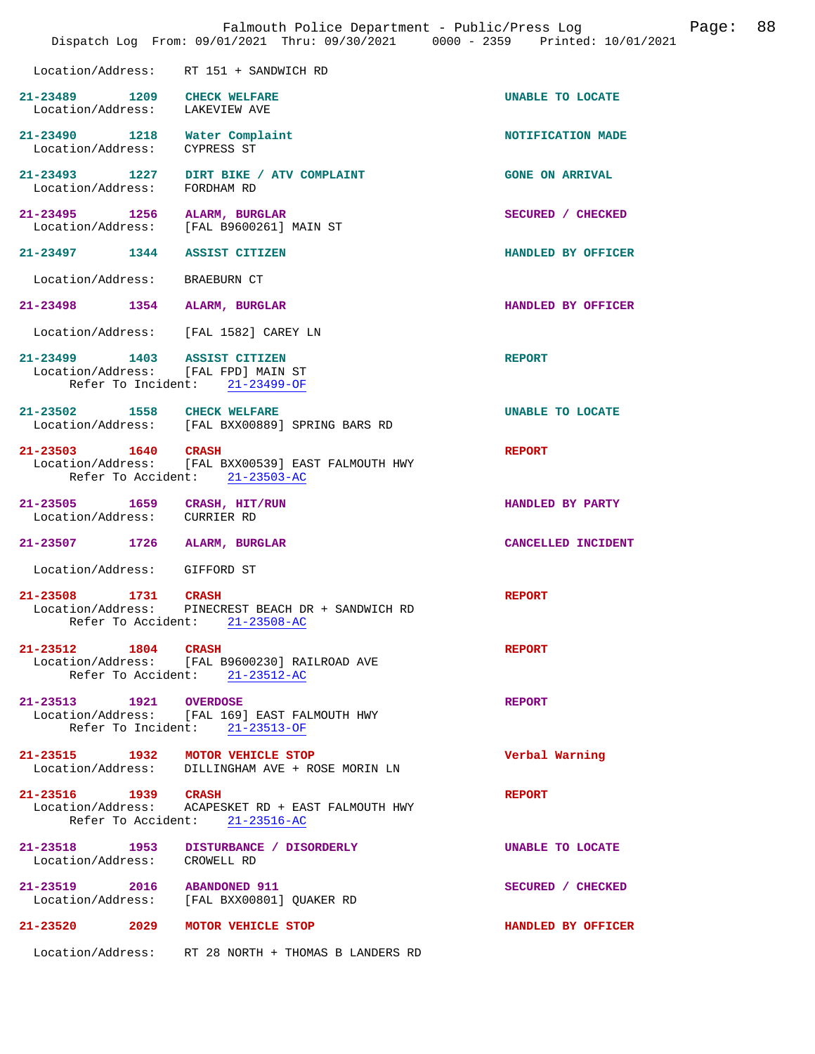Location/Address: RT 151 + SANDWICH RD

**21-23489** 1209 **CHECK WELFARE** — UNABLE TO LOCATE
Location/Address: LAKEVIEW AVE

**21-23490** 1218 **Water Complaint** — NOTIFICATION MADE
Location/Address: CYPRESS ST

**21-23493** 1227 **DIRT BIKE / ATV COMPLAINT** — GONE ON ARRIVAL
Location/Address: FORDHAM RD

**21-23495** 1256 **ALARM, BURGLAR** — SECURED / CHECKED
Location/Address: [FAL B9600261] MAIN ST

**21-23497** 1344 **ASSIST CITIZEN** — HANDLED BY OFFICER
Location/Address: BRAEBURN CT

**21-23498** 1354 **ALARM, BURGLAR** — HANDLED BY OFFICER
Location/Address: [FAL 1582] CAREY LN

**21-23499** 1403 **ASSIST CITIZEN** — REPORT
Location/Address: [FAL FPD] MAIN ST
Refer To Incident: 21-23499-OF

**21-23502** 1558 **CHECK WELFARE** — UNABLE TO LOCATE
Location/Address: [FAL BXX00889] SPRING BARS RD

**21-23503** 1640 **CRASH** — REPORT
Location/Address: [FAL BXX00539] EAST FALMOUTH HWY
Refer To Accident: 21-23503-AC

**21-23505** 1659 **CRASH, HIT/RUN** — HANDLED BY PARTY
Location/Address: CURRIER RD

**21-23507** 1726 **ALARM, BURGLAR** — CANCELLED INCIDENT
Location/Address: GIFFORD ST

**21-23508** 1731 **CRASH** — REPORT
Location/Address: PINECREST BEACH DR + SANDWICH RD
Refer To Accident: 21-23508-AC

**21-23512** 1804 **CRASH** — REPORT
Location/Address: [FAL B9600230] RAILROAD AVE
Refer To Accident: 21-23512-AC

**21-23513** 1921 **OVERDOSE** — REPORT
Location/Address: [FAL 169] EAST FALMOUTH HWY
Refer To Incident: 21-23513-OF

**21-23515** 1932 **MOTOR VEHICLE STOP** — Verbal Warning
Location/Address: DILLINGHAM AVE + ROSE MORIN LN

**21-23516** 1939 **CRASH** — REPORT
Location/Address: ACAPESKET RD + EAST FALMOUTH HWY
Refer To Accident: 21-23516-AC

**21-23518** 1953 **DISTURBANCE / DISORDERLY** — UNABLE TO LOCATE
Location/Address: CROWELL RD

**21-23519** 2016 **ABANDONED 911** — SECURED / CHECKED
Location/Address: [FAL BXX00801] QUAKER RD

**21-23520** 2029 **MOTOR VEHICLE STOP** — HANDLED BY OFFICER
Location/Address: RT 28 NORTH + THOMAS B LANDERS RD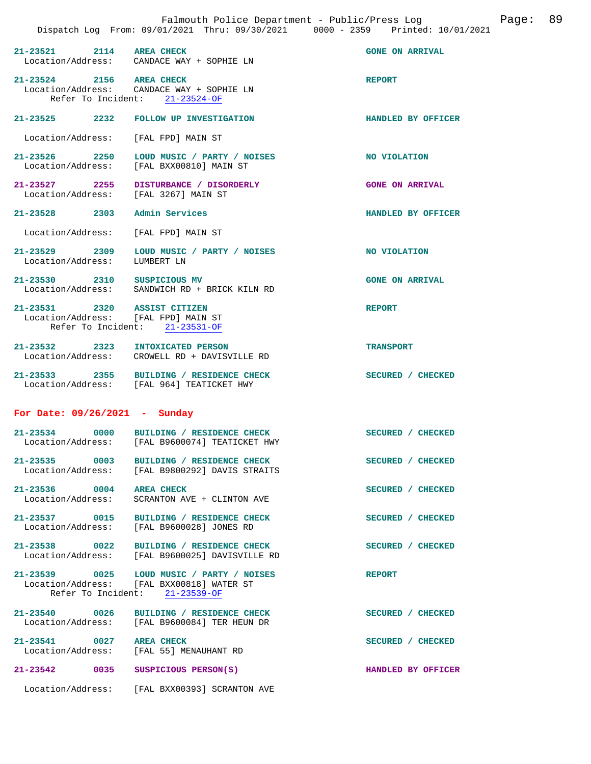21-23521 2114 **AREA CHECK** GONE ON ARRIVAL
Location/Address: CANDACE WAY + SOPHIE LN

21-23524 2156 **AREA CHECK** REPORT
Location/Address: CANDACE WAY + SOPHIE LN
Refer To Incident: 21-23524-OF

21-23525 2232 **FOLLOW UP INVESTIGATION** HANDLED BY OFFICER
Location/Address: [FAL FPD] MAIN ST

21-23526 2250 **LOUD MUSIC / PARTY / NOISES** NO VIOLATION
Location/Address: [FAL BXX00810] MAIN ST

21-23527 2255 **DISTURBANCE / DISORDERLY** GONE ON ARRIVAL
Location/Address: [FAL 3267] MAIN ST

21-23528 2303 **Admin Services** HANDLED BY OFFICER
Location/Address: [FAL FPD] MAIN ST

21-23529 2309 **LOUD MUSIC / PARTY / NOISES** NO VIOLATION
Location/Address: LUMBERT LN

21-23530 2310 **SUSPICIOUS MV** GONE ON ARRIVAL
Location/Address: SANDWICH RD + BRICK KILN RD

21-23531 2320 **ASSIST CITIZEN** REPORT
Location/Address: [FAL FPD] MAIN ST
Refer To Incident: 21-23531-OF

21-23532 2323 **INTOXICATED PERSON** TRANSPORT
Location/Address: CROWELL RD + DAVISVILLE RD

21-23533 2355 **BUILDING / RESIDENCE CHECK** SECURED / CHECKED
Location/Address: [FAL 964] TEATICKET HWY

## For Date: 09/26/2021 - Sunday

21-23534 0000 **BUILDING / RESIDENCE CHECK** SECURED / CHECKED
Location/Address: [FAL B9600074] TEATICKET HWY

21-23535 0003 **BUILDING / RESIDENCE CHECK** SECURED / CHECKED
Location/Address: [FAL B9800292] DAVIS STRAITS

21-23536 0004 **AREA CHECK** SECURED / CHECKED
Location/Address: SCRANTON AVE + CLINTON AVE

21-23537 0015 **BUILDING / RESIDENCE CHECK** SECURED / CHECKED
Location/Address: [FAL B9600028] JONES RD

21-23538 0022 **BUILDING / RESIDENCE CHECK** SECURED / CHECKED
Location/Address: [FAL B9600025] DAVISVILLE RD

21-23539 0025 **LOUD MUSIC / PARTY / NOISES** REPORT
Location/Address: [FAL BXX00818] WATER ST
Refer To Incident: 21-23539-OF

21-23540 0026 **BUILDING / RESIDENCE CHECK** SECURED / CHECKED
Location/Address: [FAL B9600084] TER HEUN DR

21-23541 0027 **AREA CHECK** SECURED / CHECKED
Location/Address: [FAL 55] MENAUHANT RD

21-23542 0035 **SUSPICIOUS PERSON(S)** HANDLED BY OFFICER
Location/Address: [FAL BXX00393] SCRANTON AVE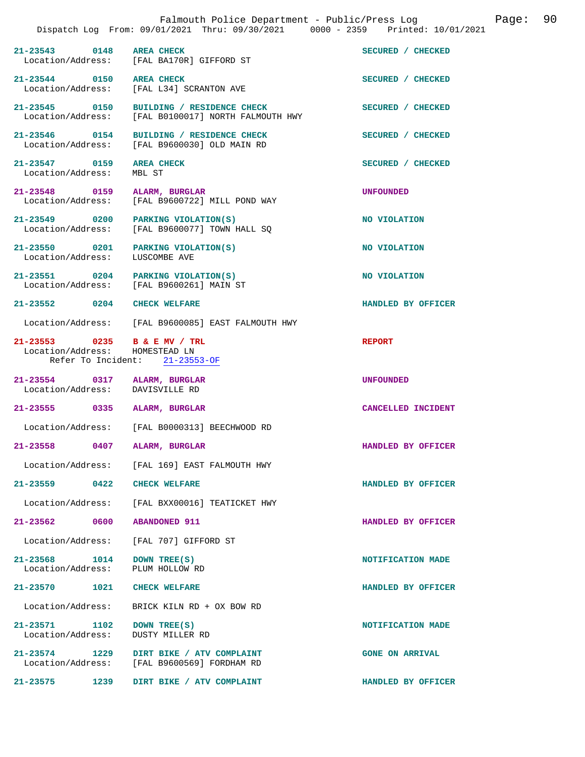Falmouth Police Department - Public/Press Log

Dispatch Log From: 09/01/2021 Thru: 09/30/2021 0000 - 2359 Printed: 10/01/2021

**21-23543 0148 AREA CHECK** — SECURED / CHECKED
Location/Address: [FAL BA170R] GIFFORD ST

**21-23544 0150 AREA CHECK** — SECURED / CHECKED
Location/Address: [FAL L34] SCRANTON AVE

**21-23545 0150 BUILDING / RESIDENCE CHECK** — SECURED / CHECKED
Location/Address: [FAL B0100017] NORTH FALMOUTH HWY

**21-23546 0154 BUILDING / RESIDENCE CHECK** — SECURED / CHECKED
Location/Address: [FAL B9600030] OLD MAIN RD

**21-23547 0159 AREA CHECK** — SECURED / CHECKED
Location/Address: MBL ST

**21-23548 0159 ALARM, BURGLAR** — UNFOUNDED
Location/Address: [FAL B9600722] MILL POND WAY

**21-23549 0200 PARKING VIOLATION(S)** — NO VIOLATION
Location/Address: [FAL B9600077] TOWN HALL SQ

**21-23550 0201 PARKING VIOLATION(S)** — NO VIOLATION
Location/Address: LUSCOMBE AVE

**21-23551 0204 PARKING VIOLATION(S)** — NO VIOLATION
Location/Address: [FAL B9600261] MAIN ST

**21-23552 0204 CHECK WELFARE** — HANDLED BY OFFICER
Location/Address: [FAL B9600085] EAST FALMOUTH HWY

**21-23553 0235 B & E MV / TRL** — REPORT
Location/Address: HOMESTEAD LN
Refer To Incident: 21-23553-OF

**21-23554 0317 ALARM, BURGLAR** — UNFOUNDED
Location/Address: DAVISVILLE RD

**21-23555 0335 ALARM, BURGLAR** — CANCELLED INCIDENT
Location/Address: [FAL B0000313] BEECHWOOD RD

**21-23558 0407 ALARM, BURGLAR** — HANDLED BY OFFICER
Location/Address: [FAL 169] EAST FALMOUTH HWY

**21-23559 0422 CHECK WELFARE** — HANDLED BY OFFICER
Location/Address: [FAL BXX00016] TEATICKET HWY

**21-23562 0600 ABANDONED 911** — HANDLED BY OFFICER
Location/Address: [FAL 707] GIFFORD ST

**21-23568 1014 DOWN TREE(S)** — NOTIFICATION MADE
Location/Address: PLUM HOLLOW RD

**21-23570 1021 CHECK WELFARE** — HANDLED BY OFFICER
Location/Address: BRICK KILN RD + OX BOW RD

**21-23571 1102 DOWN TREE(S)** — NOTIFICATION MADE
Location/Address: DUSTY MILLER RD

**21-23574 1229 DIRT BIKE / ATV COMPLAINT** — GONE ON ARRIVAL
Location/Address: [FAL B9600569] FORDHAM RD

**21-23575 1239 DIRT BIKE / ATV COMPLAINT** — HANDLED BY OFFICER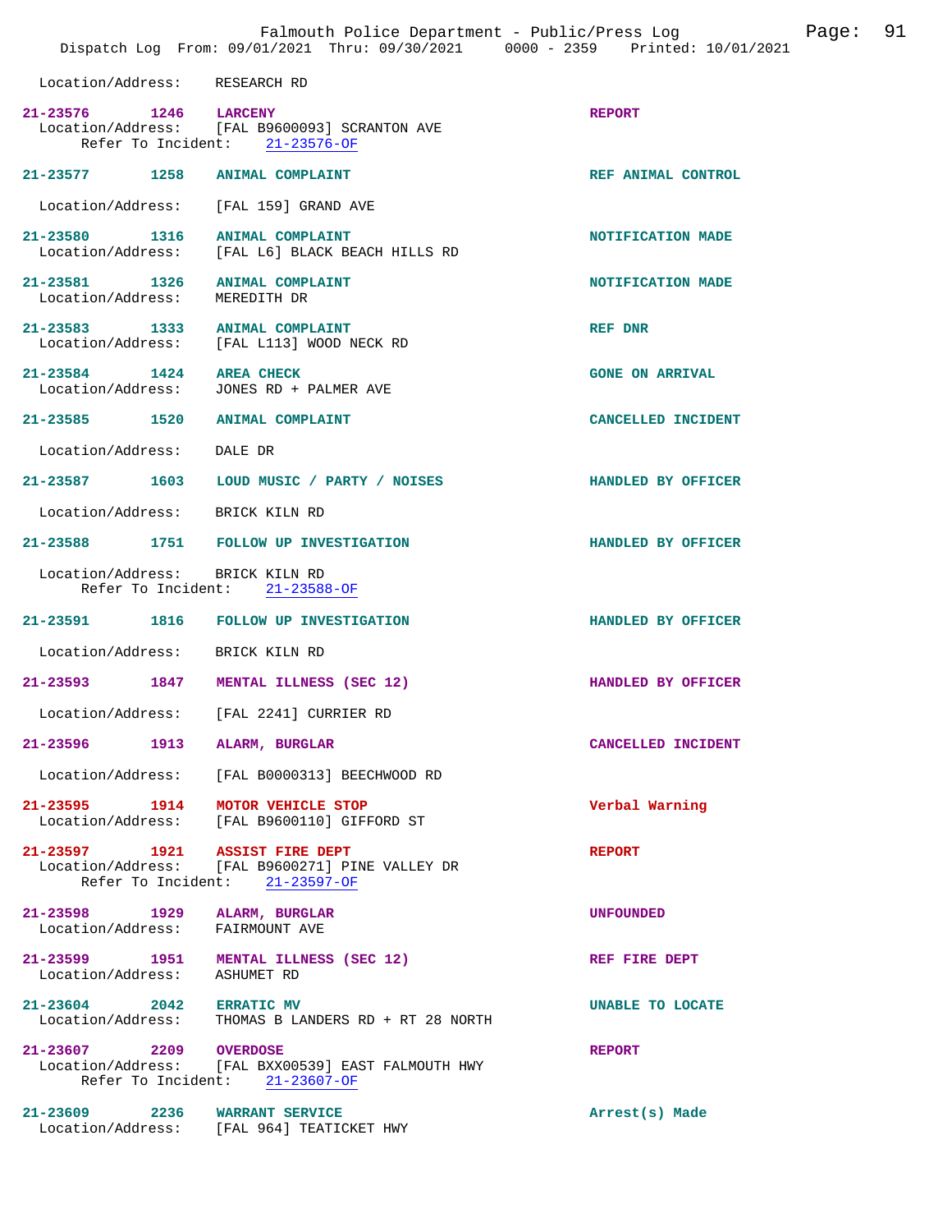Location/Address: RESEARCH RD

**21-23576** 1246 **LARCENY** **REPORT**
Location/Address: [FAL B9600093] SCRANTON AVE
Refer To Incident: 21-23576-OF

**21-23577** 1258 **ANIMAL COMPLAINT** **REF ANIMAL CONTROL**
Location/Address: [FAL 159] GRAND AVE

**21-23580** 1316 **ANIMAL COMPLAINT** **NOTIFICATION MADE**
Location/Address: [FAL L6] BLACK BEACH HILLS RD

**21-23581** 1326 **ANIMAL COMPLAINT** **NOTIFICATION MADE**
Location/Address: MEREDITH DR

**21-23583** 1333 **ANIMAL COMPLAINT** **REF DNR**
Location/Address: [FAL L113] WOOD NECK RD

**21-23584** 1424 **AREA CHECK** **GONE ON ARRIVAL**
Location/Address: JONES RD + PALMER AVE

**21-23585** 1520 **ANIMAL COMPLAINT** **CANCELLED INCIDENT**
Location/Address: DALE DR

**21-23587** 1603 **LOUD MUSIC / PARTY / NOISES** **HANDLED BY OFFICER**
Location/Address: BRICK KILN RD

**21-23588** 1751 **FOLLOW UP INVESTIGATION** **HANDLED BY OFFICER**
Location/Address: BRICK KILN RD
Refer To Incident: 21-23588-OF

**21-23591** 1816 **FOLLOW UP INVESTIGATION** **HANDLED BY OFFICER**
Location/Address: BRICK KILN RD

**21-23593** 1847 **MENTAL ILLNESS (SEC 12)** **HANDLED BY OFFICER**
Location/Address: [FAL 2241] CURRIER RD

**21-23596** 1913 **ALARM, BURGLAR** **CANCELLED INCIDENT**
Location/Address: [FAL B0000313] BEECHWOOD RD

**21-23595** 1914 **MOTOR VEHICLE STOP** **Verbal Warning**
Location/Address: [FAL B9600110] GIFFORD ST

**21-23597** 1921 **ASSIST FIRE DEPT** **REPORT**
Location/Address: [FAL B9600271] PINE VALLEY DR
Refer To Incident: 21-23597-OF

**21-23598** 1929 **ALARM, BURGLAR** **UNFOUNDED**
Location/Address: FAIRMOUNT AVE

**21-23599** 1951 **MENTAL ILLNESS (SEC 12)** **REF FIRE DEPT**
Location/Address: ASHUMET RD

**21-23604** 2042 **ERRATIC MV** **UNABLE TO LOCATE**
Location/Address: THOMAS B LANDERS RD + RT 28 NORTH

**21-23607** 2209 **OVERDOSE** **REPORT**
Location/Address: [FAL BXX00539] EAST FALMOUTH HWY
Refer To Incident: 21-23607-OF

**21-23609** 2236 **WARRANT SERVICE** **Arrest(s) Made**
Location/Address: [FAL 964] TEATICKET HWY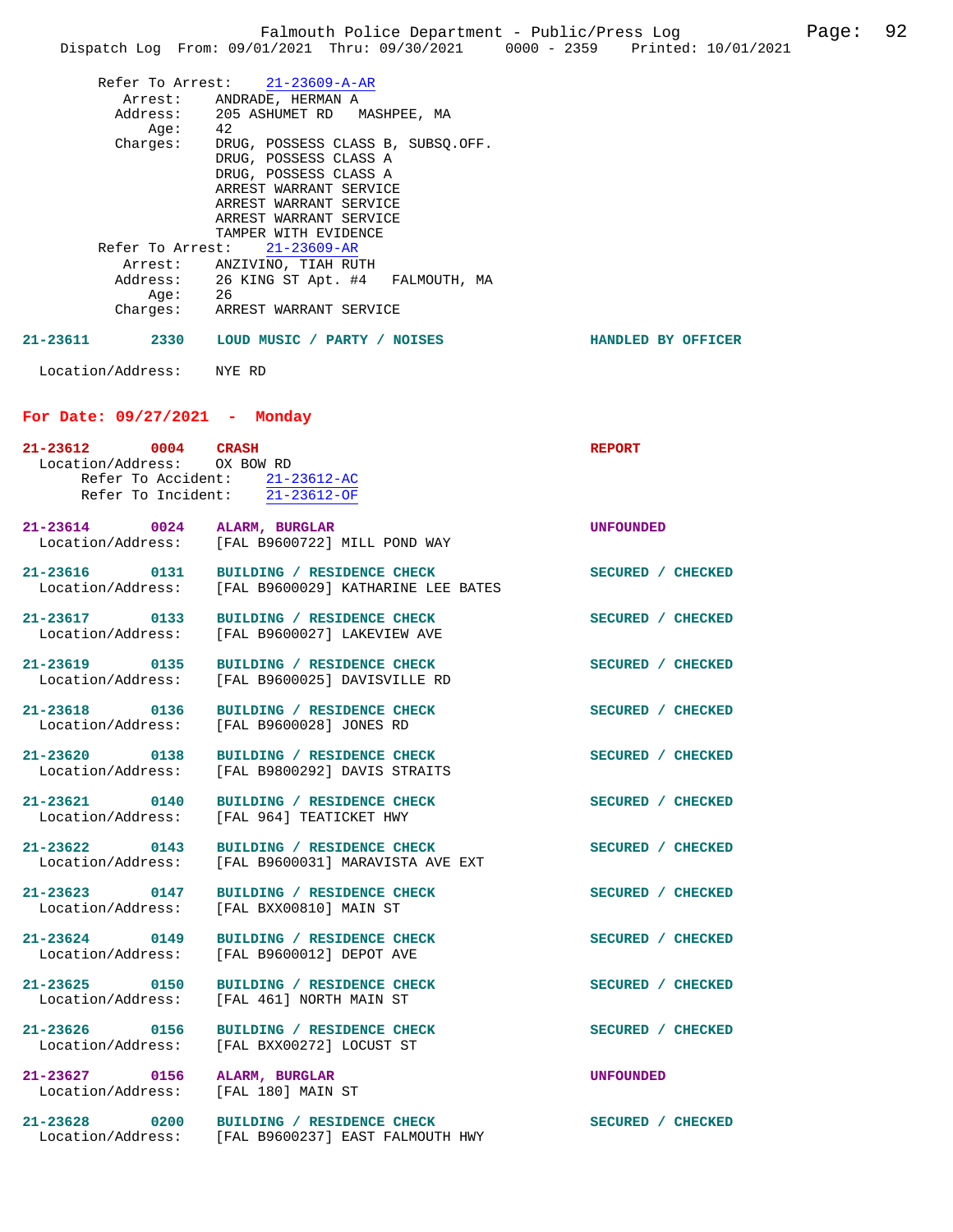Refer To Arrest: 21-23609-A-AR
Arrest: ANDRADE, HERMAN A
Address: 205 ASHUMET RD MASHPEE, MA
Age: 42
Charges: DRUG, POSSESS CLASS B, SUBSQ.OFF.
DRUG, POSSESS CLASS A
DRUG, POSSESS CLASS A
ARREST WARRANT SERVICE
ARREST WARRANT SERVICE
ARREST WARRANT SERVICE
TAMPER WITH EVIDENCE

Refer To Arrest: 21-23609-AR
Arrest: ANZIVINO, TIAH RUTH
Address: 26 KING ST Apt. #4 FALMOUTH, MA
Age: 26
Charges: ARREST WARRANT SERVICE

**21-23611 2330 LOUD MUSIC / PARTY / NOISES** — HANDLED BY OFFICER
Location/Address: NYE RD

## For Date: 09/27/2021 - Monday

**21-23612 0004 CRASH** — REPORT
Location/Address: OX BOW RD
Refer To Accident: 21-23612-AC
Refer To Incident: 21-23612-OF

**21-23614 0024 ALARM, BURGLAR** — UNFOUNDED
Location/Address: [FAL B9600722] MILL POND WAY

**21-23616 0131 BUILDING / RESIDENCE CHECK** — SECURED / CHECKED
Location/Address: [FAL B9600029] KATHARINE LEE BATES

**21-23617 0133 BUILDING / RESIDENCE CHECK** — SECURED / CHECKED
Location/Address: [FAL B9600027] LAKEVIEW AVE

**21-23619 0135 BUILDING / RESIDENCE CHECK** — SECURED / CHECKED
Location/Address: [FAL B9600025] DAVISVILLE RD

**21-23618 0136 BUILDING / RESIDENCE CHECK** — SECURED / CHECKED
Location/Address: [FAL B9600028] JONES RD

**21-23620 0138 BUILDING / RESIDENCE CHECK** — SECURED / CHECKED
Location/Address: [FAL B9800292] DAVIS STRAITS

**21-23621 0140 BUILDING / RESIDENCE CHECK** — SECURED / CHECKED
Location/Address: [FAL 964] TEATICKET HWY

**21-23622 0143 BUILDING / RESIDENCE CHECK** — SECURED / CHECKED
Location/Address: [FAL B9600031] MARAVISTA AVE EXT

**21-23623 0147 BUILDING / RESIDENCE CHECK** — SECURED / CHECKED
Location/Address: [FAL BXX00810] MAIN ST

**21-23624 0149 BUILDING / RESIDENCE CHECK** — SECURED / CHECKED
Location/Address: [FAL B9600012] DEPOT AVE

**21-23625 0150 BUILDING / RESIDENCE CHECK** — SECURED / CHECKED
Location/Address: [FAL 461] NORTH MAIN ST

**21-23626 0156 BUILDING / RESIDENCE CHECK** — SECURED / CHECKED
Location/Address: [FAL BXX00272] LOCUST ST

**21-23627 0156 ALARM, BURGLAR** — UNFOUNDED
Location/Address: [FAL 180] MAIN ST

**21-23628 0200 BUILDING / RESIDENCE CHECK** — SECURED / CHECKED
Location/Address: [FAL B9600237] EAST FALMOUTH HWY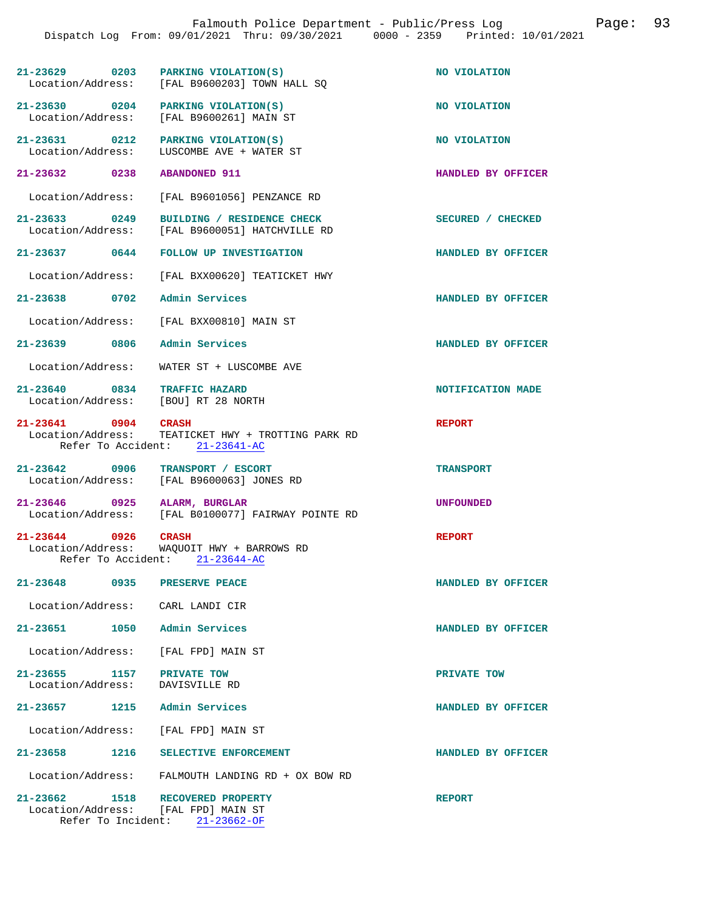**21-23629** **0203** **PARKING VIOLATION(S)** **NO VIOLATION**
Location/Address: [FAL B9600203] TOWN HALL SQ

**21-23630** **0204** **PARKING VIOLATION(S)** **NO VIOLATION**
Location/Address: [FAL B9600261] MAIN ST

**21-23631** **0212** **PARKING VIOLATION(S)** **NO VIOLATION**
Location/Address: LUSCOMBE AVE + WATER ST

**21-23632** **0238** **ABANDONED 911** **HANDLED BY OFFICER**
Location/Address: [FAL B9601056] PENZANCE RD

**21-23633** **0249** **BUILDING / RESIDENCE CHECK** **SECURED / CHECKED**
Location/Address: [FAL B9600051] HATCHVILLE RD

**21-23637** **0644** **FOLLOW UP INVESTIGATION** **HANDLED BY OFFICER**
Location/Address: [FAL BXX00620] TEATICKET HWY

**21-23638** **0702** **Admin Services** **HANDLED BY OFFICER**
Location/Address: [FAL BXX00810] MAIN ST

**21-23639** **0806** **Admin Services** **HANDLED BY OFFICER**
Location/Address: WATER ST + LUSCOMBE AVE

**21-23640** **0834** **TRAFFIC HAZARD** **NOTIFICATION MADE**
Location/Address: [BOU] RT 28 NORTH

**21-23641** **0904** **CRASH** **REPORT**
Location/Address: TEATICKET HWY + TROTTING PARK RD
Refer To Accident: 21-23641-AC

**21-23642** **0906** **TRANSPORT / ESCORT** **TRANSPORT**
Location/Address: [FAL B9600063] JONES RD

**21-23646** **0925** **ALARM, BURGLAR** **UNFOUNDED**
Location/Address: [FAL B0100077] FAIRWAY POINTE RD

**21-23644** **0926** **CRASH** **REPORT**
Location/Address: WAQUOIT HWY + BARROWS RD
Refer To Accident: 21-23644-AC

**21-23648** **0935** **PRESERVE PEACE** **HANDLED BY OFFICER**
Location/Address: CARL LANDI CIR

**21-23651** **1050** **Admin Services** **HANDLED BY OFFICER**
Location/Address: [FAL FPD] MAIN ST

**21-23655** **1157** **PRIVATE TOW** **PRIVATE TOW**
Location/Address: DAVISVILLE RD

**21-23657** **1215** **Admin Services** **HANDLED BY OFFICER**
Location/Address: [FAL FPD] MAIN ST

**21-23658** **1216** **SELECTIVE ENFORCEMENT** **HANDLED BY OFFICER**
Location/Address: FALMOUTH LANDING RD + OX BOW RD

**21-23662** **1518** **RECOVERED PROPERTY** **REPORT**
Location/Address: [FAL FPD] MAIN ST
Refer To Incident: 21-23662-OF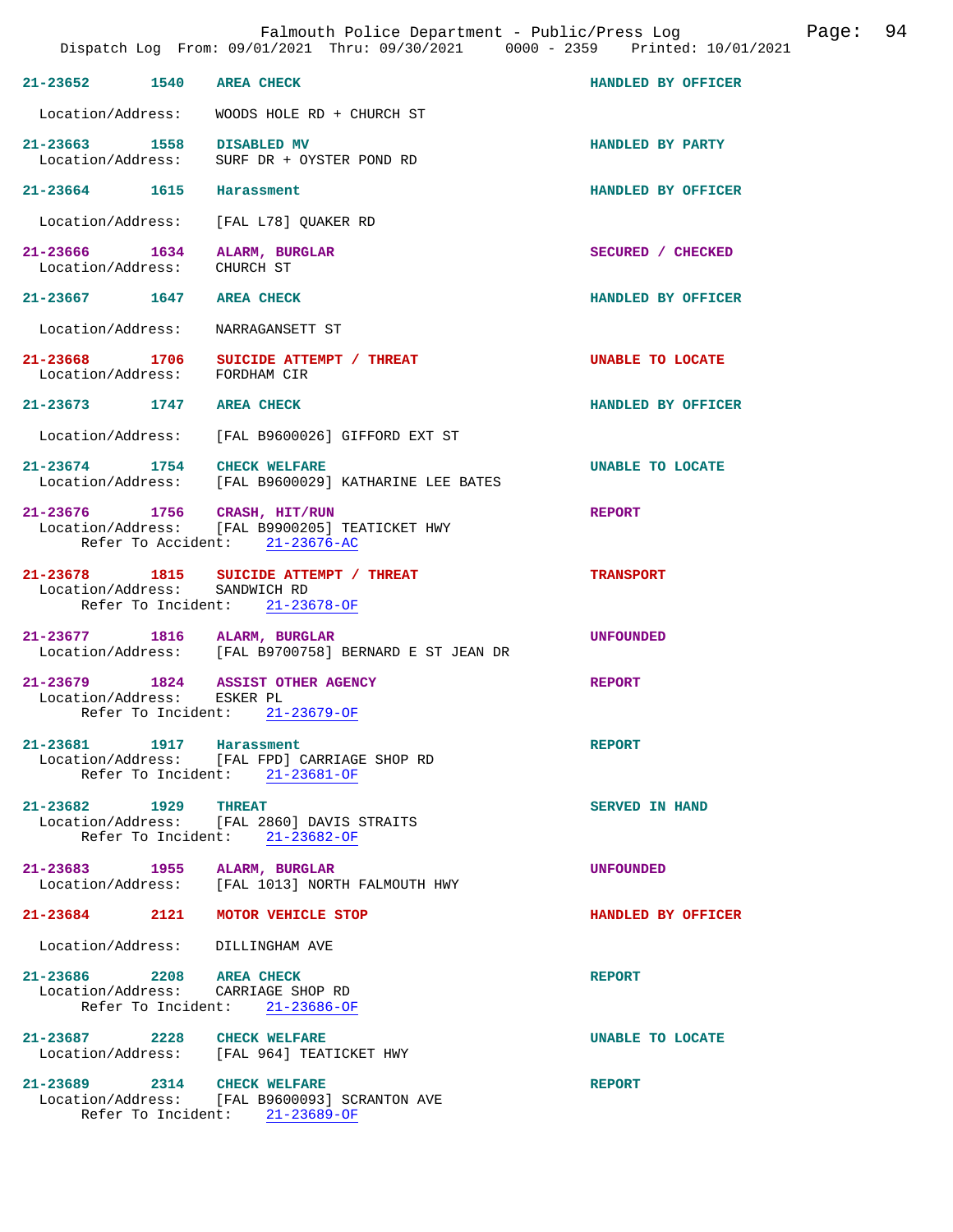Falmouth Police Department - Public/Press Log

Dispatch Log From: 09/01/2021 Thru: 09/30/2021 0000 - 2359 Printed: 10/01/2021

**21-23652** 1540 **AREA CHECK** — HANDLED BY OFFICER
Location/Address: WOODS HOLE RD + CHURCH ST

**21-23663** 1558 **DISABLED MV** — HANDLED BY PARTY
Location/Address: SURF DR + OYSTER POND RD

**21-23664** 1615 **Harassment** — HANDLED BY OFFICER
Location/Address: [FAL L78] QUAKER RD

**21-23666** 1634 **ALARM, BURGLAR** — SECURED / CHECKED
Location/Address: CHURCH ST

**21-23667** 1647 **AREA CHECK** — HANDLED BY OFFICER
Location/Address: NARRAGANSETT ST

**21-23668** 1706 **SUICIDE ATTEMPT / THREAT** — UNABLE TO LOCATE
Location/Address: FORDHAM CIR

**21-23673** 1747 **AREA CHECK** — HANDLED BY OFFICER
Location/Address: [FAL B9600026] GIFFORD EXT ST

**21-23674** 1754 **CHECK WELFARE** — UNABLE TO LOCATE
Location/Address: [FAL B9600029] KATHARINE LEE BATES

**21-23676** 1756 **CRASH, HIT/RUN** — REPORT
Location/Address: [FAL B9900205] TEATICKET HWY
Refer To Accident: 21-23676-AC

**21-23678** 1815 **SUICIDE ATTEMPT / THREAT** — TRANSPORT
Location/Address: SANDWICH RD
Refer To Incident: 21-23678-OF

**21-23677** 1816 **ALARM, BURGLAR** — UNFOUNDED
Location/Address: [FAL B9700758] BERNARD E ST JEAN DR

**21-23679** 1824 **ASSIST OTHER AGENCY** — REPORT
Location/Address: ESKER PL
Refer To Incident: 21-23679-OF

**21-23681** 1917 **Harassment** — REPORT
Location/Address: [FAL FPD] CARRIAGE SHOP RD
Refer To Incident: 21-23681-OF

**21-23682** 1929 **THREAT** — SERVED IN HAND
Location/Address: [FAL 2860] DAVIS STRAITS
Refer To Incident: 21-23682-OF

**21-23683** 1955 **ALARM, BURGLAR** — UNFOUNDED
Location/Address: [FAL 1013] NORTH FALMOUTH HWY

**21-23684** 2121 **MOTOR VEHICLE STOP** — HANDLED BY OFFICER
Location/Address: DILLINGHAM AVE

**21-23686** 2208 **AREA CHECK** — REPORT
Location/Address: CARRIAGE SHOP RD
Refer To Incident: 21-23686-OF

**21-23687** 2228 **CHECK WELFARE** — UNABLE TO LOCATE
Location/Address: [FAL 964] TEATICKET HWY

**21-23689** 2314 **CHECK WELFARE** — REPORT
Location/Address: [FAL B9600093] SCRANTON AVE
Refer To Incident: 21-23689-OF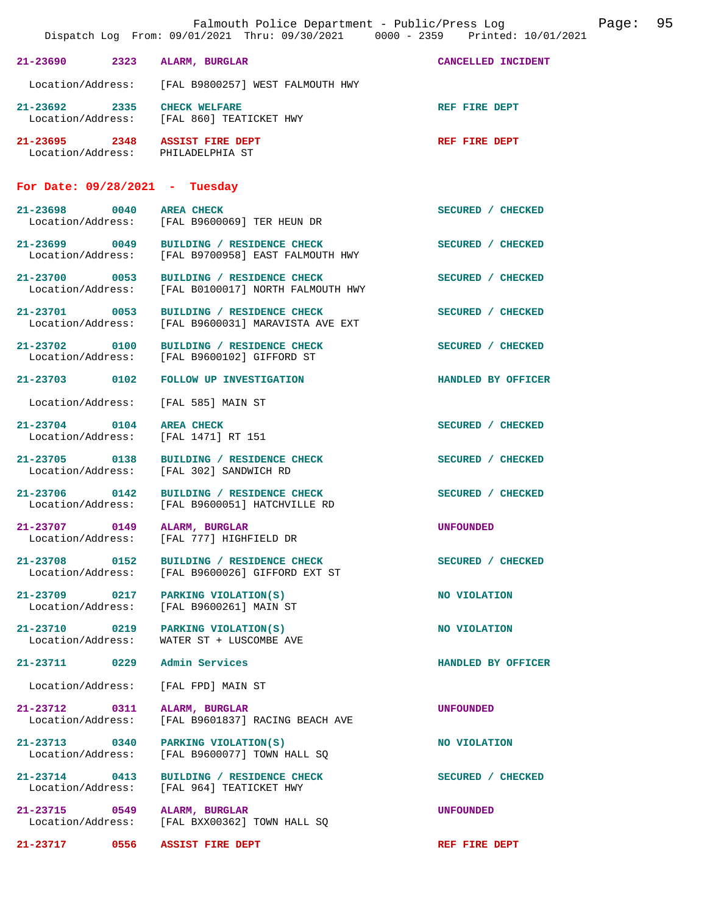| Call # | Time | Type | Disposition |
|---|---|---|---|
| 21-23690 | 2323 | ALARM, BURGLAR | CANCELLED INCIDENT |
| Location/Address: | | [FAL B9800257] WEST FALMOUTH HWY | |
| 21-23692 | 2335 | CHECK WELFARE | REF FIRE DEPT |
| Location/Address: | | [FAL 860] TEATICKET HWY | |
| 21-23695 | 2348 | ASSIST FIRE DEPT | REF FIRE DEPT |
| Location/Address: | | PHILADELPHIA ST | |

## For Date: 09/28/2021 - Tuesday

| Call # | Time | Type | Disposition |
|---|---|---|---|
| 21-23698 | 0040 | AREA CHECK | SECURED / CHECKED |
| Location/Address: | | [FAL B9600069] TER HEUN DR | |
| 21-23699 | 0049 | BUILDING / RESIDENCE CHECK | SECURED / CHECKED |
| Location/Address: | | [FAL B9700958] EAST FALMOUTH HWY | |
| 21-23700 | 0053 | BUILDING / RESIDENCE CHECK | SECURED / CHECKED |
| Location/Address: | | [FAL B0100017] NORTH FALMOUTH HWY | |
| 21-23701 | 0053 | BUILDING / RESIDENCE CHECK | SECURED / CHECKED |
| Location/Address: | | [FAL B9600031] MARAVISTA AVE EXT | |
| 21-23702 | 0100 | BUILDING / RESIDENCE CHECK | SECURED / CHECKED |
| Location/Address: | | [FAL B9600102] GIFFORD ST | |
| 21-23703 | 0102 | FOLLOW UP INVESTIGATION | HANDLED BY OFFICER |
| Location/Address: | | [FAL 585] MAIN ST | |
| 21-23704 | 0104 | AREA CHECK | SECURED / CHECKED |
| Location/Address: | | [FAL 1471] RT 151 | |
| 21-23705 | 0138 | BUILDING / RESIDENCE CHECK | SECURED / CHECKED |
| Location/Address: | | [FAL 302] SANDWICH RD | |
| 21-23706 | 0142 | BUILDING / RESIDENCE CHECK | SECURED / CHECKED |
| Location/Address: | | [FAL B9600051] HATCHVILLE RD | |
| 21-23707 | 0149 | ALARM, BURGLAR | UNFOUNDED |
| Location/Address: | | [FAL 777] HIGHFIELD DR | |
| 21-23708 | 0152 | BUILDING / RESIDENCE CHECK | SECURED / CHECKED |
| Location/Address: | | [FAL B9600026] GIFFORD EXT ST | |
| 21-23709 | 0217 | PARKING VIOLATION(S) | NO VIOLATION |
| Location/Address: | | [FAL B9600261] MAIN ST | |
| 21-23710 | 0219 | PARKING VIOLATION(S) | NO VIOLATION |
| Location/Address: | | WATER ST + LUSCOMBE AVE | |
| 21-23711 | 0229 | Admin Services | HANDLED BY OFFICER |
| Location/Address: | | [FAL FPD] MAIN ST | |
| 21-23712 | 0311 | ALARM, BURGLAR | UNFOUNDED |
| Location/Address: | | [FAL B9601837] RACING BEACH AVE | |
| 21-23713 | 0340 | PARKING VIOLATION(S) | NO VIOLATION |
| Location/Address: | | [FAL B9600077] TOWN HALL SQ | |
| 21-23714 | 0413 | BUILDING / RESIDENCE CHECK | SECURED / CHECKED |
| Location/Address: | | [FAL 964] TEATICKET HWY | |
| 21-23715 | 0549 | ALARM, BURGLAR | UNFOUNDED |
| Location/Address: | | [FAL BXX00362] TOWN HALL SQ | |
| 21-23717 | 0556 | ASSIST FIRE DEPT | REF FIRE DEPT |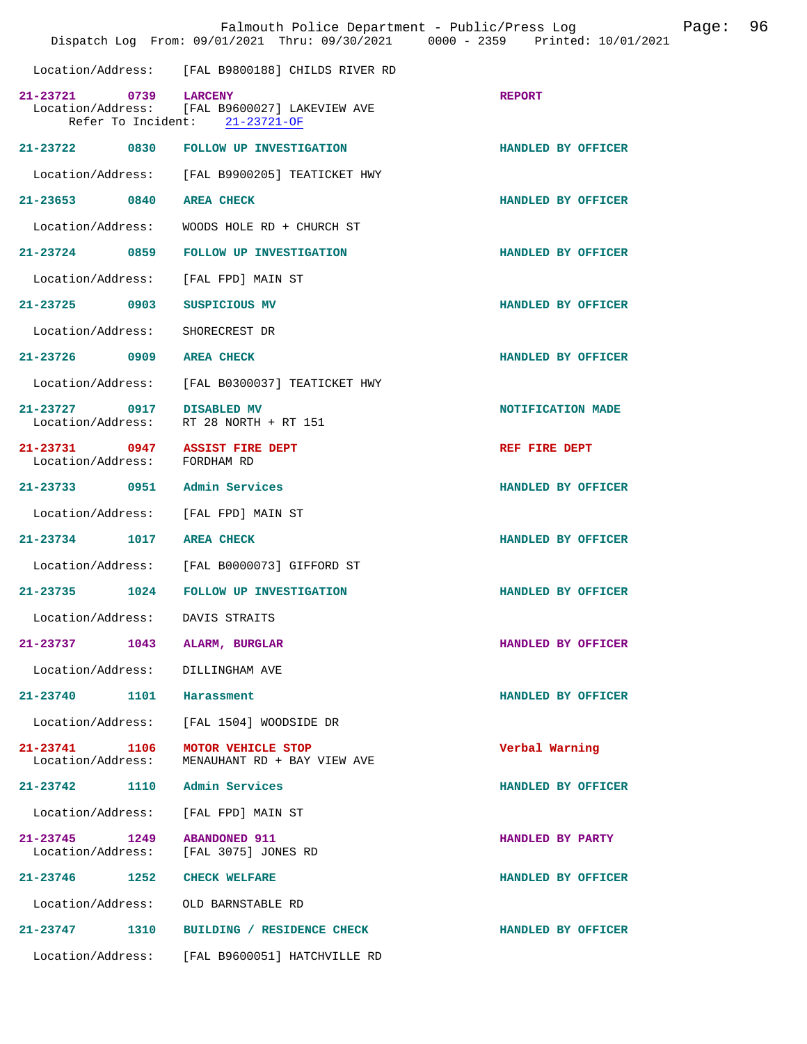Location/Address: [FAL B9800188] CHILDS RIVER RD

| Call # | Time | Call Reason | Action |
|---|---|---|---|
| 21-23721 | 0739 | LARCENY | REPORT |
| | | Location/Address: [FAL B9600027] LAKEVIEW AVE<br>Refer To Incident: 21-23721-OF | |
| 21-23722 | 0830 | FOLLOW UP INVESTIGATION | HANDLED BY OFFICER |
| | | Location/Address: [FAL B9900205] TEATICKET HWY | |
| 21-23653 | 0840 | AREA CHECK | HANDLED BY OFFICER |
| | | Location/Address: WOODS HOLE RD + CHURCH ST | |
| 21-23724 | 0859 | FOLLOW UP INVESTIGATION | HANDLED BY OFFICER |
| | | Location/Address: [FAL FPD] MAIN ST | |
| 21-23725 | 0903 | SUSPICIOUS MV | HANDLED BY OFFICER |
| | | Location/Address: SHORECREST DR | |
| 21-23726 | 0909 | AREA CHECK | HANDLED BY OFFICER |
| | | Location/Address: [FAL B0300037] TEATICKET HWY | |
| 21-23727 | 0917 | DISABLED MV | NOTIFICATION MADE |
| | | Location/Address: RT 28 NORTH + RT 151 | |
| 21-23731 | 0947 | ASSIST FIRE DEPT | REF FIRE DEPT |
| | | Location/Address: FORDHAM RD | |
| 21-23733 | 0951 | Admin Services | HANDLED BY OFFICER |
| | | Location/Address: [FAL FPD] MAIN ST | |
| 21-23734 | 1017 | AREA CHECK | HANDLED BY OFFICER |
| | | Location/Address: [FAL B0000073] GIFFORD ST | |
| 21-23735 | 1024 | FOLLOW UP INVESTIGATION | HANDLED BY OFFICER |
| | | Location/Address: DAVIS STRAITS | |
| 21-23737 | 1043 | ALARM, BURGLAR | HANDLED BY OFFICER |
| | | Location/Address: DILLINGHAM AVE | |
| 21-23740 | 1101 | Harassment | HANDLED BY OFFICER |
| | | Location/Address: [FAL 1504] WOODSIDE DR | |
| 21-23741 | 1106 | MOTOR VEHICLE STOP | Verbal Warning |
| | | Location/Address: MENAUHANT RD + BAY VIEW AVE | |
| 21-23742 | 1110 | Admin Services | HANDLED BY OFFICER |
| | | Location/Address: [FAL FPD] MAIN ST | |
| 21-23745 | 1249 | ABANDONED 911 | HANDLED BY PARTY |
| | | Location/Address: [FAL 3075] JONES RD | |
| 21-23746 | 1252 | CHECK WELFARE | HANDLED BY OFFICER |
| | | Location/Address: OLD BARNSTABLE RD | |
| 21-23747 | 1310 | BUILDING / RESIDENCE CHECK | HANDLED BY OFFICER |
| | | Location/Address: [FAL B9600051] HATCHVILLE RD | |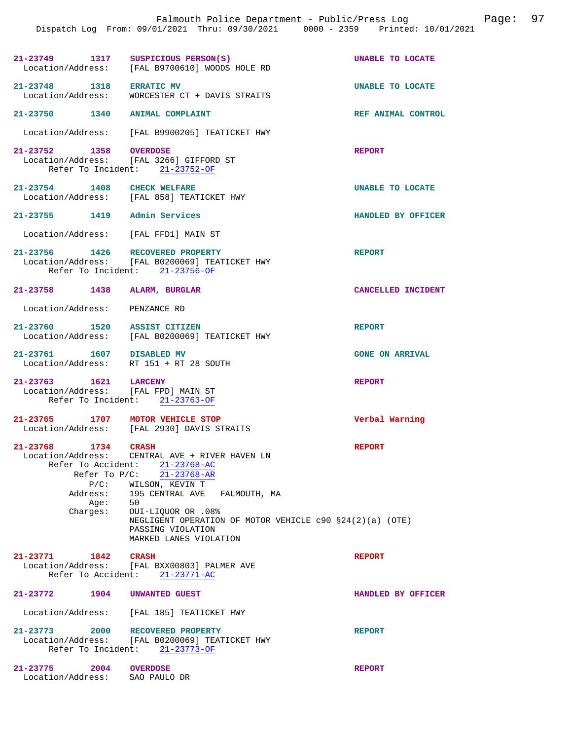Falmouth Police Department - Public/Press Log
Dispatch Log From: 09/01/2021 Thru: 09/30/2021 0000 - 2359 Printed: 10/01/2021

**21-23749 1317 SUSPICIOUS PERSON(S)** — UNABLE TO LOCATE
Location/Address: [FAL B9700610] WOODS HOLE RD

**21-23748 1318 ERRATIC MV** — UNABLE TO LOCATE
Location/Address: WORCESTER CT + DAVIS STRAITS

**21-23750 1340 ANIMAL COMPLAINT** — REF ANIMAL CONTROL
Location/Address: [FAL B9900205] TEATICKET HWY

**21-23752 1358 OVERDOSE** — REPORT
Location/Address: [FAL 3266] GIFFORD ST
Refer To Incident: 21-23752-OF

**21-23754 1408 CHECK WELFARE** — UNABLE TO LOCATE
Location/Address: [FAL 858] TEATICKET HWY

**21-23755 1419 Admin Services** — HANDLED BY OFFICER
Location/Address: [FAL FFD1] MAIN ST

**21-23756 1426 RECOVERED PROPERTY** — REPORT
Location/Address: [FAL B0200069] TEATICKET HWY
Refer To Incident: 21-23756-OF

**21-23758 1438 ALARM, BURGLAR** — CANCELLED INCIDENT
Location/Address: PENZANCE RD

**21-23760 1520 ASSIST CITIZEN** — REPORT
Location/Address: [FAL B0200069] TEATICKET HWY

**21-23761 1607 DISABLED MV** — GONE ON ARRIVAL
Location/Address: RT 151 + RT 28 SOUTH

**21-23763 1621 LARCENY** — REPORT
Location/Address: [FAL FPD] MAIN ST
Refer To Incident: 21-23763-OF

**21-23765 1707 MOTOR VEHICLE STOP** — Verbal Warning
Location/Address: [FAL 2930] DAVIS STRAITS

**21-23768 1734 CRASH** — REPORT
Location/Address: CENTRAL AVE + RIVER HAVEN LN
Refer To Accident: 21-23768-AC
Refer To P/C: 21-23768-AR
P/C: WILSON, KEVIN T
Address: 195 CENTRAL AVE FALMOUTH, MA
Age: 50
Charges: OUI-LIQUOR OR .08%
NEGLIGENT OPERATION OF MOTOR VEHICLE c90 §24(2)(a) (OTE)
PASSING VIOLATION
MARKED LANES VIOLATION

**21-23771 1842 CRASH** — REPORT
Location/Address: [FAL BXX00803] PALMER AVE
Refer To Accident: 21-23771-AC

**21-23772 1904 UNWANTED GUEST** — HANDLED BY OFFICER
Location/Address: [FAL 185] TEATICKET HWY

**21-23773 2000 RECOVERED PROPERTY** — REPORT
Location/Address: [FAL B0200069] TEATICKET HWY
Refer To Incident: 21-23773-OF

**21-23775 2004 OVERDOSE** — REPORT
Location/Address: SAO PAULO DR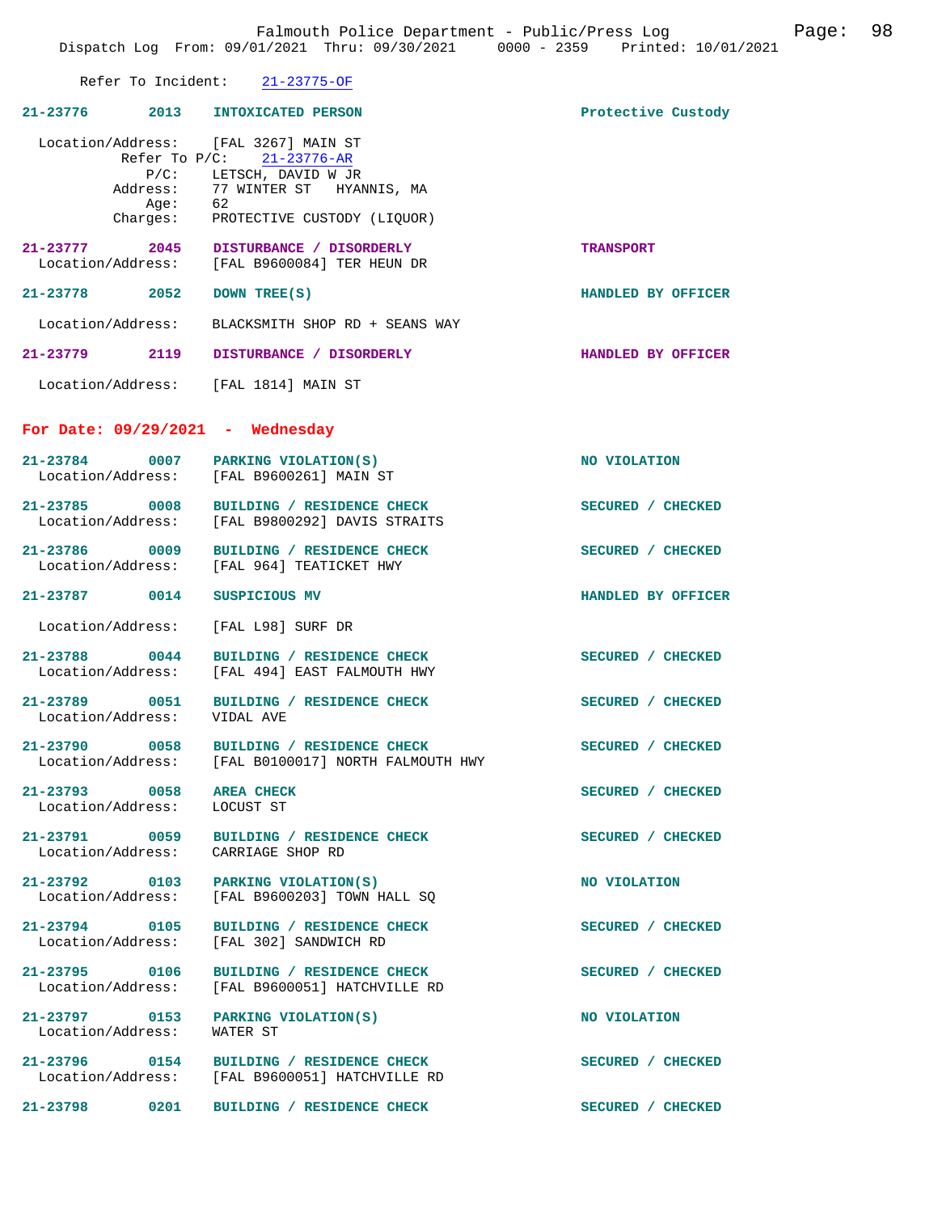Refer To Incident: 21-23775-OF

**21-23776 2013 INTOXICATED PERSON** — Protective Custody

Location/Address: [FAL 3267] MAIN ST
Refer To P/C: 21-23776-AR
P/C: LETSCH, DAVID W JR
Address: 77 WINTER ST HYANNIS, MA
Age: 62
Charges: PROTECTIVE CUSTODY (LIQUOR)

**21-23777 2045 DISTURBANCE / DISORDERLY** — TRANSPORT
Location/Address: [FAL B9600084] TER HEUN DR

**21-23778 2052 DOWN TREE(S)** — HANDLED BY OFFICER

Location/Address: BLACKSMITH SHOP RD + SEANS WAY

**21-23779 2119 DISTURBANCE / DISORDERLY** — HANDLED BY OFFICER

Location/Address: [FAL 1814] MAIN ST

## For Date: 09/29/2021 - Wednesday

**21-23784 0007 PARKING VIOLATION(S)** — NO VIOLATION
Location/Address: [FAL B9600261] MAIN ST

**21-23785 0008 BUILDING / RESIDENCE CHECK** — SECURED / CHECKED
Location/Address: [FAL B9800292] DAVIS STRAITS

**21-23786 0009 BUILDING / RESIDENCE CHECK** — SECURED / CHECKED
Location/Address: [FAL 964] TEATICKET HWY

**21-23787 0014 SUSPICIOUS MV** — HANDLED BY OFFICER

Location/Address: [FAL L98] SURF DR

**21-23788 0044 BUILDING / RESIDENCE CHECK** — SECURED / CHECKED
Location/Address: [FAL 494] EAST FALMOUTH HWY

**21-23789 0051 BUILDING / RESIDENCE CHECK** — SECURED / CHECKED
Location/Address: VIDAL AVE

**21-23790 0058 BUILDING / RESIDENCE CHECK** — SECURED / CHECKED
Location/Address: [FAL B0100017] NORTH FALMOUTH HWY

**21-23793 0058 AREA CHECK** — SECURED / CHECKED
Location/Address: LOCUST ST

**21-23791 0059 BUILDING / RESIDENCE CHECK** — SECURED / CHECKED
Location/Address: CARRIAGE SHOP RD

**21-23792 0103 PARKING VIOLATION(S)** — NO VIOLATION
Location/Address: [FAL B9600203] TOWN HALL SQ

**21-23794 0105 BUILDING / RESIDENCE CHECK** — SECURED / CHECKED
Location/Address: [FAL 302] SANDWICH RD

**21-23795 0106 BUILDING / RESIDENCE CHECK** — SECURED / CHECKED
Location/Address: [FAL B9600051] HATCHVILLE RD

**21-23797 0153 PARKING VIOLATION(S)** — NO VIOLATION
Location/Address: WATER ST

**21-23796 0154 BUILDING / RESIDENCE CHECK** — SECURED / CHECKED
Location/Address: [FAL B9600051] HATCHVILLE RD

**21-23798 0201 BUILDING / RESIDENCE CHECK** — SECURED / CHECKED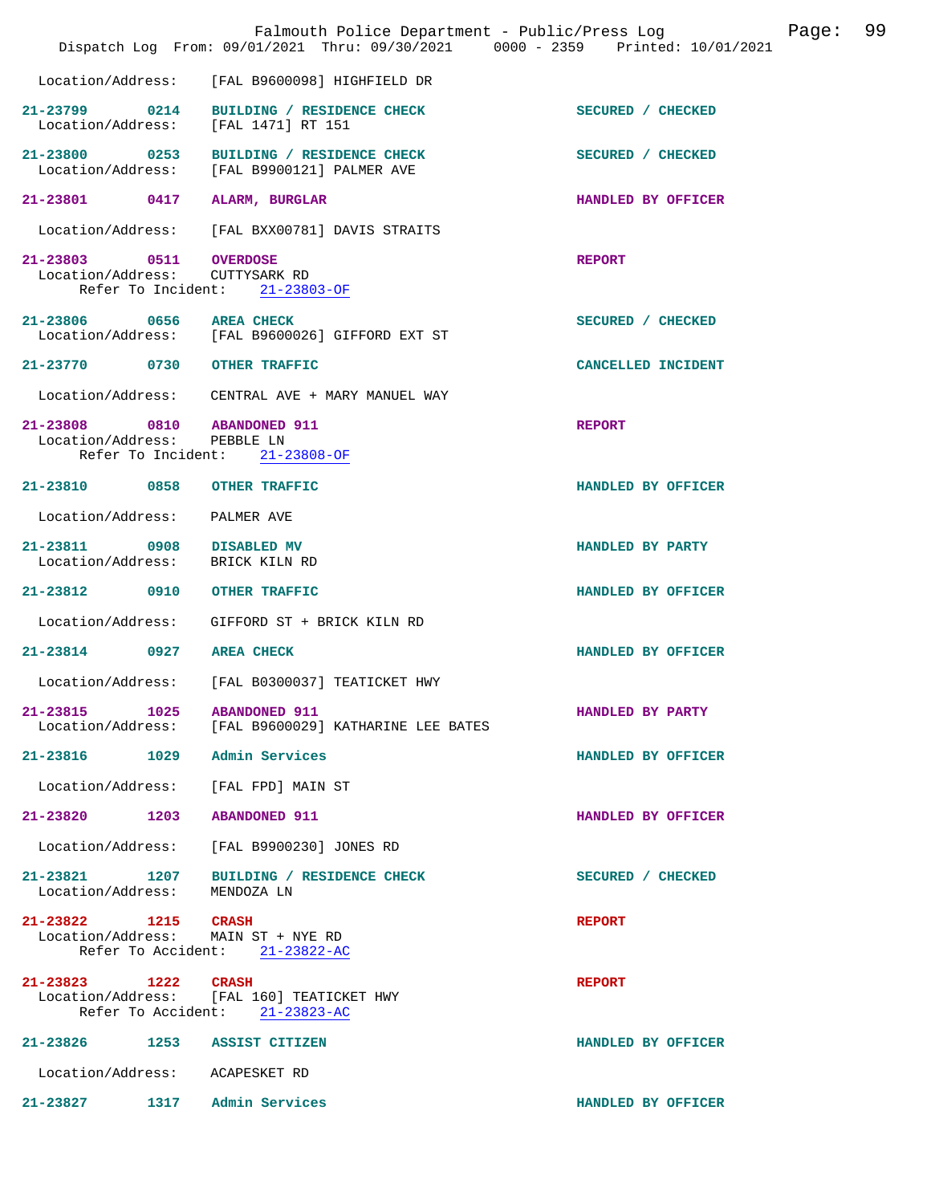Location/Address: [FAL B9600098] HIGHFIELD DR

**21-23799 0214 BUILDING / RESIDENCE CHECK** SECURED / CHECKED
Location/Address: [FAL 1471] RT 151

**21-23800 0253 BUILDING / RESIDENCE CHECK** SECURED / CHECKED
Location/Address: [FAL B9900121] PALMER AVE

**21-23801 0417 ALARM, BURGLAR** HANDLED BY OFFICER
Location/Address: [FAL BXX00781] DAVIS STRAITS

**21-23803 0511 OVERDOSE** REPORT
Location/Address: CUTTYSARK RD
Refer To Incident: 21-23803-OF

**21-23806 0656 AREA CHECK** SECURED / CHECKED
Location/Address: [FAL B9600026] GIFFORD EXT ST

**21-23770 0730 OTHER TRAFFIC** CANCELLED INCIDENT
Location/Address: CENTRAL AVE + MARY MANUEL WAY

**21-23808 0810 ABANDONED 911** REPORT
Location/Address: PEBBLE LN
Refer To Incident: 21-23808-OF

**21-23810 0858 OTHER TRAFFIC** HANDLED BY OFFICER
Location/Address: PALMER AVE

**21-23811 0908 DISABLED MV** HANDLED BY PARTY
Location/Address: BRICK KILN RD

**21-23812 0910 OTHER TRAFFIC** HANDLED BY OFFICER
Location/Address: GIFFORD ST + BRICK KILN RD

**21-23814 0927 AREA CHECK** HANDLED BY OFFICER
Location/Address: [FAL B0300037] TEATICKET HWY

**21-23815 1025 ABANDONED 911** HANDLED BY PARTY
Location/Address: [FAL B9600029] KATHARINE LEE BATES

**21-23816 1029 Admin Services** HANDLED BY OFFICER
Location/Address: [FAL FPD] MAIN ST

**21-23820 1203 ABANDONED 911** HANDLED BY OFFICER
Location/Address: [FAL B9900230] JONES RD

**21-23821 1207 BUILDING / RESIDENCE CHECK** SECURED / CHECKED
Location/Address: MENDOZA LN

**21-23822 1215 CRASH** REPORT
Location/Address: MAIN ST + NYE RD
Refer To Accident: 21-23822-AC

**21-23823 1222 CRASH** REPORT
Location/Address: [FAL 160] TEATICKET HWY
Refer To Accident: 21-23823-AC

**21-23826 1253 ASSIST CITIZEN** HANDLED BY OFFICER
Location/Address: ACAPESKET RD

**21-23827 1317 Admin Services** HANDLED BY OFFICER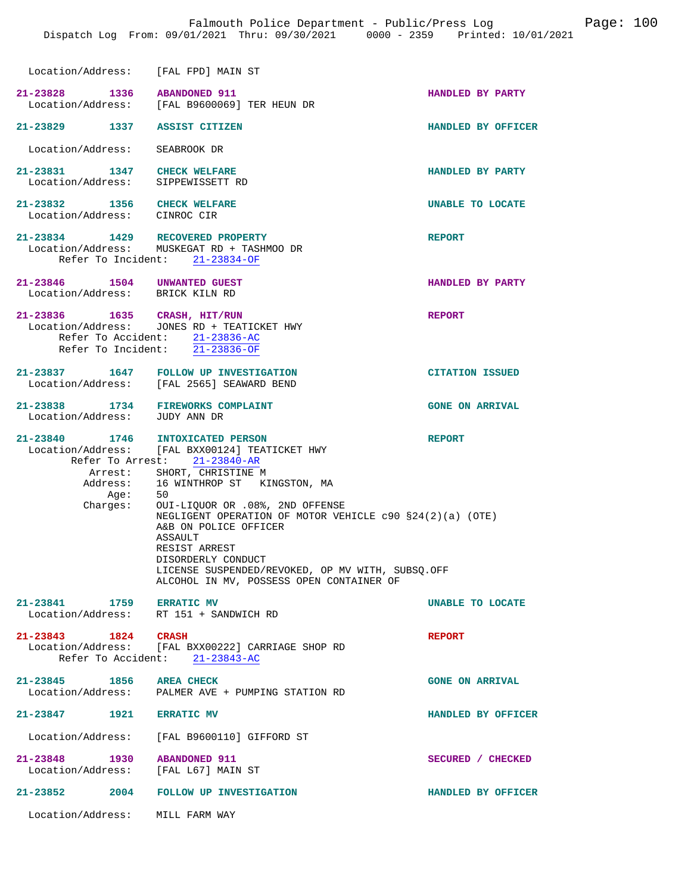Location/Address: [FAL FPD] MAIN ST

**21-23828 1336 ABANDONED 911** HANDLED BY PARTY
Location/Address: [FAL B9600069] TER HEUN DR

**21-23829 1337 ASSIST CITIZEN** HANDLED BY OFFICER
Location/Address: SEABROOK DR

**21-23831 1347 CHECK WELFARE** HANDLED BY PARTY
Location/Address: SIPPEWISSETT RD

**21-23832 1356 CHECK WELFARE** UNABLE TO LOCATE
Location/Address: CINROC CIR

**21-23834 1429 RECOVERED PROPERTY** REPORT
Location/Address: MUSKEGAT RD + TASHMOO DR
Refer To Incident: 21-23834-OF

**21-23846 1504 UNWANTED GUEST** HANDLED BY PARTY
Location/Address: BRICK KILN RD

**21-23836 1635 CRASH, HIT/RUN** REPORT
Location/Address: JONES RD + TEATICKET HWY
Refer To Accident: 21-23836-AC
Refer To Incident: 21-23836-OF

**21-23837 1647 FOLLOW UP INVESTIGATION** CITATION ISSUED
Location/Address: [FAL 2565] SEAWARD BEND

**21-23838 1734 FIREWORKS COMPLAINT** GONE ON ARRIVAL
Location/Address: JUDY ANN DR

**21-23840 1746 INTOXICATED PERSON** REPORT
Location/Address: [FAL BXX00124] TEATICKET HWY
Refer To Arrest: 21-23840-AR
Arrest: SHORT, CHRISTINE M
Address: 16 WINTHROP ST KINGSTON, MA
Age: 50
Charges: OUI-LIQUOR OR .08%, 2ND OFFENSE
NEGLIGENT OPERATION OF MOTOR VEHICLE c90 §24(2)(a) (OTE)
A&B ON POLICE OFFICER
ASSAULT
RESIST ARREST
DISORDERLY CONDUCT
LICENSE SUSPENDED/REVOKED, OP MV WITH, SUBSQ.OFF
ALCOHOL IN MV, POSSESS OPEN CONTAINER OF

**21-23841 1759 ERRATIC MV** UNABLE TO LOCATE
Location/Address: RT 151 + SANDWICH RD

**21-23843 1824 CRASH** REPORT
Location/Address: [FAL BXX00222] CARRIAGE SHOP RD
Refer To Accident: 21-23843-AC

**21-23845 1856 AREA CHECK** GONE ON ARRIVAL
Location/Address: PALMER AVE + PUMPING STATION RD

**21-23847 1921 ERRATIC MV** HANDLED BY OFFICER
Location/Address: [FAL B9600110] GIFFORD ST

**21-23848 1930 ABANDONED 911** SECURED / CHECKED
Location/Address: [FAL L67] MAIN ST

**21-23852 2004 FOLLOW UP INVESTIGATION** HANDLED BY OFFICER
Location/Address: MILL FARM WAY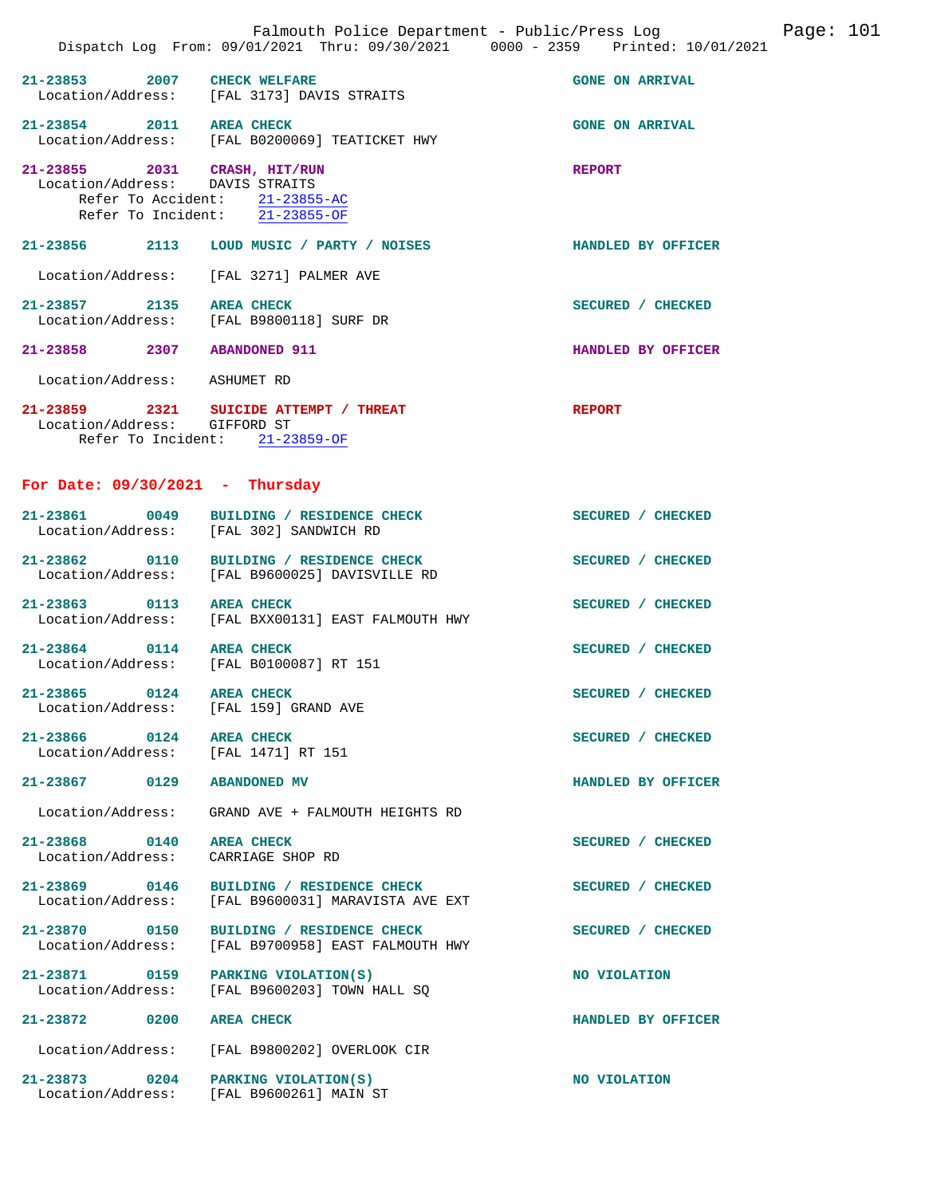21-23853 2007 CHECK WELFARE — GONE ON ARRIVAL
Location/Address: [FAL 3173] DAVIS STRAITS

21-23854 2011 AREA CHECK — GONE ON ARRIVAL
Location/Address: [FAL B0200069] TEATICKET HWY

21-23855 2031 CRASH, HIT/RUN — REPORT
Location/Address: DAVIS STRAITS
Refer To Accident: 21-23855-AC
Refer To Incident: 21-23855-OF

21-23856 2113 LOUD MUSIC / PARTY / NOISES — HANDLED BY OFFICER
Location/Address: [FAL 3271] PALMER AVE

21-23857 2135 AREA CHECK — SECURED / CHECKED
Location/Address: [FAL B9800118] SURF DR

21-23858 2307 ABANDONED 911 — HANDLED BY OFFICER
Location/Address: ASHUMET RD

21-23859 2321 SUICIDE ATTEMPT / THREAT — REPORT
Location/Address: GIFFORD ST
Refer To Incident: 21-23859-OF

## For Date: 09/30/2021 - Thursday

21-23861 0049 BUILDING / RESIDENCE CHECK — SECURED / CHECKED
Location/Address: [FAL 302] SANDWICH RD

21-23862 0110 BUILDING / RESIDENCE CHECK — SECURED / CHECKED
Location/Address: [FAL B9600025] DAVISVILLE RD

21-23863 0113 AREA CHECK — SECURED / CHECKED
Location/Address: [FAL BXX00131] EAST FALMOUTH HWY

21-23864 0114 AREA CHECK — SECURED / CHECKED
Location/Address: [FAL B0100087] RT 151

21-23865 0124 AREA CHECK — SECURED / CHECKED
Location/Address: [FAL 159] GRAND AVE

21-23866 0124 AREA CHECK — SECURED / CHECKED
Location/Address: [FAL 1471] RT 151

21-23867 0129 ABANDONED MV — HANDLED BY OFFICER
Location/Address: GRAND AVE + FALMOUTH HEIGHTS RD

21-23868 0140 AREA CHECK — SECURED / CHECKED
Location/Address: CARRIAGE SHOP RD

21-23869 0146 BUILDING / RESIDENCE CHECK — SECURED / CHECKED
Location/Address: [FAL B9600031] MARAVISTA AVE EXT

21-23870 0150 BUILDING / RESIDENCE CHECK — SECURED / CHECKED
Location/Address: [FAL B9700958] EAST FALMOUTH HWY

21-23871 0159 PARKING VIOLATION(S) — NO VIOLATION
Location/Address: [FAL B9600203] TOWN HALL SQ

21-23872 0200 AREA CHECK — HANDLED BY OFFICER
Location/Address: [FAL B9800202] OVERLOOK CIR

21-23873 0204 PARKING VIOLATION(S) — NO VIOLATION
Location/Address: [FAL B9600261] MAIN ST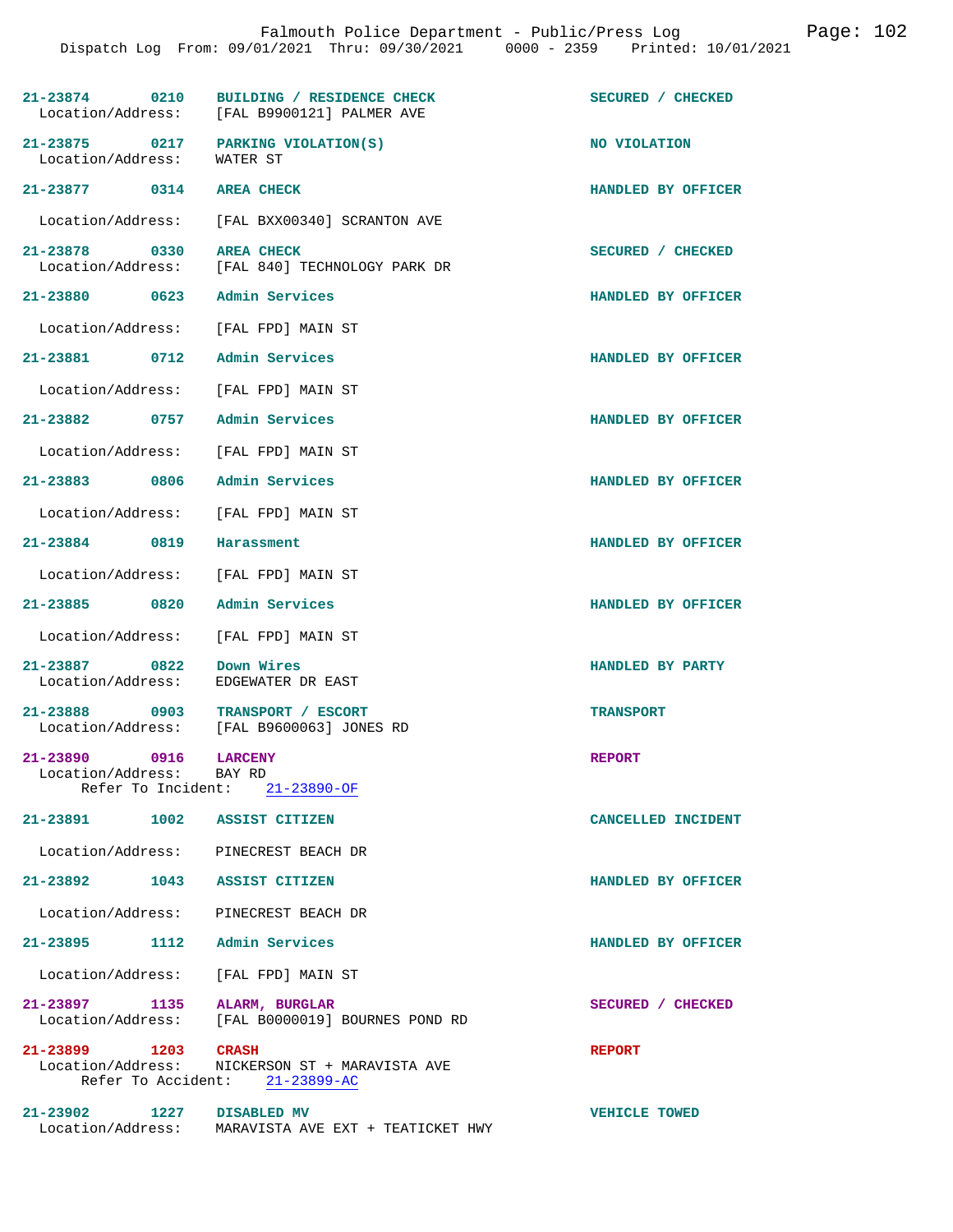Falmouth Police Department - Public/Press Log
Dispatch Log From: 09/01/2021 Thru: 09/30/2021 0000 - 2359 Printed: 10/01/2021

**21-23874 0210 BUILDING / RESIDENCE CHECK** — SECURED / CHECKED
Location/Address: [FAL B9900121] PALMER AVE

**21-23875 0217 PARKING VIOLATION(S)** — NO VIOLATION
Location/Address: WATER ST

**21-23877 0314 AREA CHECK** — HANDLED BY OFFICER
Location/Address: [FAL BXX00340] SCRANTON AVE

**21-23878 0330 AREA CHECK** — SECURED / CHECKED
Location/Address: [FAL 840] TECHNOLOGY PARK DR

**21-23880 0623 Admin Services** — HANDLED BY OFFICER
Location/Address: [FAL FPD] MAIN ST

**21-23881 0712 Admin Services** — HANDLED BY OFFICER
Location/Address: [FAL FPD] MAIN ST

**21-23882 0757 Admin Services** — HANDLED BY OFFICER
Location/Address: [FAL FPD] MAIN ST

**21-23883 0806 Admin Services** — HANDLED BY OFFICER
Location/Address: [FAL FPD] MAIN ST

**21-23884 0819 Harassment** — HANDLED BY OFFICER
Location/Address: [FAL FPD] MAIN ST

**21-23885 0820 Admin Services** — HANDLED BY OFFICER
Location/Address: [FAL FPD] MAIN ST

**21-23887 0822 Down Wires** — HANDLED BY PARTY
Location/Address: EDGEWATER DR EAST

**21-23888 0903 TRANSPORT / ESCORT** — TRANSPORT
Location/Address: [FAL B9600063] JONES RD

**21-23890 0916 LARCENY** — REPORT
Location/Address: BAY RD
Refer To Incident: 21-23890-OF

**21-23891 1002 ASSIST CITIZEN** — CANCELLED INCIDENT
Location/Address: PINECREST BEACH DR

**21-23892 1043 ASSIST CITIZEN** — HANDLED BY OFFICER
Location/Address: PINECREST BEACH DR

**21-23895 1112 Admin Services** — HANDLED BY OFFICER
Location/Address: [FAL FPD] MAIN ST

**21-23897 1135 ALARM, BURGLAR** — SECURED / CHECKED
Location/Address: [FAL B0000019] BOURNES POND RD

**21-23899 1203 CRASH** — REPORT
Location/Address: NICKERSON ST + MARAVISTA AVE
Refer To Accident: 21-23899-AC

**21-23902 1227 DISABLED MV** — VEHICLE TOWED
Location/Address: MARAVISTA AVE EXT + TEATICKET HWY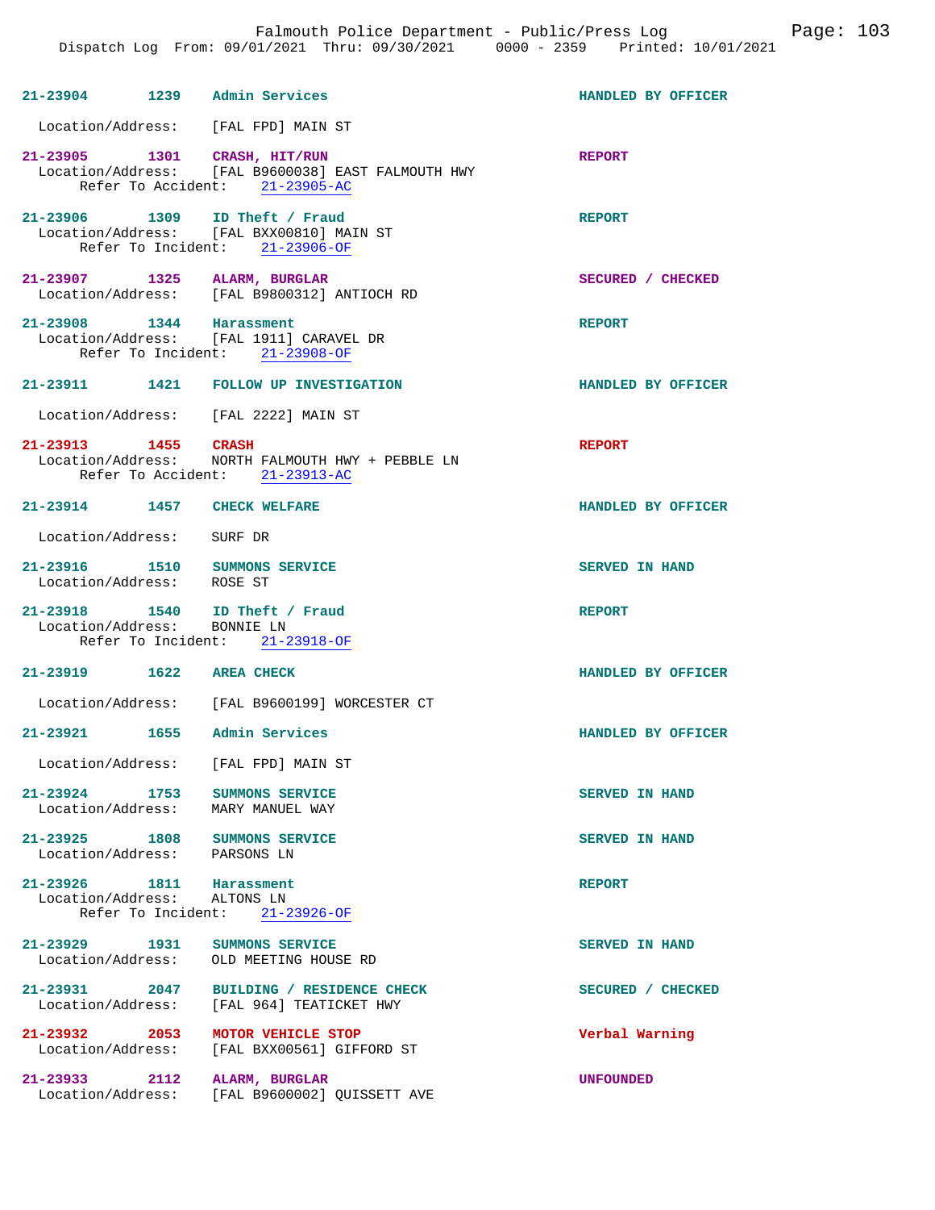Falmouth Police Department - Public/Press Log
Dispatch Log From: 09/01/2021 Thru: 09/30/2021 0000 - 2359 Printed: 10/01/2021

**21-23904** 1239 Admin Services — HANDLED BY OFFICER
Location/Address: [FAL FPD] MAIN ST

**21-23905** 1301 CRASH, HIT/RUN — REPORT
Location/Address: [FAL B9600038] EAST FALMOUTH HWY
Refer To Accident: 21-23905-AC

**21-23906** 1309 ID Theft / Fraud — REPORT
Location/Address: [FAL BXX00810] MAIN ST
Refer To Incident: 21-23906-OF

**21-23907** 1325 ALARM, BURGLAR — SECURED / CHECKED
Location/Address: [FAL B9800312] ANTIOCH RD

**21-23908** 1344 Harassment — REPORT
Location/Address: [FAL 1911] CARAVEL DR
Refer To Incident: 21-23908-OF

**21-23911** 1421 FOLLOW UP INVESTIGATION — HANDLED BY OFFICER
Location/Address: [FAL 2222] MAIN ST

**21-23913** 1455 CRASH — REPORT
Location/Address: NORTH FALMOUTH HWY + PEBBLE LN
Refer To Accident: 21-23913-AC

**21-23914** 1457 CHECK WELFARE — HANDLED BY OFFICER
Location/Address: SURF DR

**21-23916** 1510 SUMMONS SERVICE — SERVED IN HAND
Location/Address: ROSE ST

**21-23918** 1540 ID Theft / Fraud — REPORT
Location/Address: BONNIE LN
Refer To Incident: 21-23918-OF

**21-23919** 1622 AREA CHECK — HANDLED BY OFFICER
Location/Address: [FAL B9600199] WORCESTER CT

**21-23921** 1655 Admin Services — HANDLED BY OFFICER
Location/Address: [FAL FPD] MAIN ST

**21-23924** 1753 SUMMONS SERVICE — SERVED IN HAND
Location/Address: MARY MANUEL WAY

**21-23925** 1808 SUMMONS SERVICE — SERVED IN HAND
Location/Address: PARSONS LN

**21-23926** 1811 Harassment — REPORT
Location/Address: ALTONS LN
Refer To Incident: 21-23926-OF

**21-23929** 1931 SUMMONS SERVICE — SERVED IN HAND
Location/Address: OLD MEETING HOUSE RD

**21-23931** 2047 BUILDING / RESIDENCE CHECK — SECURED / CHECKED
Location/Address: [FAL 964] TEATICKET HWY

**21-23932** 2053 MOTOR VEHICLE STOP — Verbal Warning
Location/Address: [FAL BXX00561] GIFFORD ST

**21-23933** 2112 ALARM, BURGLAR — UNFOUNDED
Location/Address: [FAL B9600002] QUISSETT AVE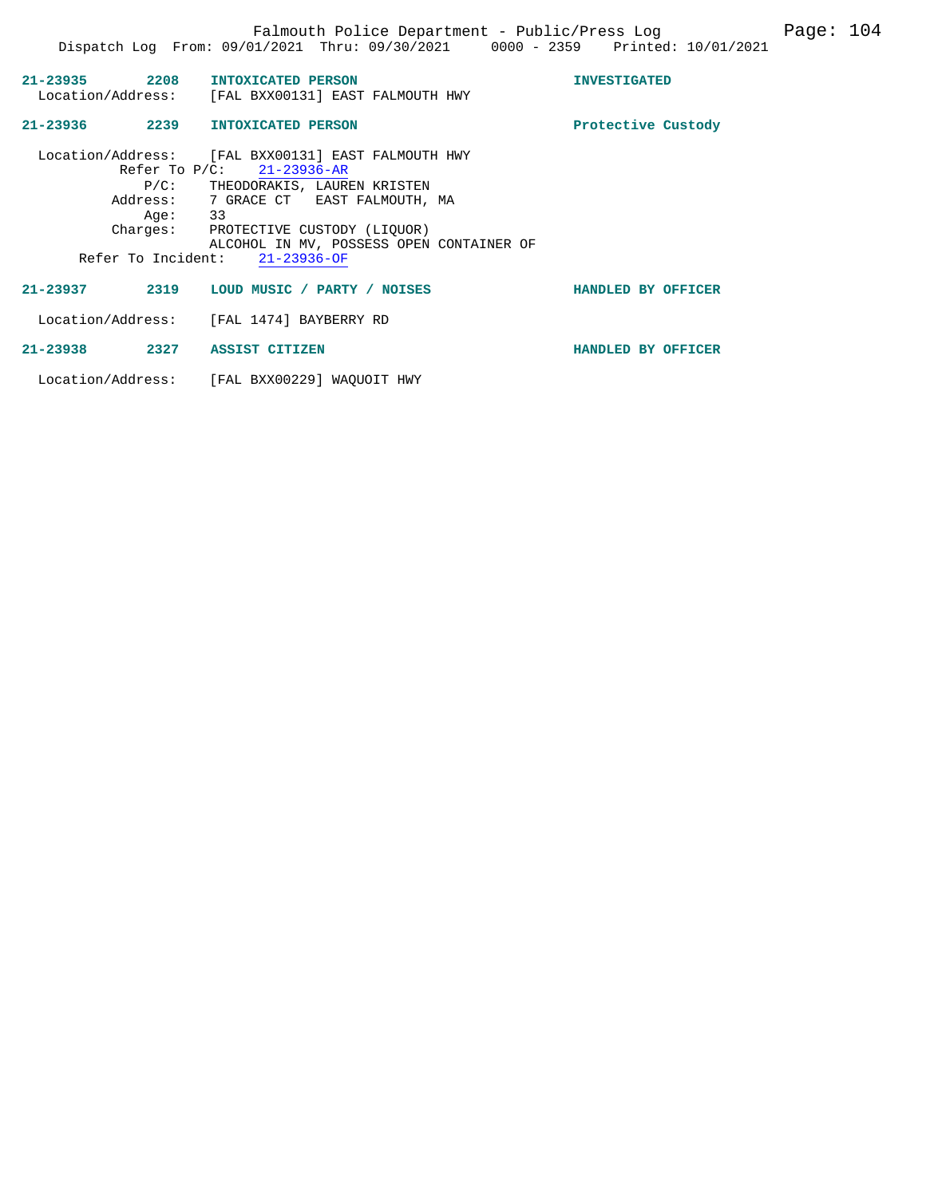**21-23935** **2208** **INTOXICATED PERSON** **INVESTIGATED**
Location/Address: [FAL BXX00131] EAST FALMOUTH HWY

**21-23936** **2239** **INTOXICATED PERSON** **Protective Custody**

Location/Address: [FAL BXX00131] EAST FALMOUTH HWY
Refer To P/C: 21-23936-AR
P/C: THEODORAKIS, LAUREN KRISTEN
Address: 7 GRACE CT EAST FALMOUTH, MA
Age: 33
Charges: PROTECTIVE CUSTODY (LIQUOR)
ALCOHOL IN MV, POSSESS OPEN CONTAINER OF
Refer To Incident: 21-23936-OF

**21-23937** **2319** **LOUD MUSIC / PARTY / NOISES** **HANDLED BY OFFICER**

Location/Address: [FAL 1474] BAYBERRY RD

**21-23938** **2327** **ASSIST CITIZEN** **HANDLED BY OFFICER**

Location/Address: [FAL BXX00229] WAQUOIT HWY